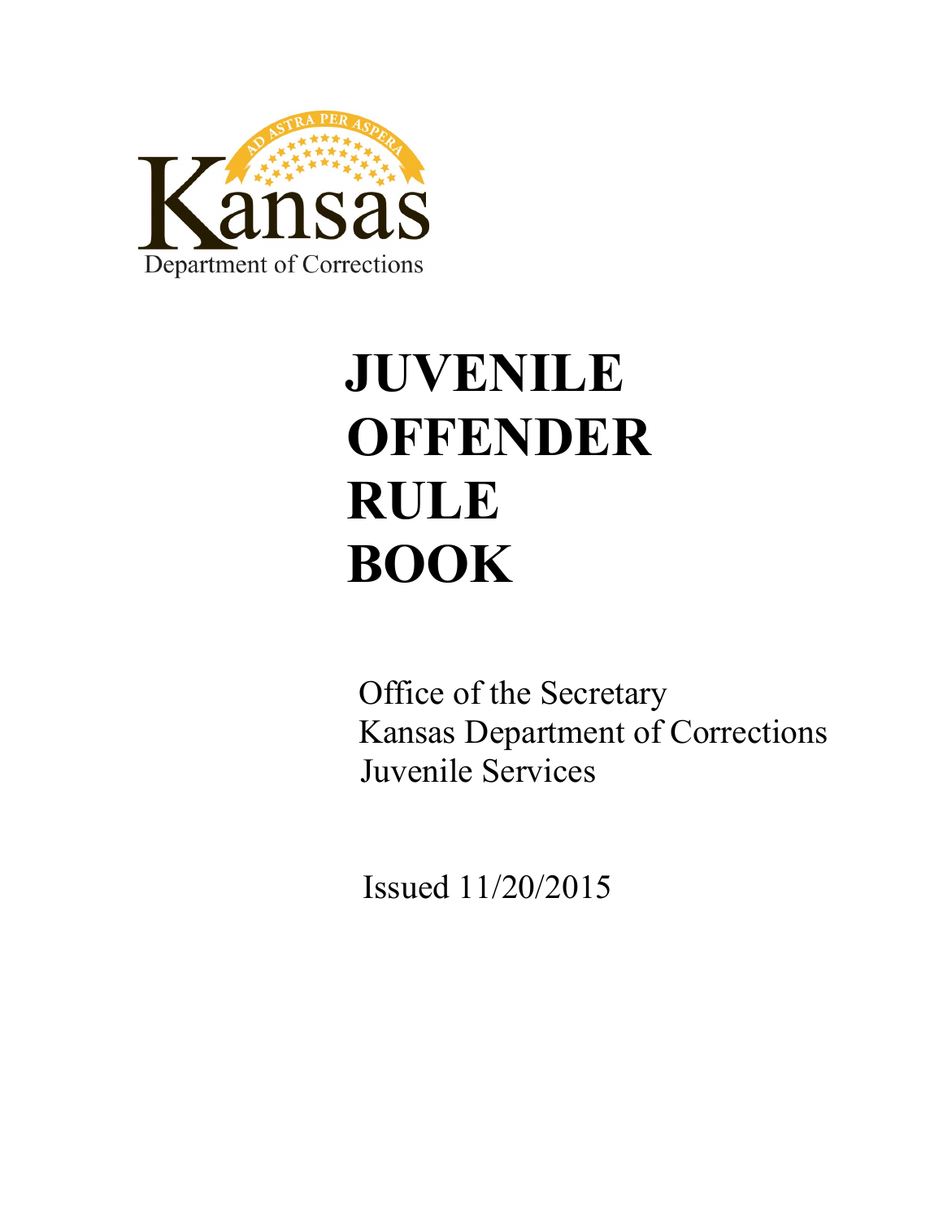AD ASTRA PER ASPERA

Kansas

Department of Corrections

# JUVENILE OFFENDER RULE BOOK

Office of the Secretary
Kansas Department of Corrections
Juvenile Services

Issued 11/20/2015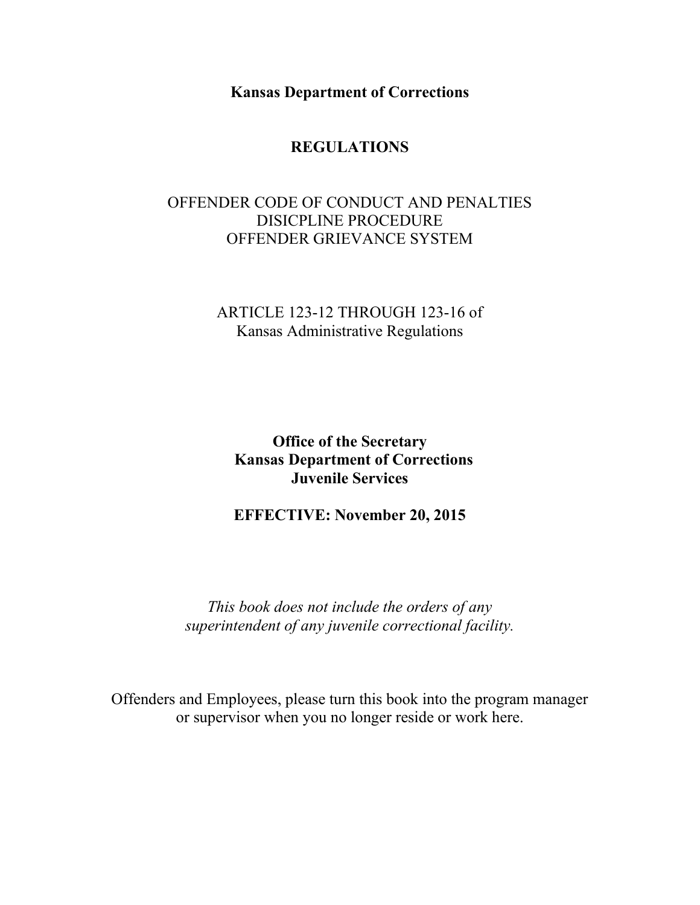**Kansas Department of Corrections**

# REGULATIONS

OFFENDER CODE OF CONDUCT AND PENALTIES
DISICPLINE PROCEDURE
OFFENDER GRIEVANCE SYSTEM

ARTICLE 123-12 THROUGH 123-16 of
Kansas Administrative Regulations

**Office of the Secretary**
**Kansas Department of Corrections**
**Juvenile Services**

**EFFECTIVE: November 20, 2015**

*This book does not include the orders of any superintendent of any juvenile correctional facility.*

Offenders and Employees, please turn this book into the program manager or supervisor when you no longer reside or work here.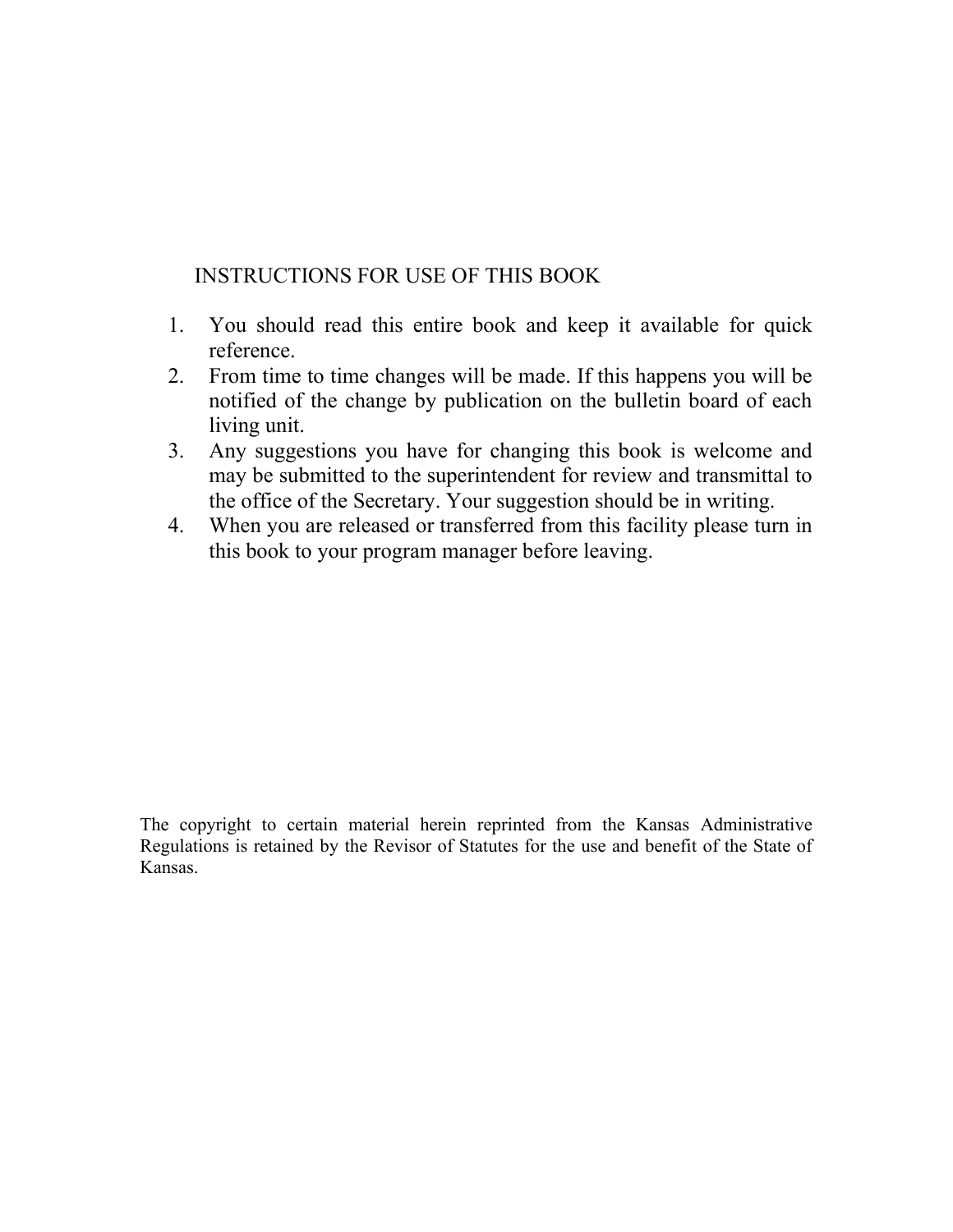# INSTRUCTIONS FOR USE OF THIS BOOK

1. You should read this entire book and keep it available for quick reference.
2. From time to time changes will be made. If this happens you will be notified of the change by publication on the bulletin board of each living unit.
3. Any suggestions you have for changing this book is welcome and may be submitted to the superintendent for review and transmittal to the office of the Secretary. Your suggestion should be in writing.
4. When you are released or transferred from this facility please turn in this book to your program manager before leaving.

The copyright to certain material herein reprinted from the Kansas Administrative Regulations is retained by the Revisor of Statutes for the use and benefit of the State of Kansas.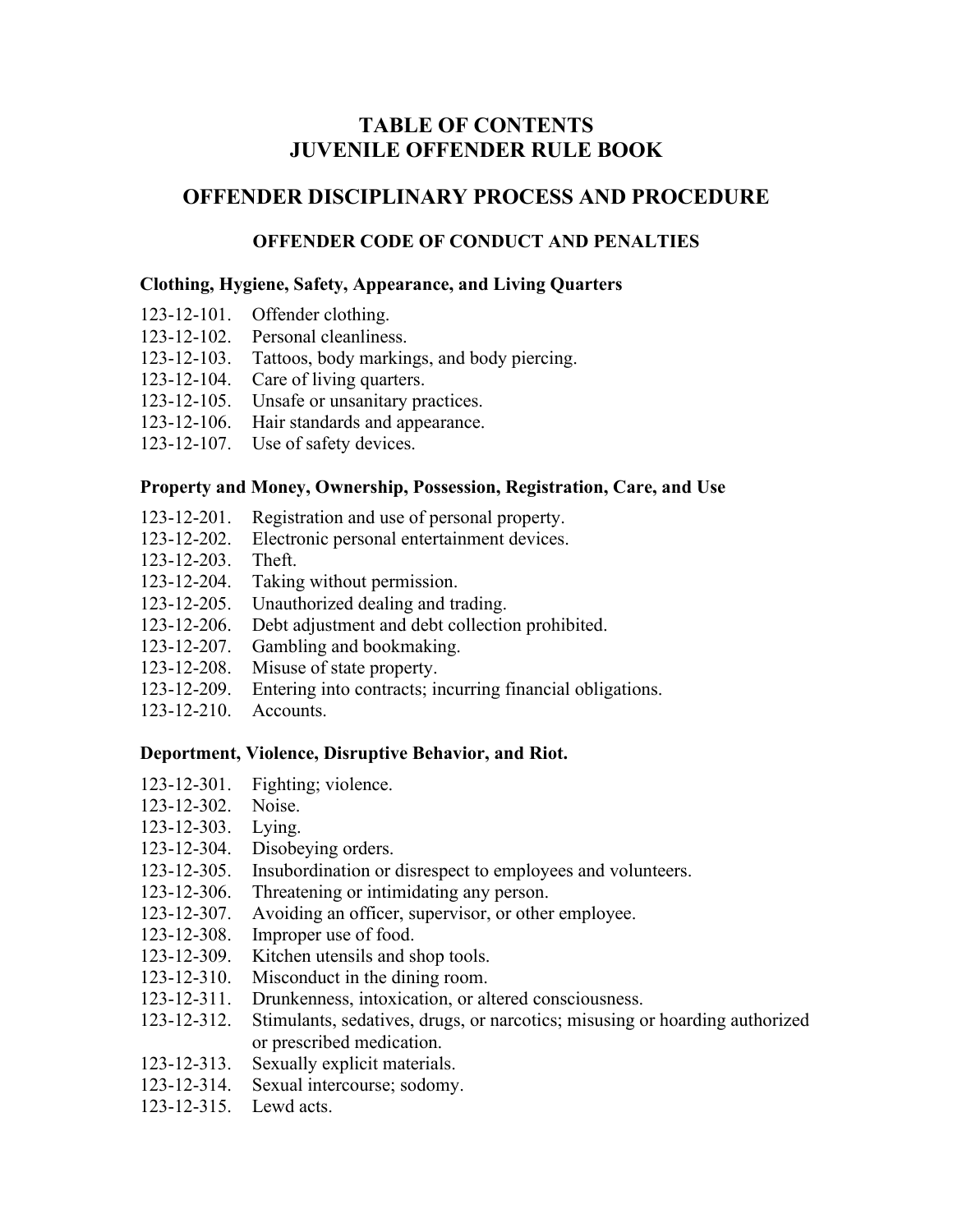# TABLE OF CONTENTS
# JUVENILE OFFENDER RULE BOOK

## OFFENDER DISCIPLINARY PROCESS AND PROCEDURE

### OFFENDER CODE OF CONDUCT AND PENALTIES

**Clothing, Hygiene, Safety, Appearance, and Living Quarters**

- 123-12-101. Offender clothing.
- 123-12-102. Personal cleanliness.
- 123-12-103. Tattoos, body markings, and body piercing.
- 123-12-104. Care of living quarters.
- 123-12-105. Unsafe or unsanitary practices.
- 123-12-106. Hair standards and appearance.
- 123-12-107. Use of safety devices.

**Property and Money, Ownership, Possession, Registration, Care, and Use**

- 123-12-201. Registration and use of personal property.
- 123-12-202. Electronic personal entertainment devices.
- 123-12-203. Theft.
- 123-12-204. Taking without permission.
- 123-12-205. Unauthorized dealing and trading.
- 123-12-206. Debt adjustment and debt collection prohibited.
- 123-12-207. Gambling and bookmaking.
- 123-12-208. Misuse of state property.
- 123-12-209. Entering into contracts; incurring financial obligations.
- 123-12-210. Accounts.

**Deportment, Violence, Disruptive Behavior, and Riot.**

- 123-12-301. Fighting; violence.
- 123-12-302. Noise.
- 123-12-303. Lying.
- 123-12-304. Disobeying orders.
- 123-12-305. Insubordination or disrespect to employees and volunteers.
- 123-12-306. Threatening or intimidating any person.
- 123-12-307. Avoiding an officer, supervisor, or other employee.
- 123-12-308. Improper use of food.
- 123-12-309. Kitchen utensils and shop tools.
- 123-12-310. Misconduct in the dining room.
- 123-12-311. Drunkenness, intoxication, or altered consciousness.
- 123-12-312. Stimulants, sedatives, drugs, or narcotics; misusing or hoarding authorized or prescribed medication.
- 123-12-313. Sexually explicit materials.
- 123-12-314. Sexual intercourse; sodomy.
- 123-12-315. Lewd acts.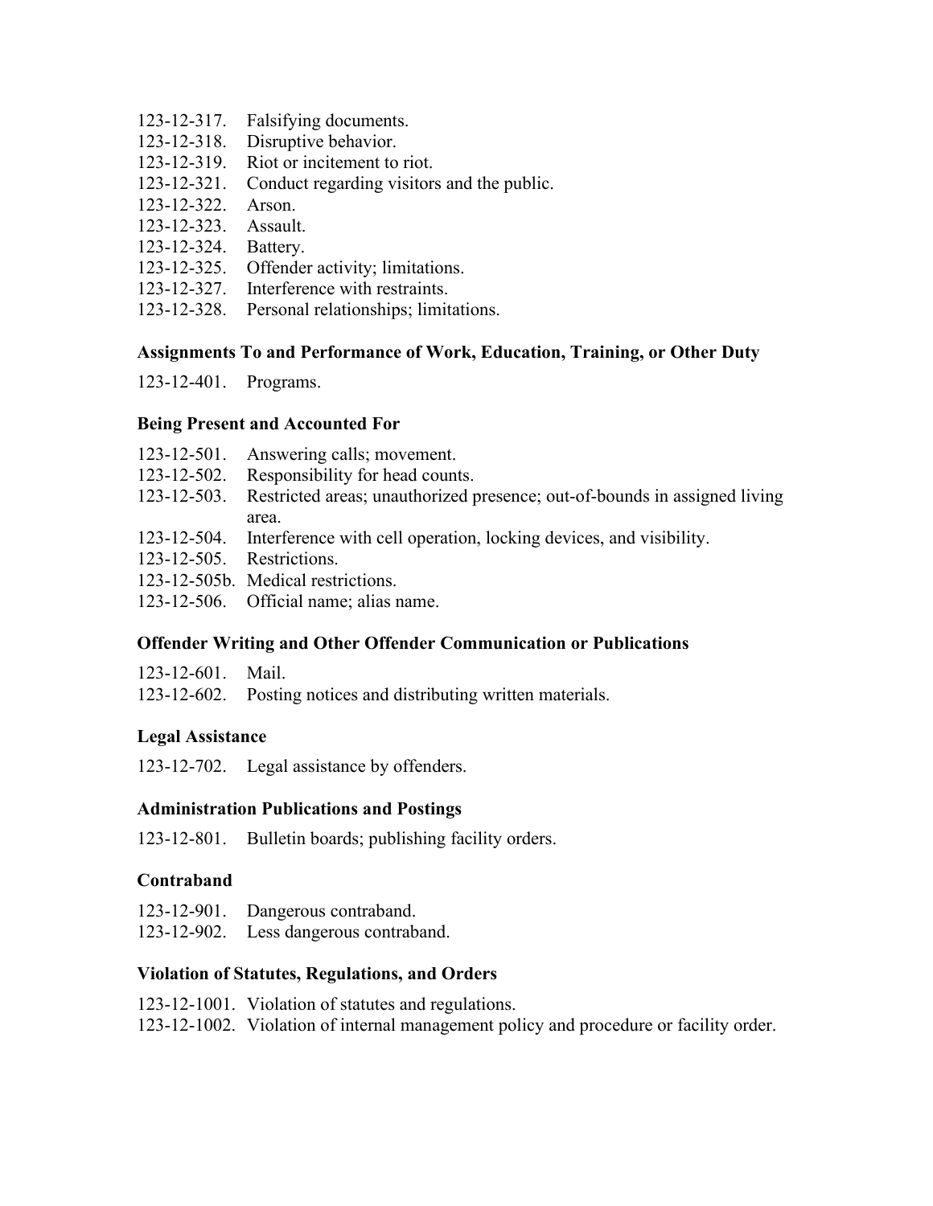123-12-317. Falsifying documents.
123-12-318. Disruptive behavior.
123-12-319. Riot or incitement to riot.
123-12-321. Conduct regarding visitors and the public.
123-12-322. Arson.
123-12-323. Assault.
123-12-324. Battery.
123-12-325. Offender activity; limitations.
123-12-327. Interference with restraints.
123-12-328. Personal relationships; limitations.

### Assignments To and Performance of Work, Education, Training, or Other Duty

123-12-401. Programs.

### Being Present and Accounted For

123-12-501. Answering calls; movement.
123-12-502. Responsibility for head counts.
123-12-503. Restricted areas; unauthorized presence; out-of-bounds in assigned living area.
123-12-504. Interference with cell operation, locking devices, and visibility.
123-12-505. Restrictions.
123-12-505b. Medical restrictions.
123-12-506. Official name; alias name.

### Offender Writing and Other Offender Communication or Publications

123-12-601. Mail.
123-12-602. Posting notices and distributing written materials.

### Legal Assistance

123-12-702. Legal assistance by offenders.

### Administration Publications and Postings

123-12-801. Bulletin boards; publishing facility orders.

### Contraband

123-12-901. Dangerous contraband.
123-12-902. Less dangerous contraband.

### Violation of Statutes, Regulations, and Orders

123-12-1001. Violation of statutes and regulations.
123-12-1002. Violation of internal management policy and procedure or facility order.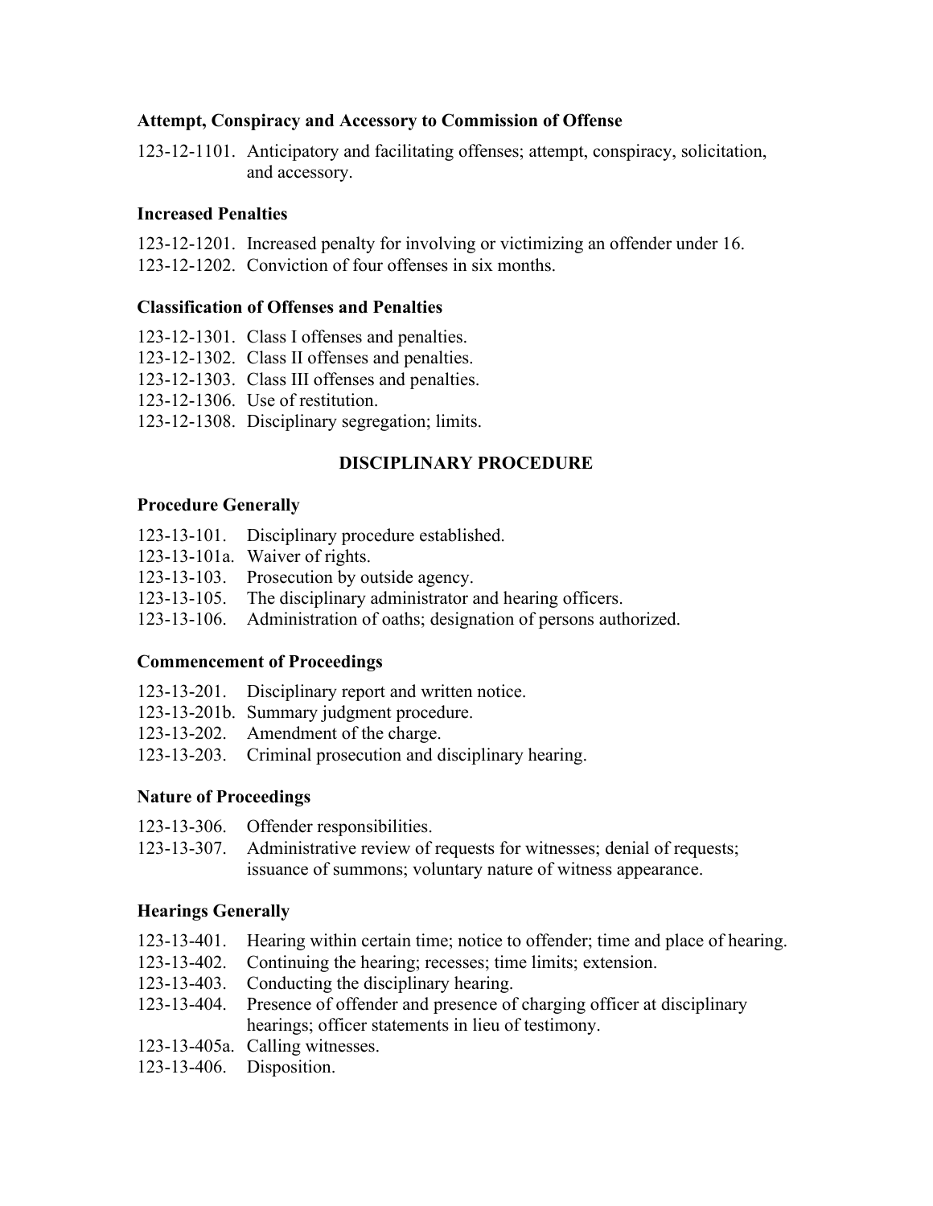**Attempt, Conspiracy and Accessory to Commission of Offense**

123-12-1101. Anticipatory and facilitating offenses; attempt, conspiracy, solicitation, and accessory.

**Increased Penalties**

123-12-1201. Increased penalty for involving or victimizing an offender under 16.
123-12-1202. Conviction of four offenses in six months.

**Classification of Offenses and Penalties**

123-12-1301. Class I offenses and penalties.
123-12-1302. Class II offenses and penalties.
123-12-1303. Class III offenses and penalties.
123-12-1306. Use of restitution.
123-12-1308. Disciplinary segregation; limits.

## DISCIPLINARY PROCEDURE

**Procedure Generally**

123-13-101. Disciplinary procedure established.
123-13-101a. Waiver of rights.
123-13-103. Prosecution by outside agency.
123-13-105. The disciplinary administrator and hearing officers.
123-13-106. Administration of oaths; designation of persons authorized.

**Commencement of Proceedings**

123-13-201. Disciplinary report and written notice.
123-13-201b. Summary judgment procedure.
123-13-202. Amendment of the charge.
123-13-203. Criminal prosecution and disciplinary hearing.

**Nature of Proceedings**

123-13-306. Offender responsibilities.
123-13-307. Administrative review of requests for witnesses; denial of requests; issuance of summons; voluntary nature of witness appearance.

**Hearings Generally**

123-13-401. Hearing within certain time; notice to offender; time and place of hearing.
123-13-402. Continuing the hearing; recesses; time limits; extension.
123-13-403. Conducting the disciplinary hearing.
123-13-404. Presence of offender and presence of charging officer at disciplinary hearings; officer statements in lieu of testimony.
123-13-405a. Calling witnesses.
123-13-406. Disposition.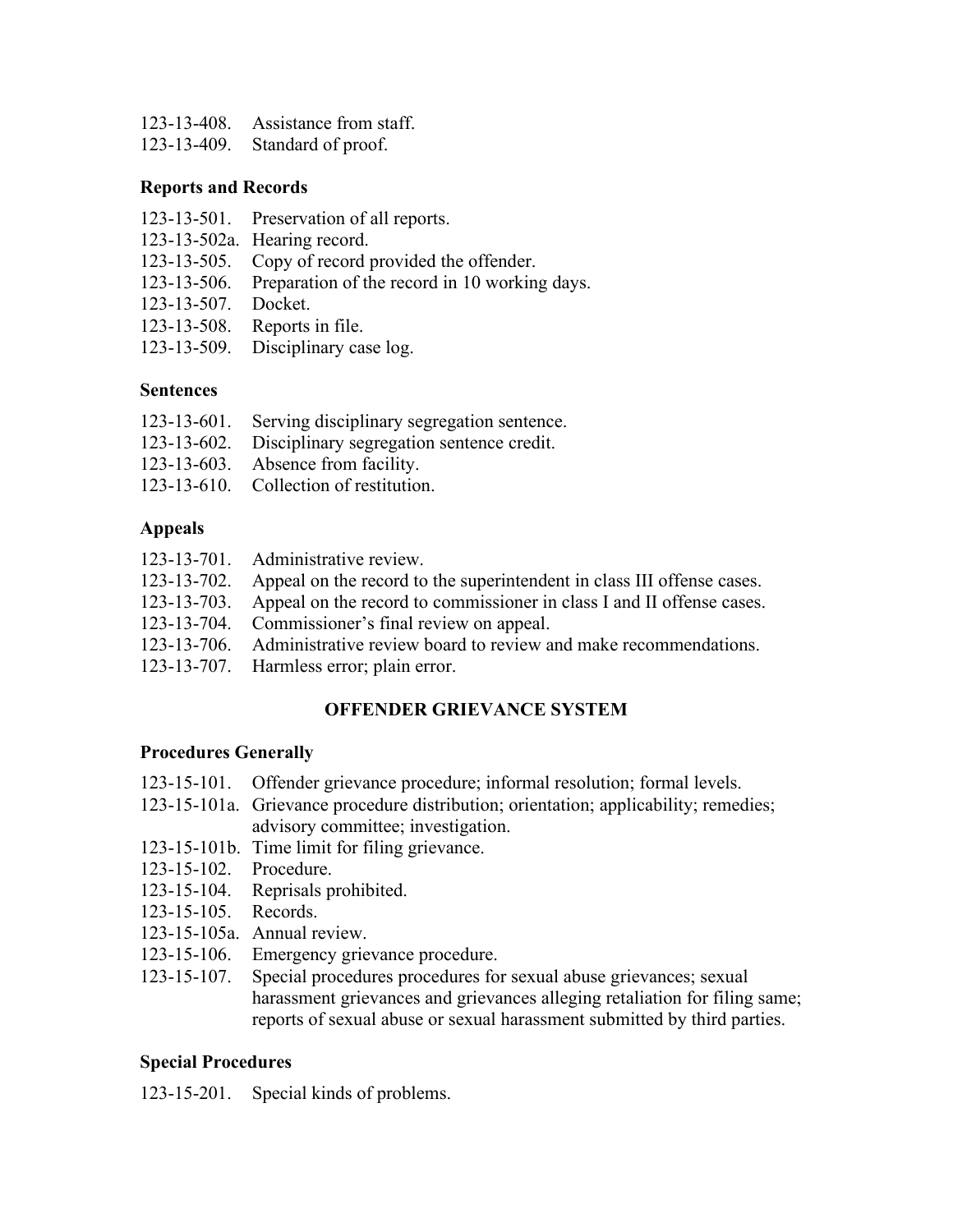123-13-408. Assistance from staff.
123-13-409. Standard of proof.

**Reports and Records**

123-13-501. Preservation of all reports.
123-13-502a. Hearing record.
123-13-505. Copy of record provided the offender.
123-13-506. Preparation of the record in 10 working days.
123-13-507. Docket.
123-13-508. Reports in file.
123-13-509. Disciplinary case log.

**Sentences**

123-13-601. Serving disciplinary segregation sentence.
123-13-602. Disciplinary segregation sentence credit.
123-13-603. Absence from facility.
123-13-610. Collection of restitution.

**Appeals**

123-13-701. Administrative review.
123-13-702. Appeal on the record to the superintendent in class III offense cases.
123-13-703. Appeal on the record to commissioner in class I and II offense cases.
123-13-704. Commissioner's final review on appeal.
123-13-706. Administrative review board to review and make recommendations.
123-13-707. Harmless error; plain error.

## OFFENDER GRIEVANCE SYSTEM

**Procedures Generally**

123-15-101. Offender grievance procedure; informal resolution; formal levels.
123-15-101a. Grievance procedure distribution; orientation; applicability; remedies; advisory committee; investigation.
123-15-101b. Time limit for filing grievance.
123-15-102. Procedure.
123-15-104. Reprisals prohibited.
123-15-105. Records.
123-15-105a. Annual review.
123-15-106. Emergency grievance procedure.
123-15-107. Special procedures procedures for sexual abuse grievances; sexual harassment grievances and grievances alleging retaliation for filing same; reports of sexual abuse or sexual harassment submitted by third parties.

**Special Procedures**

123-15-201. Special kinds of problems.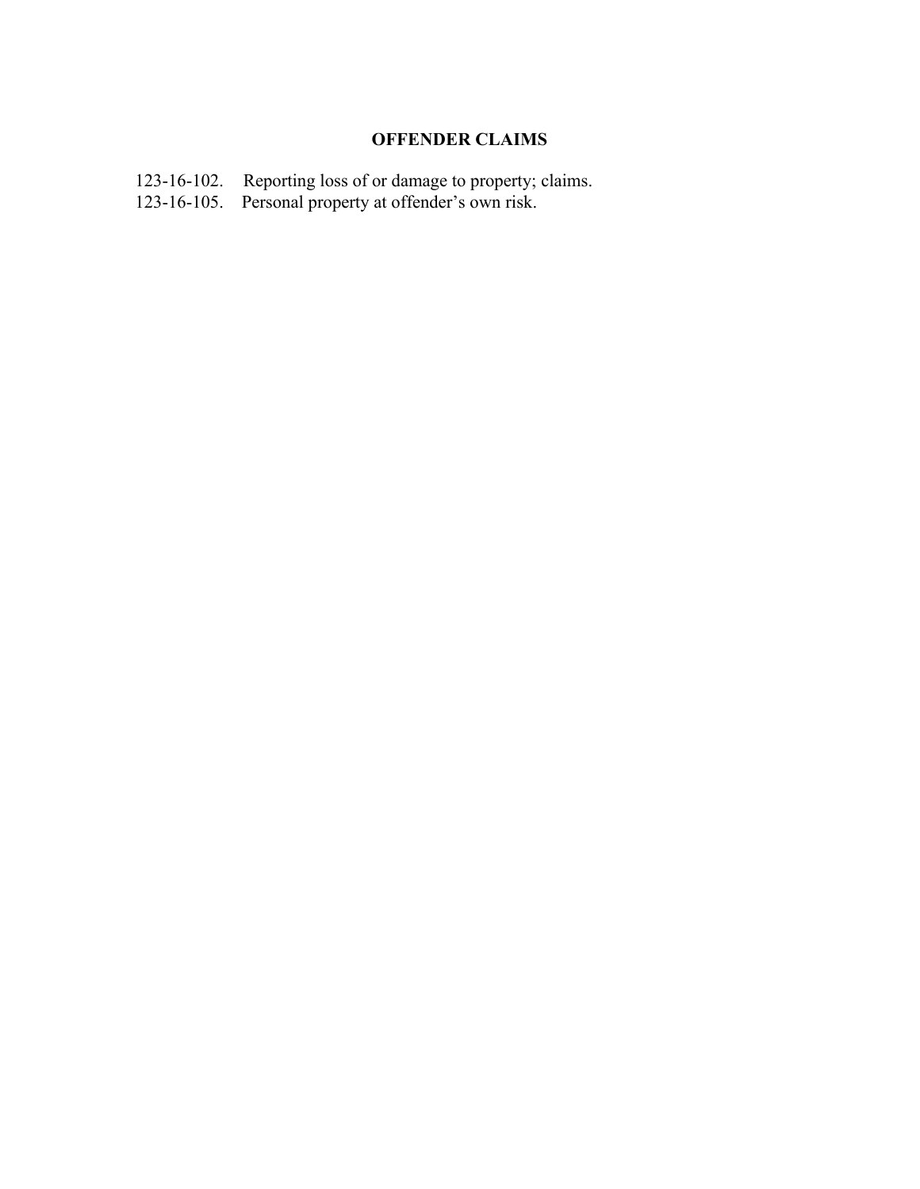## OFFENDER CLAIMS

123-16-102. Reporting loss of or damage to property; claims.
123-16-105. Personal property at offender's own risk.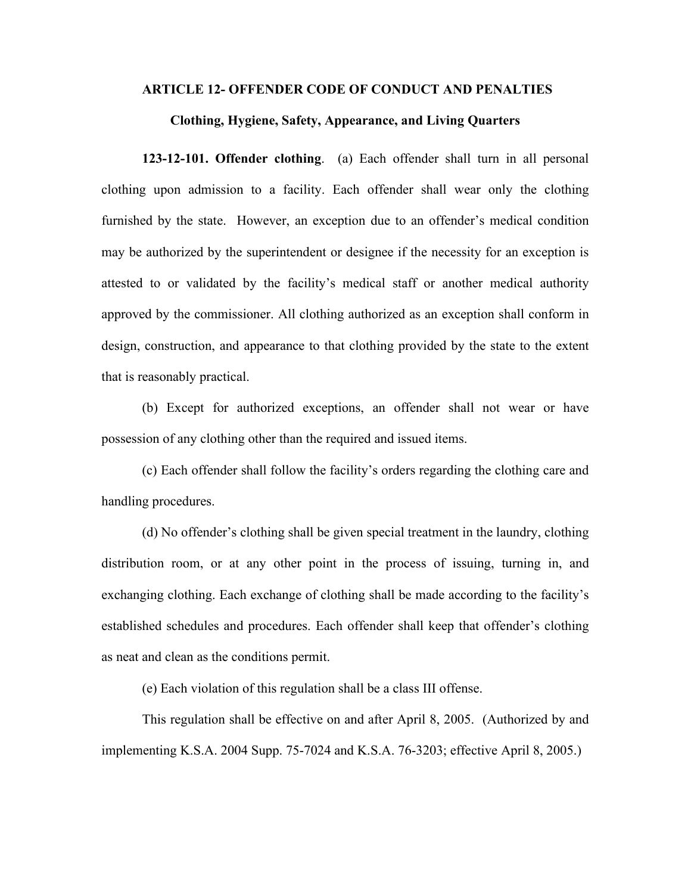## ARTICLE 12- OFFENDER CODE OF CONDUCT AND PENALTIES

### Clothing, Hygiene, Safety, Appearance, and Living Quarters

**123-12-101. Offender clothing**. (a) Each offender shall turn in all personal clothing upon admission to a facility. Each offender shall wear only the clothing furnished by the state. However, an exception due to an offender's medical condition may be authorized by the superintendent or designee if the necessity for an exception is attested to or validated by the facility's medical staff or another medical authority approved by the commissioner. All clothing authorized as an exception shall conform in design, construction, and appearance to that clothing provided by the state to the extent that is reasonably practical.

(b) Except for authorized exceptions, an offender shall not wear or have possession of any clothing other than the required and issued items.

(c) Each offender shall follow the facility's orders regarding the clothing care and handling procedures.

(d) No offender's clothing shall be given special treatment in the laundry, clothing distribution room, or at any other point in the process of issuing, turning in, and exchanging clothing. Each exchange of clothing shall be made according to the facility's established schedules and procedures. Each offender shall keep that offender's clothing as neat and clean as the conditions permit.

(e) Each violation of this regulation shall be a class III offense.

This regulation shall be effective on and after April 8, 2005. (Authorized by and implementing K.S.A. 2004 Supp. 75-7024 and K.S.A. 76-3203; effective April 8, 2005.)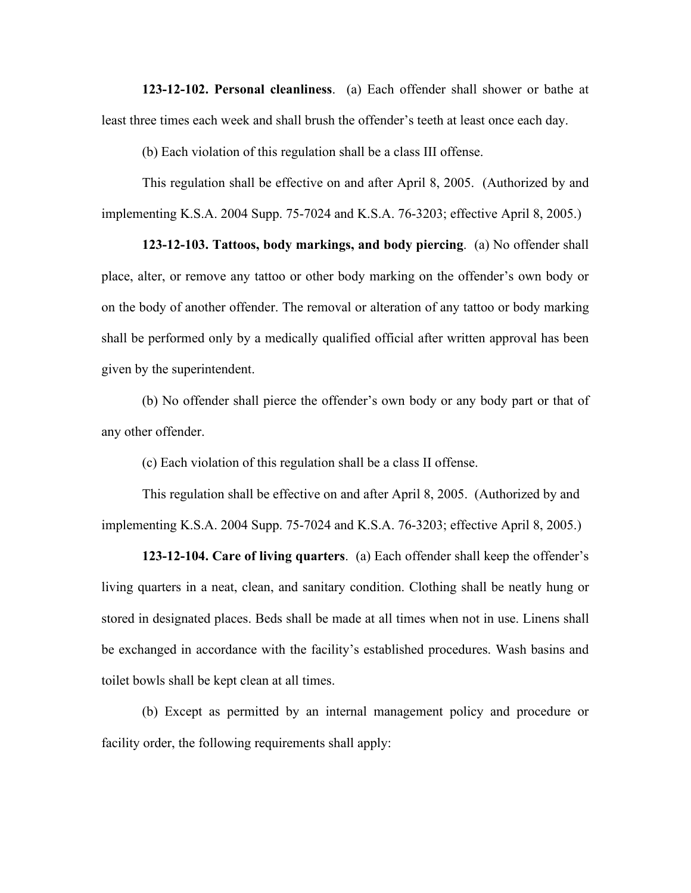**123-12-102. Personal cleanliness**. (a) Each offender shall shower or bathe at least three times each week and shall brush the offender's teeth at least once each day.

(b) Each violation of this regulation shall be a class III offense.

This regulation shall be effective on and after April 8, 2005. (Authorized by and implementing K.S.A. 2004 Supp. 75-7024 and K.S.A. 76-3203; effective April 8, 2005.)

**123-12-103. Tattoos, body markings, and body piercing**. (a) No offender shall place, alter, or remove any tattoo or other body marking on the offender's own body or on the body of another offender. The removal or alteration of any tattoo or body marking shall be performed only by a medically qualified official after written approval has been given by the superintendent.

(b) No offender shall pierce the offender's own body or any body part or that of any other offender.

(c) Each violation of this regulation shall be a class II offense.

This regulation shall be effective on and after April 8, 2005. (Authorized by and implementing K.S.A. 2004 Supp. 75-7024 and K.S.A. 76-3203; effective April 8, 2005.)

**123-12-104. Care of living quarters**. (a) Each offender shall keep the offender's living quarters in a neat, clean, and sanitary condition. Clothing shall be neatly hung or stored in designated places. Beds shall be made at all times when not in use. Linens shall be exchanged in accordance with the facility's established procedures. Wash basins and toilet bowls shall be kept clean at all times.

(b) Except as permitted by an internal management policy and procedure or facility order, the following requirements shall apply: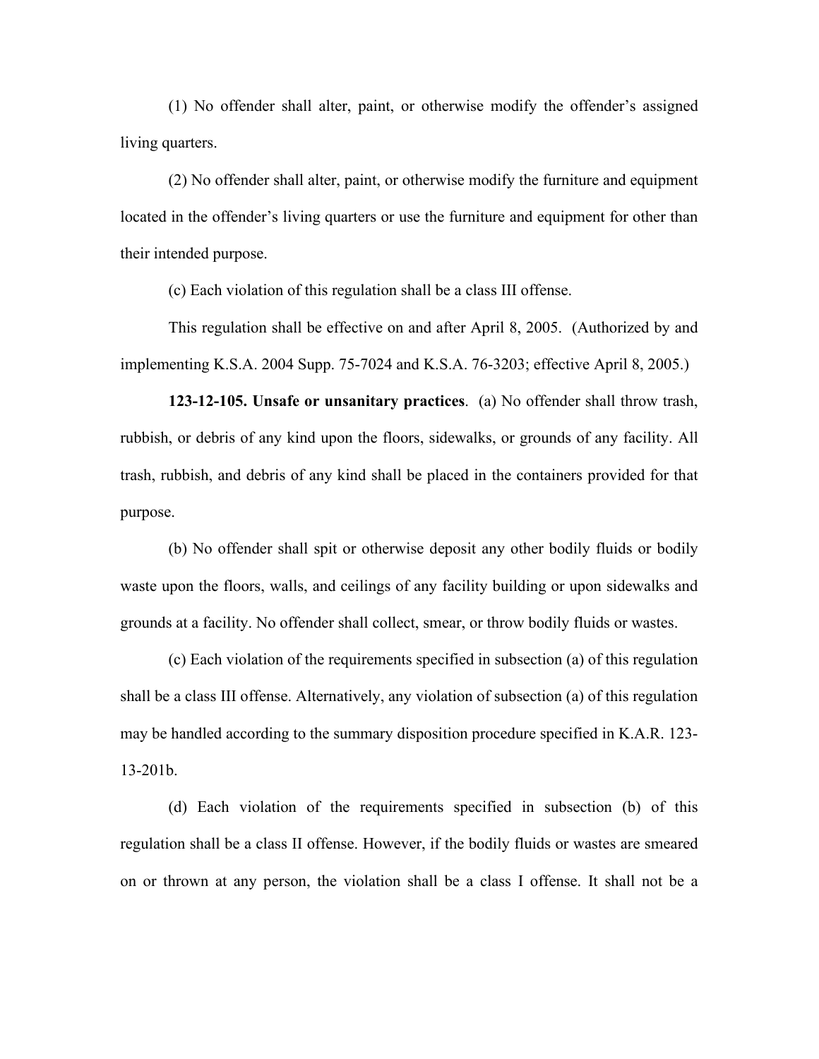(1) No offender shall alter, paint, or otherwise modify the offender's assigned living quarters.

(2) No offender shall alter, paint, or otherwise modify the furniture and equipment located in the offender's living quarters or use the furniture and equipment for other than their intended purpose.

(c) Each violation of this regulation shall be a class III offense.

This regulation shall be effective on and after April 8, 2005. (Authorized by and implementing K.S.A. 2004 Supp. 75-7024 and K.S.A. 76-3203; effective April 8, 2005.)

**123-12-105. Unsafe or unsanitary practices**. (a) No offender shall throw trash, rubbish, or debris of any kind upon the floors, sidewalks, or grounds of any facility. All trash, rubbish, and debris of any kind shall be placed in the containers provided for that purpose.

(b) No offender shall spit or otherwise deposit any other bodily fluids or bodily waste upon the floors, walls, and ceilings of any facility building or upon sidewalks and grounds at a facility. No offender shall collect, smear, or throw bodily fluids or wastes.

(c) Each violation of the requirements specified in subsection (a) of this regulation shall be a class III offense. Alternatively, any violation of subsection (a) of this regulation may be handled according to the summary disposition procedure specified in K.A.R. 123-13-201b.

(d) Each violation of the requirements specified in subsection (b) of this regulation shall be a class II offense. However, if the bodily fluids or wastes are smeared on or thrown at any person, the violation shall be a class I offense. It shall not be a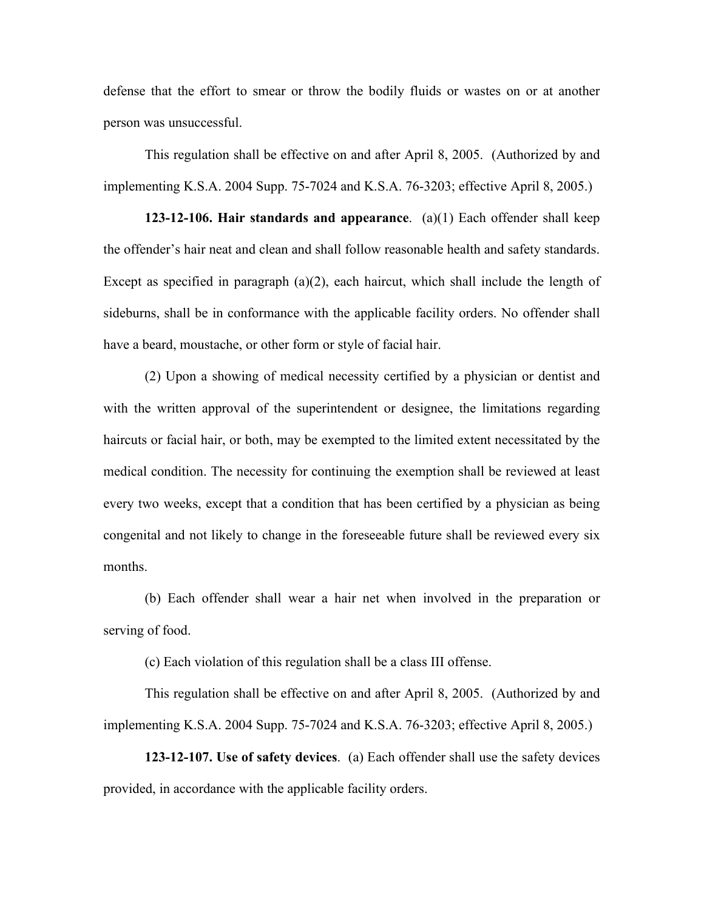defense that the effort to smear or throw the bodily fluids or wastes on or at another person was unsuccessful.

This regulation shall be effective on and after April 8, 2005. (Authorized by and implementing K.S.A. 2004 Supp. 75-7024 and K.S.A. 76-3203; effective April 8, 2005.)

**123-12-106. Hair standards and appearance**. (a)(1) Each offender shall keep the offender's hair neat and clean and shall follow reasonable health and safety standards. Except as specified in paragraph (a)(2), each haircut, which shall include the length of sideburns, shall be in conformance with the applicable facility orders. No offender shall have a beard, moustache, or other form or style of facial hair.

(2) Upon a showing of medical necessity certified by a physician or dentist and with the written approval of the superintendent or designee, the limitations regarding haircuts or facial hair, or both, may be exempted to the limited extent necessitated by the medical condition. The necessity for continuing the exemption shall be reviewed at least every two weeks, except that a condition that has been certified by a physician as being congenital and not likely to change in the foreseeable future shall be reviewed every six months.

(b) Each offender shall wear a hair net when involved in the preparation or serving of food.

(c) Each violation of this regulation shall be a class III offense.

This regulation shall be effective on and after April 8, 2005. (Authorized by and implementing K.S.A. 2004 Supp. 75-7024 and K.S.A. 76-3203; effective April 8, 2005.)

**123-12-107. Use of safety devices**. (a) Each offender shall use the safety devices provided, in accordance with the applicable facility orders.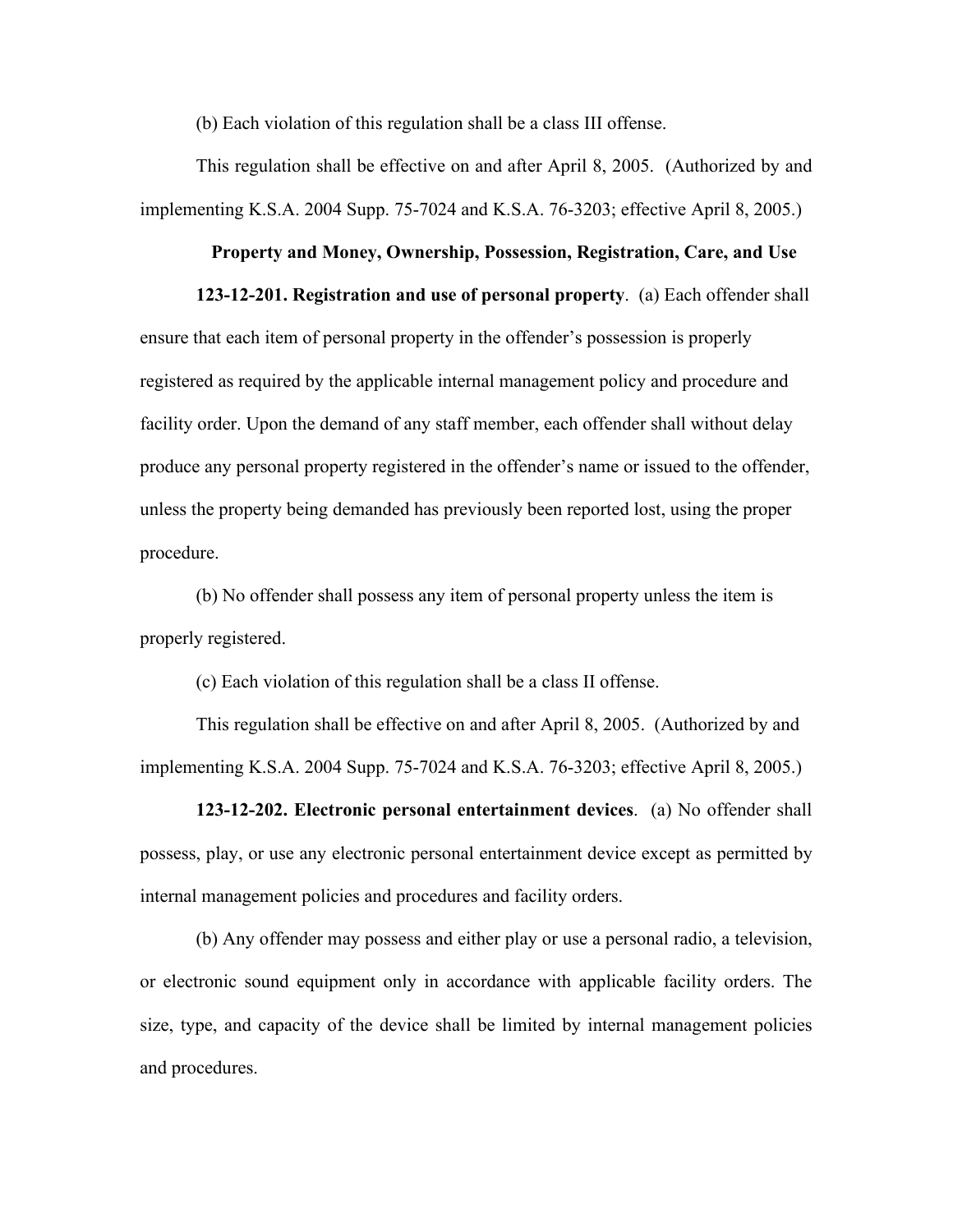(b) Each violation of this regulation shall be a class III offense.

This regulation shall be effective on and after April 8, 2005. (Authorized by and implementing K.S.A. 2004 Supp. 75-7024 and K.S.A. 76-3203; effective April 8, 2005.)

## Property and Money, Ownership, Possession, Registration, Care, and Use

**123-12-201. Registration and use of personal property**. (a) Each offender shall ensure that each item of personal property in the offender's possession is properly registered as required by the applicable internal management policy and procedure and facility order. Upon the demand of any staff member, each offender shall without delay produce any personal property registered in the offender's name or issued to the offender, unless the property being demanded has previously been reported lost, using the proper procedure.

(b) No offender shall possess any item of personal property unless the item is properly registered.

(c) Each violation of this regulation shall be a class II offense.

This regulation shall be effective on and after April 8, 2005. (Authorized by and implementing K.S.A. 2004 Supp. 75-7024 and K.S.A. 76-3203; effective April 8, 2005.)

**123-12-202. Electronic personal entertainment devices**. (a) No offender shall possess, play, or use any electronic personal entertainment device except as permitted by internal management policies and procedures and facility orders.

(b) Any offender may possess and either play or use a personal radio, a television, or electronic sound equipment only in accordance with applicable facility orders. The size, type, and capacity of the device shall be limited by internal management policies and procedures.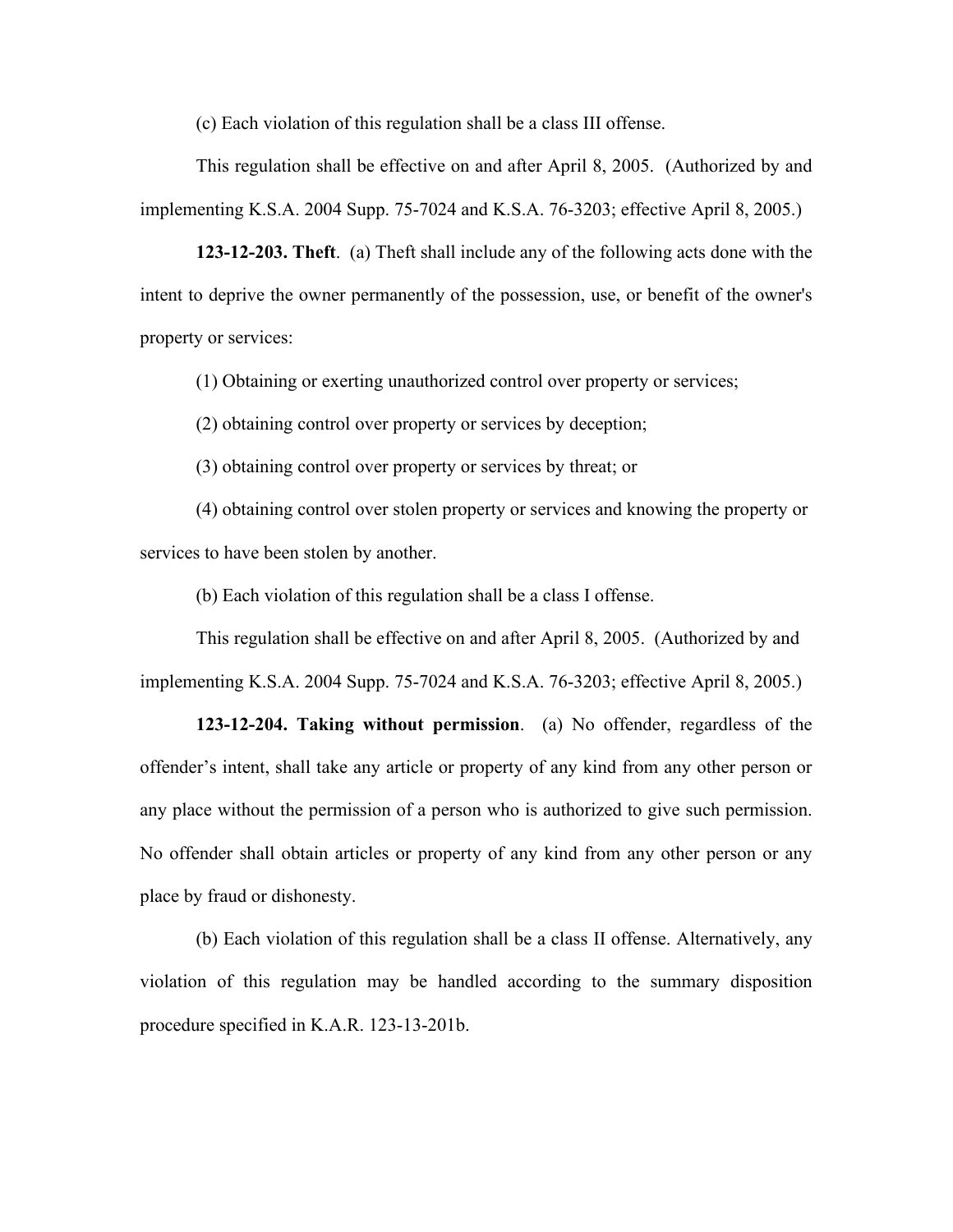(c) Each violation of this regulation shall be a class III offense.

This regulation shall be effective on and after April 8, 2005. (Authorized by and implementing K.S.A. 2004 Supp. 75-7024 and K.S.A. 76-3203; effective April 8, 2005.)

**123-12-203. Theft**. (a) Theft shall include any of the following acts done with the intent to deprive the owner permanently of the possession, use, or benefit of the owner's property or services:

(1) Obtaining or exerting unauthorized control over property or services;

(2) obtaining control over property or services by deception;

(3) obtaining control over property or services by threat; or

(4) obtaining control over stolen property or services and knowing the property or services to have been stolen by another.

(b) Each violation of this regulation shall be a class I offense.

This regulation shall be effective on and after April 8, 2005. (Authorized by and implementing K.S.A. 2004 Supp. 75-7024 and K.S.A. 76-3203; effective April 8, 2005.)

**123-12-204. Taking without permission**. (a) No offender, regardless of the offender's intent, shall take any article or property of any kind from any other person or any place without the permission of a person who is authorized to give such permission. No offender shall obtain articles or property of any kind from any other person or any place by fraud or dishonesty.

(b) Each violation of this regulation shall be a class II offense. Alternatively, any violation of this regulation may be handled according to the summary disposition procedure specified in K.A.R. 123-13-201b.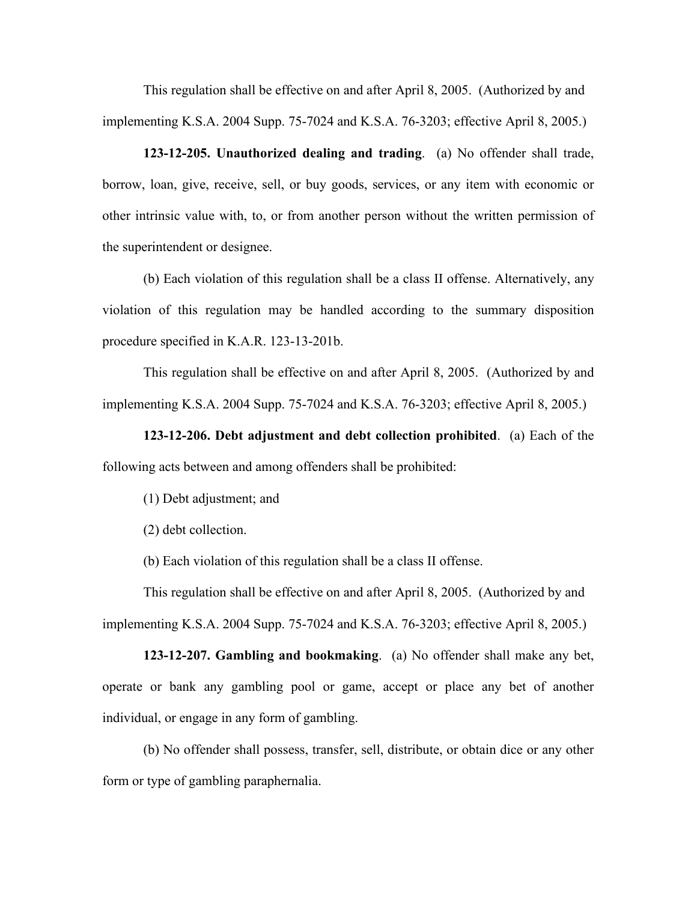This regulation shall be effective on and after April 8, 2005. (Authorized by and implementing K.S.A. 2004 Supp. 75-7024 and K.S.A. 76-3203; effective April 8, 2005.)

**123-12-205. Unauthorized dealing and trading**. (a) No offender shall trade, borrow, loan, give, receive, sell, or buy goods, services, or any item with economic or other intrinsic value with, to, or from another person without the written permission of the superintendent or designee.

(b) Each violation of this regulation shall be a class II offense. Alternatively, any violation of this regulation may be handled according to the summary disposition procedure specified in K.A.R. 123-13-201b.

This regulation shall be effective on and after April 8, 2005. (Authorized by and implementing K.S.A. 2004 Supp. 75-7024 and K.S.A. 76-3203; effective April 8, 2005.)

**123-12-206. Debt adjustment and debt collection prohibited**. (a) Each of the following acts between and among offenders shall be prohibited:

(1) Debt adjustment; and

(2) debt collection.

(b) Each violation of this regulation shall be a class II offense.

This regulation shall be effective on and after April 8, 2005. (Authorized by and implementing K.S.A. 2004 Supp. 75-7024 and K.S.A. 76-3203; effective April 8, 2005.)

**123-12-207. Gambling and bookmaking**. (a) No offender shall make any bet, operate or bank any gambling pool or game, accept or place any bet of another individual, or engage in any form of gambling.

(b) No offender shall possess, transfer, sell, distribute, or obtain dice or any other form or type of gambling paraphernalia.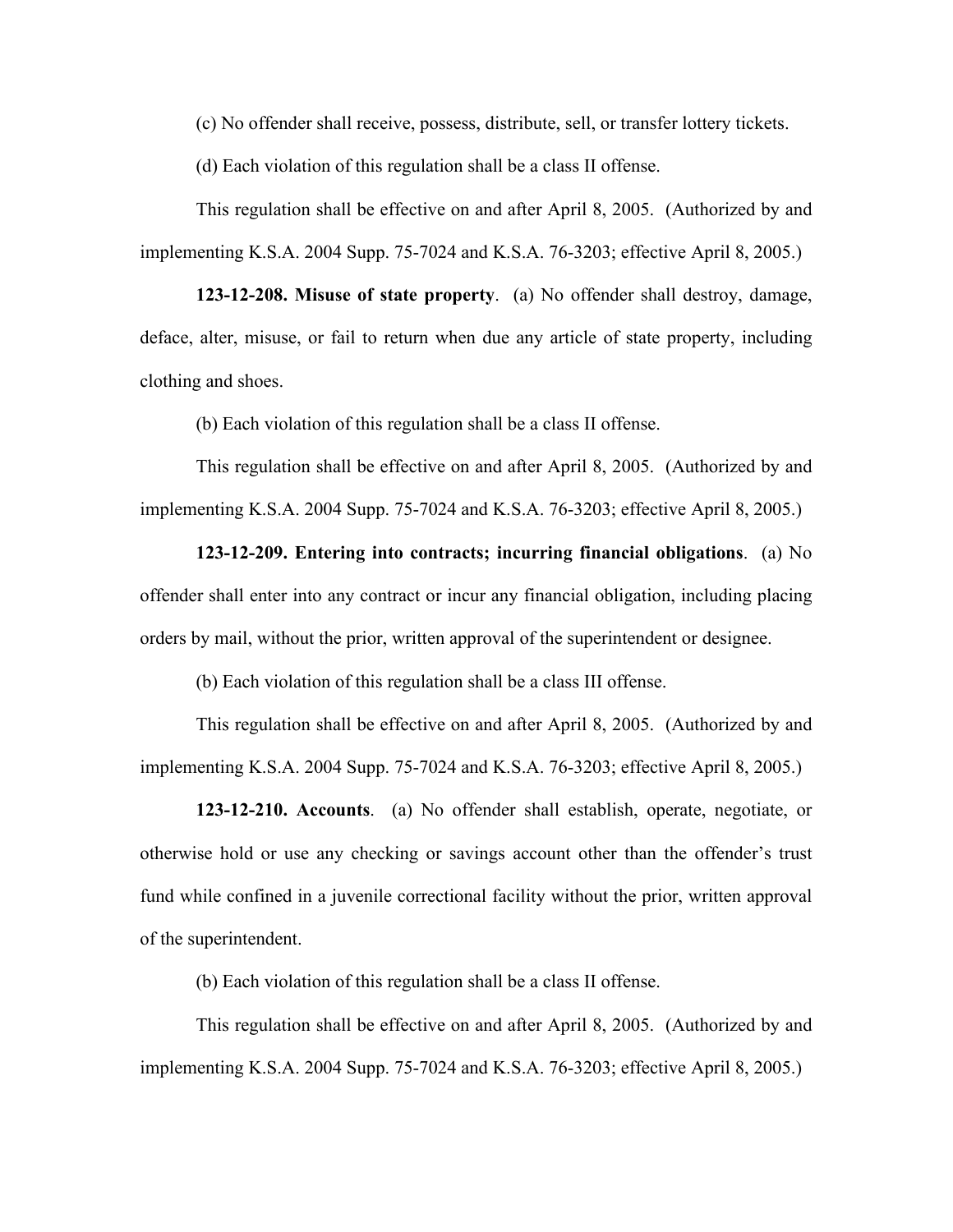(c) No offender shall receive, possess, distribute, sell, or transfer lottery tickets.

(d) Each violation of this regulation shall be a class II offense.

This regulation shall be effective on and after April 8, 2005. (Authorized by and implementing K.S.A. 2004 Supp. 75-7024 and K.S.A. 76-3203; effective April 8, 2005.)

**123-12-208. Misuse of state property**. (a) No offender shall destroy, damage, deface, alter, misuse, or fail to return when due any article of state property, including clothing and shoes.

(b) Each violation of this regulation shall be a class II offense.

This regulation shall be effective on and after April 8, 2005. (Authorized by and implementing K.S.A. 2004 Supp. 75-7024 and K.S.A. 76-3203; effective April 8, 2005.)

**123-12-209. Entering into contracts; incurring financial obligations**. (a) No offender shall enter into any contract or incur any financial obligation, including placing orders by mail, without the prior, written approval of the superintendent or designee.

(b) Each violation of this regulation shall be a class III offense.

This regulation shall be effective on and after April 8, 2005. (Authorized by and implementing K.S.A. 2004 Supp. 75-7024 and K.S.A. 76-3203; effective April 8, 2005.)

**123-12-210. Accounts**. (a) No offender shall establish, operate, negotiate, or otherwise hold or use any checking or savings account other than the offender's trust fund while confined in a juvenile correctional facility without the prior, written approval of the superintendent.

(b) Each violation of this regulation shall be a class II offense.

This regulation shall be effective on and after April 8, 2005. (Authorized by and implementing K.S.A. 2004 Supp. 75-7024 and K.S.A. 76-3203; effective April 8, 2005.)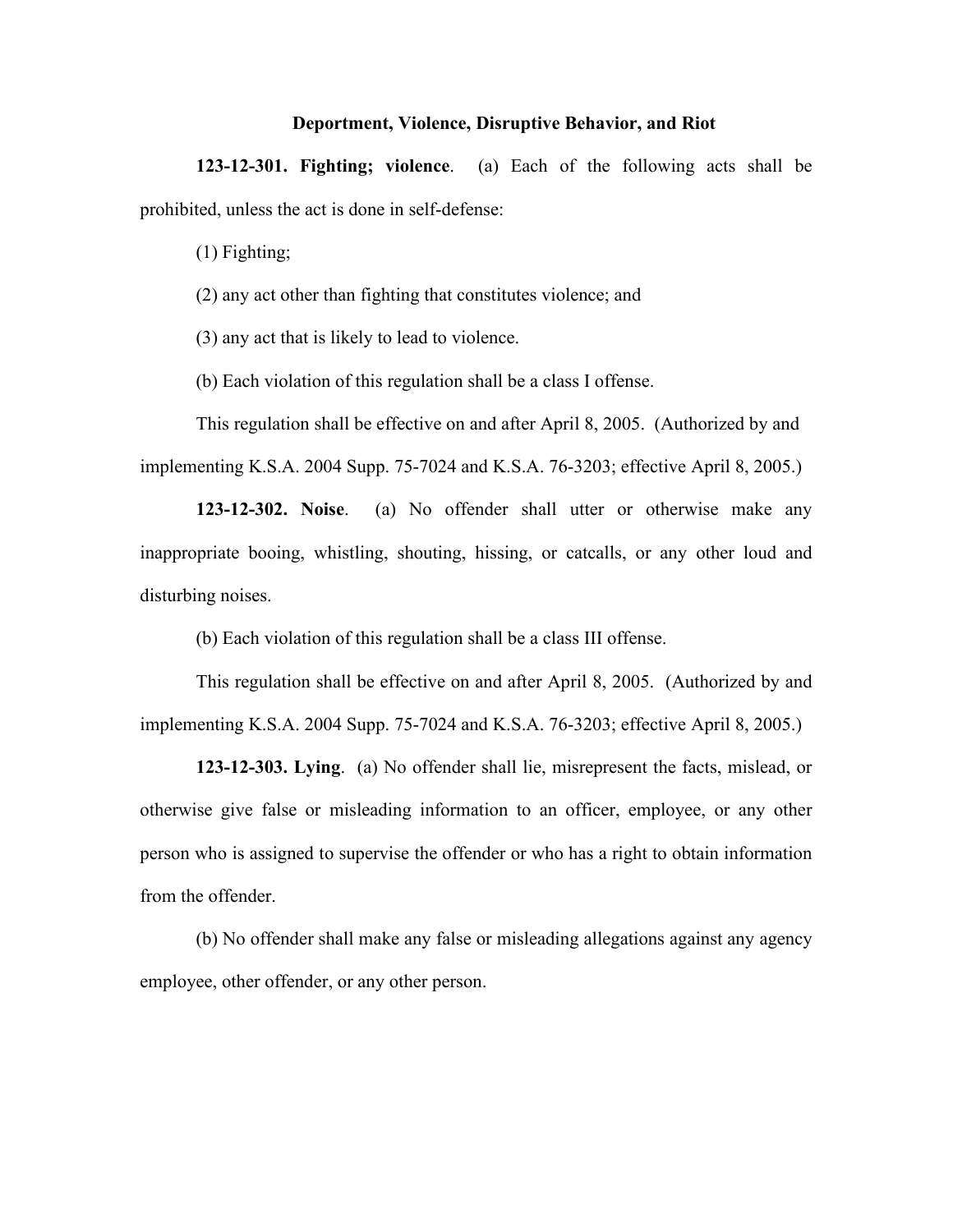## Deportment, Violence, Disruptive Behavior, and Riot

**123-12-301. Fighting; violence**. (a) Each of the following acts shall be prohibited, unless the act is done in self-defense:

(1) Fighting;

(2) any act other than fighting that constitutes violence; and

(3) any act that is likely to lead to violence.

(b) Each violation of this regulation shall be a class I offense.

This regulation shall be effective on and after April 8, 2005. (Authorized by and implementing K.S.A. 2004 Supp. 75-7024 and K.S.A. 76-3203; effective April 8, 2005.)

**123-12-302. Noise**. (a) No offender shall utter or otherwise make any inappropriate booing, whistling, shouting, hissing, or catcalls, or any other loud and disturbing noises.

(b) Each violation of this regulation shall be a class III offense.

This regulation shall be effective on and after April 8, 2005. (Authorized by and implementing K.S.A. 2004 Supp. 75-7024 and K.S.A. 76-3203; effective April 8, 2005.)

**123-12-303. Lying**. (a) No offender shall lie, misrepresent the facts, mislead, or otherwise give false or misleading information to an officer, employee, or any other person who is assigned to supervise the offender or who has a right to obtain information from the offender.

(b) No offender shall make any false or misleading allegations against any agency employee, other offender, or any other person.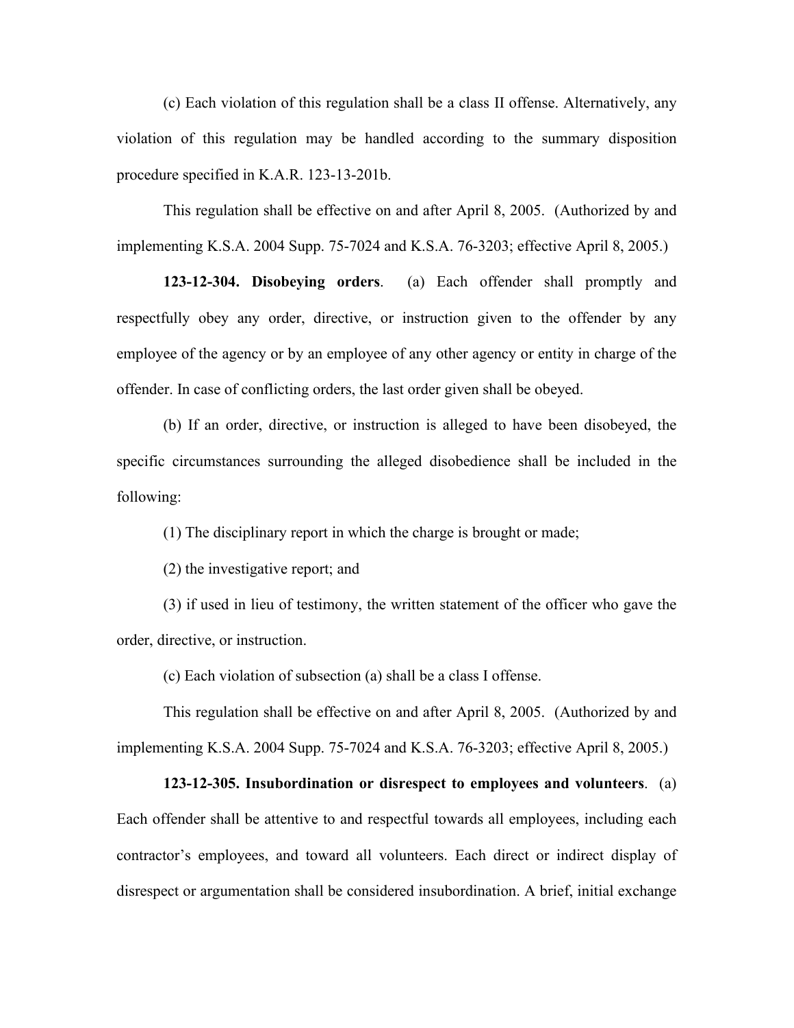(c) Each violation of this regulation shall be a class II offense. Alternatively, any violation of this regulation may be handled according to the summary disposition procedure specified in K.A.R. 123-13-201b.

This regulation shall be effective on and after April 8, 2005. (Authorized by and implementing K.S.A. 2004 Supp. 75-7024 and K.S.A. 76-3203; effective April 8, 2005.)

**123-12-304. Disobeying orders**. (a) Each offender shall promptly and respectfully obey any order, directive, or instruction given to the offender by any employee of the agency or by an employee of any other agency or entity in charge of the offender. In case of conflicting orders, the last order given shall be obeyed.

(b) If an order, directive, or instruction is alleged to have been disobeyed, the specific circumstances surrounding the alleged disobedience shall be included in the following:

(1) The disciplinary report in which the charge is brought or made;

(2) the investigative report; and

(3) if used in lieu of testimony, the written statement of the officer who gave the order, directive, or instruction.

(c) Each violation of subsection (a) shall be a class I offense.

This regulation shall be effective on and after April 8, 2005. (Authorized by and implementing K.S.A. 2004 Supp. 75-7024 and K.S.A. 76-3203; effective April 8, 2005.)

**123-12-305. Insubordination or disrespect to employees and volunteers**. (a) Each offender shall be attentive to and respectful towards all employees, including each contractor's employees, and toward all volunteers. Each direct or indirect display of disrespect or argumentation shall be considered insubordination. A brief, initial exchange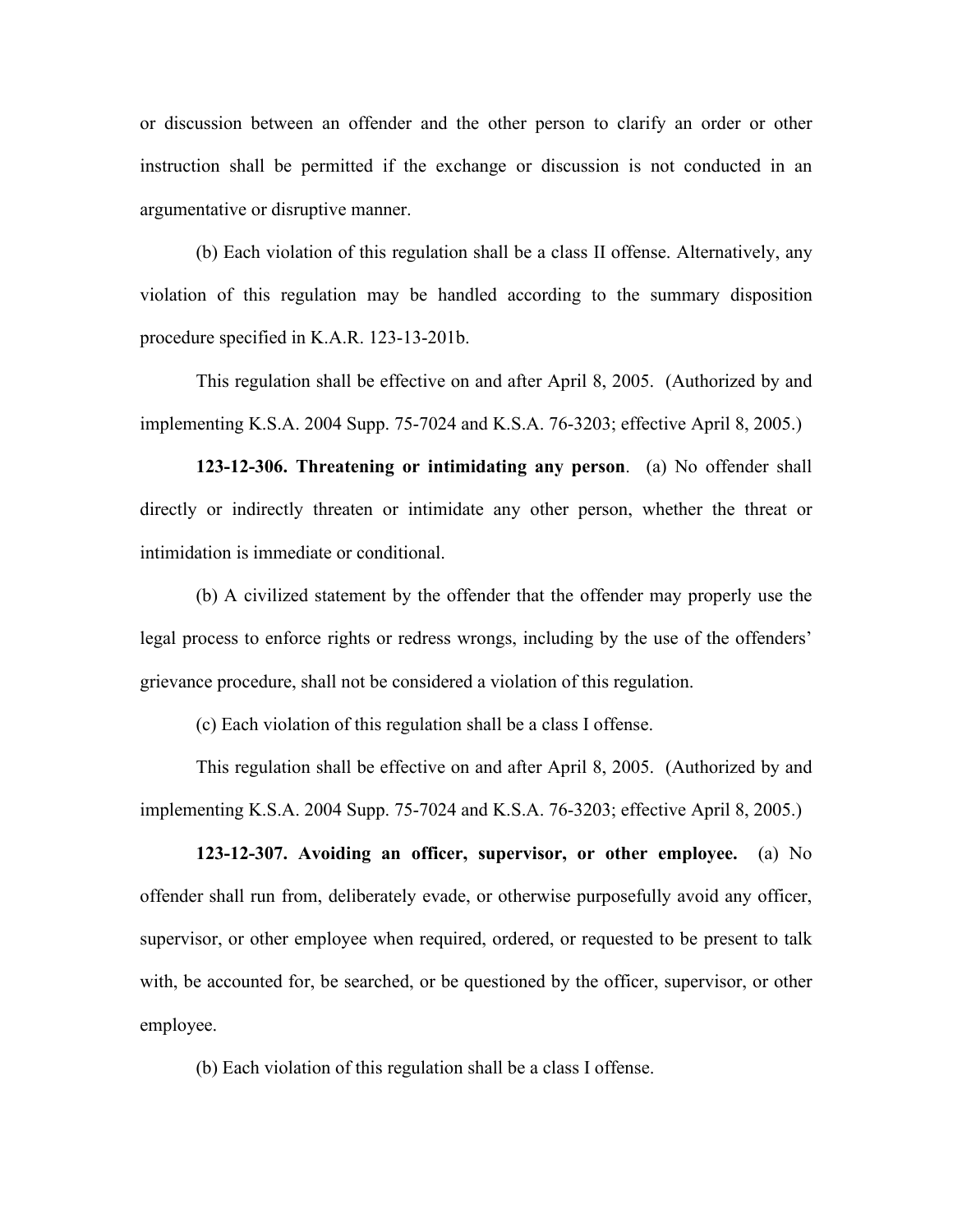or discussion between an offender and the other person to clarify an order or other instruction shall be permitted if the exchange or discussion is not conducted in an argumentative or disruptive manner.

(b) Each violation of this regulation shall be a class II offense. Alternatively, any violation of this regulation may be handled according to the summary disposition procedure specified in K.A.R. 123-13-201b.

This regulation shall be effective on and after April 8, 2005. (Authorized by and implementing K.S.A. 2004 Supp. 75-7024 and K.S.A. 76-3203; effective April 8, 2005.)

**123-12-306. Threatening or intimidating any person**. (a) No offender shall directly or indirectly threaten or intimidate any other person, whether the threat or intimidation is immediate or conditional.

(b) A civilized statement by the offender that the offender may properly use the legal process to enforce rights or redress wrongs, including by the use of the offenders' grievance procedure, shall not be considered a violation of this regulation.

(c) Each violation of this regulation shall be a class I offense.

This regulation shall be effective on and after April 8, 2005. (Authorized by and implementing K.S.A. 2004 Supp. 75-7024 and K.S.A. 76-3203; effective April 8, 2005.)

**123-12-307. Avoiding an officer, supervisor, or other employee.** (a) No offender shall run from, deliberately evade, or otherwise purposefully avoid any officer, supervisor, or other employee when required, ordered, or requested to be present to talk with, be accounted for, be searched, or be questioned by the officer, supervisor, or other employee.

(b) Each violation of this regulation shall be a class I offense.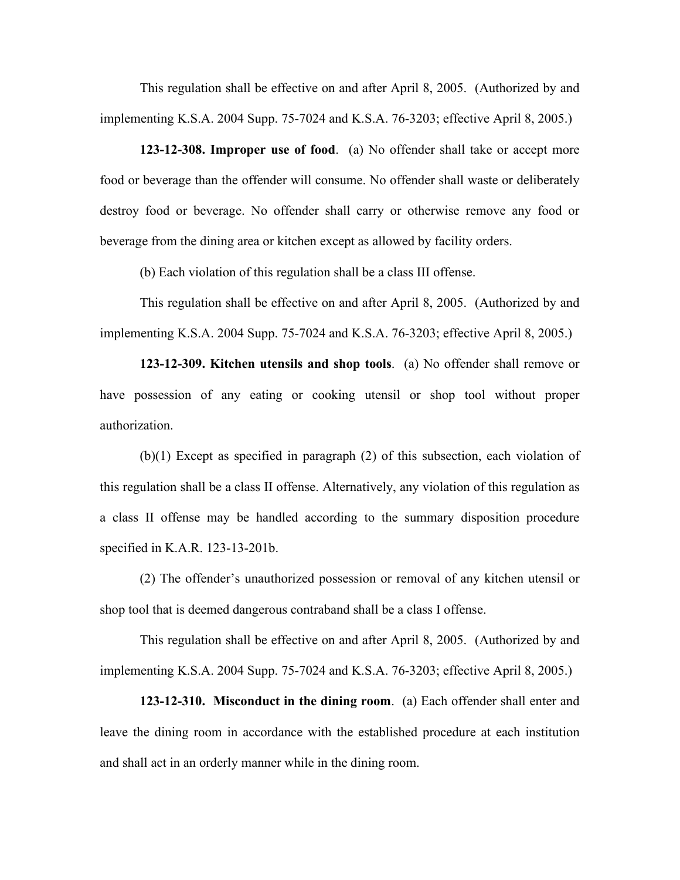This regulation shall be effective on and after April 8, 2005. (Authorized by and implementing K.S.A. 2004 Supp. 75-7024 and K.S.A. 76-3203; effective April 8, 2005.)

**123-12-308. Improper use of food**. (a) No offender shall take or accept more food or beverage than the offender will consume. No offender shall waste or deliberately destroy food or beverage. No offender shall carry or otherwise remove any food or beverage from the dining area or kitchen except as allowed by facility orders.

(b) Each violation of this regulation shall be a class III offense.

This regulation shall be effective on and after April 8, 2005. (Authorized by and implementing K.S.A. 2004 Supp. 75-7024 and K.S.A. 76-3203; effective April 8, 2005.)

**123-12-309. Kitchen utensils and shop tools**. (a) No offender shall remove or have possession of any eating or cooking utensil or shop tool without proper authorization.

(b)(1) Except as specified in paragraph (2) of this subsection, each violation of this regulation shall be a class II offense. Alternatively, any violation of this regulation as a class II offense may be handled according to the summary disposition procedure specified in K.A.R. 123-13-201b.

(2) The offender's unauthorized possession or removal of any kitchen utensil or shop tool that is deemed dangerous contraband shall be a class I offense.

This regulation shall be effective on and after April 8, 2005. (Authorized by and implementing K.S.A. 2004 Supp. 75-7024 and K.S.A. 76-3203; effective April 8, 2005.)

**123-12-310. Misconduct in the dining room**. (a) Each offender shall enter and leave the dining room in accordance with the established procedure at each institution and shall act in an orderly manner while in the dining room.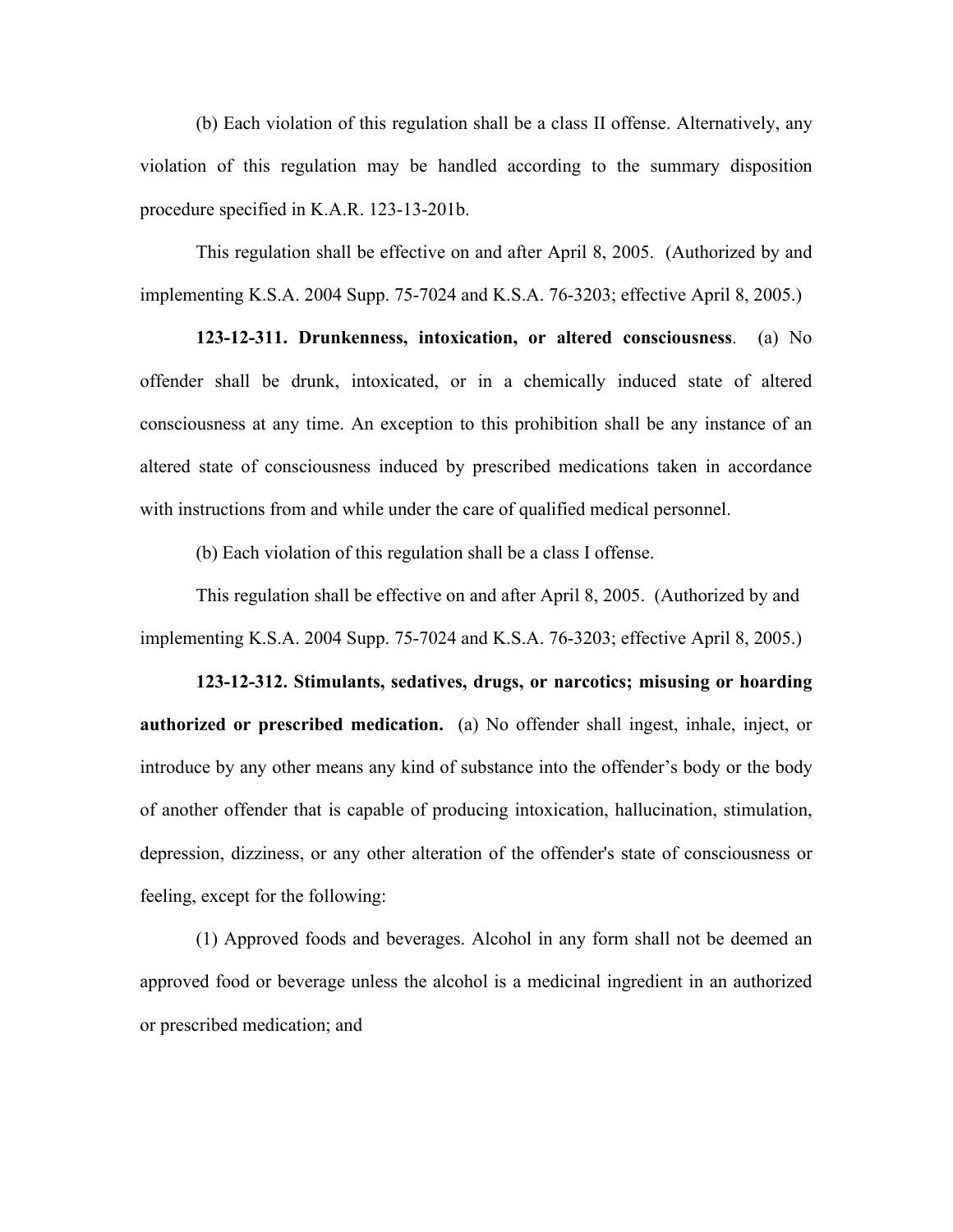(b) Each violation of this regulation shall be a class II offense. Alternatively, any violation of this regulation may be handled according to the summary disposition procedure specified in K.A.R. 123-13-201b.

This regulation shall be effective on and after April 8, 2005. (Authorized by and implementing K.S.A. 2004 Supp. 75-7024 and K.S.A. 76-3203; effective April 8, 2005.)

**123-12-311. Drunkenness, intoxication, or altered consciousness**. (a) No offender shall be drunk, intoxicated, or in a chemically induced state of altered consciousness at any time. An exception to this prohibition shall be any instance of an altered state of consciousness induced by prescribed medications taken in accordance with instructions from and while under the care of qualified medical personnel.

(b) Each violation of this regulation shall be a class I offense.

This regulation shall be effective on and after April 8, 2005. (Authorized by and implementing K.S.A. 2004 Supp. 75-7024 and K.S.A. 76-3203; effective April 8, 2005.)

**123-12-312. Stimulants, sedatives, drugs, or narcotics; misusing or hoarding authorized or prescribed medication.** (a) No offender shall ingest, inhale, inject, or introduce by any other means any kind of substance into the offender's body or the body of another offender that is capable of producing intoxication, hallucination, stimulation, depression, dizziness, or any other alteration of the offender's state of consciousness or feeling, except for the following:

(1) Approved foods and beverages. Alcohol in any form shall not be deemed an approved food or beverage unless the alcohol is a medicinal ingredient in an authorized or prescribed medication; and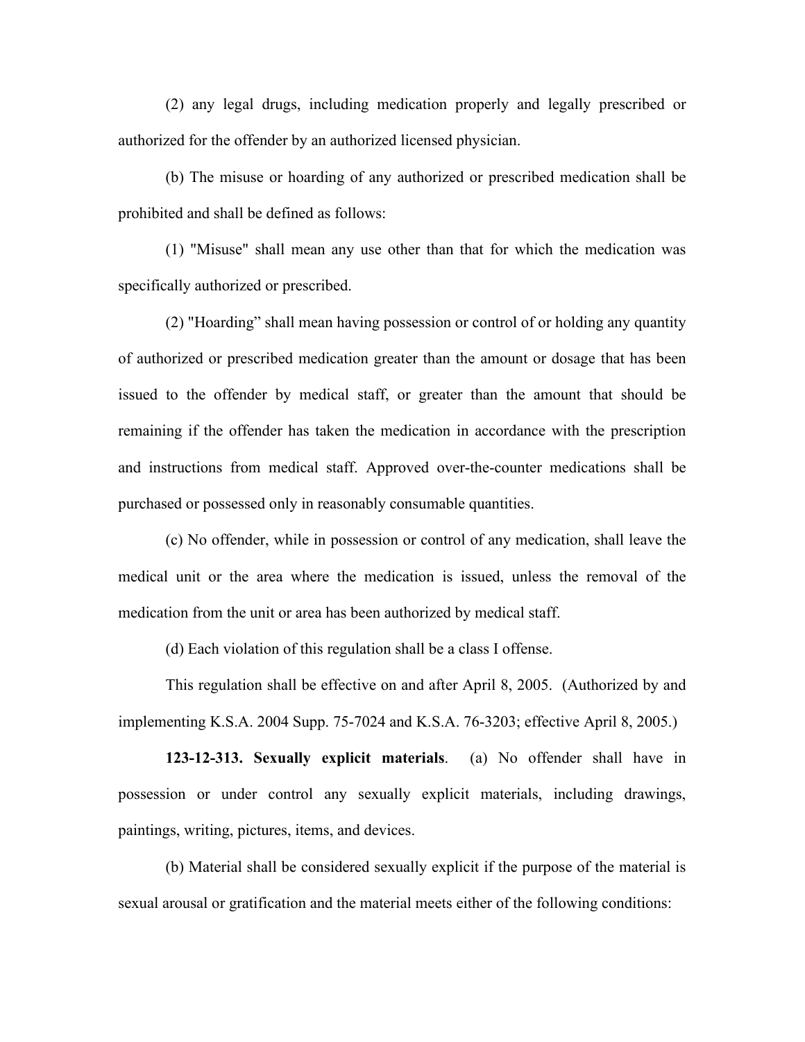(2) any legal drugs, including medication properly and legally prescribed or authorized for the offender by an authorized licensed physician.

(b) The misuse or hoarding of any authorized or prescribed medication shall be prohibited and shall be defined as follows:

(1) "Misuse" shall mean any use other than that for which the medication was specifically authorized or prescribed.

(2) "Hoarding” shall mean having possession or control of or holding any quantity of authorized or prescribed medication greater than the amount or dosage that has been issued to the offender by medical staff, or greater than the amount that should be remaining if the offender has taken the medication in accordance with the prescription and instructions from medical staff. Approved over-the-counter medications shall be purchased or possessed only in reasonably consumable quantities.

(c) No offender, while in possession or control of any medication, shall leave the medical unit or the area where the medication is issued, unless the removal of the medication from the unit or area has been authorized by medical staff.

(d) Each violation of this regulation shall be a class I offense.

This regulation shall be effective on and after April 8, 2005. (Authorized by and implementing K.S.A. 2004 Supp. 75-7024 and K.S.A. 76-3203; effective April 8, 2005.)

**123-12-313. Sexually explicit materials**. (a) No offender shall have in possession or under control any sexually explicit materials, including drawings, paintings, writing, pictures, items, and devices.

(b) Material shall be considered sexually explicit if the purpose of the material is sexual arousal or gratification and the material meets either of the following conditions: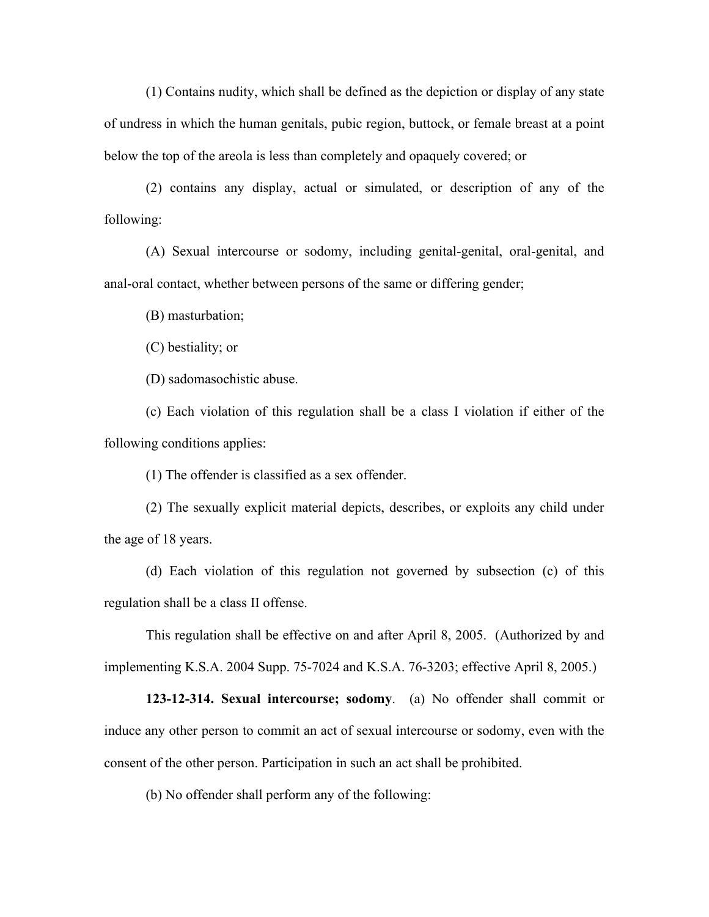(1) Contains nudity, which shall be defined as the depiction or display of any state of undress in which the human genitals, pubic region, buttock, or female breast at a point below the top of the areola is less than completely and opaquely covered; or

(2) contains any display, actual or simulated, or description of any of the following:

(A) Sexual intercourse or sodomy, including genital-genital, oral-genital, and anal-oral contact, whether between persons of the same or differing gender;

(B) masturbation;

(C) bestiality; or

(D) sadomasochistic abuse.

(c) Each violation of this regulation shall be a class I violation if either of the following conditions applies:

(1) The offender is classified as a sex offender.

(2) The sexually explicit material depicts, describes, or exploits any child under the age of 18 years.

(d) Each violation of this regulation not governed by subsection (c) of this regulation shall be a class II offense.

This regulation shall be effective on and after April 8, 2005. (Authorized by and implementing K.S.A. 2004 Supp. 75-7024 and K.S.A. 76-3203; effective April 8, 2005.)

**123-12-314. Sexual intercourse; sodomy**. (a) No offender shall commit or induce any other person to commit an act of sexual intercourse or sodomy, even with the consent of the other person. Participation in such an act shall be prohibited.

(b) No offender shall perform any of the following: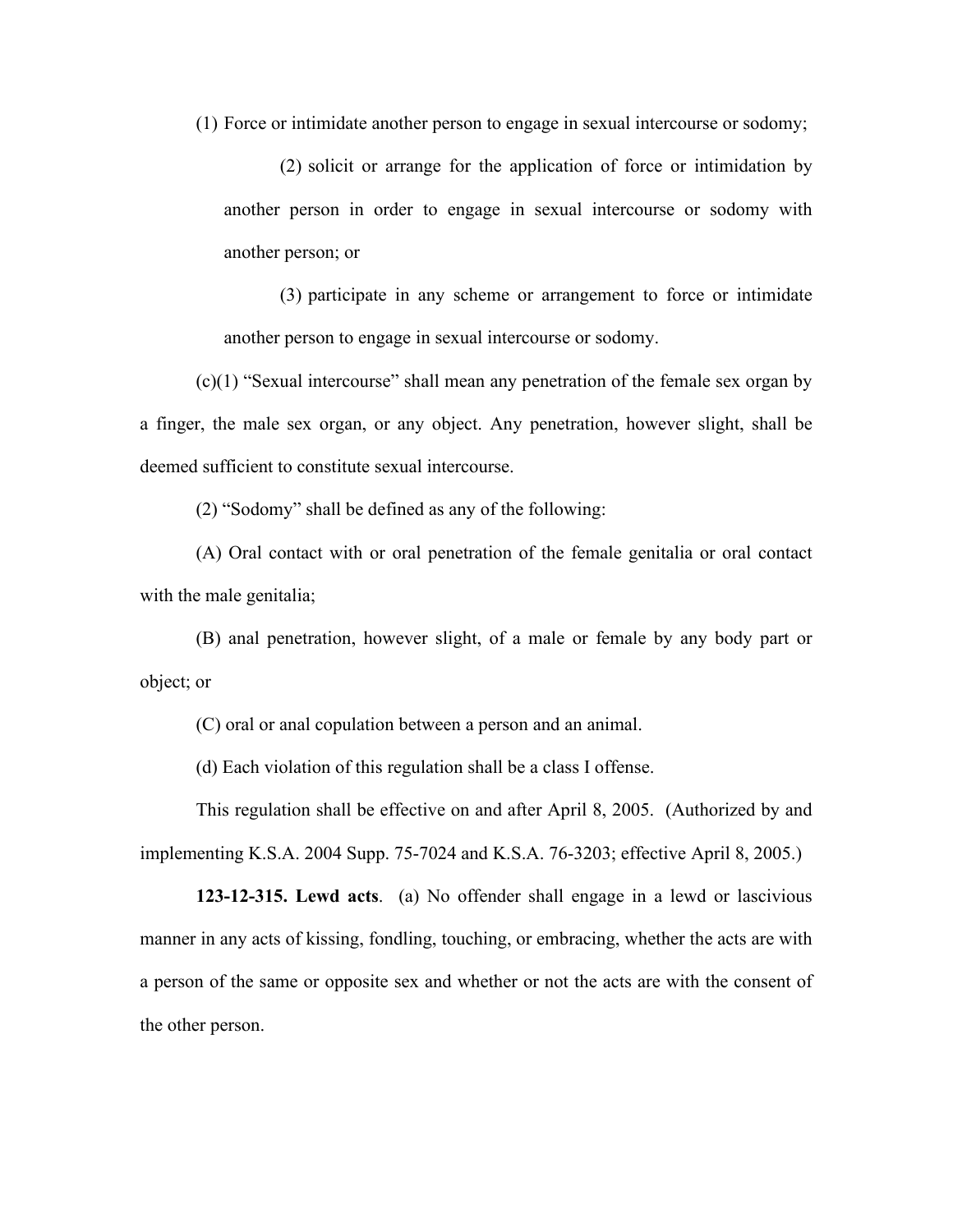(1) Force or intimidate another person to engage in sexual intercourse or sodomy;

(2) solicit or arrange for the application of force or intimidation by another person in order to engage in sexual intercourse or sodomy with another person; or

(3) participate in any scheme or arrangement to force or intimidate another person to engage in sexual intercourse or sodomy.

(c)(1) "Sexual intercourse" shall mean any penetration of the female sex organ by a finger, the male sex organ, or any object. Any penetration, however slight, shall be deemed sufficient to constitute sexual intercourse.

(2) "Sodomy" shall be defined as any of the following:

(A) Oral contact with or oral penetration of the female genitalia or oral contact with the male genitalia;

(B) anal penetration, however slight, of a male or female by any body part or object; or

(C) oral or anal copulation between a person and an animal.

(d) Each violation of this regulation shall be a class I offense.

This regulation shall be effective on and after April 8, 2005. (Authorized by and implementing K.S.A. 2004 Supp. 75-7024 and K.S.A. 76-3203; effective April 8, 2005.)

**123-12-315. Lewd acts**. (a) No offender shall engage in a lewd or lascivious manner in any acts of kissing, fondling, touching, or embracing, whether the acts are with a person of the same or opposite sex and whether or not the acts are with the consent of the other person.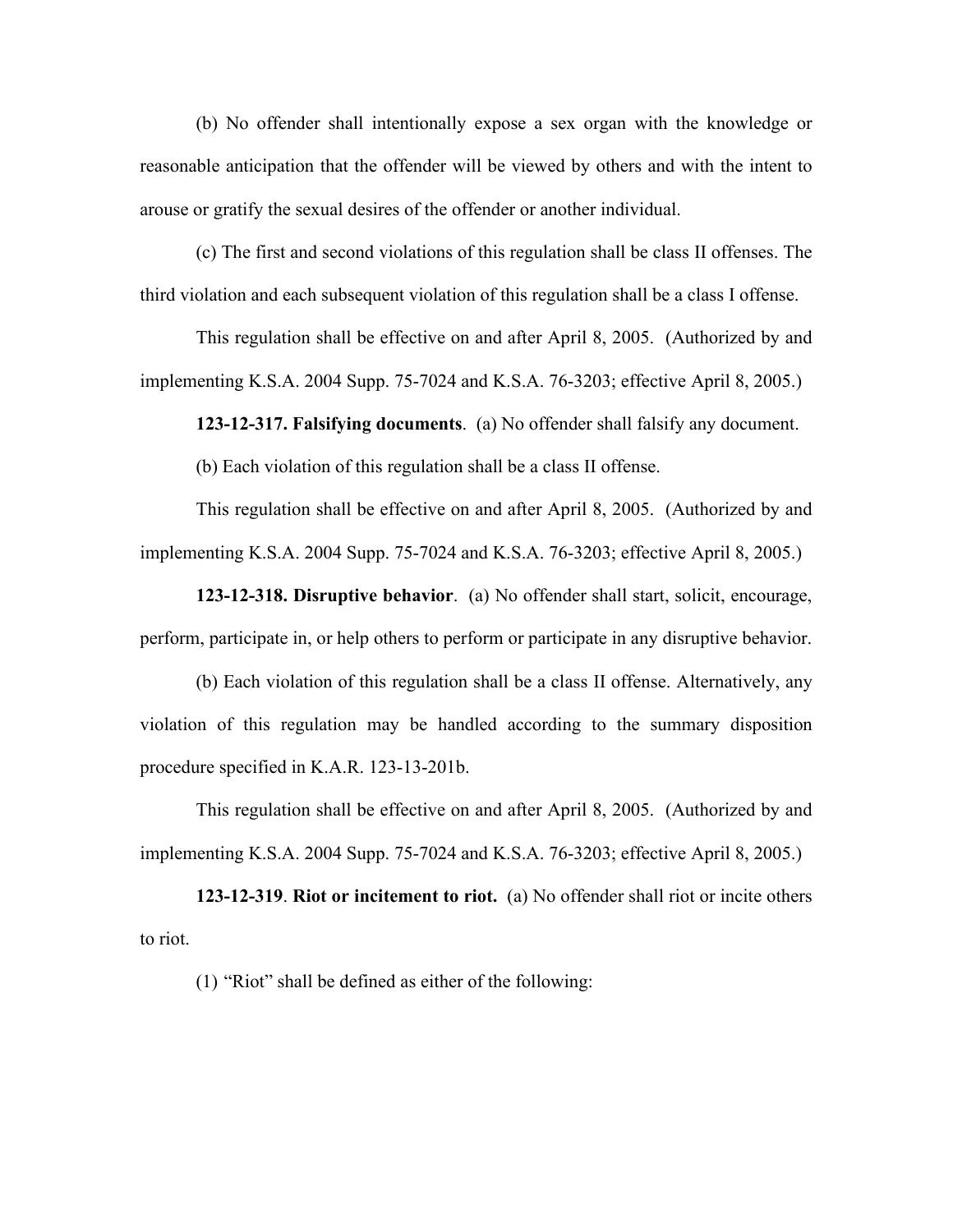(b) No offender shall intentionally expose a sex organ with the knowledge or reasonable anticipation that the offender will be viewed by others and with the intent to arouse or gratify the sexual desires of the offender or another individual.

(c) The first and second violations of this regulation shall be class II offenses. The third violation and each subsequent violation of this regulation shall be a class I offense.

This regulation shall be effective on and after April 8, 2005. (Authorized by and implementing K.S.A. 2004 Supp. 75-7024 and K.S.A. 76-3203; effective April 8, 2005.)

**123-12-317. Falsifying documents**. (a) No offender shall falsify any document.

(b) Each violation of this regulation shall be a class II offense.

This regulation shall be effective on and after April 8, 2005. (Authorized by and implementing K.S.A. 2004 Supp. 75-7024 and K.S.A. 76-3203; effective April 8, 2005.)

**123-12-318. Disruptive behavior**. (a) No offender shall start, solicit, encourage, perform, participate in, or help others to perform or participate in any disruptive behavior.

(b) Each violation of this regulation shall be a class II offense. Alternatively, any violation of this regulation may be handled according to the summary disposition procedure specified in K.A.R. 123-13-201b.

This regulation shall be effective on and after April 8, 2005. (Authorized by and implementing K.S.A. 2004 Supp. 75-7024 and K.S.A. 76-3203; effective April 8, 2005.)

**123-12-319**. **Riot or incitement to riot.** (a) No offender shall riot or incite others to riot.

(1) "Riot" shall be defined as either of the following: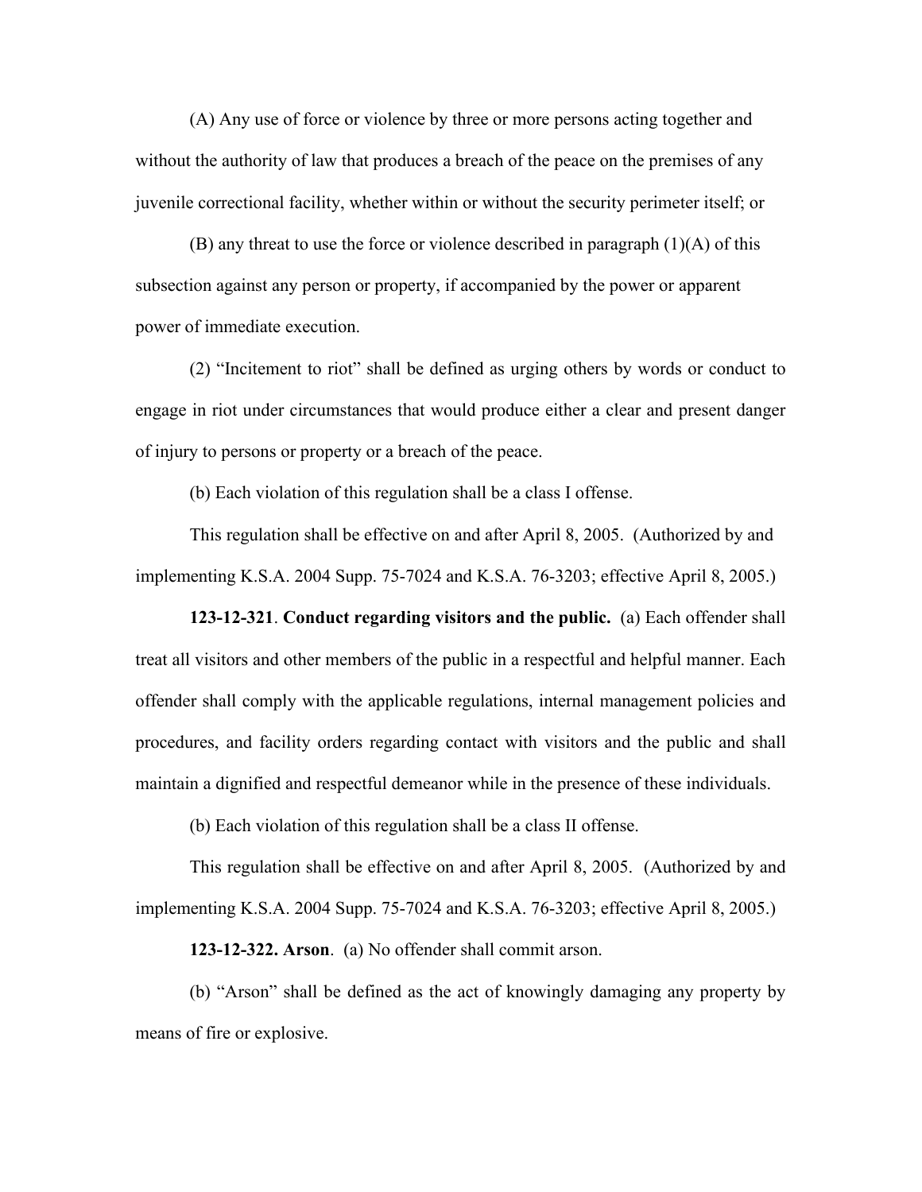(A) Any use of force or violence by three or more persons acting together and without the authority of law that produces a breach of the peace on the premises of any juvenile correctional facility, whether within or without the security perimeter itself; or

(B) any threat to use the force or violence described in paragraph (1)(A) of this subsection against any person or property, if accompanied by the power or apparent power of immediate execution.

(2) "Incitement to riot" shall be defined as urging others by words or conduct to engage in riot under circumstances that would produce either a clear and present danger of injury to persons or property or a breach of the peace.

(b) Each violation of this regulation shall be a class I offense.

This regulation shall be effective on and after April 8, 2005. (Authorized by and implementing K.S.A. 2004 Supp. 75-7024 and K.S.A. 76-3203; effective April 8, 2005.)

**123-12-321**. **Conduct regarding visitors and the public.** (a) Each offender shall treat all visitors and other members of the public in a respectful and helpful manner. Each offender shall comply with the applicable regulations, internal management policies and procedures, and facility orders regarding contact with visitors and the public and shall maintain a dignified and respectful demeanor while in the presence of these individuals.

(b) Each violation of this regulation shall be a class II offense.

This regulation shall be effective on and after April 8, 2005. (Authorized by and implementing K.S.A. 2004 Supp. 75-7024 and K.S.A. 76-3203; effective April 8, 2005.)

**123-12-322. Arson**. (a) No offender shall commit arson.

(b) "Arson" shall be defined as the act of knowingly damaging any property by means of fire or explosive.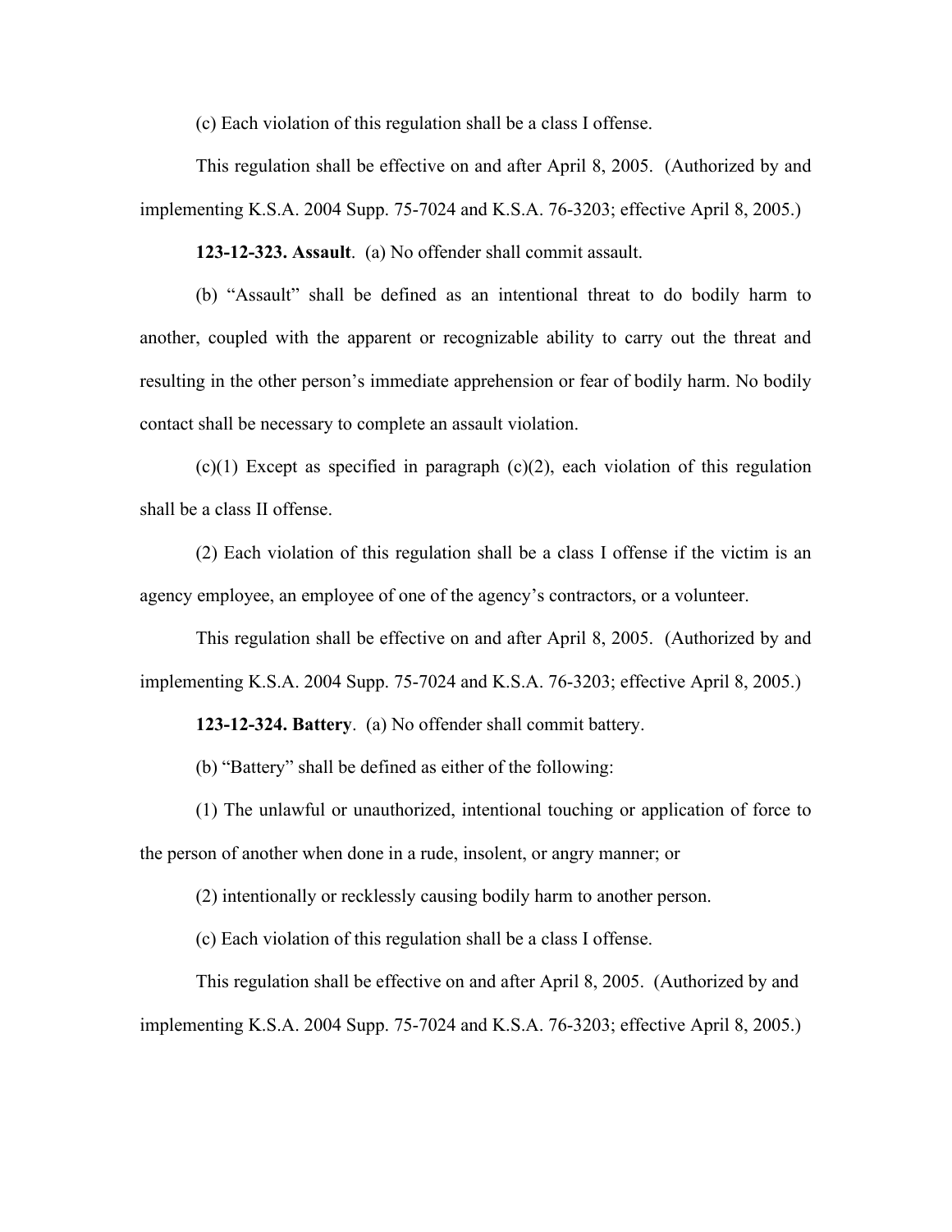(c) Each violation of this regulation shall be a class I offense.

This regulation shall be effective on and after April 8, 2005. (Authorized by and implementing K.S.A. 2004 Supp. 75-7024 and K.S.A. 76-3203; effective April 8, 2005.)

**123-12-323. Assault**. (a) No offender shall commit assault.

(b) "Assault" shall be defined as an intentional threat to do bodily harm to another, coupled with the apparent or recognizable ability to carry out the threat and resulting in the other person's immediate apprehension or fear of bodily harm. No bodily contact shall be necessary to complete an assault violation.

(c)(1) Except as specified in paragraph (c)(2), each violation of this regulation shall be a class II offense.

(2) Each violation of this regulation shall be a class I offense if the victim is an agency employee, an employee of one of the agency's contractors, or a volunteer.

This regulation shall be effective on and after April 8, 2005. (Authorized by and implementing K.S.A. 2004 Supp. 75-7024 and K.S.A. 76-3203; effective April 8, 2005.)

**123-12-324. Battery**. (a) No offender shall commit battery.

(b) "Battery" shall be defined as either of the following:

(1) The unlawful or unauthorized, intentional touching or application of force to the person of another when done in a rude, insolent, or angry manner; or

(2) intentionally or recklessly causing bodily harm to another person.

(c) Each violation of this regulation shall be a class I offense.

This regulation shall be effective on and after April 8, 2005. (Authorized by and implementing K.S.A. 2004 Supp. 75-7024 and K.S.A. 76-3203; effective April 8, 2005.)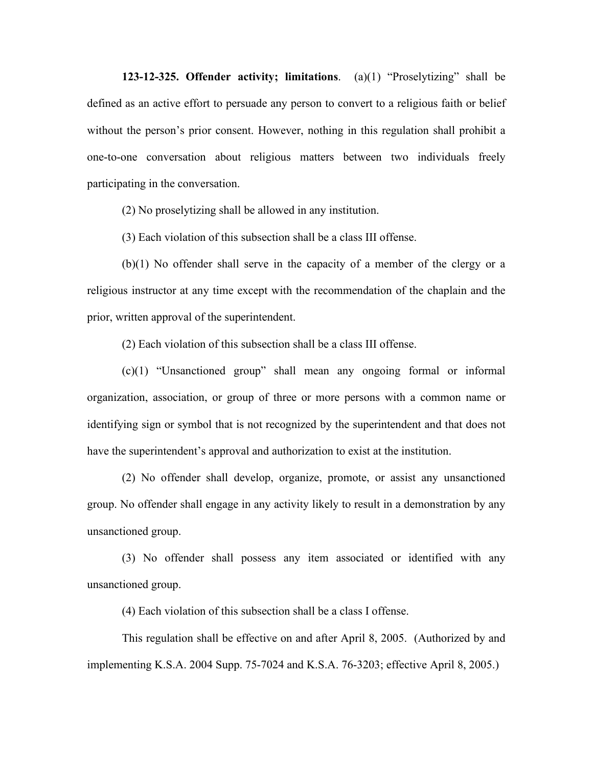**123-12-325. Offender activity; limitations**. (a)(1) "Proselytizing" shall be defined as an active effort to persuade any person to convert to a religious faith or belief without the person's prior consent. However, nothing in this regulation shall prohibit a one-to-one conversation about religious matters between two individuals freely participating in the conversation.

(2) No proselytizing shall be allowed in any institution.

(3) Each violation of this subsection shall be a class III offense.

(b)(1) No offender shall serve in the capacity of a member of the clergy or a religious instructor at any time except with the recommendation of the chaplain and the prior, written approval of the superintendent.

(2) Each violation of this subsection shall be a class III offense.

(c)(1) "Unsanctioned group" shall mean any ongoing formal or informal organization, association, or group of three or more persons with a common name or identifying sign or symbol that is not recognized by the superintendent and that does not have the superintendent's approval and authorization to exist at the institution.

(2) No offender shall develop, organize, promote, or assist any unsanctioned group. No offender shall engage in any activity likely to result in a demonstration by any unsanctioned group.

(3) No offender shall possess any item associated or identified with any unsanctioned group.

(4) Each violation of this subsection shall be a class I offense.

This regulation shall be effective on and after April 8, 2005. (Authorized by and implementing K.S.A. 2004 Supp. 75-7024 and K.S.A. 76-3203; effective April 8, 2005.)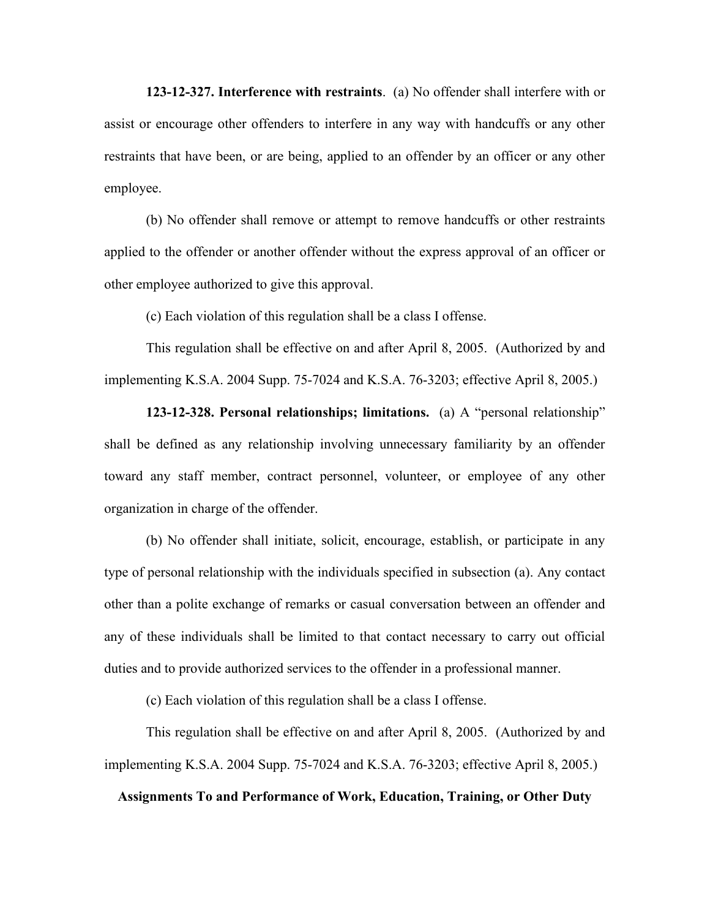**123-12-327. Interference with restraints**. (a) No offender shall interfere with or assist or encourage other offenders to interfere in any way with handcuffs or any other restraints that have been, or are being, applied to an offender by an officer or any other employee.

(b) No offender shall remove or attempt to remove handcuffs or other restraints applied to the offender or another offender without the express approval of an officer or other employee authorized to give this approval.

(c) Each violation of this regulation shall be a class I offense.

This regulation shall be effective on and after April 8, 2005. (Authorized by and implementing K.S.A. 2004 Supp. 75-7024 and K.S.A. 76-3203; effective April 8, 2005.)

**123-12-328. Personal relationships; limitations.** (a) A "personal relationship" shall be defined as any relationship involving unnecessary familiarity by an offender toward any staff member, contract personnel, volunteer, or employee of any other organization in charge of the offender.

(b) No offender shall initiate, solicit, encourage, establish, or participate in any type of personal relationship with the individuals specified in subsection (a). Any contact other than a polite exchange of remarks or casual conversation between an offender and any of these individuals shall be limited to that contact necessary to carry out official duties and to provide authorized services to the offender in a professional manner.

(c) Each violation of this regulation shall be a class I offense.

This regulation shall be effective on and after April 8, 2005. (Authorized by and implementing K.S.A. 2004 Supp. 75-7024 and K.S.A. 76-3203; effective April 8, 2005.)

## Assignments To and Performance of Work, Education, Training, or Other Duty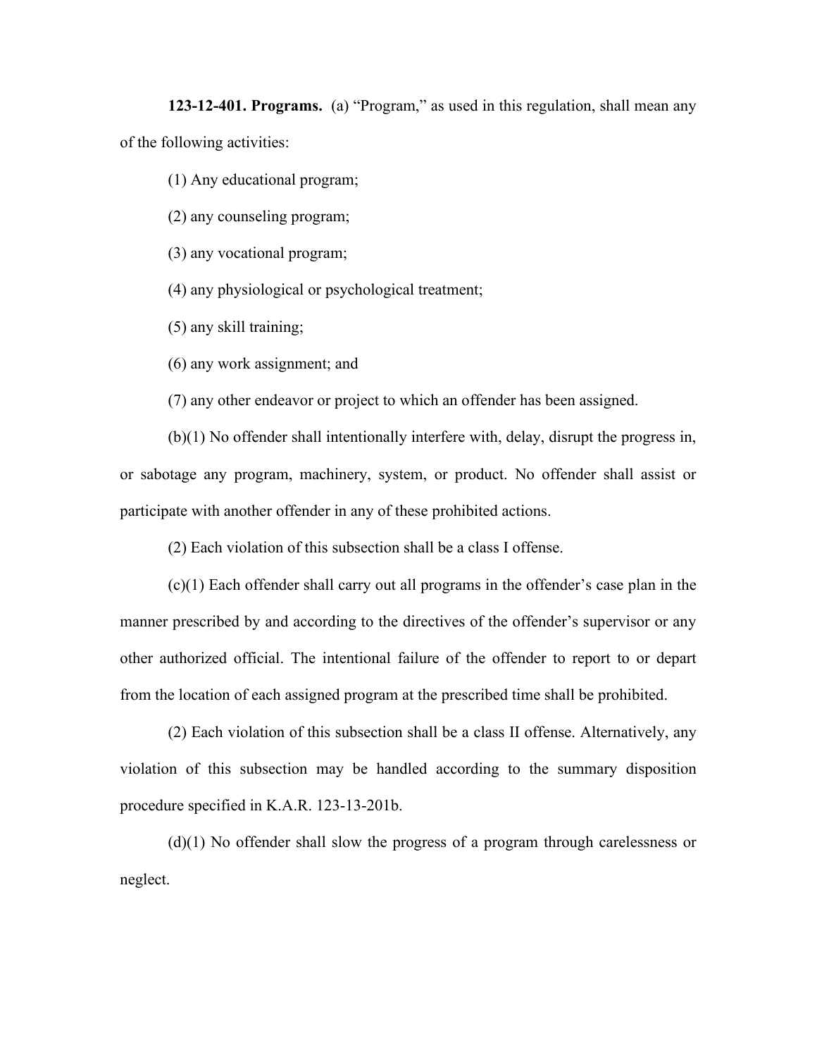**123-12-401. Programs.** (a) "Program," as used in this regulation, shall mean any of the following activities:

(1) Any educational program;

(2) any counseling program;

(3) any vocational program;

(4) any physiological or psychological treatment;

(5) any skill training;

(6) any work assignment; and

(7) any other endeavor or project to which an offender has been assigned.

(b)(1) No offender shall intentionally interfere with, delay, disrupt the progress in, or sabotage any program, machinery, system, or product. No offender shall assist or participate with another offender in any of these prohibited actions.

(2) Each violation of this subsection shall be a class I offense.

(c)(1) Each offender shall carry out all programs in the offender's case plan in the manner prescribed by and according to the directives of the offender's supervisor or any other authorized official. The intentional failure of the offender to report to or depart from the location of each assigned program at the prescribed time shall be prohibited.

(2) Each violation of this subsection shall be a class II offense. Alternatively, any violation of this subsection may be handled according to the summary disposition procedure specified in K.A.R. 123-13-201b.

(d)(1) No offender shall slow the progress of a program through carelessness or neglect.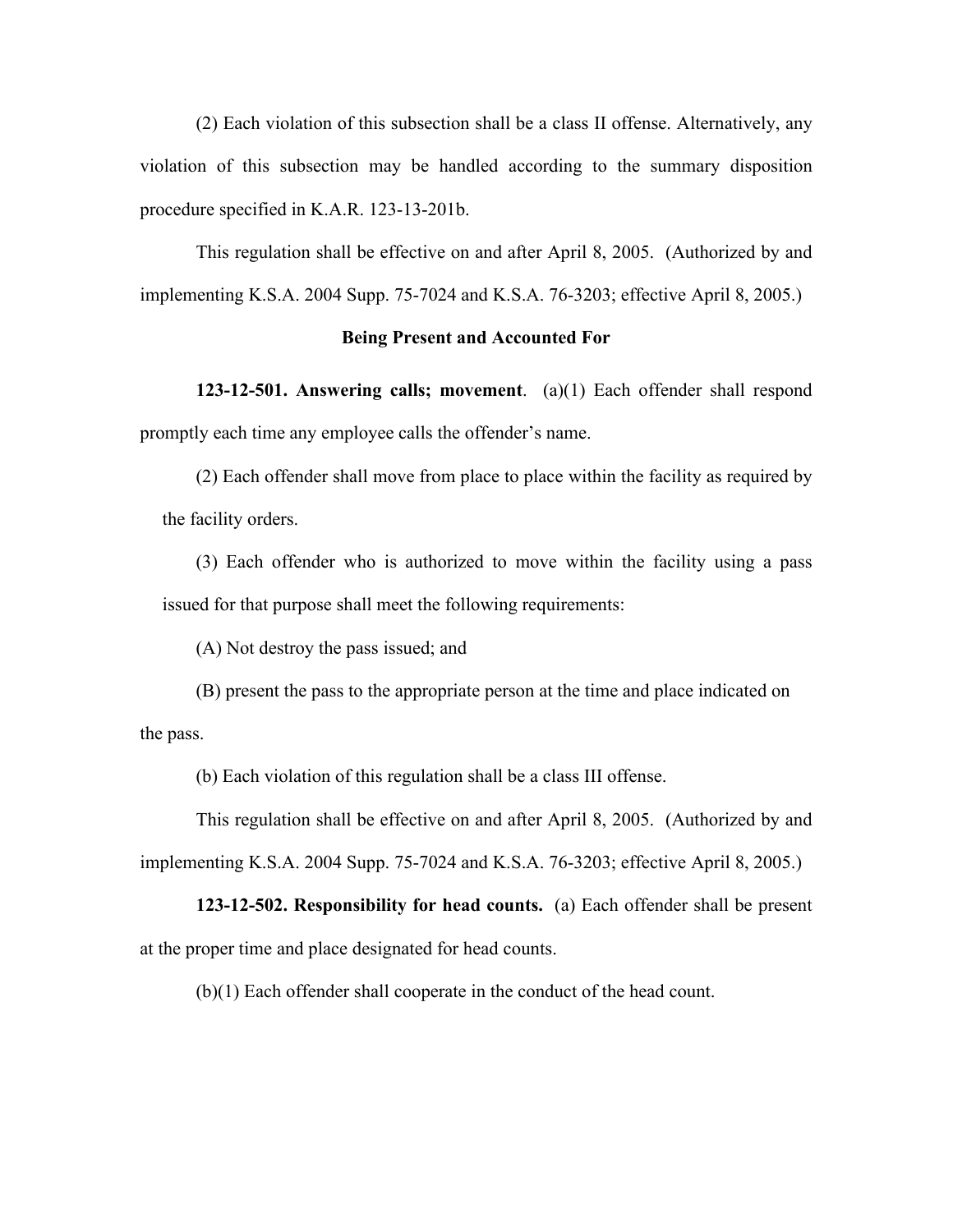(2) Each violation of this subsection shall be a class II offense. Alternatively, any violation of this subsection may be handled according to the summary disposition procedure specified in K.A.R. 123-13-201b.

This regulation shall be effective on and after April 8, 2005. (Authorized by and implementing K.S.A. 2004 Supp. 75-7024 and K.S.A. 76-3203; effective April 8, 2005.)

### Being Present and Accounted For

**123-12-501. Answering calls; movement**. (a)(1) Each offender shall respond promptly each time any employee calls the offender's name.

(2) Each offender shall move from place to place within the facility as required by the facility orders.

(3) Each offender who is authorized to move within the facility using a pass issued for that purpose shall meet the following requirements:

(A) Not destroy the pass issued; and

(B) present the pass to the appropriate person at the time and place indicated on the pass.

(b) Each violation of this regulation shall be a class III offense.

This regulation shall be effective on and after April 8, 2005. (Authorized by and implementing K.S.A. 2004 Supp. 75-7024 and K.S.A. 76-3203; effective April 8, 2005.)

**123-12-502. Responsibility for head counts.** (a) Each offender shall be present at the proper time and place designated for head counts.

(b)(1) Each offender shall cooperate in the conduct of the head count.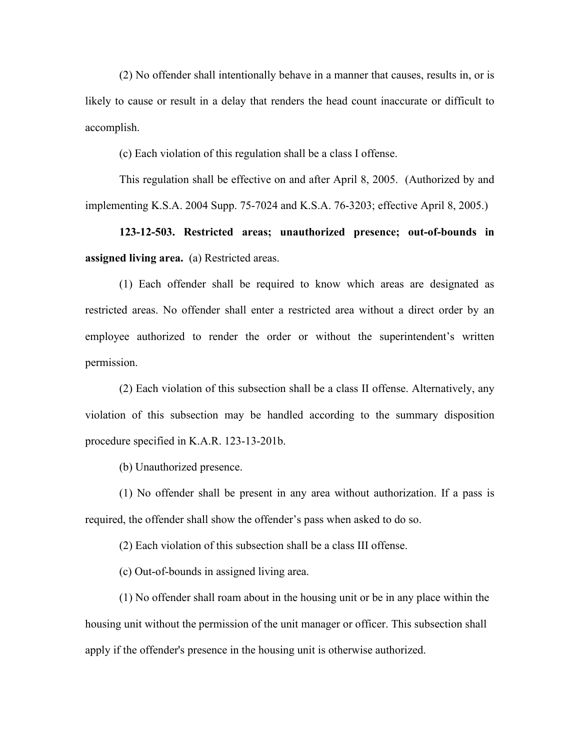(2) No offender shall intentionally behave in a manner that causes, results in, or is likely to cause or result in a delay that renders the head count inaccurate or difficult to accomplish.

(c) Each violation of this regulation shall be a class I offense.

This regulation shall be effective on and after April 8, 2005. (Authorized by and implementing K.S.A. 2004 Supp. 75-7024 and K.S.A. 76-3203; effective April 8, 2005.)

**123-12-503. Restricted areas; unauthorized presence; out-of-bounds in assigned living area.** (a) Restricted areas.

(1) Each offender shall be required to know which areas are designated as restricted areas. No offender shall enter a restricted area without a direct order by an employee authorized to render the order or without the superintendent's written permission.

(2) Each violation of this subsection shall be a class II offense. Alternatively, any violation of this subsection may be handled according to the summary disposition procedure specified in K.A.R. 123-13-201b.

(b) Unauthorized presence.

(1) No offender shall be present in any area without authorization. If a pass is required, the offender shall show the offender's pass when asked to do so.

(2) Each violation of this subsection shall be a class III offense.

(c) Out-of-bounds in assigned living area.

(1) No offender shall roam about in the housing unit or be in any place within the housing unit without the permission of the unit manager or officer. This subsection shall apply if the offender's presence in the housing unit is otherwise authorized.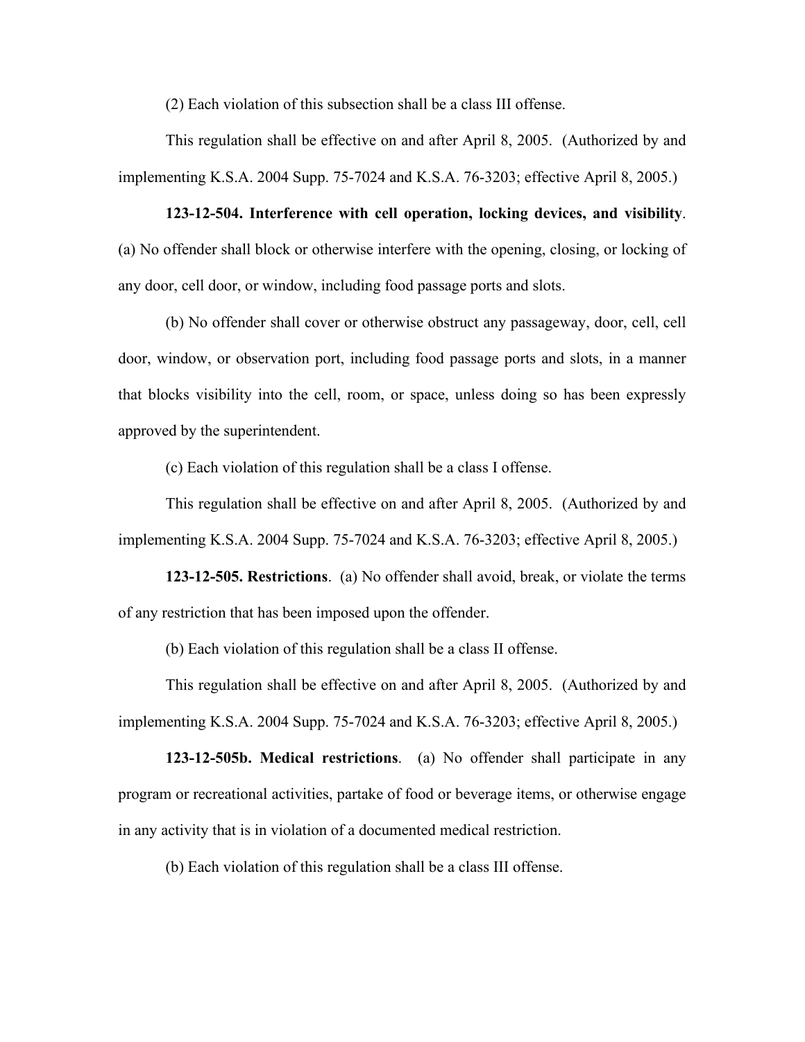(2) Each violation of this subsection shall be a class III offense.

This regulation shall be effective on and after April 8, 2005. (Authorized by and implementing K.S.A. 2004 Supp. 75-7024 and K.S.A. 76-3203; effective April 8, 2005.)

**123-12-504. Interference with cell operation, locking devices, and visibility**. (a) No offender shall block or otherwise interfere with the opening, closing, or locking of any door, cell door, or window, including food passage ports and slots.

(b) No offender shall cover or otherwise obstruct any passageway, door, cell, cell door, window, or observation port, including food passage ports and slots, in a manner that blocks visibility into the cell, room, or space, unless doing so has been expressly approved by the superintendent.

(c) Each violation of this regulation shall be a class I offense.

This regulation shall be effective on and after April 8, 2005. (Authorized by and implementing K.S.A. 2004 Supp. 75-7024 and K.S.A. 76-3203; effective April 8, 2005.)

**123-12-505. Restrictions**. (a) No offender shall avoid, break, or violate the terms of any restriction that has been imposed upon the offender.

(b) Each violation of this regulation shall be a class II offense.

This regulation shall be effective on and after April 8, 2005. (Authorized by and implementing K.S.A. 2004 Supp. 75-7024 and K.S.A. 76-3203; effective April 8, 2005.)

**123-12-505b. Medical restrictions**. (a) No offender shall participate in any program or recreational activities, partake of food or beverage items, or otherwise engage in any activity that is in violation of a documented medical restriction.

(b) Each violation of this regulation shall be a class III offense.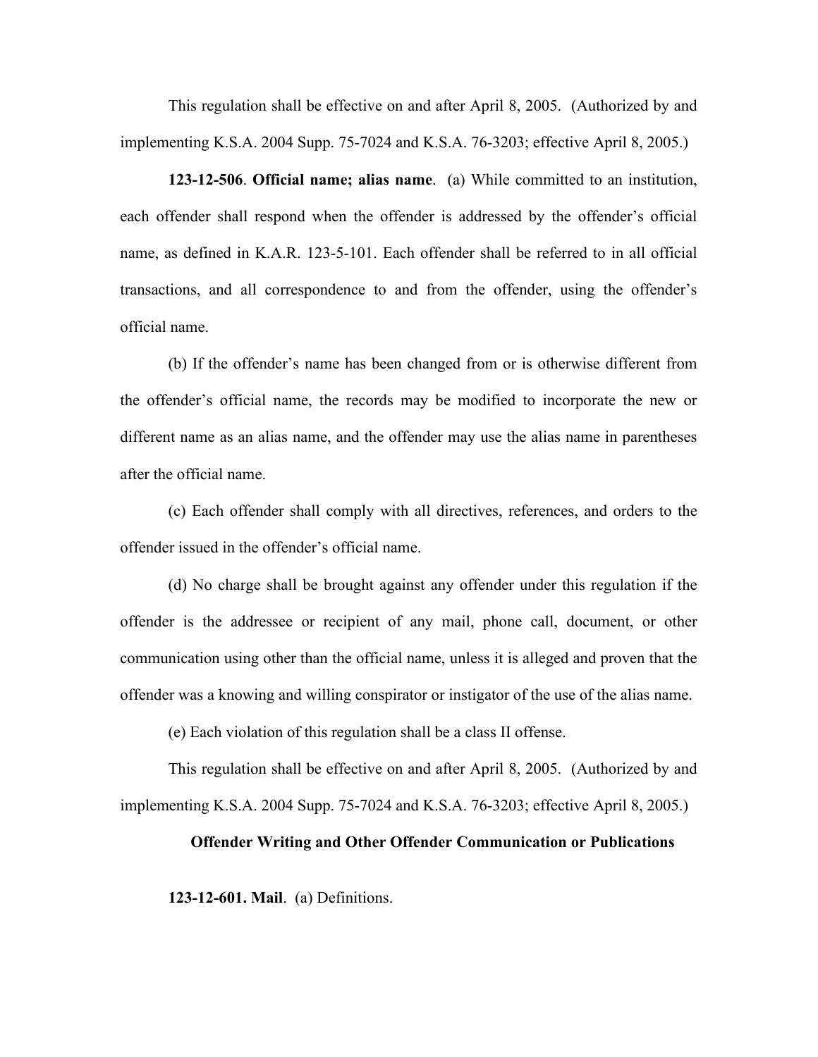This regulation shall be effective on and after April 8, 2005. (Authorized by and implementing K.S.A. 2004 Supp. 75-7024 and K.S.A. 76-3203; effective April 8, 2005.)

**123-12-506**. **Official name; alias name**. (a) While committed to an institution, each offender shall respond when the offender is addressed by the offender's official name, as defined in K.A.R. 123-5-101. Each offender shall be referred to in all official transactions, and all correspondence to and from the offender, using the offender's official name.

(b) If the offender's name has been changed from or is otherwise different from the offender's official name, the records may be modified to incorporate the new or different name as an alias name, and the offender may use the alias name in parentheses after the official name.

(c) Each offender shall comply with all directives, references, and orders to the offender issued in the offender's official name.

(d) No charge shall be brought against any offender under this regulation if the offender is the addressee or recipient of any mail, phone call, document, or other communication using other than the official name, unless it is alleged and proven that the offender was a knowing and willing conspirator or instigator of the use of the alias name.

(e) Each violation of this regulation shall be a class II offense.

This regulation shall be effective on and after April 8, 2005. (Authorized by and implementing K.S.A. 2004 Supp. 75-7024 and K.S.A. 76-3203; effective April 8, 2005.)

## Offender Writing and Other Offender Communication or Publications

**123-12-601. Mail**. (a) Definitions.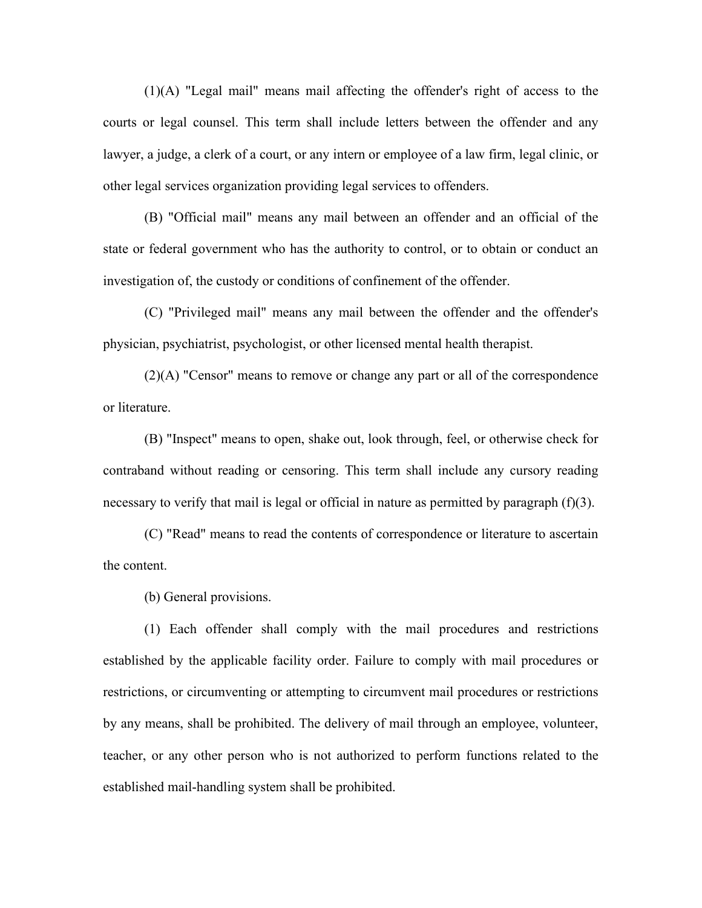(1)(A) "Legal mail" means mail affecting the offender's right of access to the courts or legal counsel. This term shall include letters between the offender and any lawyer, a judge, a clerk of a court, or any intern or employee of a law firm, legal clinic, or other legal services organization providing legal services to offenders.

(B) "Official mail" means any mail between an offender and an official of the state or federal government who has the authority to control, or to obtain or conduct an investigation of, the custody or conditions of confinement of the offender.

(C) "Privileged mail" means any mail between the offender and the offender's physician, psychiatrist, psychologist, or other licensed mental health therapist.

(2)(A) "Censor" means to remove or change any part or all of the correspondence or literature.

(B) "Inspect" means to open, shake out, look through, feel, or otherwise check for contraband without reading or censoring. This term shall include any cursory reading necessary to verify that mail is legal or official in nature as permitted by paragraph (f)(3).

(C) "Read" means to read the contents of correspondence or literature to ascertain the content.

(b) General provisions.

(1) Each offender shall comply with the mail procedures and restrictions established by the applicable facility order. Failure to comply with mail procedures or restrictions, or circumventing or attempting to circumvent mail procedures or restrictions by any means, shall be prohibited. The delivery of mail through an employee, volunteer, teacher, or any other person who is not authorized to perform functions related to the established mail-handling system shall be prohibited.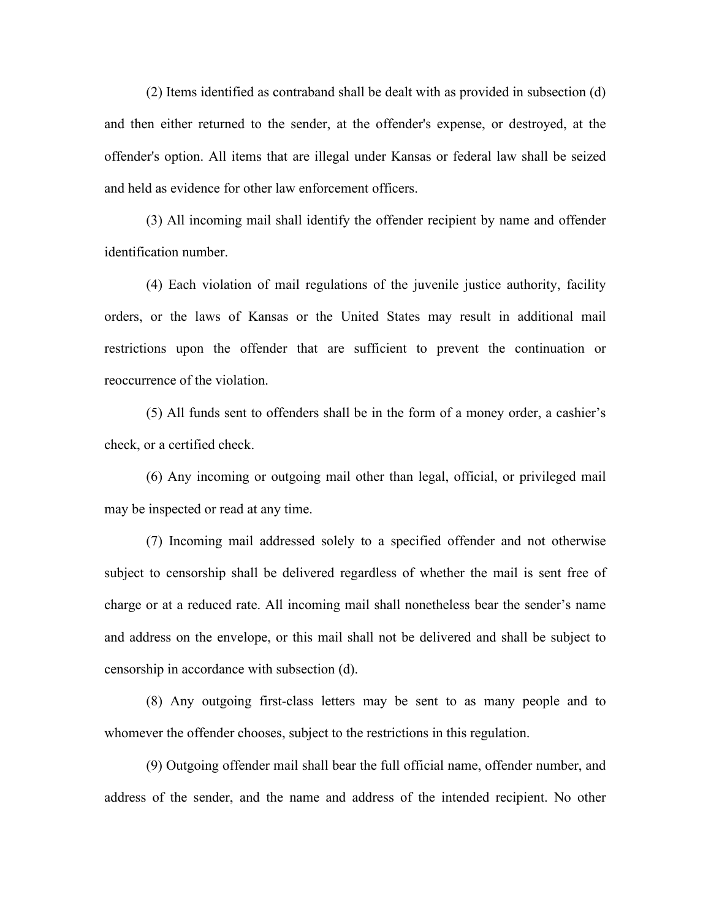(2) Items identified as contraband shall be dealt with as provided in subsection (d) and then either returned to the sender, at the offender's expense, or destroyed, at the offender's option. All items that are illegal under Kansas or federal law shall be seized and held as evidence for other law enforcement officers.

(3) All incoming mail shall identify the offender recipient by name and offender identification number.

(4) Each violation of mail regulations of the juvenile justice authority, facility orders, or the laws of Kansas or the United States may result in additional mail restrictions upon the offender that are sufficient to prevent the continuation or reoccurrence of the violation.

(5) All funds sent to offenders shall be in the form of a money order, a cashier's check, or a certified check.

(6) Any incoming or outgoing mail other than legal, official, or privileged mail may be inspected or read at any time.

(7) Incoming mail addressed solely to a specified offender and not otherwise subject to censorship shall be delivered regardless of whether the mail is sent free of charge or at a reduced rate. All incoming mail shall nonetheless bear the sender's name and address on the envelope, or this mail shall not be delivered and shall be subject to censorship in accordance with subsection (d).

(8) Any outgoing first-class letters may be sent to as many people and to whomever the offender chooses, subject to the restrictions in this regulation.

(9) Outgoing offender mail shall bear the full official name, offender number, and address of the sender, and the name and address of the intended recipient. No other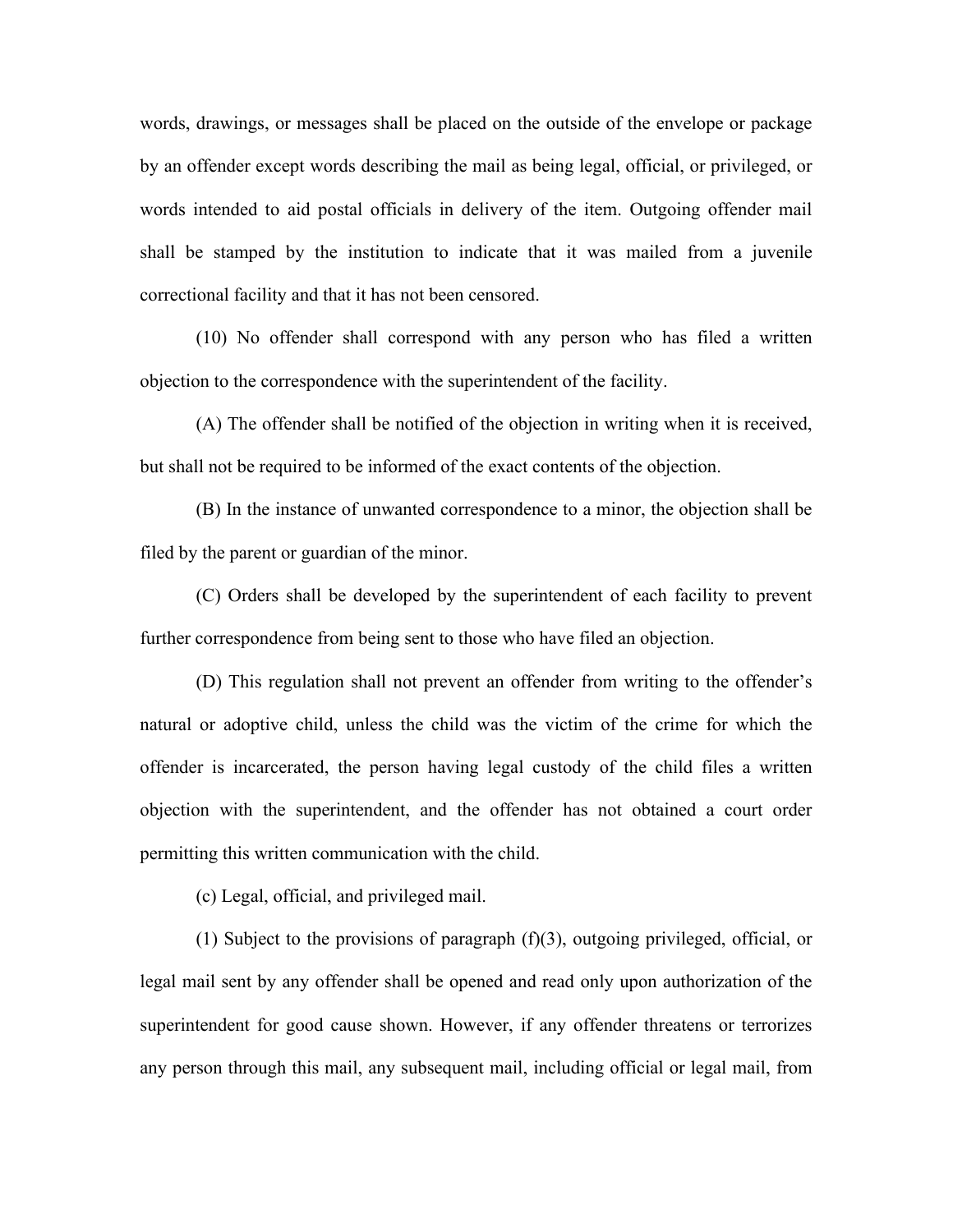words, drawings, or messages shall be placed on the outside of the envelope or package by an offender except words describing the mail as being legal, official, or privileged, or words intended to aid postal officials in delivery of the item. Outgoing offender mail shall be stamped by the institution to indicate that it was mailed from a juvenile correctional facility and that it has not been censored.

(10) No offender shall correspond with any person who has filed a written objection to the correspondence with the superintendent of the facility.

(A) The offender shall be notified of the objection in writing when it is received, but shall not be required to be informed of the exact contents of the objection.

(B) In the instance of unwanted correspondence to a minor, the objection shall be filed by the parent or guardian of the minor.

(C) Orders shall be developed by the superintendent of each facility to prevent further correspondence from being sent to those who have filed an objection.

(D) This regulation shall not prevent an offender from writing to the offender's natural or adoptive child, unless the child was the victim of the crime for which the offender is incarcerated, the person having legal custody of the child files a written objection with the superintendent, and the offender has not obtained a court order permitting this written communication with the child.

(c) Legal, official, and privileged mail.

(1) Subject to the provisions of paragraph (f)(3), outgoing privileged, official, or legal mail sent by any offender shall be opened and read only upon authorization of the superintendent for good cause shown. However, if any offender threatens or terrorizes any person through this mail, any subsequent mail, including official or legal mail, from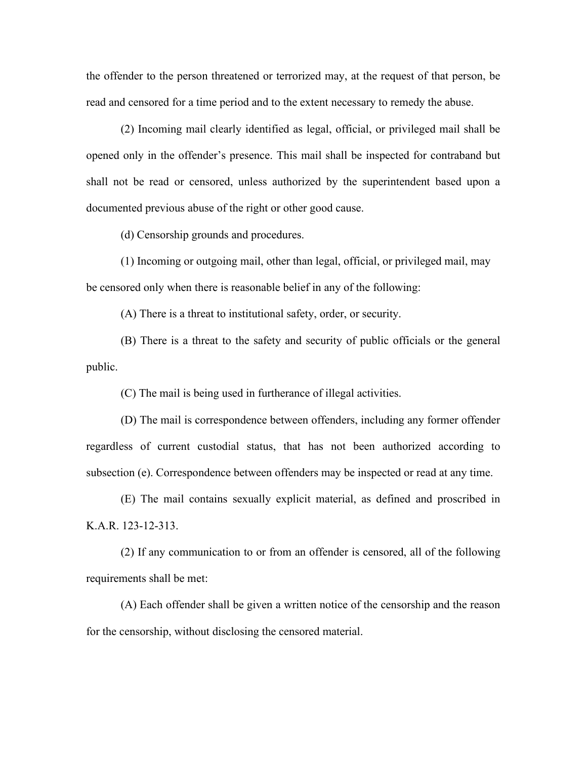the offender to the person threatened or terrorized may, at the request of that person, be read and censored for a time period and to the extent necessary to remedy the abuse.

(2) Incoming mail clearly identified as legal, official, or privileged mail shall be opened only in the offender's presence. This mail shall be inspected for contraband but shall not be read or censored, unless authorized by the superintendent based upon a documented previous abuse of the right or other good cause.

(d) Censorship grounds and procedures.

(1) Incoming or outgoing mail, other than legal, official, or privileged mail, may be censored only when there is reasonable belief in any of the following:

(A) There is a threat to institutional safety, order, or security.

(B) There is a threat to the safety and security of public officials or the general public.

(C) The mail is being used in furtherance of illegal activities.

(D) The mail is correspondence between offenders, including any former offender regardless of current custodial status, that has not been authorized according to subsection (e). Correspondence between offenders may be inspected or read at any time.

(E) The mail contains sexually explicit material, as defined and proscribed in K.A.R. 123-12-313.

(2) If any communication to or from an offender is censored, all of the following requirements shall be met:

(A) Each offender shall be given a written notice of the censorship and the reason for the censorship, without disclosing the censored material.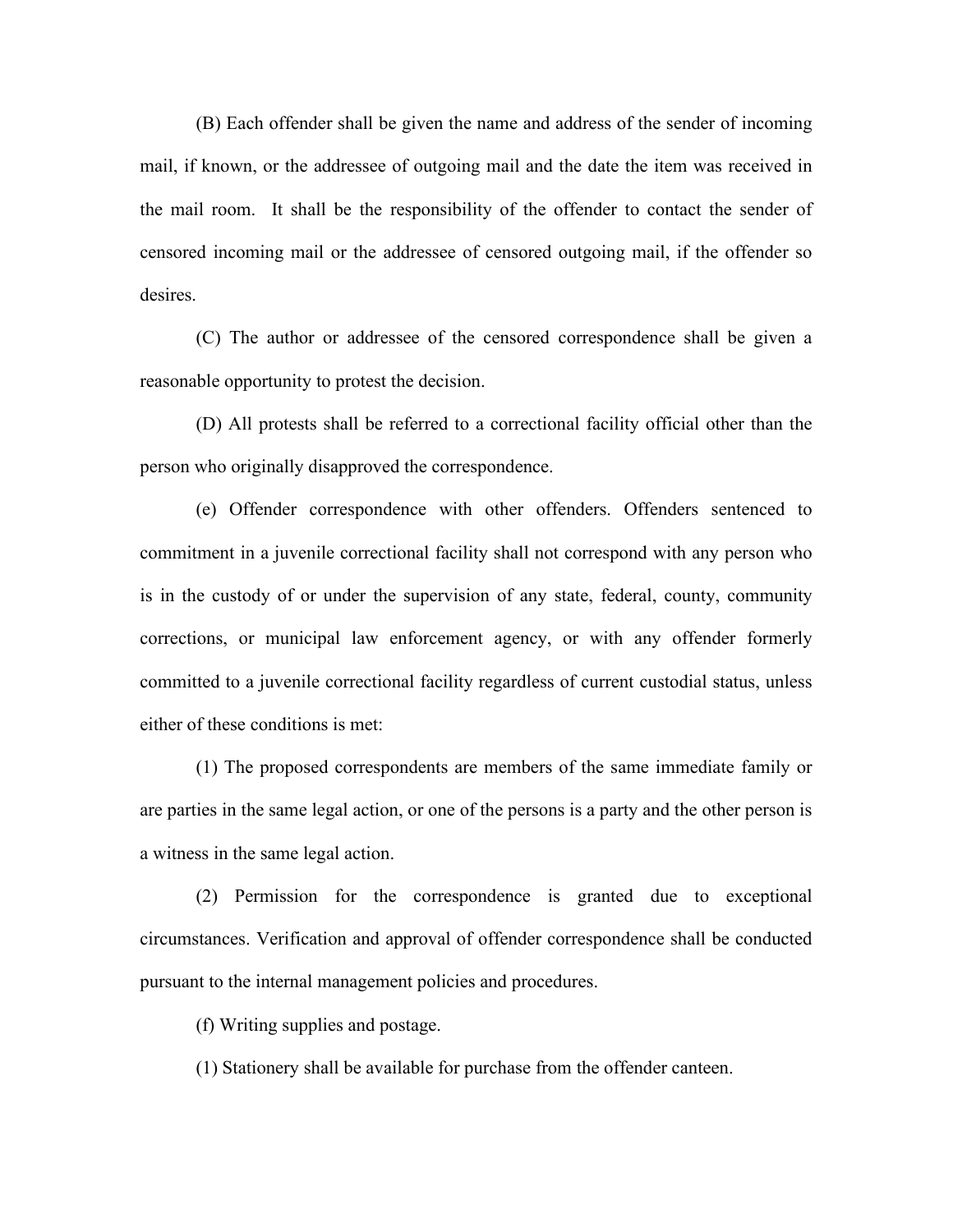(B) Each offender shall be given the name and address of the sender of incoming mail, if known, or the addressee of outgoing mail and the date the item was received in the mail room. It shall be the responsibility of the offender to contact the sender of censored incoming mail or the addressee of censored outgoing mail, if the offender so desires.

(C) The author or addressee of the censored correspondence shall be given a reasonable opportunity to protest the decision.

(D) All protests shall be referred to a correctional facility official other than the person who originally disapproved the correspondence.

(e) Offender correspondence with other offenders. Offenders sentenced to commitment in a juvenile correctional facility shall not correspond with any person who is in the custody of or under the supervision of any state, federal, county, community corrections, or municipal law enforcement agency, or with any offender formerly committed to a juvenile correctional facility regardless of current custodial status, unless either of these conditions is met:

(1) The proposed correspondents are members of the same immediate family or are parties in the same legal action, or one of the persons is a party and the other person is a witness in the same legal action.

(2) Permission for the correspondence is granted due to exceptional circumstances. Verification and approval of offender correspondence shall be conducted pursuant to the internal management policies and procedures.

(f) Writing supplies and postage.

(1) Stationery shall be available for purchase from the offender canteen.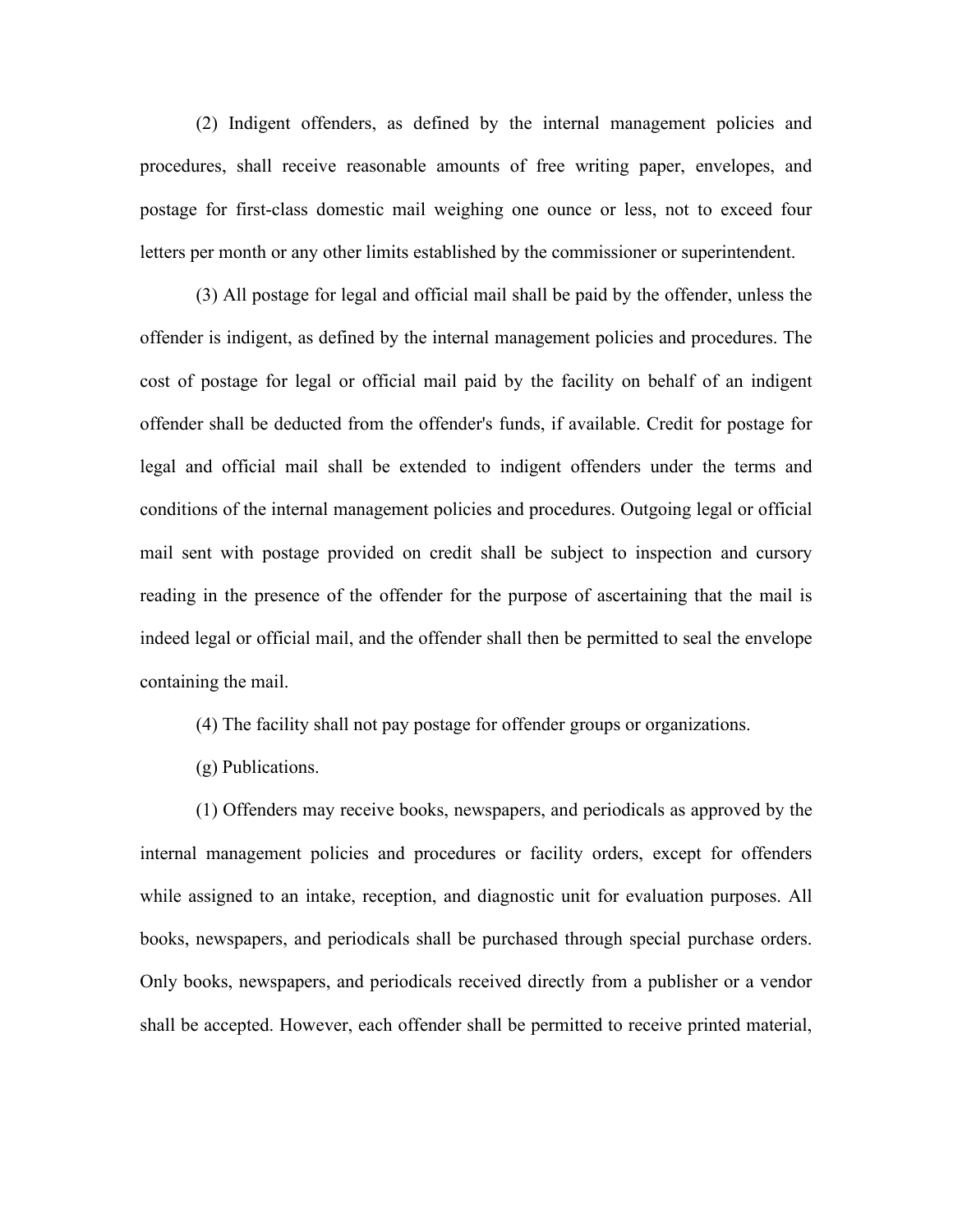(2) Indigent offenders, as defined by the internal management policies and procedures, shall receive reasonable amounts of free writing paper, envelopes, and postage for first-class domestic mail weighing one ounce or less, not to exceed four letters per month or any other limits established by the commissioner or superintendent.

(3) All postage for legal and official mail shall be paid by the offender, unless the offender is indigent, as defined by the internal management policies and procedures. The cost of postage for legal or official mail paid by the facility on behalf of an indigent offender shall be deducted from the offender's funds, if available. Credit for postage for legal and official mail shall be extended to indigent offenders under the terms and conditions of the internal management policies and procedures. Outgoing legal or official mail sent with postage provided on credit shall be subject to inspection and cursory reading in the presence of the offender for the purpose of ascertaining that the mail is indeed legal or official mail, and the offender shall then be permitted to seal the envelope containing the mail.

(4) The facility shall not pay postage for offender groups or organizations.

(g) Publications.

(1) Offenders may receive books, newspapers, and periodicals as approved by the internal management policies and procedures or facility orders, except for offenders while assigned to an intake, reception, and diagnostic unit for evaluation purposes. All books, newspapers, and periodicals shall be purchased through special purchase orders. Only books, newspapers, and periodicals received directly from a publisher or a vendor shall be accepted. However, each offender shall be permitted to receive printed material,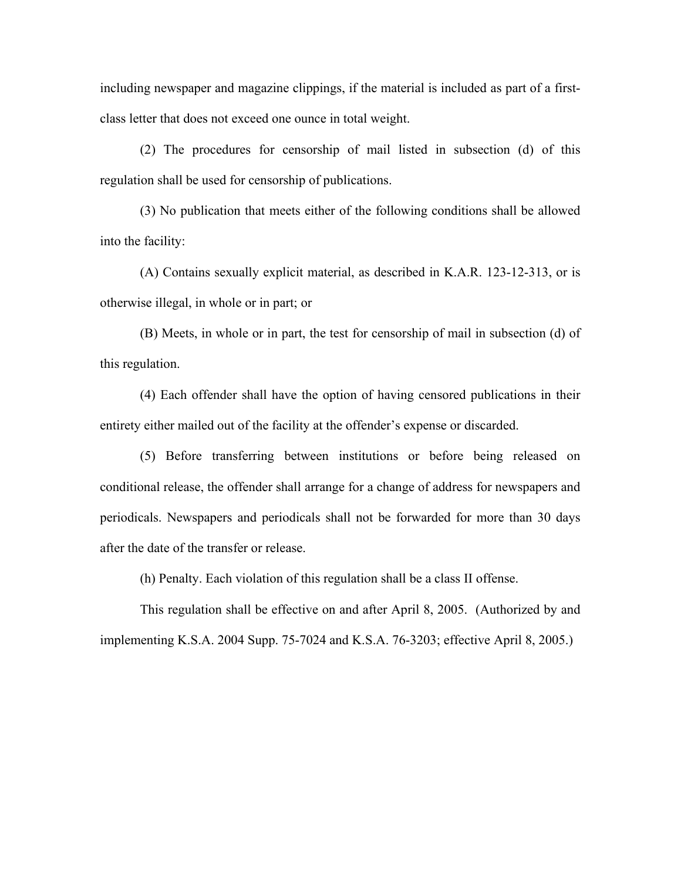including newspaper and magazine clippings, if the material is included as part of a first-class letter that does not exceed one ounce in total weight.

(2) The procedures for censorship of mail listed in subsection (d) of this regulation shall be used for censorship of publications.

(3) No publication that meets either of the following conditions shall be allowed into the facility:

(A) Contains sexually explicit material, as described in K.A.R. 123-12-313, or is otherwise illegal, in whole or in part; or

(B) Meets, in whole or in part, the test for censorship of mail in subsection (d) of this regulation.

(4) Each offender shall have the option of having censored publications in their entirety either mailed out of the facility at the offender's expense or discarded.

(5) Before transferring between institutions or before being released on conditional release, the offender shall arrange for a change of address for newspapers and periodicals. Newspapers and periodicals shall not be forwarded for more than 30 days after the date of the transfer or release.

(h) Penalty. Each violation of this regulation shall be a class II offense.

This regulation shall be effective on and after April 8, 2005. (Authorized by and implementing K.S.A. 2004 Supp. 75-7024 and K.S.A. 76-3203; effective April 8, 2005.)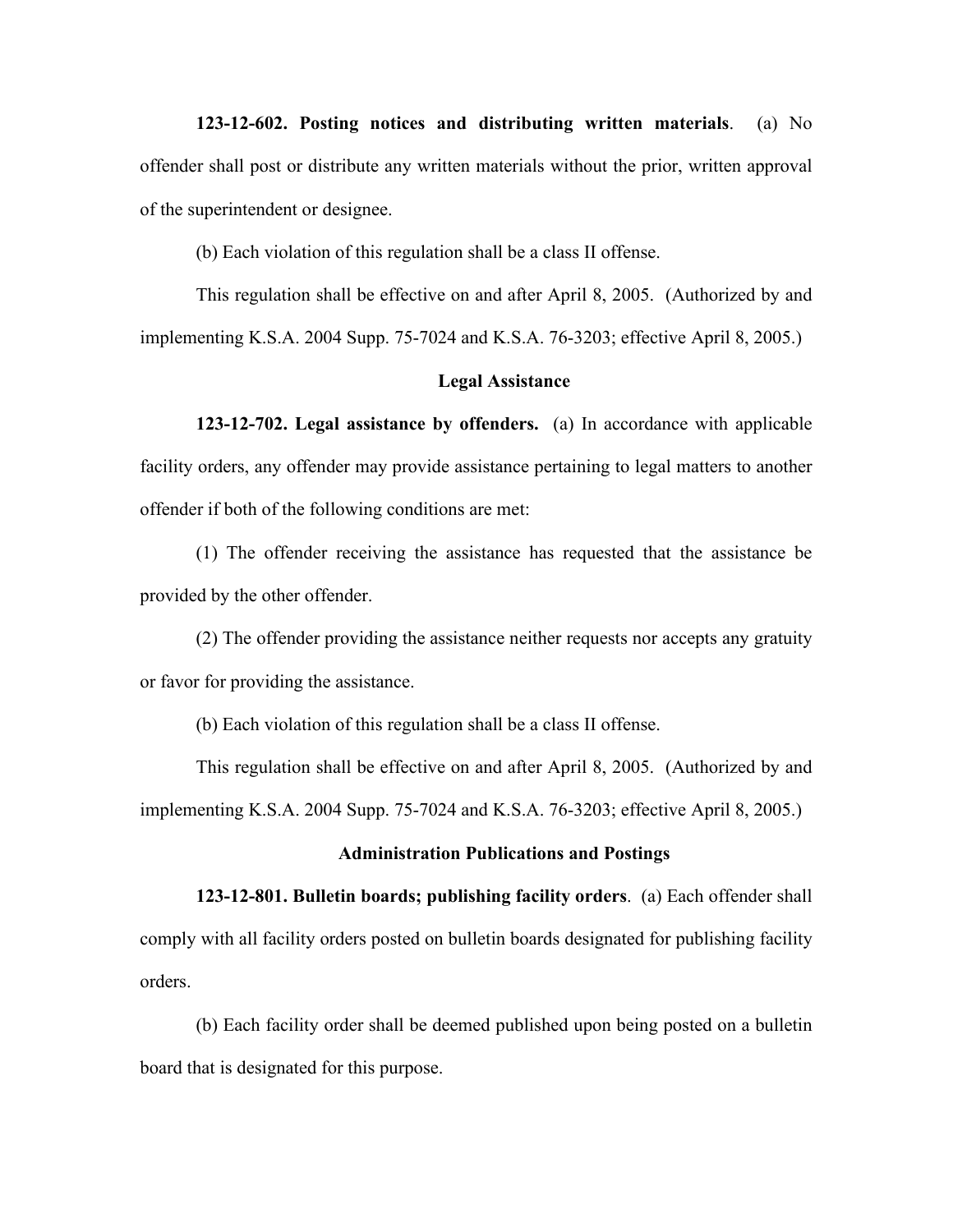**123-12-602. Posting notices and distributing written materials**. (a) No offender shall post or distribute any written materials without the prior, written approval of the superintendent or designee.

(b) Each violation of this regulation shall be a class II offense.

This regulation shall be effective on and after April 8, 2005. (Authorized by and implementing K.S.A. 2004 Supp. 75-7024 and K.S.A. 76-3203; effective April 8, 2005.)

## Legal Assistance

**123-12-702. Legal assistance by offenders.** (a) In accordance with applicable facility orders, any offender may provide assistance pertaining to legal matters to another offender if both of the following conditions are met:

(1) The offender receiving the assistance has requested that the assistance be provided by the other offender.

(2) The offender providing the assistance neither requests nor accepts any gratuity or favor for providing the assistance.

(b) Each violation of this regulation shall be a class II offense.

This regulation shall be effective on and after April 8, 2005. (Authorized by and implementing K.S.A. 2004 Supp. 75-7024 and K.S.A. 76-3203; effective April 8, 2005.)

## Administration Publications and Postings

**123-12-801. Bulletin boards; publishing facility orders**. (a) Each offender shall comply with all facility orders posted on bulletin boards designated for publishing facility orders.

(b) Each facility order shall be deemed published upon being posted on a bulletin board that is designated for this purpose.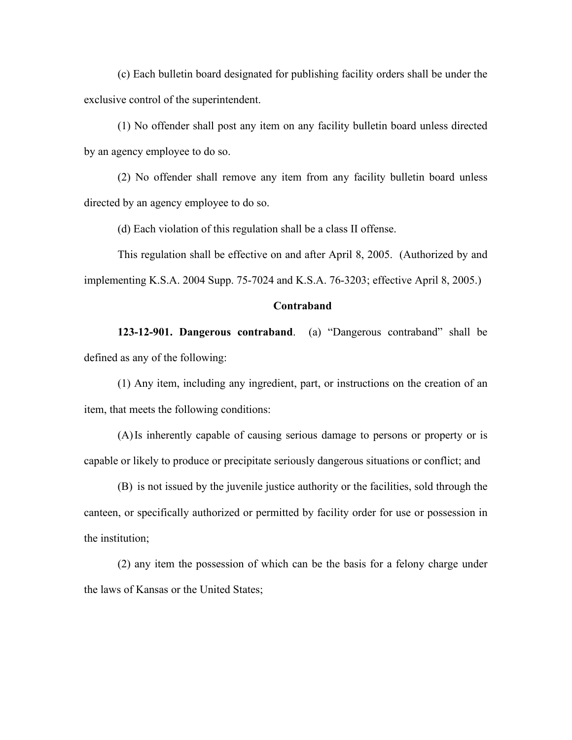(c) Each bulletin board designated for publishing facility orders shall be under the exclusive control of the superintendent.

(1) No offender shall post any item on any facility bulletin board unless directed by an agency employee to do so.

(2) No offender shall remove any item from any facility bulletin board unless directed by an agency employee to do so.

(d) Each violation of this regulation shall be a class II offense.

This regulation shall be effective on and after April 8, 2005. (Authorized by and implementing K.S.A. 2004 Supp. 75-7024 and K.S.A. 76-3203; effective April 8, 2005.)

## Contraband

**123-12-901. Dangerous contraband**. (a) "Dangerous contraband" shall be defined as any of the following:

(1) Any item, including any ingredient, part, or instructions on the creation of an item, that meets the following conditions:

(A) Is inherently capable of causing serious damage to persons or property or is capable or likely to produce or precipitate seriously dangerous situations or conflict; and

(B) is not issued by the juvenile justice authority or the facilities, sold through the canteen, or specifically authorized or permitted by facility order for use or possession in the institution;

(2) any item the possession of which can be the basis for a felony charge under the laws of Kansas or the United States;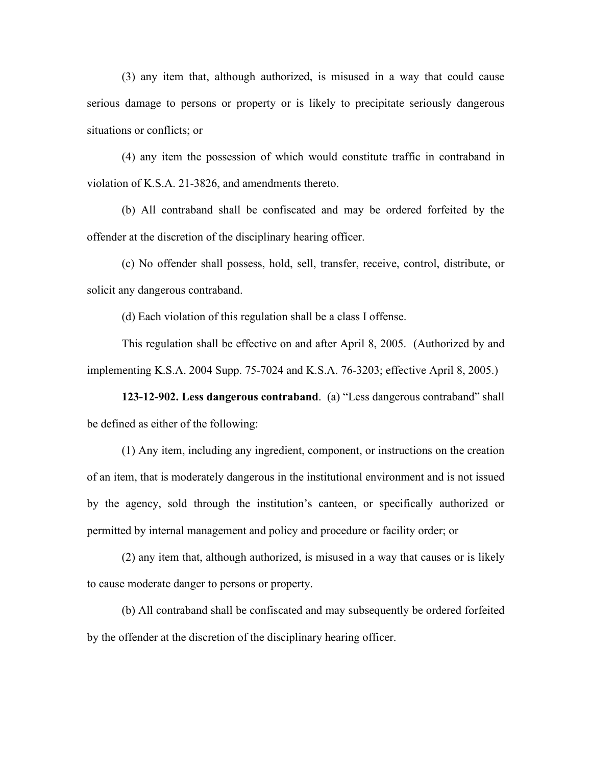(3) any item that, although authorized, is misused in a way that could cause serious damage to persons or property or is likely to precipitate seriously dangerous situations or conflicts; or

(4) any item the possession of which would constitute traffic in contraband in violation of K.S.A. 21-3826, and amendments thereto.

(b) All contraband shall be confiscated and may be ordered forfeited by the offender at the discretion of the disciplinary hearing officer.

(c) No offender shall possess, hold, sell, transfer, receive, control, distribute, or solicit any dangerous contraband.

(d) Each violation of this regulation shall be a class I offense.

This regulation shall be effective on and after April 8, 2005. (Authorized by and implementing K.S.A. 2004 Supp. 75-7024 and K.S.A. 76-3203; effective April 8, 2005.)

**123-12-902. Less dangerous contraband**. (a) "Less dangerous contraband" shall be defined as either of the following:

(1) Any item, including any ingredient, component, or instructions on the creation of an item, that is moderately dangerous in the institutional environment and is not issued by the agency, sold through the institution's canteen, or specifically authorized or permitted by internal management and policy and procedure or facility order; or

(2) any item that, although authorized, is misused in a way that causes or is likely to cause moderate danger to persons or property.

(b) All contraband shall be confiscated and may subsequently be ordered forfeited by the offender at the discretion of the disciplinary hearing officer.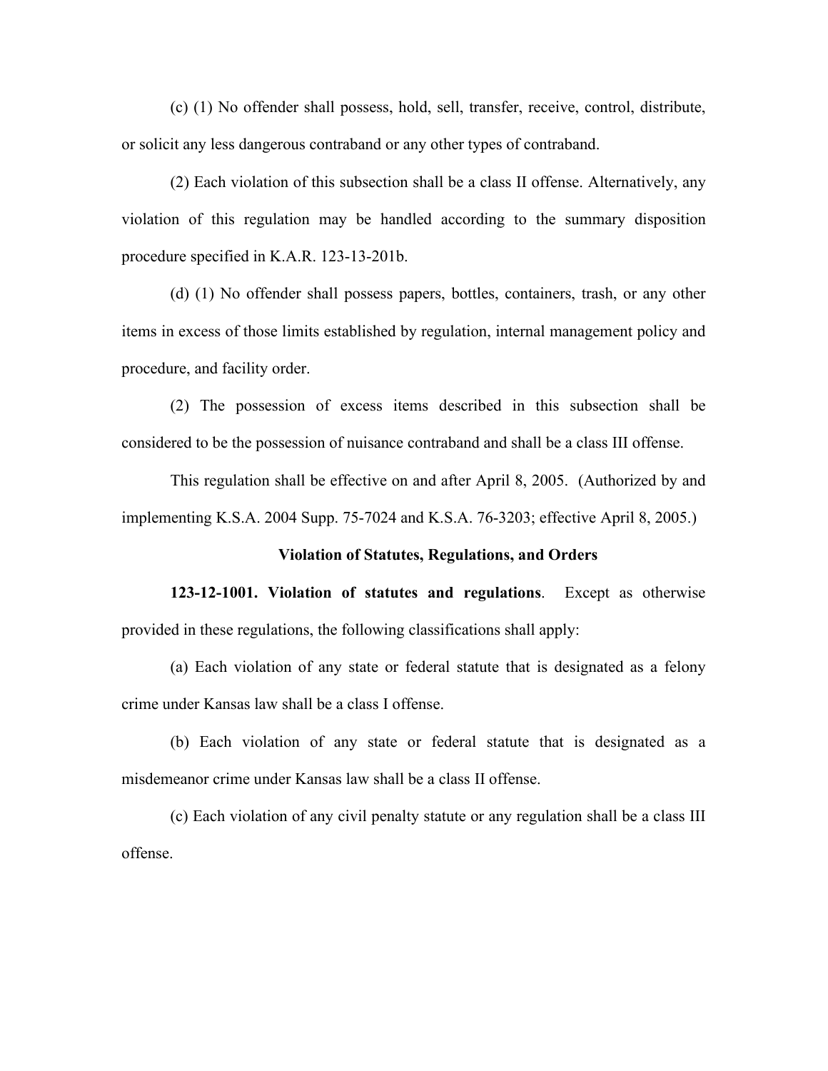(c) (1) No offender shall possess, hold, sell, transfer, receive, control, distribute, or solicit any less dangerous contraband or any other types of contraband.

(2) Each violation of this subsection shall be a class II offense. Alternatively, any violation of this regulation may be handled according to the summary disposition procedure specified in K.A.R. 123-13-201b.

(d) (1) No offender shall possess papers, bottles, containers, trash, or any other items in excess of those limits established by regulation, internal management policy and procedure, and facility order.

(2) The possession of excess items described in this subsection shall be considered to be the possession of nuisance contraband and shall be a class III offense.

This regulation shall be effective on and after April 8, 2005. (Authorized by and implementing K.S.A. 2004 Supp. 75-7024 and K.S.A. 76-3203; effective April 8, 2005.)

## Violation of Statutes, Regulations, and Orders

**123-12-1001. Violation of statutes and regulations**. Except as otherwise provided in these regulations, the following classifications shall apply:

(a) Each violation of any state or federal statute that is designated as a felony crime under Kansas law shall be a class I offense.

(b) Each violation of any state or federal statute that is designated as a misdemeanor crime under Kansas law shall be a class II offense.

(c) Each violation of any civil penalty statute or any regulation shall be a class III offense.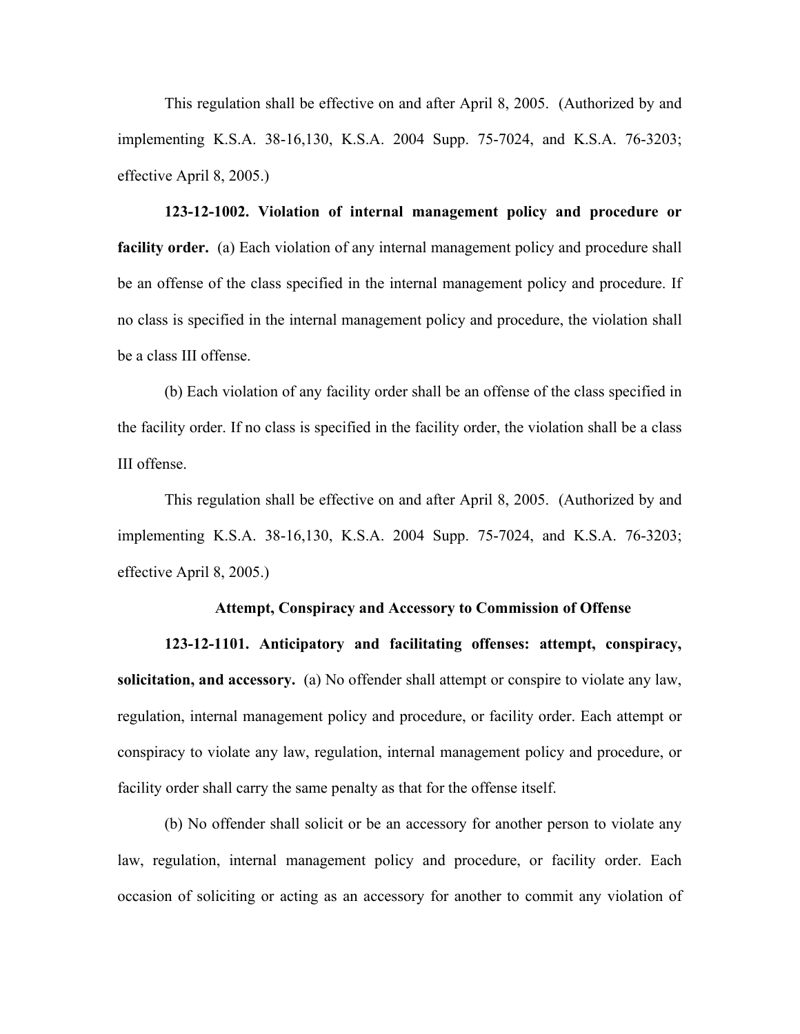This regulation shall be effective on and after April 8, 2005. (Authorized by and implementing K.S.A. 38-16,130, K.S.A. 2004 Supp. 75-7024, and K.S.A. 76-3203; effective April 8, 2005.)

**123-12-1002. Violation of internal management policy and procedure or facility order.** (a) Each violation of any internal management policy and procedure shall be an offense of the class specified in the internal management policy and procedure. If no class is specified in the internal management policy and procedure, the violation shall be a class III offense.

(b) Each violation of any facility order shall be an offense of the class specified in the facility order. If no class is specified in the facility order, the violation shall be a class III offense.

This regulation shall be effective on and after April 8, 2005. (Authorized by and implementing K.S.A. 38-16,130, K.S.A. 2004 Supp. 75-7024, and K.S.A. 76-3203; effective April 8, 2005.)

### Attempt, Conspiracy and Accessory to Commission of Offense

**123-12-1101. Anticipatory and facilitating offenses: attempt, conspiracy, solicitation, and accessory.** (a) No offender shall attempt or conspire to violate any law, regulation, internal management policy and procedure, or facility order. Each attempt or conspiracy to violate any law, regulation, internal management policy and procedure, or facility order shall carry the same penalty as that for the offense itself.

(b) No offender shall solicit or be an accessory for another person to violate any law, regulation, internal management policy and procedure, or facility order. Each occasion of soliciting or acting as an accessory for another to commit any violation of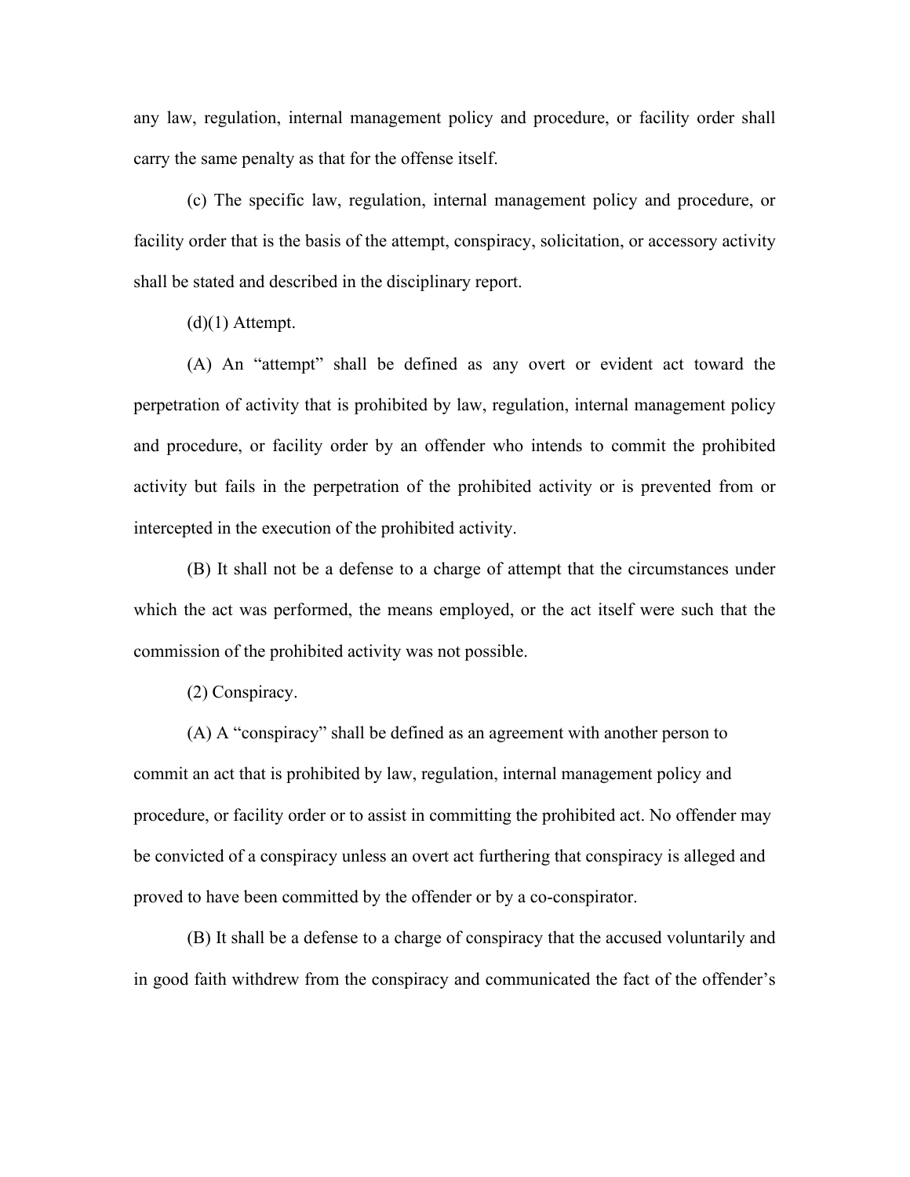any law, regulation, internal management policy and procedure, or facility order shall carry the same penalty as that for the offense itself.

(c) The specific law, regulation, internal management policy and procedure, or facility order that is the basis of the attempt, conspiracy, solicitation, or accessory activity shall be stated and described in the disciplinary report.

(d)(1) Attempt.

(A) An "attempt" shall be defined as any overt or evident act toward the perpetration of activity that is prohibited by law, regulation, internal management policy and procedure, or facility order by an offender who intends to commit the prohibited activity but fails in the perpetration of the prohibited activity or is prevented from or intercepted in the execution of the prohibited activity.

(B) It shall not be a defense to a charge of attempt that the circumstances under which the act was performed, the means employed, or the act itself were such that the commission of the prohibited activity was not possible.

(2) Conspiracy.

(A) A "conspiracy" shall be defined as an agreement with another person to commit an act that is prohibited by law, regulation, internal management policy and procedure, or facility order or to assist in committing the prohibited act. No offender may be convicted of a conspiracy unless an overt act furthering that conspiracy is alleged and proved to have been committed by the offender or by a co-conspirator.

(B) It shall be a defense to a charge of conspiracy that the accused voluntarily and in good faith withdrew from the conspiracy and communicated the fact of the offender's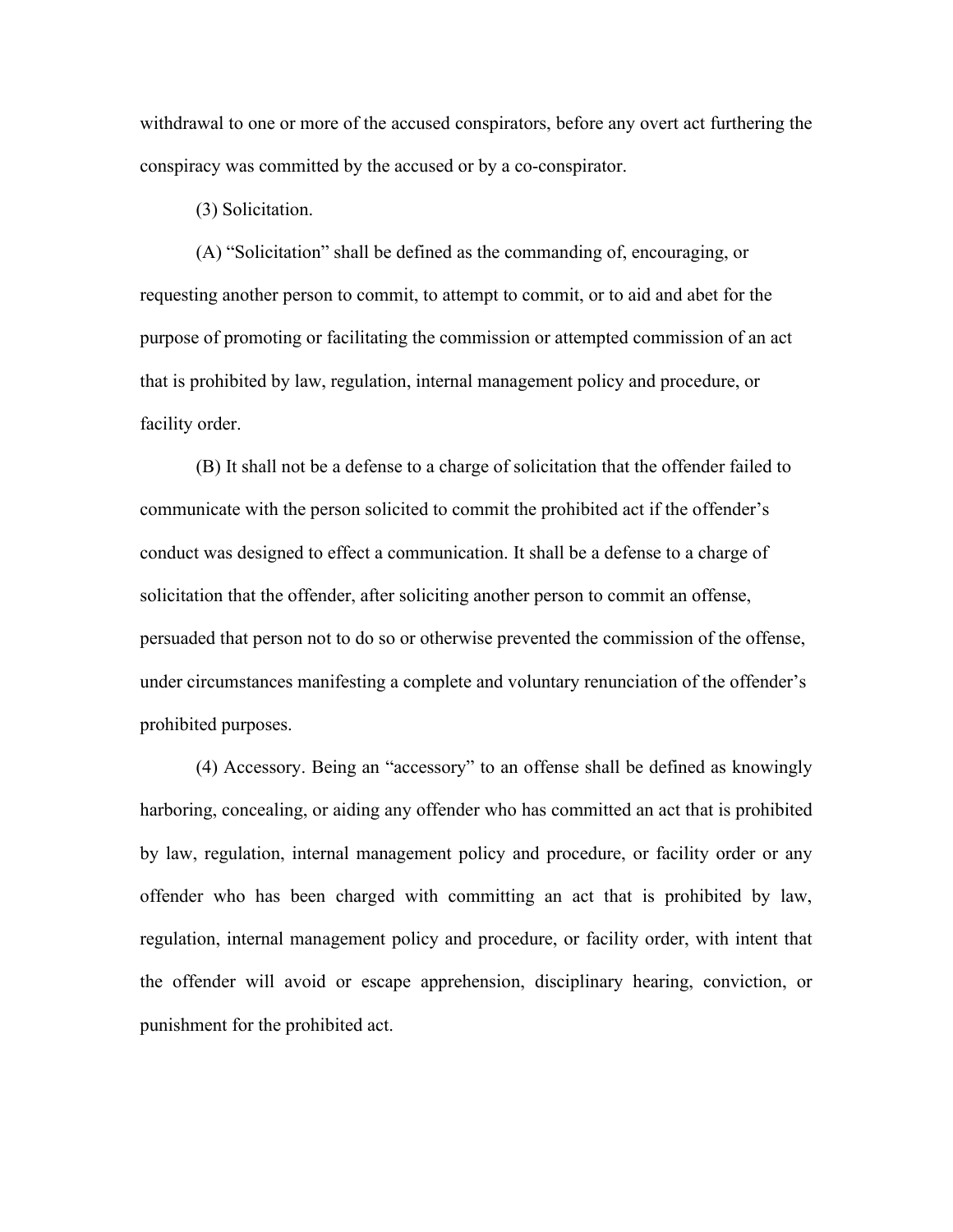withdrawal to one or more of the accused conspirators, before any overt act furthering the conspiracy was committed by the accused or by a co-conspirator.

(3) Solicitation.

(A) "Solicitation" shall be defined as the commanding of, encouraging, or requesting another person to commit, to attempt to commit, or to aid and abet for the purpose of promoting or facilitating the commission or attempted commission of an act that is prohibited by law, regulation, internal management policy and procedure, or facility order.

(B) It shall not be a defense to a charge of solicitation that the offender failed to communicate with the person solicited to commit the prohibited act if the offender's conduct was designed to effect a communication. It shall be a defense to a charge of solicitation that the offender, after soliciting another person to commit an offense, persuaded that person not to do so or otherwise prevented the commission of the offense, under circumstances manifesting a complete and voluntary renunciation of the offender's prohibited purposes.

(4) Accessory. Being an "accessory" to an offense shall be defined as knowingly harboring, concealing, or aiding any offender who has committed an act that is prohibited by law, regulation, internal management policy and procedure, or facility order or any offender who has been charged with committing an act that is prohibited by law, regulation, internal management policy and procedure, or facility order, with intent that the offender will avoid or escape apprehension, disciplinary hearing, conviction, or punishment for the prohibited act.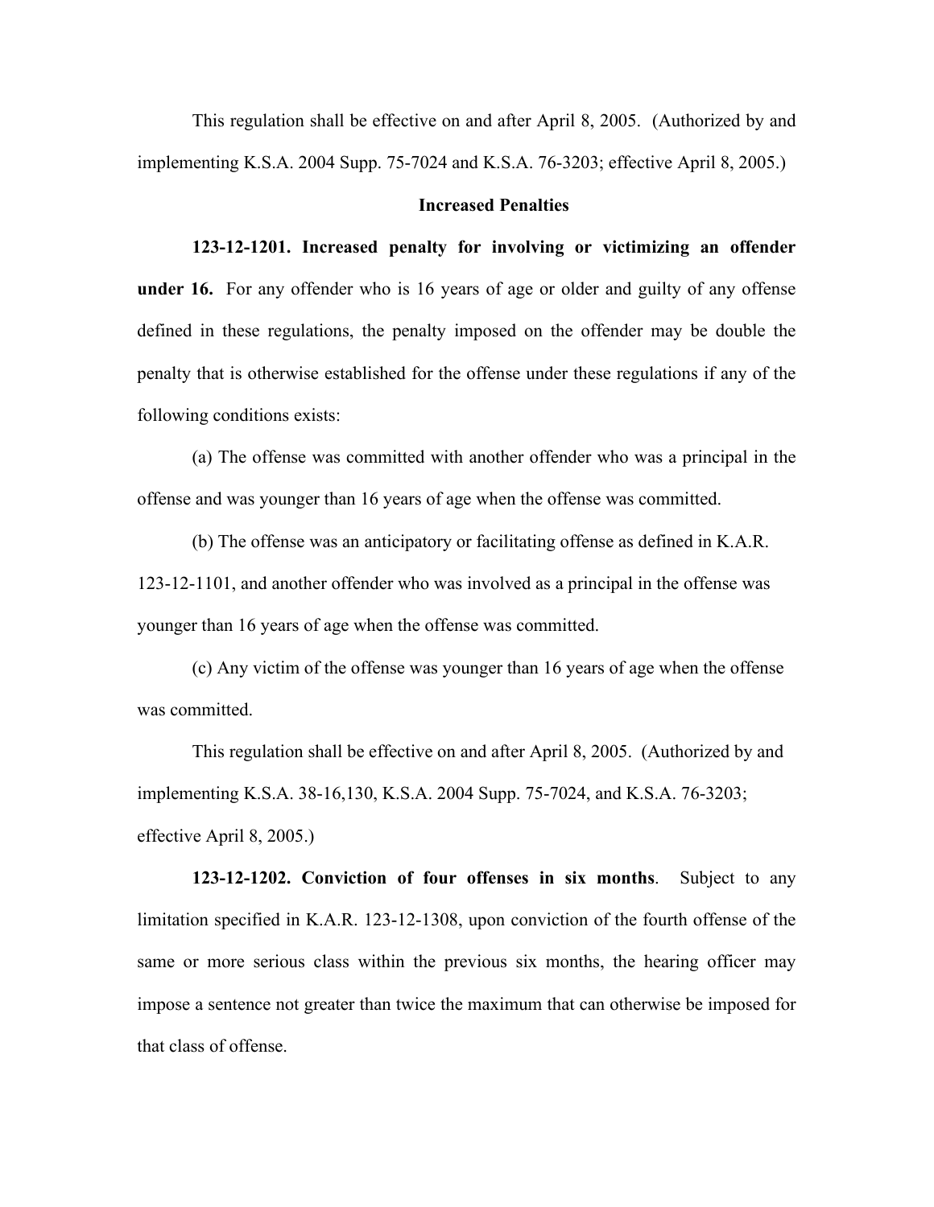This regulation shall be effective on and after April 8, 2005. (Authorized by and implementing K.S.A. 2004 Supp. 75-7024 and K.S.A. 76-3203; effective April 8, 2005.)

## Increased Penalties

**123-12-1201. Increased penalty for involving or victimizing an offender under 16.** For any offender who is 16 years of age or older and guilty of any offense defined in these regulations, the penalty imposed on the offender may be double the penalty that is otherwise established for the offense under these regulations if any of the following conditions exists:

(a) The offense was committed with another offender who was a principal in the offense and was younger than 16 years of age when the offense was committed.

(b) The offense was an anticipatory or facilitating offense as defined in K.A.R. 123-12-1101, and another offender who was involved as a principal in the offense was younger than 16 years of age when the offense was committed.

(c) Any victim of the offense was younger than 16 years of age when the offense was committed.

This regulation shall be effective on and after April 8, 2005. (Authorized by and implementing K.S.A. 38-16,130, K.S.A. 2004 Supp. 75-7024, and K.S.A. 76-3203; effective April 8, 2005.)

**123-12-1202. Conviction of four offenses in six months**. Subject to any limitation specified in K.A.R. 123-12-1308, upon conviction of the fourth offense of the same or more serious class within the previous six months, the hearing officer may impose a sentence not greater than twice the maximum that can otherwise be imposed for that class of offense.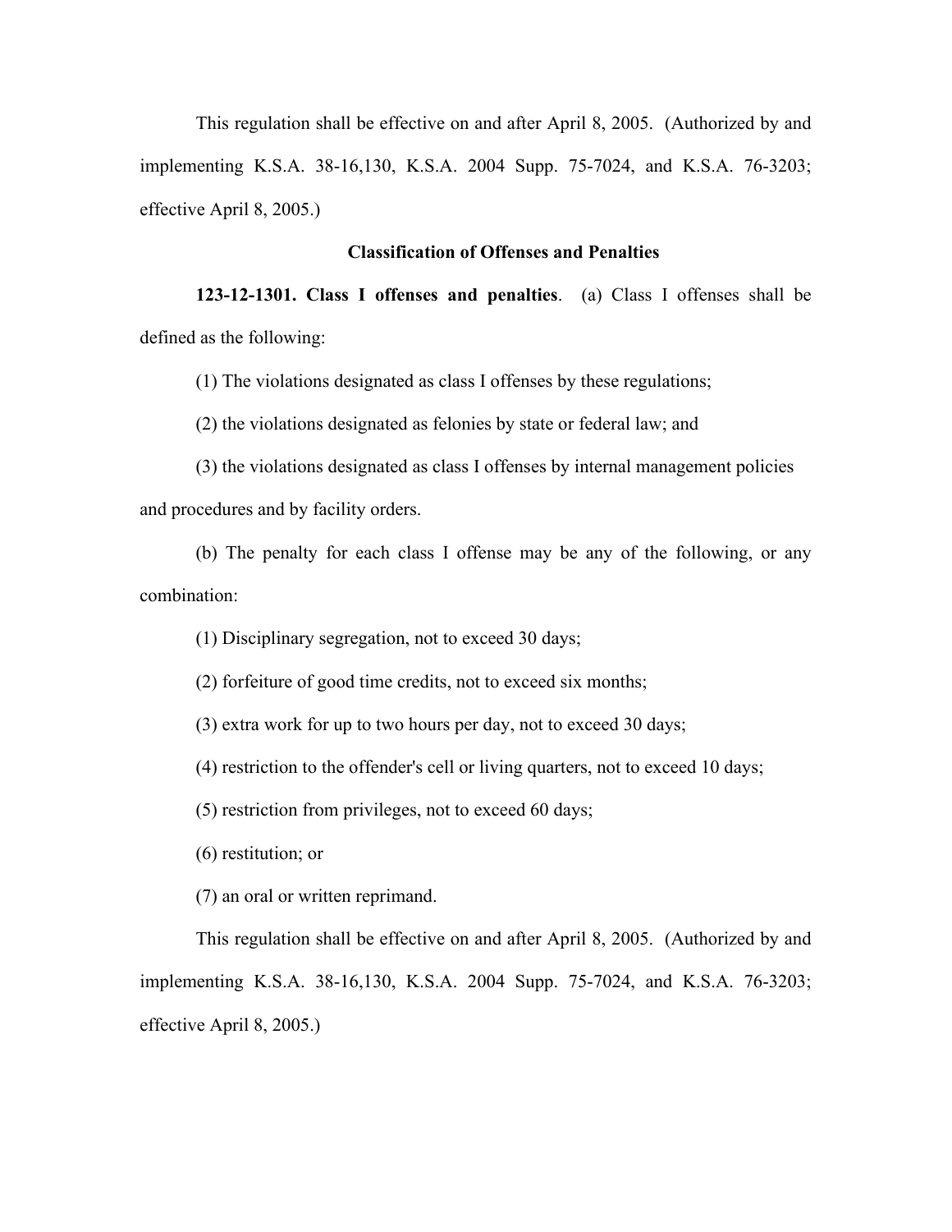This regulation shall be effective on and after April 8, 2005. (Authorized by and implementing K.S.A. 38-16,130, K.S.A. 2004 Supp. 75-7024, and K.S.A. 76-3203; effective April 8, 2005.)

## Classification of Offenses and Penalties

**123-12-1301. Class I offenses and penalties**. (a) Class I offenses shall be defined as the following:

(1) The violations designated as class I offenses by these regulations;

(2) the violations designated as felonies by state or federal law; and

(3) the violations designated as class I offenses by internal management policies and procedures and by facility orders.

(b) The penalty for each class I offense may be any of the following, or any combination:

(1) Disciplinary segregation, not to exceed 30 days;

(2) forfeiture of good time credits, not to exceed six months;

(3) extra work for up to two hours per day, not to exceed 30 days;

(4) restriction to the offender's cell or living quarters, not to exceed 10 days;

(5) restriction from privileges, not to exceed 60 days;

(6) restitution; or

(7) an oral or written reprimand.

This regulation shall be effective on and after April 8, 2005. (Authorized by and implementing K.S.A. 38-16,130, K.S.A. 2004 Supp. 75-7024, and K.S.A. 76-3203; effective April 8, 2005.)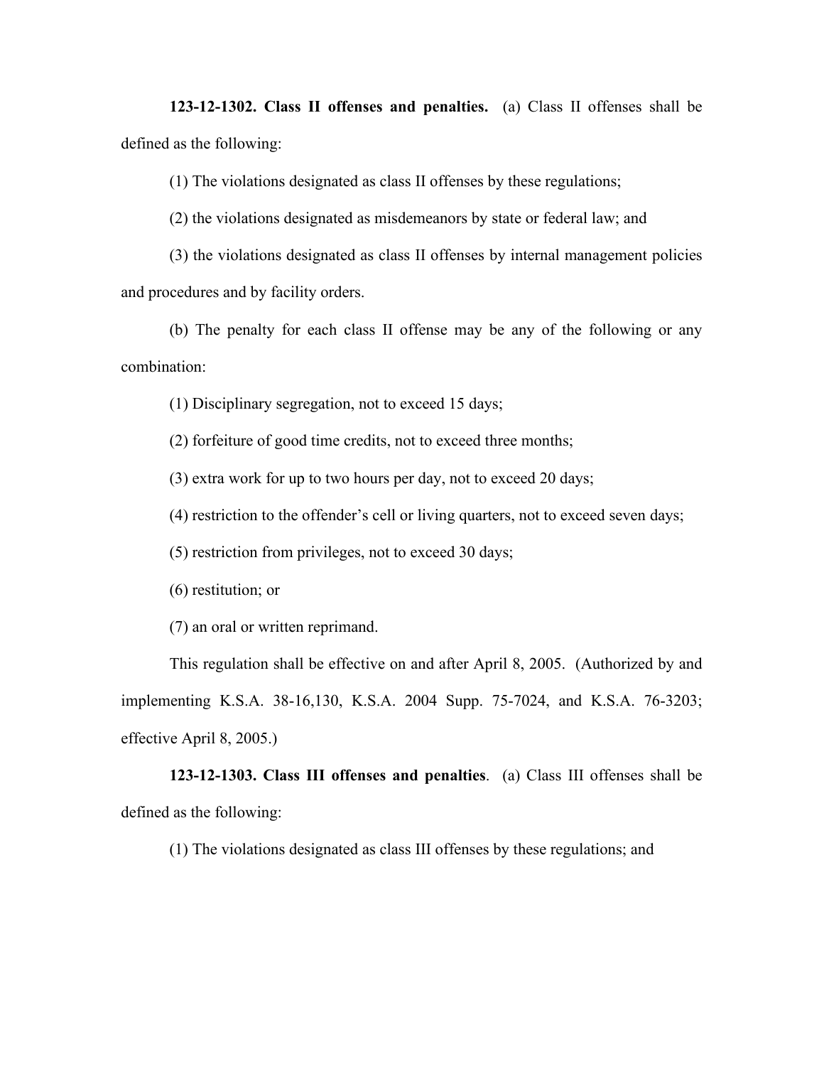**123-12-1302. Class II offenses and penalties.** (a) Class II offenses shall be defined as the following:

(1) The violations designated as class II offenses by these regulations;

(2) the violations designated as misdemeanors by state or federal law; and

(3) the violations designated as class II offenses by internal management policies and procedures and by facility orders.

(b) The penalty for each class II offense may be any of the following or any combination:

(1) Disciplinary segregation, not to exceed 15 days;

(2) forfeiture of good time credits, not to exceed three months;

(3) extra work for up to two hours per day, not to exceed 20 days;

(4) restriction to the offender's cell or living quarters, not to exceed seven days;

(5) restriction from privileges, not to exceed 30 days;

(6) restitution; or

(7) an oral or written reprimand.

This regulation shall be effective on and after April 8, 2005. (Authorized by and implementing K.S.A. 38-16,130, K.S.A. 2004 Supp. 75-7024, and K.S.A. 76-3203; effective April 8, 2005.)

**123-12-1303. Class III offenses and penalties**. (a) Class III offenses shall be defined as the following:

(1) The violations designated as class III offenses by these regulations; and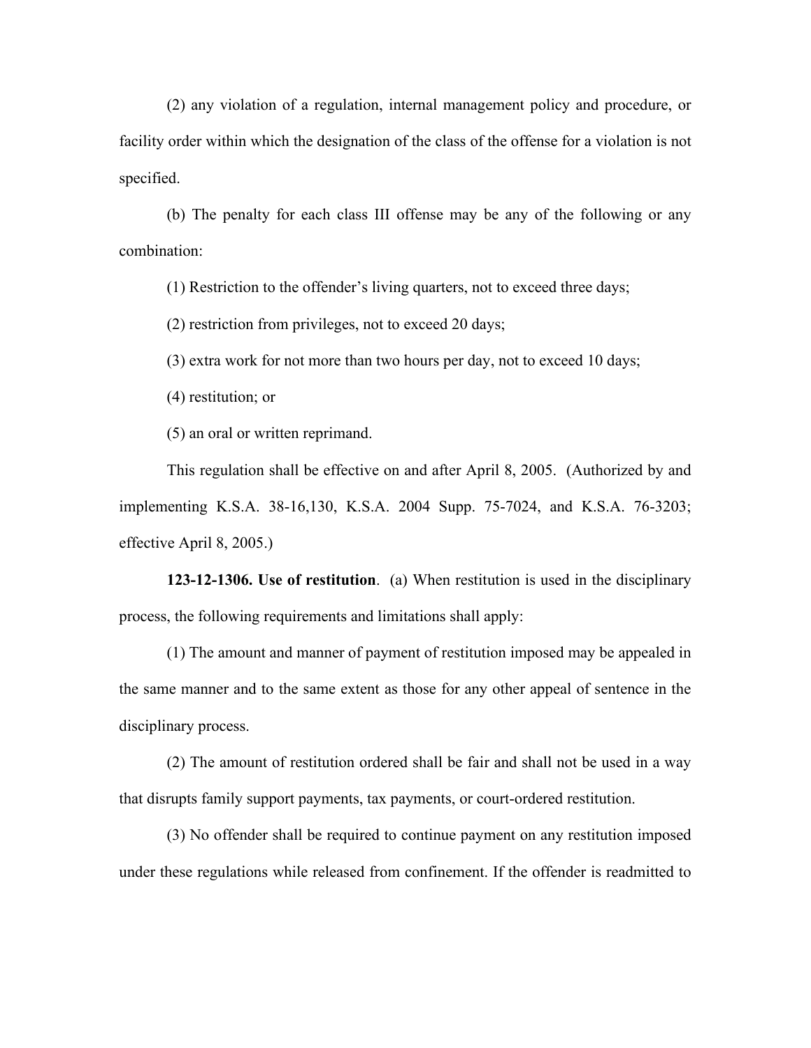(2) any violation of a regulation, internal management policy and procedure, or facility order within which the designation of the class of the offense for a violation is not specified.

(b) The penalty for each class III offense may be any of the following or any combination:

(1) Restriction to the offender's living quarters, not to exceed three days;

(2) restriction from privileges, not to exceed 20 days;

(3) extra work for not more than two hours per day, not to exceed 10 days;

(4) restitution; or

(5) an oral or written reprimand.

This regulation shall be effective on and after April 8, 2005. (Authorized by and implementing K.S.A. 38-16,130, K.S.A. 2004 Supp. 75-7024, and K.S.A. 76-3203; effective April 8, 2005.)

**123-12-1306. Use of restitution**. (a) When restitution is used in the disciplinary process, the following requirements and limitations shall apply:

(1) The amount and manner of payment of restitution imposed may be appealed in the same manner and to the same extent as those for any other appeal of sentence in the disciplinary process.

(2) The amount of restitution ordered shall be fair and shall not be used in a way that disrupts family support payments, tax payments, or court-ordered restitution.

(3) No offender shall be required to continue payment on any restitution imposed under these regulations while released from confinement. If the offender is readmitted to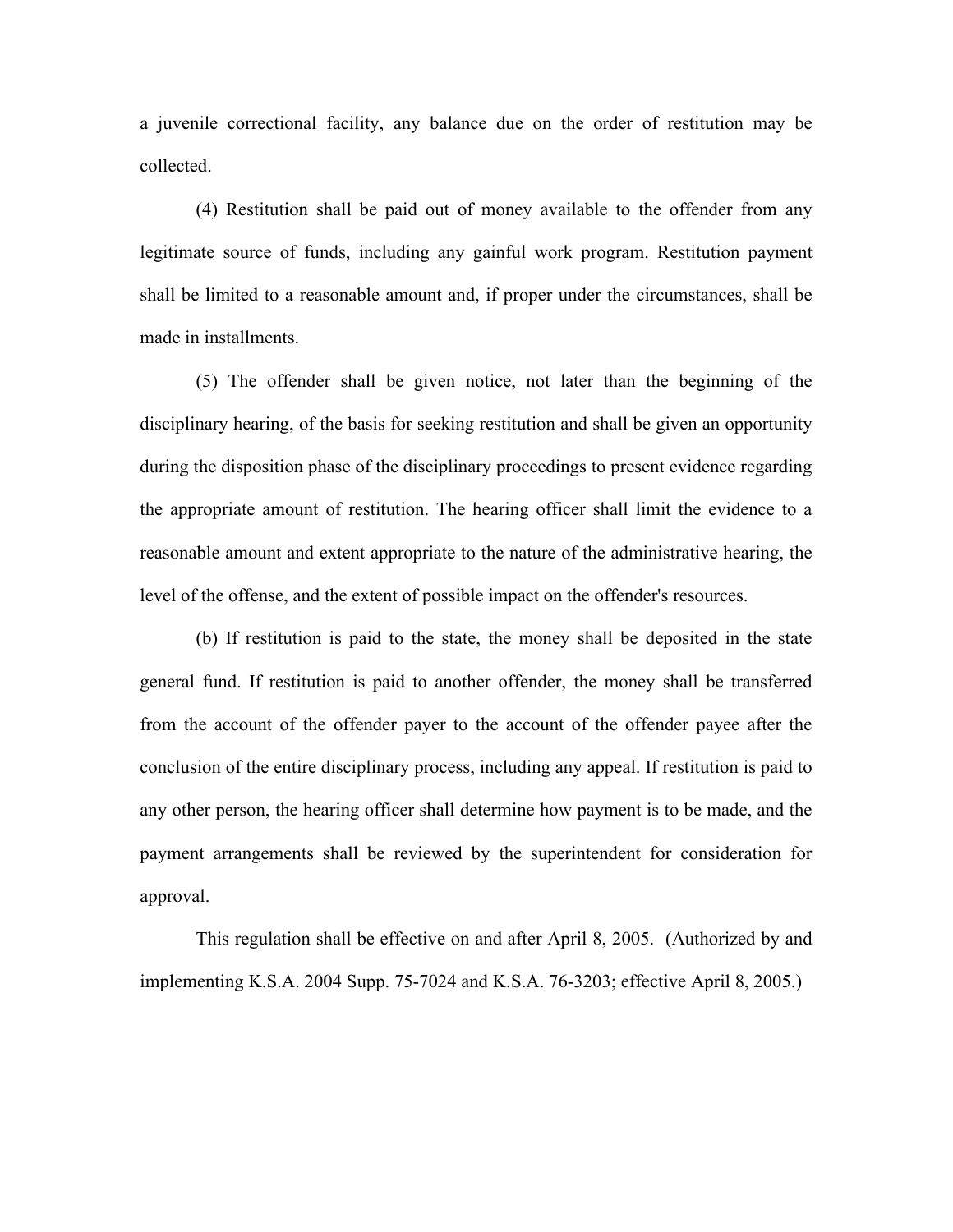a juvenile correctional facility, any balance due on the order of restitution may be collected.

(4) Restitution shall be paid out of money available to the offender from any legitimate source of funds, including any gainful work program. Restitution payment shall be limited to a reasonable amount and, if proper under the circumstances, shall be made in installments.

(5) The offender shall be given notice, not later than the beginning of the disciplinary hearing, of the basis for seeking restitution and shall be given an opportunity during the disposition phase of the disciplinary proceedings to present evidence regarding the appropriate amount of restitution. The hearing officer shall limit the evidence to a reasonable amount and extent appropriate to the nature of the administrative hearing, the level of the offense, and the extent of possible impact on the offender's resources.

(b) If restitution is paid to the state, the money shall be deposited in the state general fund. If restitution is paid to another offender, the money shall be transferred from the account of the offender payer to the account of the offender payee after the conclusion of the entire disciplinary process, including any appeal. If restitution is paid to any other person, the hearing officer shall determine how payment is to be made, and the payment arrangements shall be reviewed by the superintendent for consideration for approval.

This regulation shall be effective on and after April 8, 2005. (Authorized by and implementing K.S.A. 2004 Supp. 75-7024 and K.S.A. 76-3203; effective April 8, 2005.)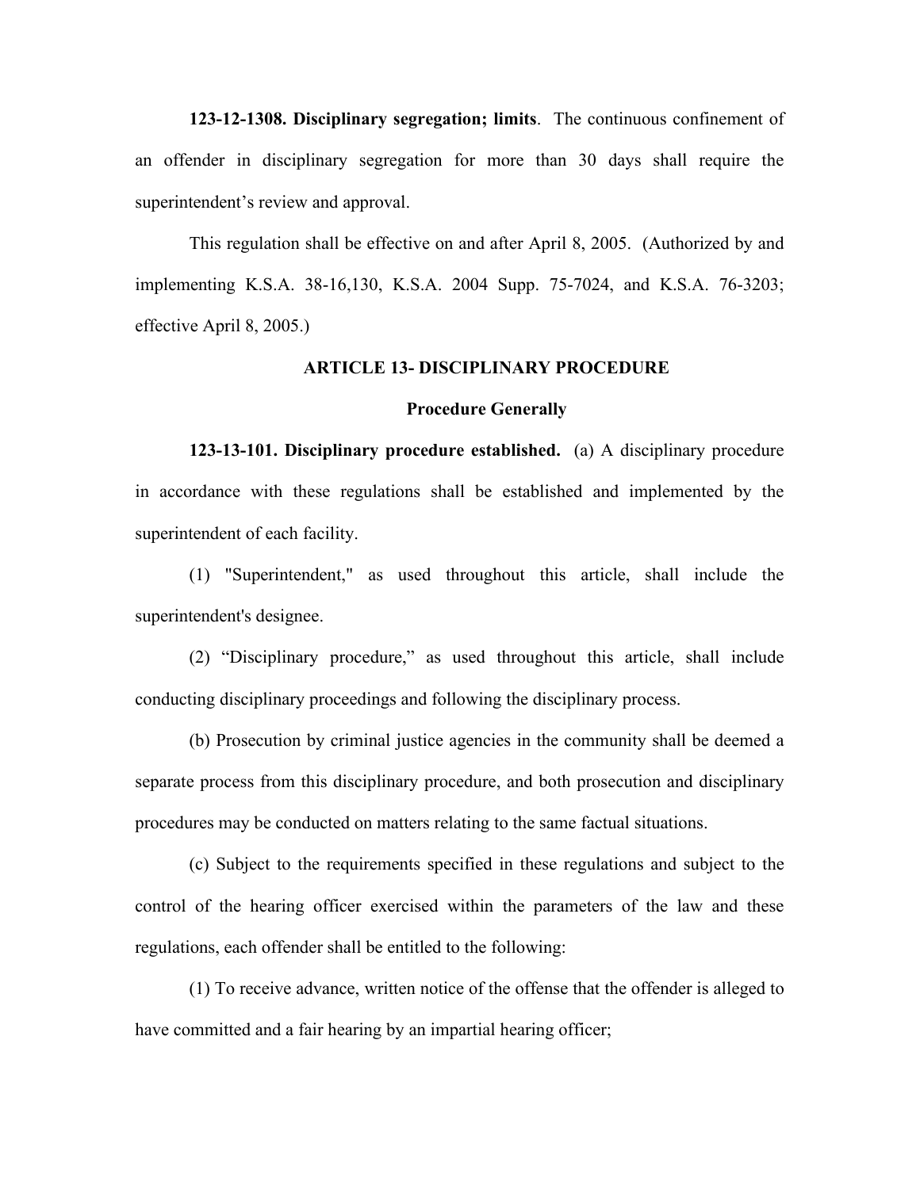**123-12-1308. Disciplinary segregation; limits**. The continuous confinement of an offender in disciplinary segregation for more than 30 days shall require the superintendent's review and approval.

This regulation shall be effective on and after April 8, 2005. (Authorized by and implementing K.S.A. 38-16,130, K.S.A. 2004 Supp. 75-7024, and K.S.A. 76-3203; effective April 8, 2005.)

## ARTICLE 13- DISCIPLINARY PROCEDURE

### Procedure Generally

**123-13-101. Disciplinary procedure established.** (a) A disciplinary procedure in accordance with these regulations shall be established and implemented by the superintendent of each facility.

(1) "Superintendent," as used throughout this article, shall include the superintendent's designee.

(2) "Disciplinary procedure," as used throughout this article, shall include conducting disciplinary proceedings and following the disciplinary process.

(b) Prosecution by criminal justice agencies in the community shall be deemed a separate process from this disciplinary procedure, and both prosecution and disciplinary procedures may be conducted on matters relating to the same factual situations.

(c) Subject to the requirements specified in these regulations and subject to the control of the hearing officer exercised within the parameters of the law and these regulations, each offender shall be entitled to the following:

(1) To receive advance, written notice of the offense that the offender is alleged to have committed and a fair hearing by an impartial hearing officer;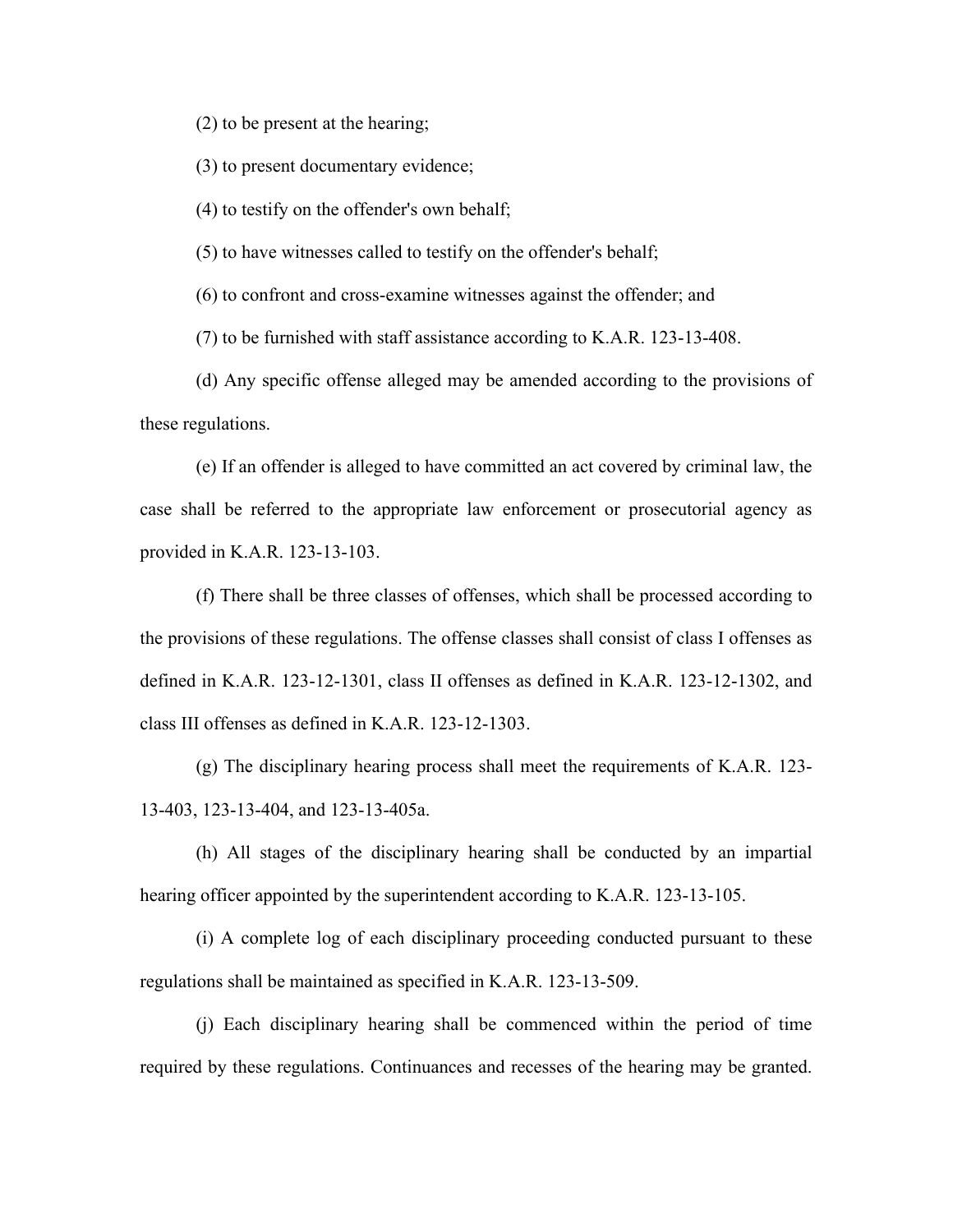(2) to be present at the hearing;

(3) to present documentary evidence;

(4) to testify on the offender's own behalf;

(5) to have witnesses called to testify on the offender's behalf;

(6) to confront and cross-examine witnesses against the offender; and

(7) to be furnished with staff assistance according to K.A.R. 123-13-408.

(d) Any specific offense alleged may be amended according to the provisions of these regulations.

(e) If an offender is alleged to have committed an act covered by criminal law, the case shall be referred to the appropriate law enforcement or prosecutorial agency as provided in K.A.R. 123-13-103.

(f) There shall be three classes of offenses, which shall be processed according to the provisions of these regulations. The offense classes shall consist of class I offenses as defined in K.A.R. 123-12-1301, class II offenses as defined in K.A.R. 123-12-1302, and class III offenses as defined in K.A.R. 123-12-1303.

(g) The disciplinary hearing process shall meet the requirements of K.A.R. 123-13-403, 123-13-404, and 123-13-405a.

(h) All stages of the disciplinary hearing shall be conducted by an impartial hearing officer appointed by the superintendent according to K.A.R. 123-13-105.

(i) A complete log of each disciplinary proceeding conducted pursuant to these regulations shall be maintained as specified in K.A.R. 123-13-509.

(j) Each disciplinary hearing shall be commenced within the period of time required by these regulations. Continuances and recesses of the hearing may be granted.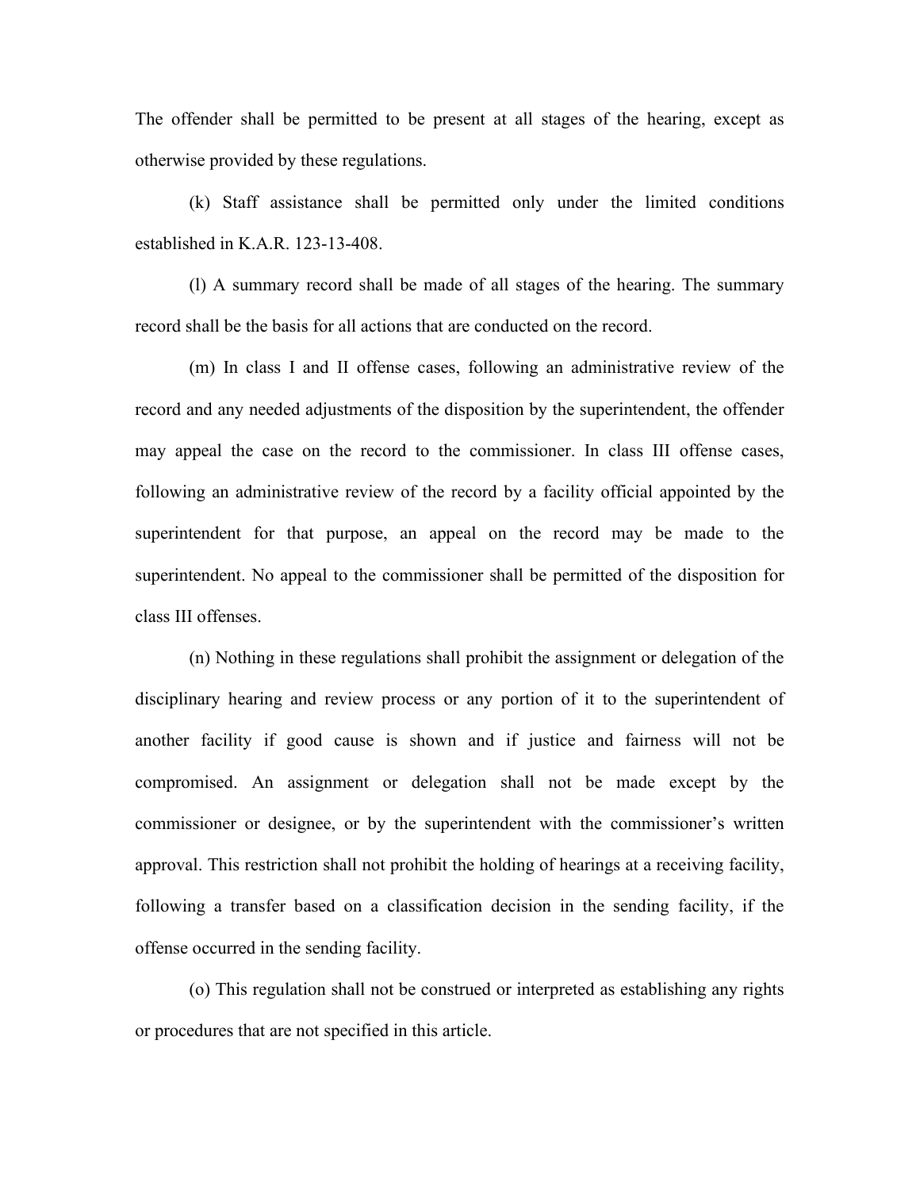The offender shall be permitted to be present at all stages of the hearing, except as otherwise provided by these regulations.

(k) Staff assistance shall be permitted only under the limited conditions established in K.A.R. 123-13-408.

(l) A summary record shall be made of all stages of the hearing. The summary record shall be the basis for all actions that are conducted on the record.

(m) In class I and II offense cases, following an administrative review of the record and any needed adjustments of the disposition by the superintendent, the offender may appeal the case on the record to the commissioner. In class III offense cases, following an administrative review of the record by a facility official appointed by the superintendent for that purpose, an appeal on the record may be made to the superintendent. No appeal to the commissioner shall be permitted of the disposition for class III offenses.

(n) Nothing in these regulations shall prohibit the assignment or delegation of the disciplinary hearing and review process or any portion of it to the superintendent of another facility if good cause is shown and if justice and fairness will not be compromised. An assignment or delegation shall not be made except by the commissioner or designee, or by the superintendent with the commissioner's written approval. This restriction shall not prohibit the holding of hearings at a receiving facility, following a transfer based on a classification decision in the sending facility, if the offense occurred in the sending facility.

(o) This regulation shall not be construed or interpreted as establishing any rights or procedures that are not specified in this article.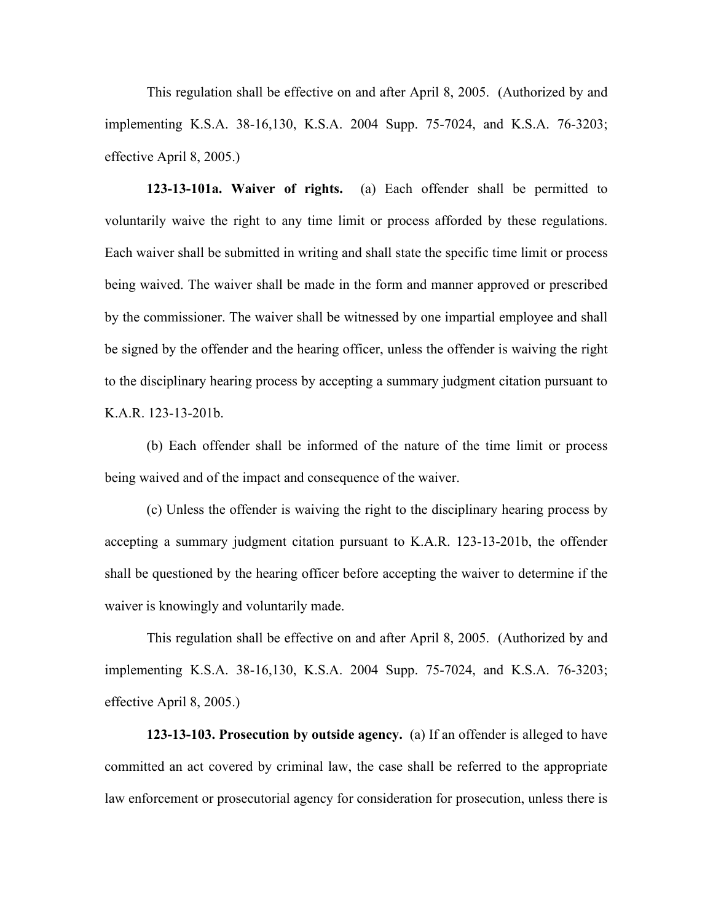This regulation shall be effective on and after April 8, 2005. (Authorized by and implementing K.S.A. 38-16,130, K.S.A. 2004 Supp. 75-7024, and K.S.A. 76-3203; effective April 8, 2005.)

**123-13-101a. Waiver of rights.** (a) Each offender shall be permitted to voluntarily waive the right to any time limit or process afforded by these regulations. Each waiver shall be submitted in writing and shall state the specific time limit or process being waived. The waiver shall be made in the form and manner approved or prescribed by the commissioner. The waiver shall be witnessed by one impartial employee and shall be signed by the offender and the hearing officer, unless the offender is waiving the right to the disciplinary hearing process by accepting a summary judgment citation pursuant to K.A.R. 123-13-201b.

(b) Each offender shall be informed of the nature of the time limit or process being waived and of the impact and consequence of the waiver.

(c) Unless the offender is waiving the right to the disciplinary hearing process by accepting a summary judgment citation pursuant to K.A.R. 123-13-201b, the offender shall be questioned by the hearing officer before accepting the waiver to determine if the waiver is knowingly and voluntarily made.

This regulation shall be effective on and after April 8, 2005. (Authorized by and implementing K.S.A. 38-16,130, K.S.A. 2004 Supp. 75-7024, and K.S.A. 76-3203; effective April 8, 2005.)

**123-13-103. Prosecution by outside agency.** (a) If an offender is alleged to have committed an act covered by criminal law, the case shall be referred to the appropriate law enforcement or prosecutorial agency for consideration for prosecution, unless there is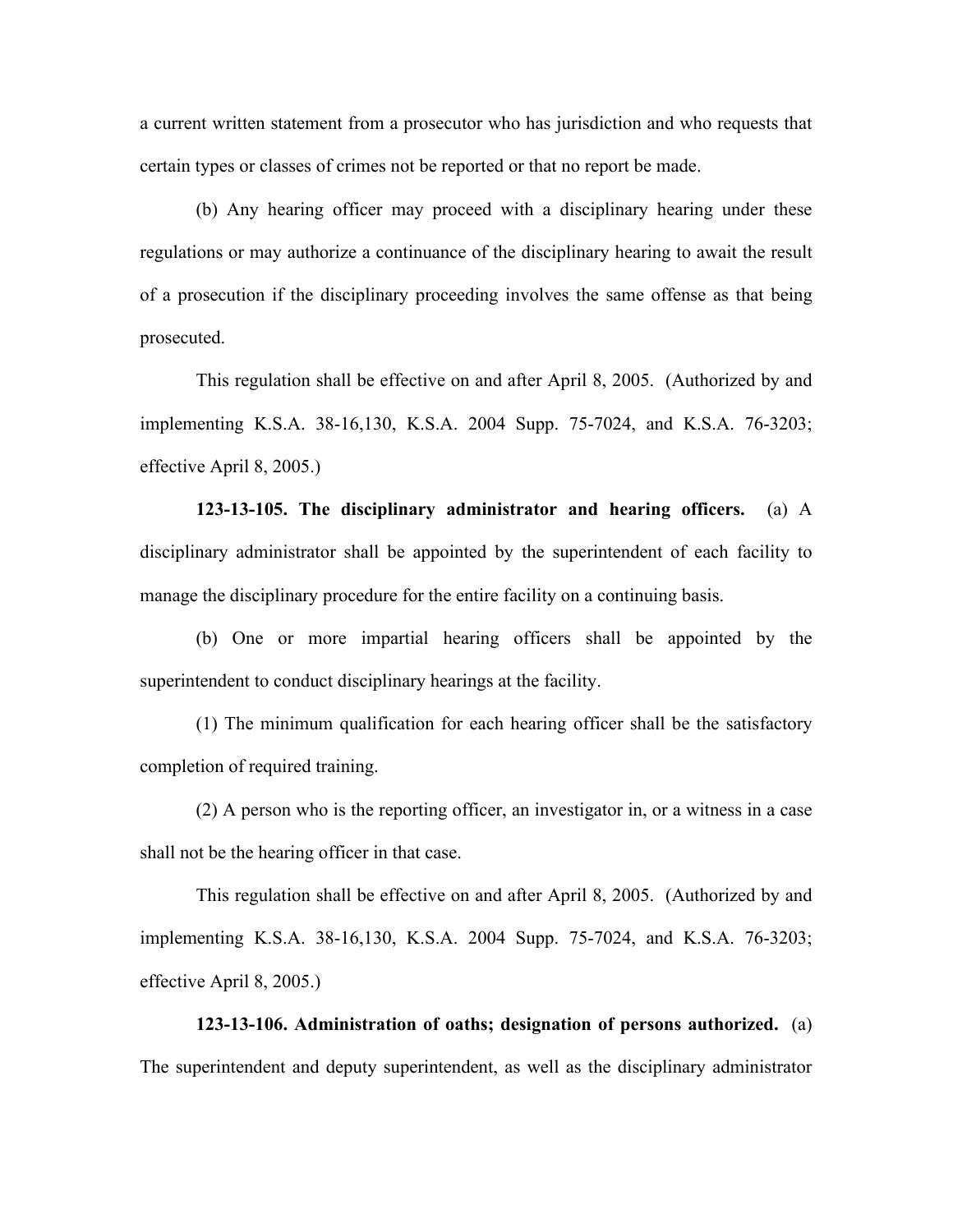a current written statement from a prosecutor who has jurisdiction and who requests that certain types or classes of crimes not be reported or that no report be made.

(b) Any hearing officer may proceed with a disciplinary hearing under these regulations or may authorize a continuance of the disciplinary hearing to await the result of a prosecution if the disciplinary proceeding involves the same offense as that being prosecuted.

This regulation shall be effective on and after April 8, 2005. (Authorized by and implementing K.S.A. 38-16,130, K.S.A. 2004 Supp. 75-7024, and K.S.A. 76-3203; effective April 8, 2005.)

**123-13-105. The disciplinary administrator and hearing officers.** (a) A disciplinary administrator shall be appointed by the superintendent of each facility to manage the disciplinary procedure for the entire facility on a continuing basis.

(b) One or more impartial hearing officers shall be appointed by the superintendent to conduct disciplinary hearings at the facility.

(1) The minimum qualification for each hearing officer shall be the satisfactory completion of required training.

(2) A person who is the reporting officer, an investigator in, or a witness in a case shall not be the hearing officer in that case.

This regulation shall be effective on and after April 8, 2005. (Authorized by and implementing K.S.A. 38-16,130, K.S.A. 2004 Supp. 75-7024, and K.S.A. 76-3203; effective April 8, 2005.)

**123-13-106. Administration of oaths; designation of persons authorized.** (a) The superintendent and deputy superintendent, as well as the disciplinary administrator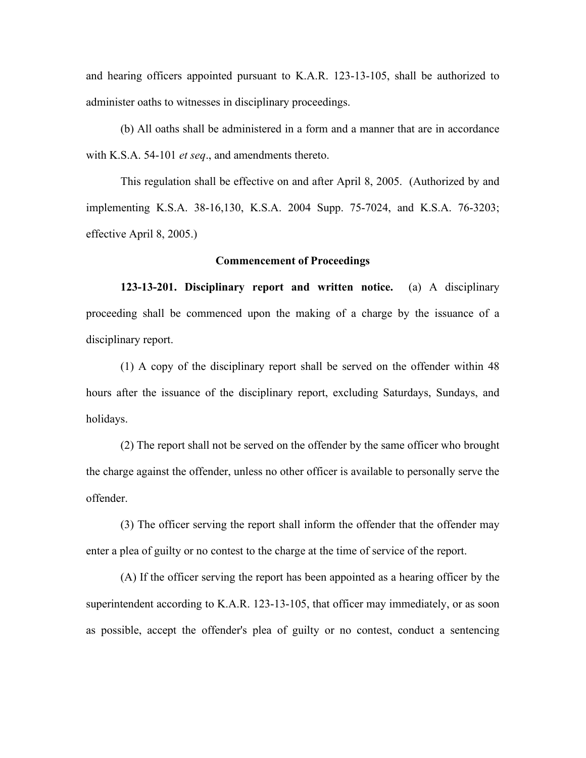and hearing officers appointed pursuant to K.A.R. 123-13-105, shall be authorized to administer oaths to witnesses in disciplinary proceedings.

(b) All oaths shall be administered in a form and a manner that are in accordance with K.S.A. 54-101 *et seq*., and amendments thereto.

This regulation shall be effective on and after April 8, 2005. (Authorized by and implementing K.S.A. 38-16,130, K.S.A. 2004 Supp. 75-7024, and K.S.A. 76-3203; effective April 8, 2005.)

**Commencement of Proceedings**

**123-13-201. Disciplinary report and written notice.** (a) A disciplinary proceeding shall be commenced upon the making of a charge by the issuance of a disciplinary report.

(1) A copy of the disciplinary report shall be served on the offender within 48 hours after the issuance of the disciplinary report, excluding Saturdays, Sundays, and holidays.

(2) The report shall not be served on the offender by the same officer who brought the charge against the offender, unless no other officer is available to personally serve the offender.

(3) The officer serving the report shall inform the offender that the offender may enter a plea of guilty or no contest to the charge at the time of service of the report.

(A) If the officer serving the report has been appointed as a hearing officer by the superintendent according to K.A.R. 123-13-105, that officer may immediately, or as soon as possible, accept the offender's plea of guilty or no contest, conduct a sentencing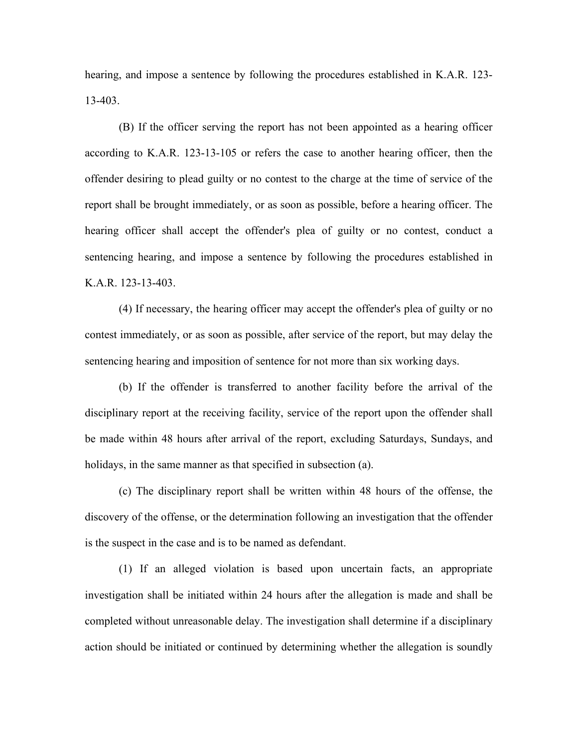hearing, and impose a sentence by following the procedures established in K.A.R. 123-13-403.

(B) If the officer serving the report has not been appointed as a hearing officer according to K.A.R. 123-13-105 or refers the case to another hearing officer, then the offender desiring to plead guilty or no contest to the charge at the time of service of the report shall be brought immediately, or as soon as possible, before a hearing officer. The hearing officer shall accept the offender's plea of guilty or no contest, conduct a sentencing hearing, and impose a sentence by following the procedures established in K.A.R. 123-13-403.

(4) If necessary, the hearing officer may accept the offender's plea of guilty or no contest immediately, or as soon as possible, after service of the report, but may delay the sentencing hearing and imposition of sentence for not more than six working days.

(b) If the offender is transferred to another facility before the arrival of the disciplinary report at the receiving facility, service of the report upon the offender shall be made within 48 hours after arrival of the report, excluding Saturdays, Sundays, and holidays, in the same manner as that specified in subsection (a).

(c) The disciplinary report shall be written within 48 hours of the offense, the discovery of the offense, or the determination following an investigation that the offender is the suspect in the case and is to be named as defendant.

(1) If an alleged violation is based upon uncertain facts, an appropriate investigation shall be initiated within 24 hours after the allegation is made and shall be completed without unreasonable delay. The investigation shall determine if a disciplinary action should be initiated or continued by determining whether the allegation is soundly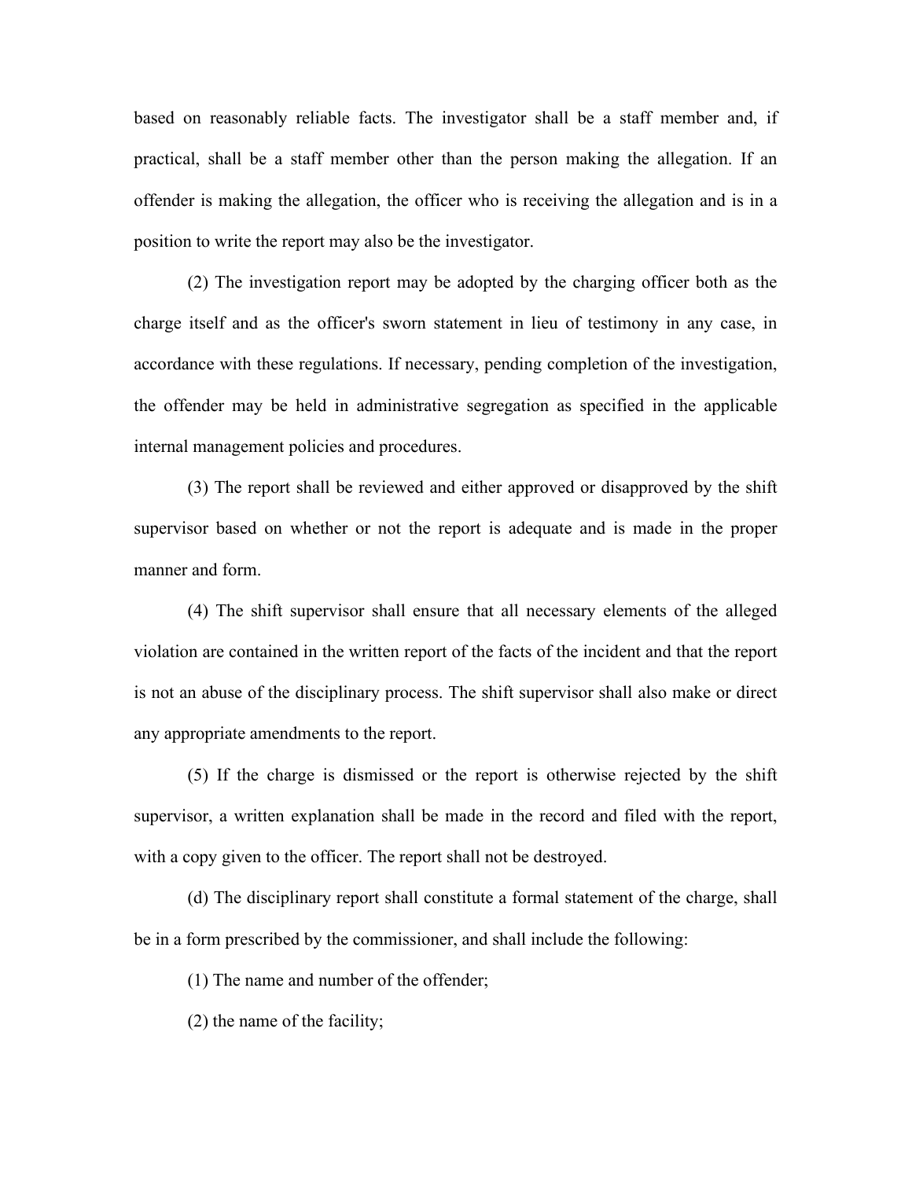based on reasonably reliable facts. The investigator shall be a staff member and, if practical, shall be a staff member other than the person making the allegation. If an offender is making the allegation, the officer who is receiving the allegation and is in a position to write the report may also be the investigator.

(2) The investigation report may be adopted by the charging officer both as the charge itself and as the officer's sworn statement in lieu of testimony in any case, in accordance with these regulations. If necessary, pending completion of the investigation, the offender may be held in administrative segregation as specified in the applicable internal management policies and procedures.

(3) The report shall be reviewed and either approved or disapproved by the shift supervisor based on whether or not the report is adequate and is made in the proper manner and form.

(4) The shift supervisor shall ensure that all necessary elements of the alleged violation are contained in the written report of the facts of the incident and that the report is not an abuse of the disciplinary process. The shift supervisor shall also make or direct any appropriate amendments to the report.

(5) If the charge is dismissed or the report is otherwise rejected by the shift supervisor, a written explanation shall be made in the record and filed with the report, with a copy given to the officer. The report shall not be destroyed.

(d) The disciplinary report shall constitute a formal statement of the charge, shall be in a form prescribed by the commissioner, and shall include the following:

(1) The name and number of the offender;

(2) the name of the facility;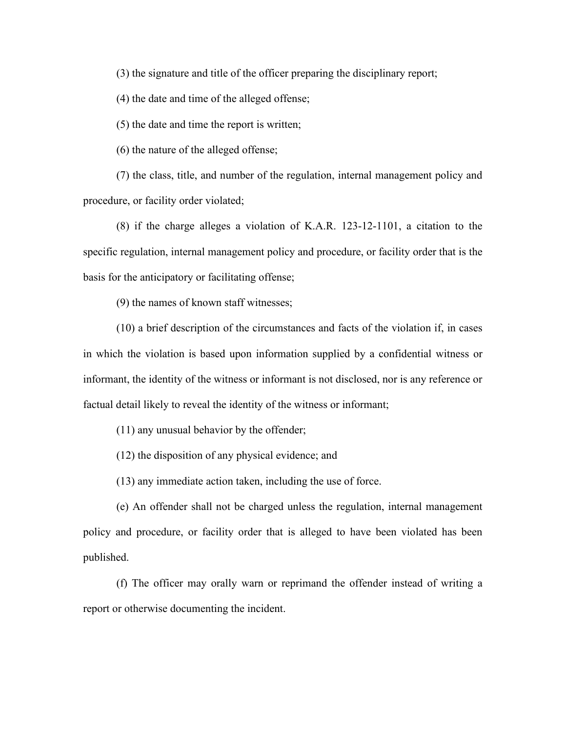(3) the signature and title of the officer preparing the disciplinary report;

(4) the date and time of the alleged offense;

(5) the date and time the report is written;

(6) the nature of the alleged offense;

(7) the class, title, and number of the regulation, internal management policy and procedure, or facility order violated;

(8) if the charge alleges a violation of K.A.R. 123-12-1101, a citation to the specific regulation, internal management policy and procedure, or facility order that is the basis for the anticipatory or facilitating offense;

(9) the names of known staff witnesses;

(10) a brief description of the circumstances and facts of the violation if, in cases in which the violation is based upon information supplied by a confidential witness or informant, the identity of the witness or informant is not disclosed, nor is any reference or factual detail likely to reveal the identity of the witness or informant;

(11) any unusual behavior by the offender;

(12) the disposition of any physical evidence; and

(13) any immediate action taken, including the use of force.

(e) An offender shall not be charged unless the regulation, internal management policy and procedure, or facility order that is alleged to have been violated has been published.

(f) The officer may orally warn or reprimand the offender instead of writing a report or otherwise documenting the incident.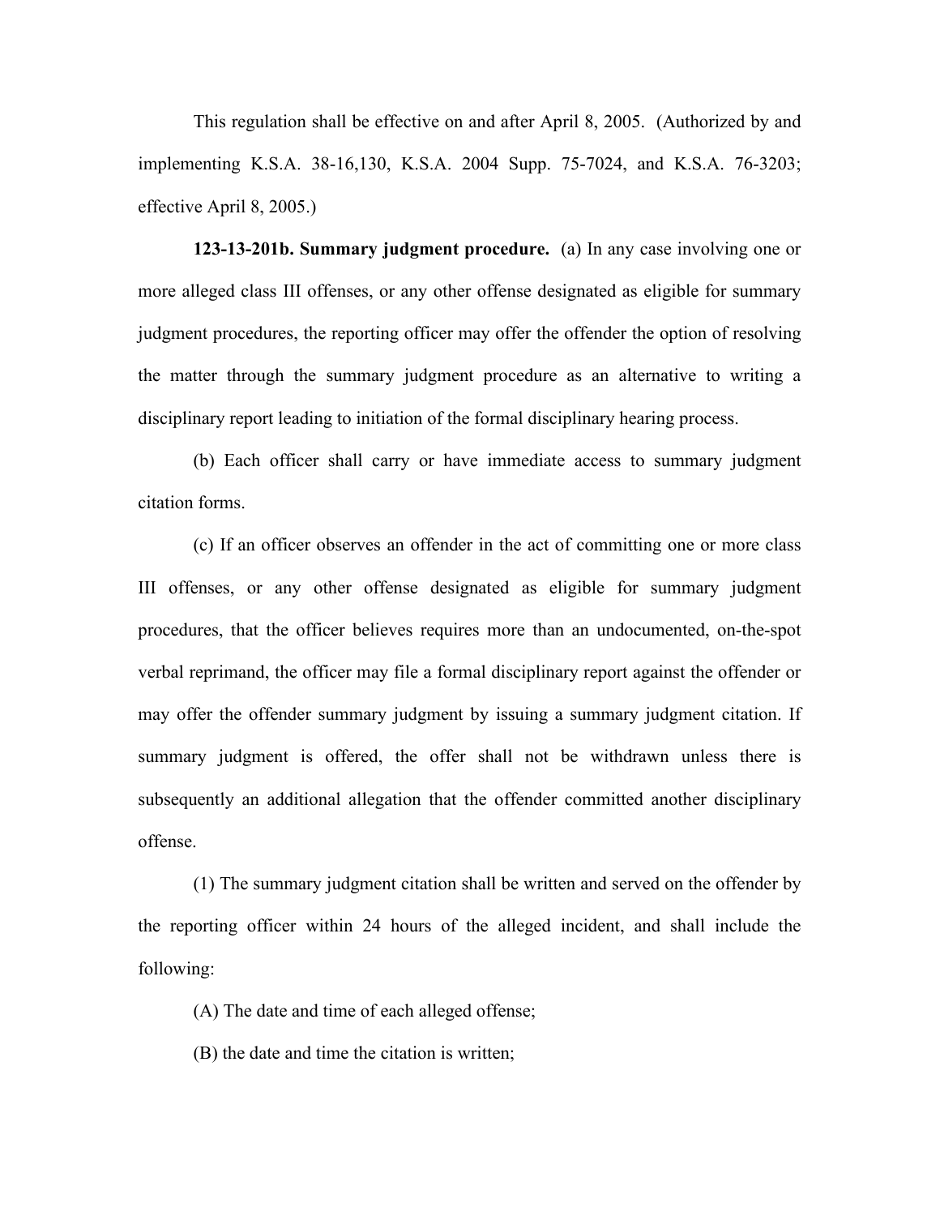This regulation shall be effective on and after April 8, 2005. (Authorized by and implementing K.S.A. 38-16,130, K.S.A. 2004 Supp. 75-7024, and K.S.A. 76-3203; effective April 8, 2005.)

**123-13-201b. Summary judgment procedure.** (a) In any case involving one or more alleged class III offenses, or any other offense designated as eligible for summary judgment procedures, the reporting officer may offer the offender the option of resolving the matter through the summary judgment procedure as an alternative to writing a disciplinary report leading to initiation of the formal disciplinary hearing process.

(b) Each officer shall carry or have immediate access to summary judgment citation forms.

(c) If an officer observes an offender in the act of committing one or more class III offenses, or any other offense designated as eligible for summary judgment procedures, that the officer believes requires more than an undocumented, on-the-spot verbal reprimand, the officer may file a formal disciplinary report against the offender or may offer the offender summary judgment by issuing a summary judgment citation. If summary judgment is offered, the offer shall not be withdrawn unless there is subsequently an additional allegation that the offender committed another disciplinary offense.

(1) The summary judgment citation shall be written and served on the offender by the reporting officer within 24 hours of the alleged incident, and shall include the following:

(A) The date and time of each alleged offense;

(B) the date and time the citation is written;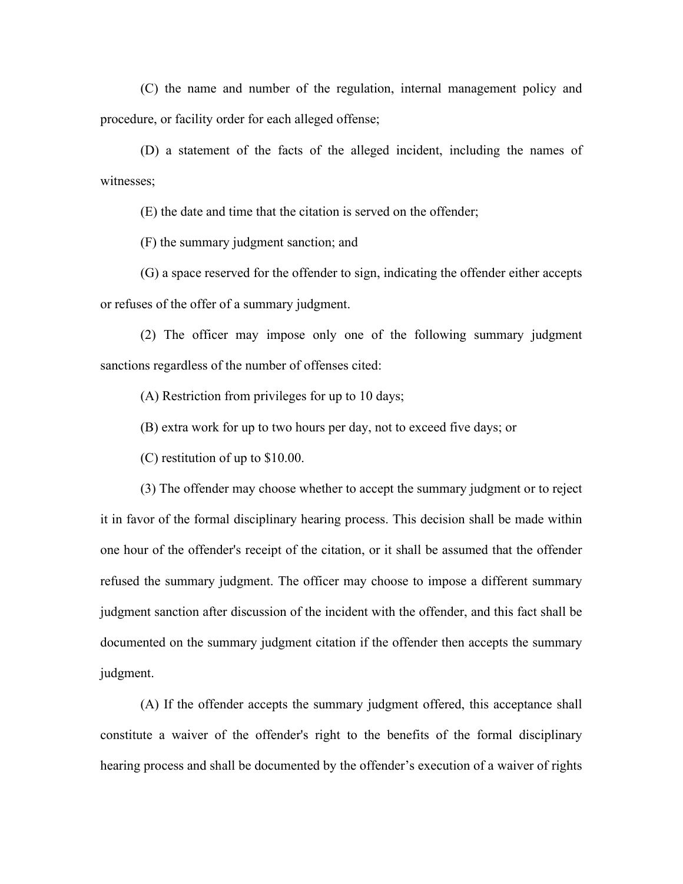(C) the name and number of the regulation, internal management policy and procedure, or facility order for each alleged offense;

(D) a statement of the facts of the alleged incident, including the names of witnesses;

(E) the date and time that the citation is served on the offender;

(F) the summary judgment sanction; and

(G) a space reserved for the offender to sign, indicating the offender either accepts or refuses of the offer of a summary judgment.

(2) The officer may impose only one of the following summary judgment sanctions regardless of the number of offenses cited:

(A) Restriction from privileges for up to 10 days;

(B) extra work for up to two hours per day, not to exceed five days; or

(C) restitution of up to $10.00.

(3) The offender may choose whether to accept the summary judgment or to reject it in favor of the formal disciplinary hearing process. This decision shall be made within one hour of the offender's receipt of the citation, or it shall be assumed that the offender refused the summary judgment. The officer may choose to impose a different summary judgment sanction after discussion of the incident with the offender, and this fact shall be documented on the summary judgment citation if the offender then accepts the summary judgment.

(A) If the offender accepts the summary judgment offered, this acceptance shall constitute a waiver of the offender's right to the benefits of the formal disciplinary hearing process and shall be documented by the offender's execution of a waiver of rights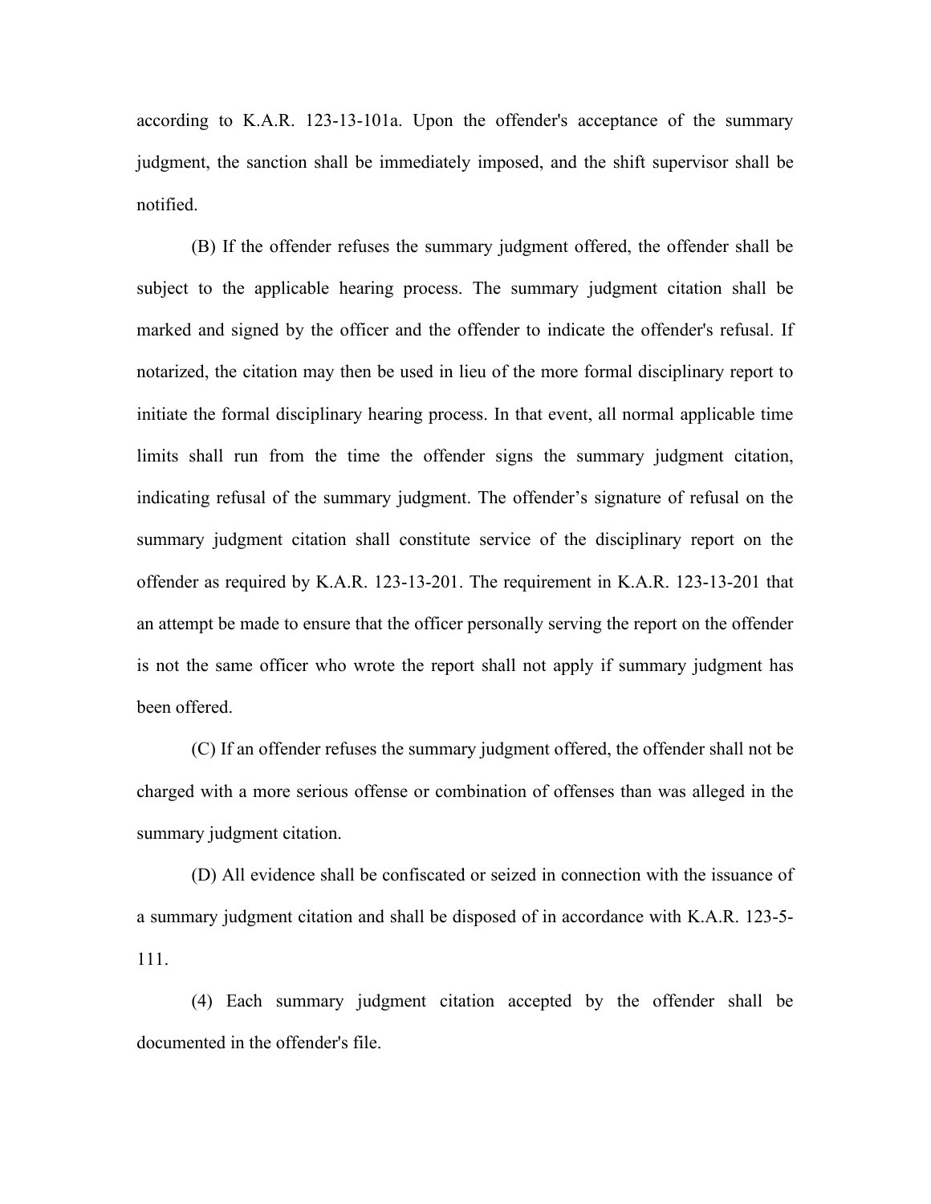according to K.A.R. 123-13-101a. Upon the offender's acceptance of the summary judgment, the sanction shall be immediately imposed, and the shift supervisor shall be notified.

(B) If the offender refuses the summary judgment offered, the offender shall be subject to the applicable hearing process. The summary judgment citation shall be marked and signed by the officer and the offender to indicate the offender's refusal. If notarized, the citation may then be used in lieu of the more formal disciplinary report to initiate the formal disciplinary hearing process. In that event, all normal applicable time limits shall run from the time the offender signs the summary judgment citation, indicating refusal of the summary judgment. The offender's signature of refusal on the summary judgment citation shall constitute service of the disciplinary report on the offender as required by K.A.R. 123-13-201. The requirement in K.A.R. 123-13-201 that an attempt be made to ensure that the officer personally serving the report on the offender is not the same officer who wrote the report shall not apply if summary judgment has been offered.

(C) If an offender refuses the summary judgment offered, the offender shall not be charged with a more serious offense or combination of offenses than was alleged in the summary judgment citation.

(D) All evidence shall be confiscated or seized in connection with the issuance of a summary judgment citation and shall be disposed of in accordance with K.A.R. 123-5-111.

(4) Each summary judgment citation accepted by the offender shall be documented in the offender's file.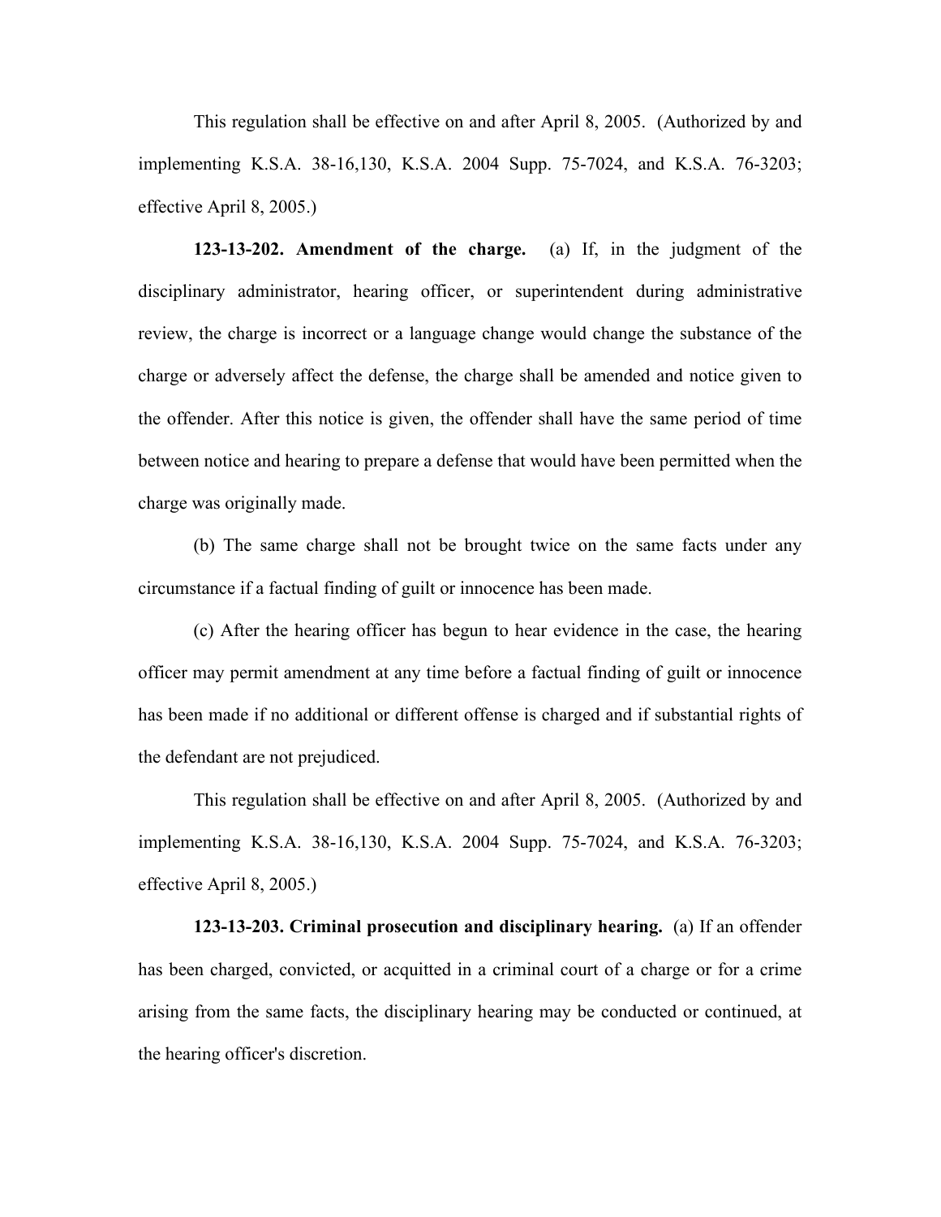This regulation shall be effective on and after April 8, 2005. (Authorized by and implementing K.S.A. 38-16,130, K.S.A. 2004 Supp. 75-7024, and K.S.A. 76-3203; effective April 8, 2005.)

**123-13-202. Amendment of the charge.** (a) If, in the judgment of the disciplinary administrator, hearing officer, or superintendent during administrative review, the charge is incorrect or a language change would change the substance of the charge or adversely affect the defense, the charge shall be amended and notice given to the offender. After this notice is given, the offender shall have the same period of time between notice and hearing to prepare a defense that would have been permitted when the charge was originally made.

(b) The same charge shall not be brought twice on the same facts under any circumstance if a factual finding of guilt or innocence has been made.

(c) After the hearing officer has begun to hear evidence in the case, the hearing officer may permit amendment at any time before a factual finding of guilt or innocence has been made if no additional or different offense is charged and if substantial rights of the defendant are not prejudiced.

This regulation shall be effective on and after April 8, 2005. (Authorized by and implementing K.S.A. 38-16,130, K.S.A. 2004 Supp. 75-7024, and K.S.A. 76-3203; effective April 8, 2005.)

**123-13-203. Criminal prosecution and disciplinary hearing.** (a) If an offender has been charged, convicted, or acquitted in a criminal court of a charge or for a crime arising from the same facts, the disciplinary hearing may be conducted or continued, at the hearing officer's discretion.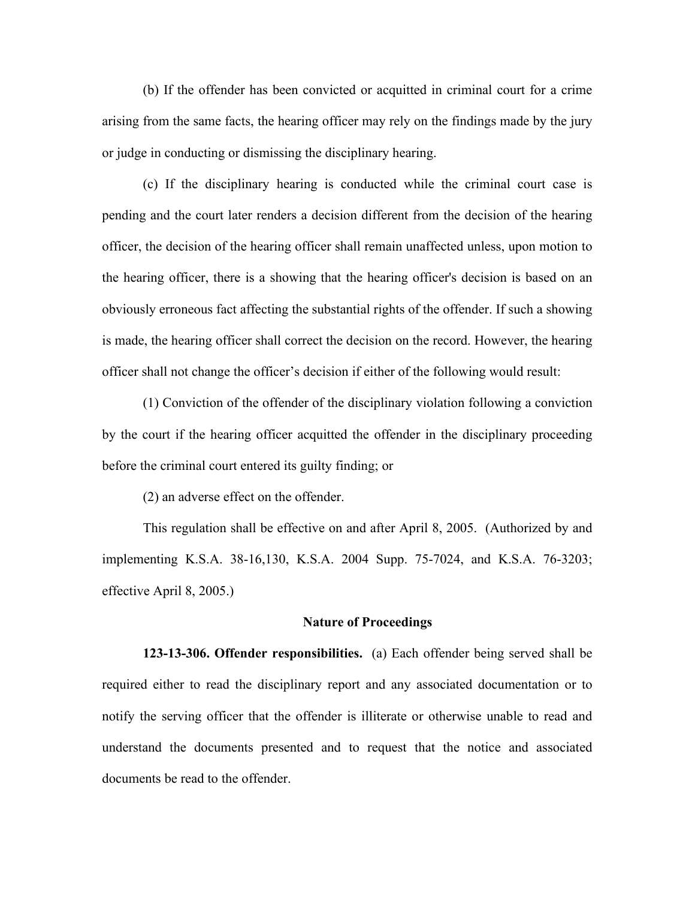(b) If the offender has been convicted or acquitted in criminal court for a crime arising from the same facts, the hearing officer may rely on the findings made by the jury or judge in conducting or dismissing the disciplinary hearing.

(c) If the disciplinary hearing is conducted while the criminal court case is pending and the court later renders a decision different from the decision of the hearing officer, the decision of the hearing officer shall remain unaffected unless, upon motion to the hearing officer, there is a showing that the hearing officer's decision is based on an obviously erroneous fact affecting the substantial rights of the offender. If such a showing is made, the hearing officer shall correct the decision on the record. However, the hearing officer shall not change the officer's decision if either of the following would result:

(1) Conviction of the offender of the disciplinary violation following a conviction by the court if the hearing officer acquitted the offender in the disciplinary proceeding before the criminal court entered its guilty finding; or

(2) an adverse effect on the offender.

This regulation shall be effective on and after April 8, 2005. (Authorized by and implementing K.S.A. 38-16,130, K.S.A. 2004 Supp. 75-7024, and K.S.A. 76-3203; effective April 8, 2005.)

## Nature of Proceedings

**123-13-306. Offender responsibilities.** (a) Each offender being served shall be required either to read the disciplinary report and any associated documentation or to notify the serving officer that the offender is illiterate or otherwise unable to read and understand the documents presented and to request that the notice and associated documents be read to the offender.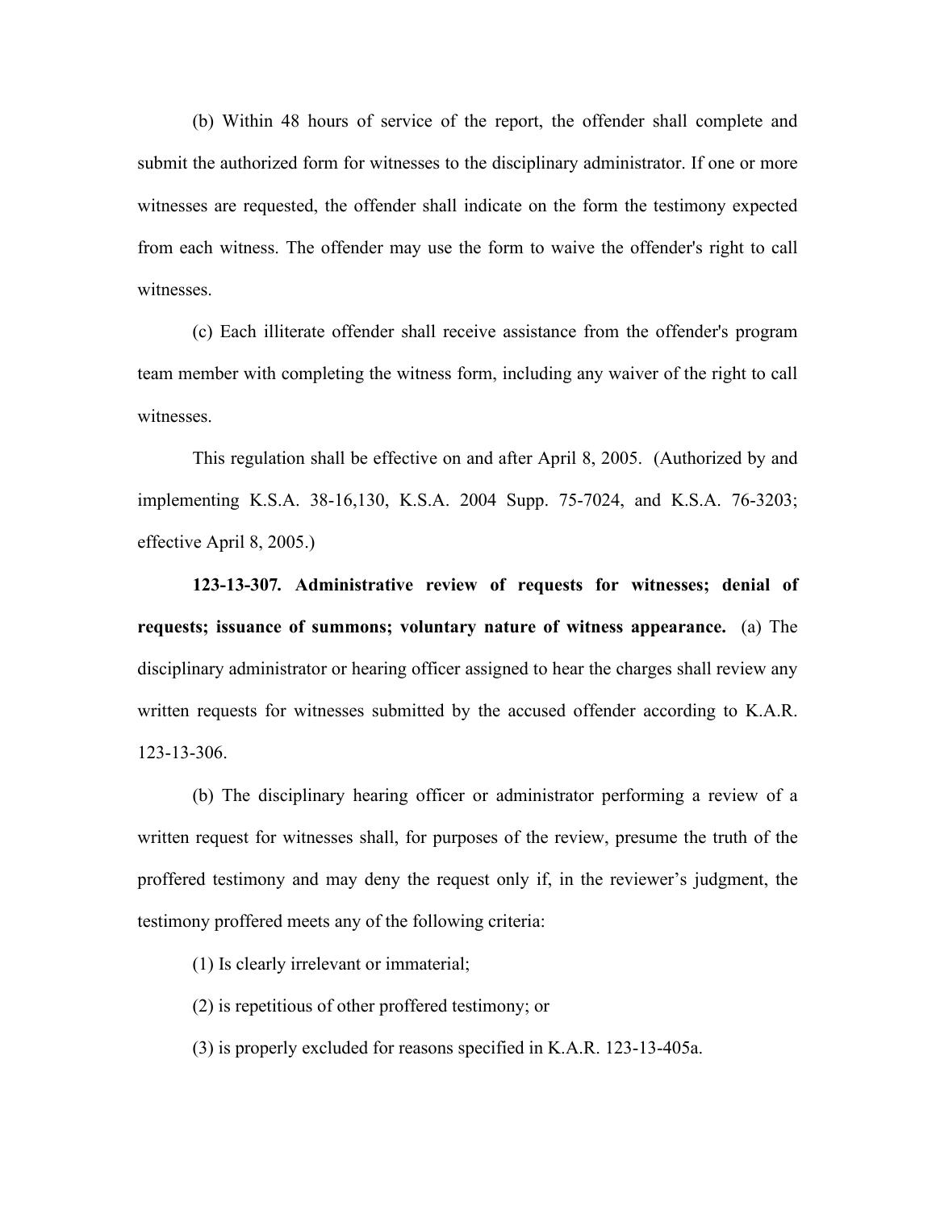(b) Within 48 hours of service of the report, the offender shall complete and submit the authorized form for witnesses to the disciplinary administrator. If one or more witnesses are requested, the offender shall indicate on the form the testimony expected from each witness. The offender may use the form to waive the offender's right to call witnesses.

(c) Each illiterate offender shall receive assistance from the offender's program team member with completing the witness form, including any waiver of the right to call witnesses.

This regulation shall be effective on and after April 8, 2005. (Authorized by and implementing K.S.A. 38-16,130, K.S.A. 2004 Supp. 75-7024, and K.S.A. 76-3203; effective April 8, 2005.)

**123-13-307. Administrative review of requests for witnesses; denial of requests; issuance of summons; voluntary nature of witness appearance.** (a) The disciplinary administrator or hearing officer assigned to hear the charges shall review any written requests for witnesses submitted by the accused offender according to K.A.R. 123-13-306.

(b) The disciplinary hearing officer or administrator performing a review of a written request for witnesses shall, for purposes of the review, presume the truth of the proffered testimony and may deny the request only if, in the reviewer's judgment, the testimony proffered meets any of the following criteria:

(1) Is clearly irrelevant or immaterial;

(2) is repetitious of other proffered testimony; or

(3) is properly excluded for reasons specified in K.A.R. 123-13-405a.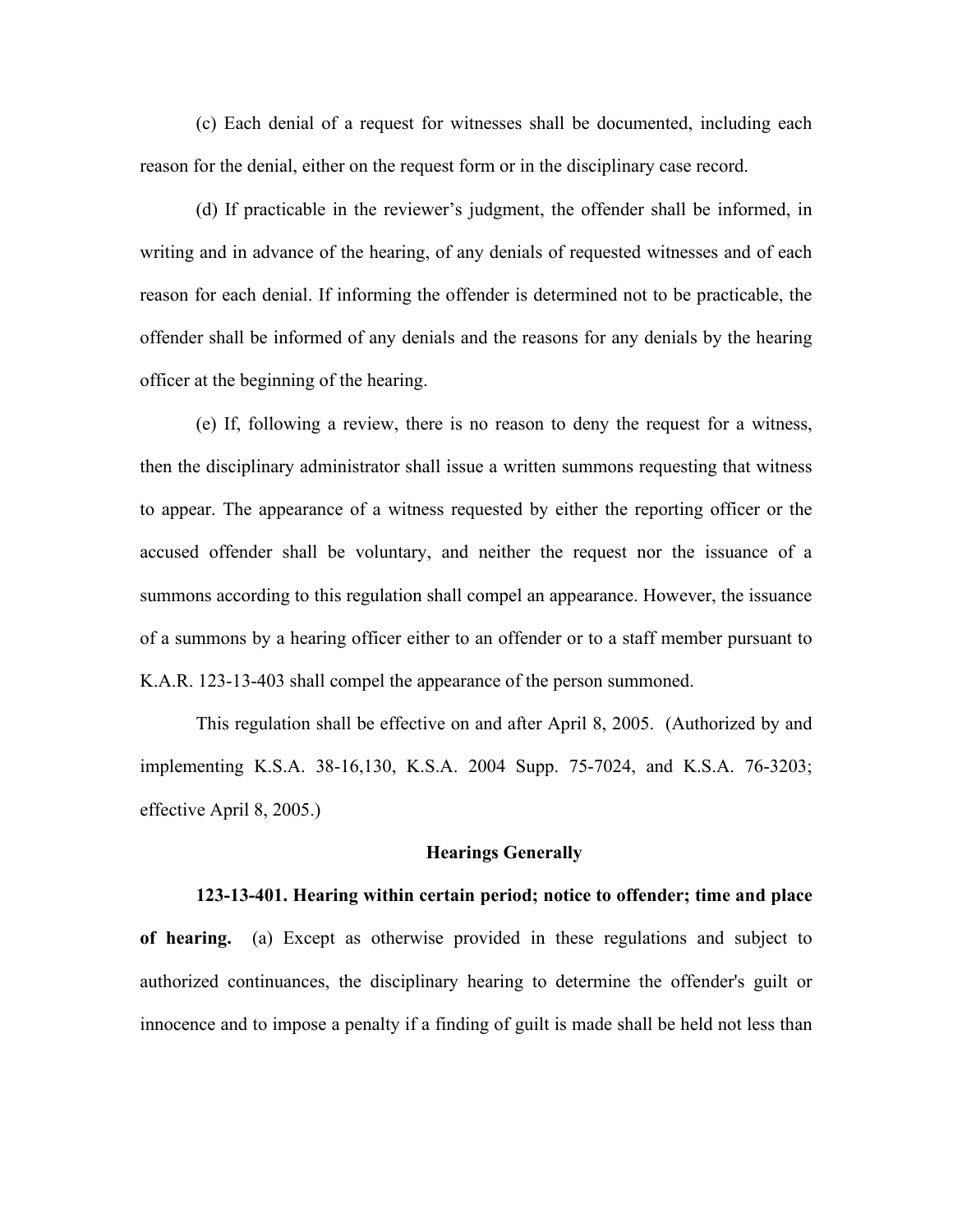(c) Each denial of a request for witnesses shall be documented, including each reason for the denial, either on the request form or in the disciplinary case record.

(d) If practicable in the reviewer's judgment, the offender shall be informed, in writing and in advance of the hearing, of any denials of requested witnesses and of each reason for each denial. If informing the offender is determined not to be practicable, the offender shall be informed of any denials and the reasons for any denials by the hearing officer at the beginning of the hearing.

(e) If, following a review, there is no reason to deny the request for a witness, then the disciplinary administrator shall issue a written summons requesting that witness to appear. The appearance of a witness requested by either the reporting officer or the accused offender shall be voluntary, and neither the request nor the issuance of a summons according to this regulation shall compel an appearance. However, the issuance of a summons by a hearing officer either to an offender or to a staff member pursuant to K.A.R. 123-13-403 shall compel the appearance of the person summoned.

This regulation shall be effective on and after April 8, 2005. (Authorized by and implementing K.S.A. 38-16,130, K.S.A. 2004 Supp. 75-7024, and K.S.A. 76-3203; effective April 8, 2005.)

## Hearings Generally

**123-13-401. Hearing within certain period; notice to offender; time and place of hearing.** (a) Except as otherwise provided in these regulations and subject to authorized continuances, the disciplinary hearing to determine the offender's guilt or innocence and to impose a penalty if a finding of guilt is made shall be held not less than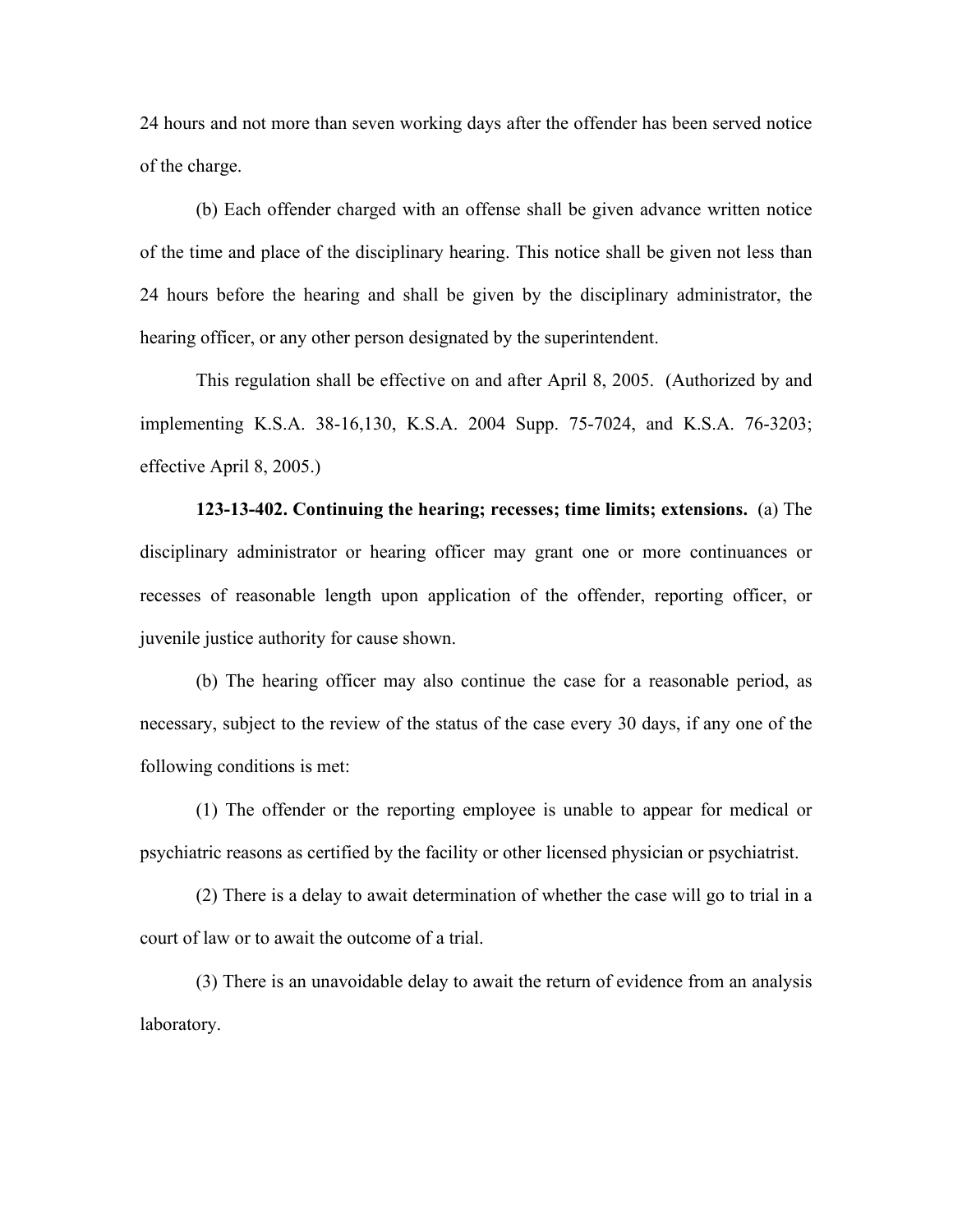24 hours and not more than seven working days after the offender has been served notice of the charge.

(b) Each offender charged with an offense shall be given advance written notice of the time and place of the disciplinary hearing. This notice shall be given not less than 24 hours before the hearing and shall be given by the disciplinary administrator, the hearing officer, or any other person designated by the superintendent.

This regulation shall be effective on and after April 8, 2005. (Authorized by and implementing K.S.A. 38-16,130, K.S.A. 2004 Supp. 75-7024, and K.S.A. 76-3203; effective April 8, 2005.)

**123-13-402. Continuing the hearing; recesses; time limits; extensions.** (a) The disciplinary administrator or hearing officer may grant one or more continuances or recesses of reasonable length upon application of the offender, reporting officer, or juvenile justice authority for cause shown.

(b) The hearing officer may also continue the case for a reasonable period, as necessary, subject to the review of the status of the case every 30 days, if any one of the following conditions is met:

(1) The offender or the reporting employee is unable to appear for medical or psychiatric reasons as certified by the facility or other licensed physician or psychiatrist.

(2) There is a delay to await determination of whether the case will go to trial in a court of law or to await the outcome of a trial.

(3) There is an unavoidable delay to await the return of evidence from an analysis laboratory.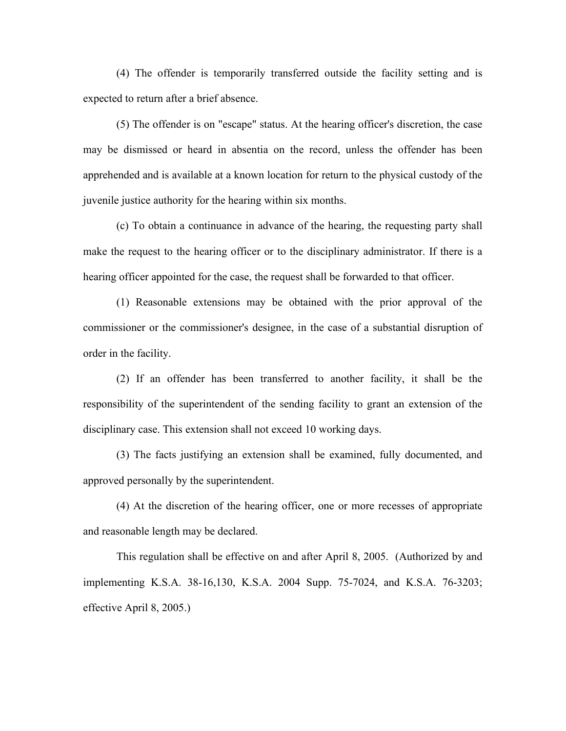(4) The offender is temporarily transferred outside the facility setting and is expected to return after a brief absence.

(5) The offender is on "escape" status. At the hearing officer's discretion, the case may be dismissed or heard in absentia on the record, unless the offender has been apprehended and is available at a known location for return to the physical custody of the juvenile justice authority for the hearing within six months.

(c) To obtain a continuance in advance of the hearing, the requesting party shall make the request to the hearing officer or to the disciplinary administrator. If there is a hearing officer appointed for the case, the request shall be forwarded to that officer.

(1) Reasonable extensions may be obtained with the prior approval of the commissioner or the commissioner's designee, in the case of a substantial disruption of order in the facility.

(2) If an offender has been transferred to another facility, it shall be the responsibility of the superintendent of the sending facility to grant an extension of the disciplinary case. This extension shall not exceed 10 working days.

(3) The facts justifying an extension shall be examined, fully documented, and approved personally by the superintendent.

(4) At the discretion of the hearing officer, one or more recesses of appropriate and reasonable length may be declared.

This regulation shall be effective on and after April 8, 2005. (Authorized by and implementing K.S.A. 38-16,130, K.S.A. 2004 Supp. 75-7024, and K.S.A. 76-3203; effective April 8, 2005.)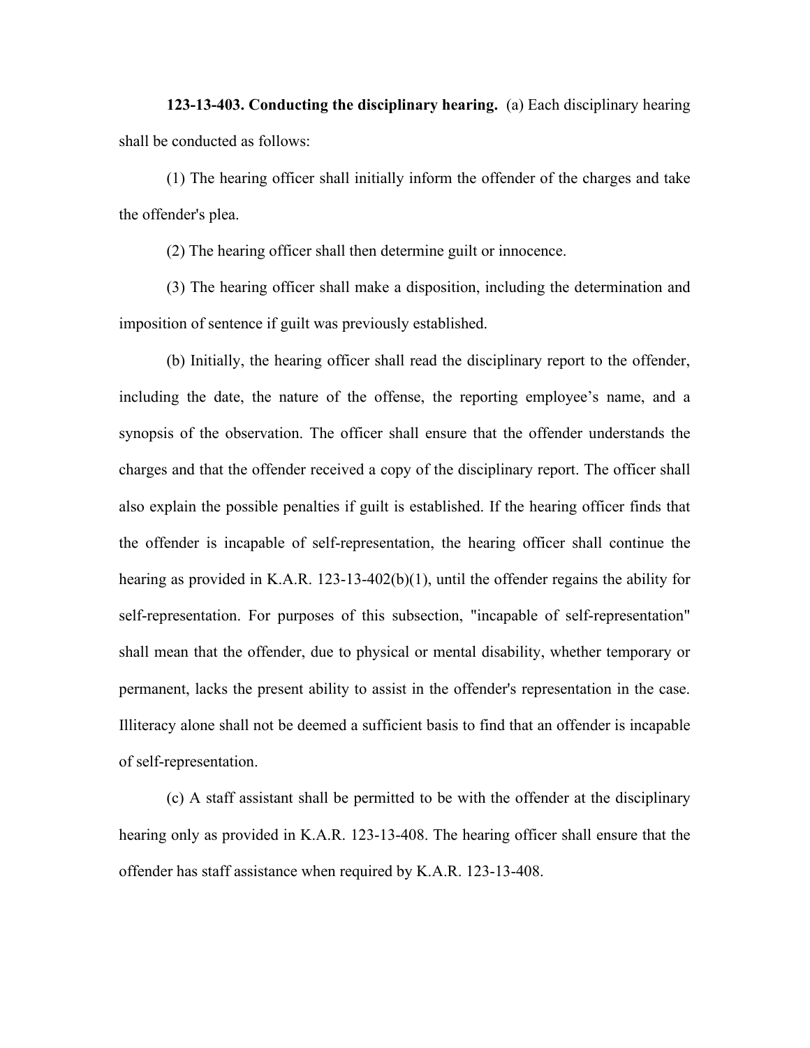**123-13-403. Conducting the disciplinary hearing.** (a) Each disciplinary hearing shall be conducted as follows:

(1) The hearing officer shall initially inform the offender of the charges and take the offender's plea.

(2) The hearing officer shall then determine guilt or innocence.

(3) The hearing officer shall make a disposition, including the determination and imposition of sentence if guilt was previously established.

(b) Initially, the hearing officer shall read the disciplinary report to the offender, including the date, the nature of the offense, the reporting employee's name, and a synopsis of the observation. The officer shall ensure that the offender understands the charges and that the offender received a copy of the disciplinary report. The officer shall also explain the possible penalties if guilt is established. If the hearing officer finds that the offender is incapable of self-representation, the hearing officer shall continue the hearing as provided in K.A.R. 123-13-402(b)(1), until the offender regains the ability for self-representation. For purposes of this subsection, "incapable of self-representation" shall mean that the offender, due to physical or mental disability, whether temporary or permanent, lacks the present ability to assist in the offender's representation in the case. Illiteracy alone shall not be deemed a sufficient basis to find that an offender is incapable of self-representation.

(c) A staff assistant shall be permitted to be with the offender at the disciplinary hearing only as provided in K.A.R. 123-13-408. The hearing officer shall ensure that the offender has staff assistance when required by K.A.R. 123-13-408.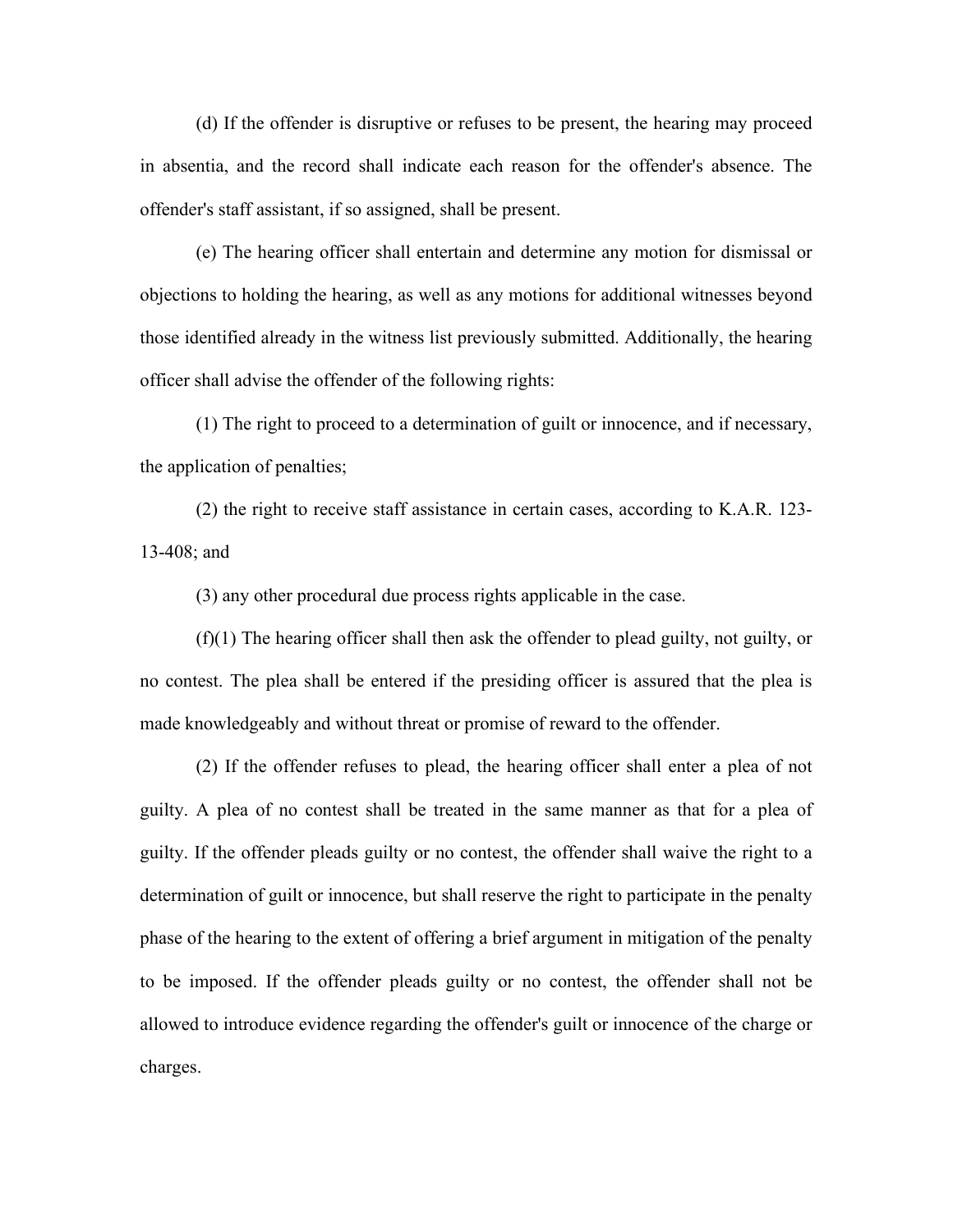(d) If the offender is disruptive or refuses to be present, the hearing may proceed in absentia, and the record shall indicate each reason for the offender's absence. The offender's staff assistant, if so assigned, shall be present.

(e) The hearing officer shall entertain and determine any motion for dismissal or objections to holding the hearing, as well as any motions for additional witnesses beyond those identified already in the witness list previously submitted. Additionally, the hearing officer shall advise the offender of the following rights:

(1) The right to proceed to a determination of guilt or innocence, and if necessary, the application of penalties;

(2) the right to receive staff assistance in certain cases, according to K.A.R. 123-13-408; and

(3) any other procedural due process rights applicable in the case.

(f)(1) The hearing officer shall then ask the offender to plead guilty, not guilty, or no contest. The plea shall be entered if the presiding officer is assured that the plea is made knowledgeably and without threat or promise of reward to the offender.

(2) If the offender refuses to plead, the hearing officer shall enter a plea of not guilty. A plea of no contest shall be treated in the same manner as that for a plea of guilty. If the offender pleads guilty or no contest, the offender shall waive the right to a determination of guilt or innocence, but shall reserve the right to participate in the penalty phase of the hearing to the extent of offering a brief argument in mitigation of the penalty to be imposed. If the offender pleads guilty or no contest, the offender shall not be allowed to introduce evidence regarding the offender's guilt or innocence of the charge or charges.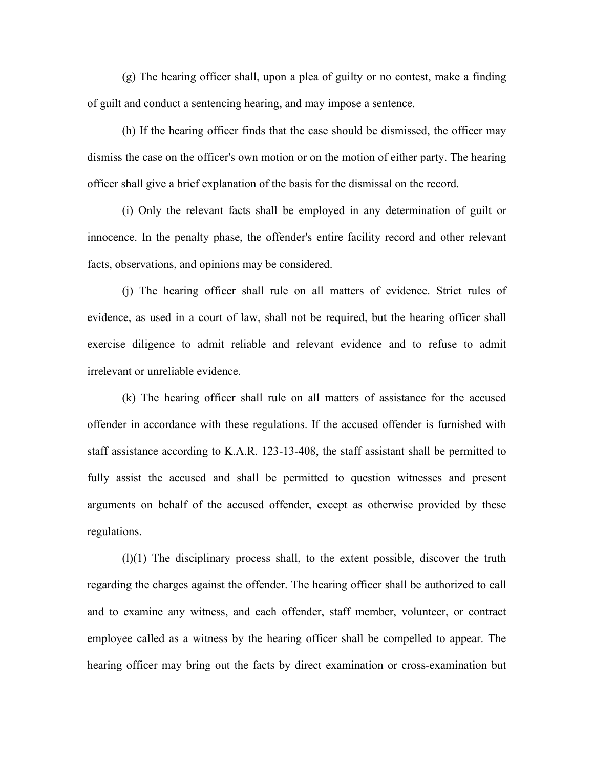(g) The hearing officer shall, upon a plea of guilty or no contest, make a finding of guilt and conduct a sentencing hearing, and may impose a sentence.

(h) If the hearing officer finds that the case should be dismissed, the officer may dismiss the case on the officer's own motion or on the motion of either party. The hearing officer shall give a brief explanation of the basis for the dismissal on the record.

(i) Only the relevant facts shall be employed in any determination of guilt or innocence. In the penalty phase, the offender's entire facility record and other relevant facts, observations, and opinions may be considered.

(j) The hearing officer shall rule on all matters of evidence. Strict rules of evidence, as used in a court of law, shall not be required, but the hearing officer shall exercise diligence to admit reliable and relevant evidence and to refuse to admit irrelevant or unreliable evidence.

(k) The hearing officer shall rule on all matters of assistance for the accused offender in accordance with these regulations. If the accused offender is furnished with staff assistance according to K.A.R. 123-13-408, the staff assistant shall be permitted to fully assist the accused and shall be permitted to question witnesses and present arguments on behalf of the accused offender, except as otherwise provided by these regulations.

(l)(1) The disciplinary process shall, to the extent possible, discover the truth regarding the charges against the offender. The hearing officer shall be authorized to call and to examine any witness, and each offender, staff member, volunteer, or contract employee called as a witness by the hearing officer shall be compelled to appear. The hearing officer may bring out the facts by direct examination or cross-examination but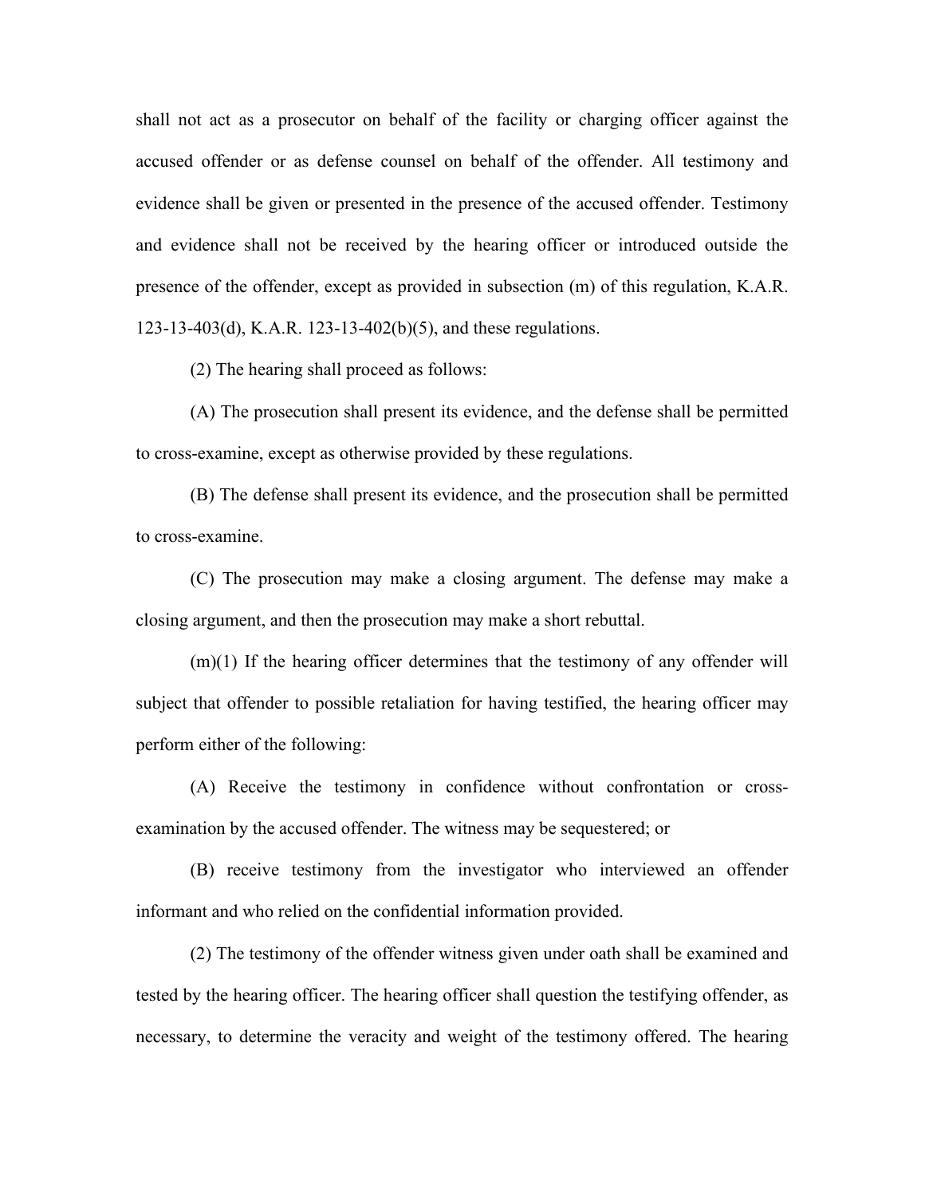shall not act as a prosecutor on behalf of the facility or charging officer against the accused offender or as defense counsel on behalf of the offender. All testimony and evidence shall be given or presented in the presence of the accused offender. Testimony and evidence shall not be received by the hearing officer or introduced outside the presence of the offender, except as provided in subsection (m) of this regulation, K.A.R. 123-13-403(d), K.A.R. 123-13-402(b)(5), and these regulations.

(2) The hearing shall proceed as follows:

(A) The prosecution shall present its evidence, and the defense shall be permitted to cross-examine, except as otherwise provided by these regulations.

(B) The defense shall present its evidence, and the prosecution shall be permitted to cross-examine.

(C) The prosecution may make a closing argument. The defense may make a closing argument, and then the prosecution may make a short rebuttal.

(m)(1) If the hearing officer determines that the testimony of any offender will subject that offender to possible retaliation for having testified, the hearing officer may perform either of the following:

(A) Receive the testimony in confidence without confrontation or cross-examination by the accused offender. The witness may be sequestered; or

(B) receive testimony from the investigator who interviewed an offender informant and who relied on the confidential information provided.

(2) The testimony of the offender witness given under oath shall be examined and tested by the hearing officer. The hearing officer shall question the testifying offender, as necessary, to determine the veracity and weight of the testimony offered. The hearing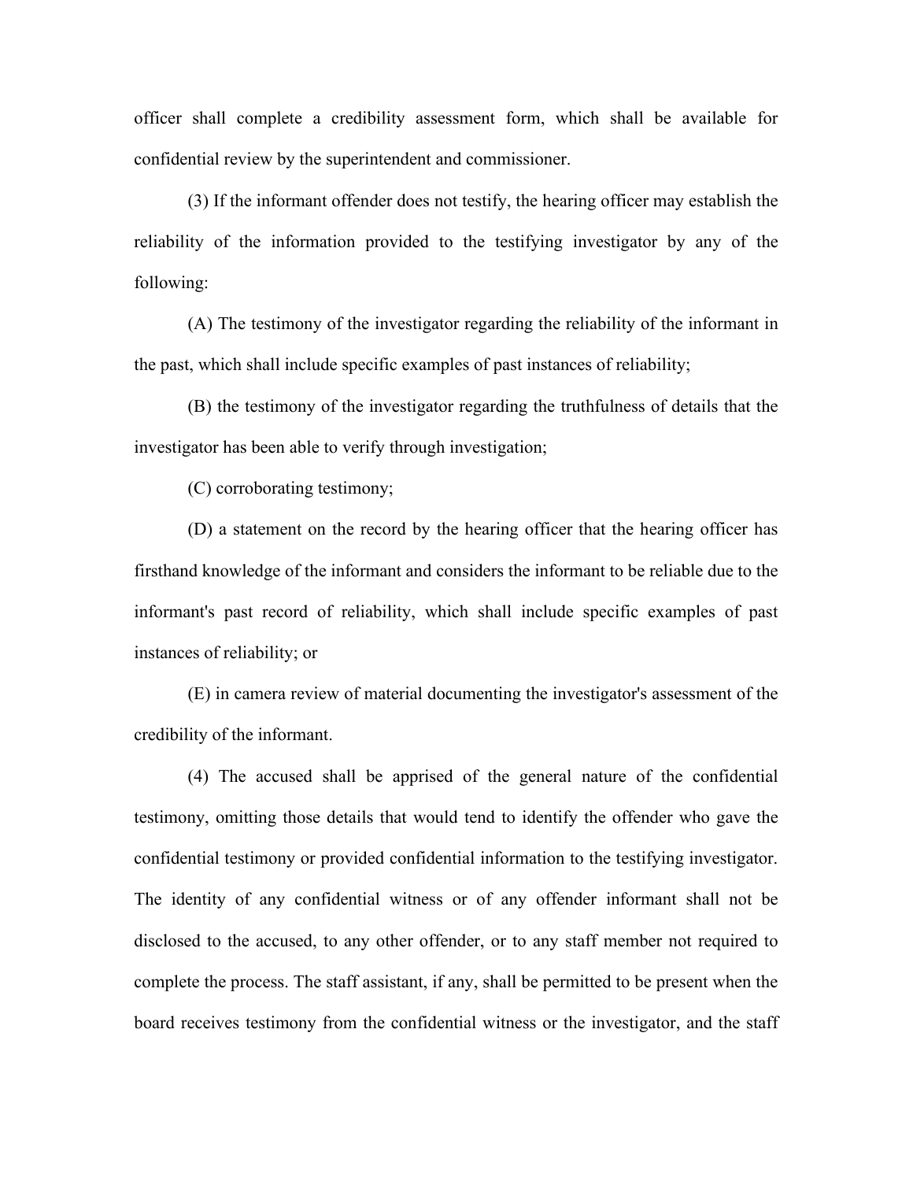officer shall complete a credibility assessment form, which shall be available for confidential review by the superintendent and commissioner.

(3) If the informant offender does not testify, the hearing officer may establish the reliability of the information provided to the testifying investigator by any of the following:

(A) The testimony of the investigator regarding the reliability of the informant in the past, which shall include specific examples of past instances of reliability;

(B) the testimony of the investigator regarding the truthfulness of details that the investigator has been able to verify through investigation;

(C) corroborating testimony;

(D) a statement on the record by the hearing officer that the hearing officer has firsthand knowledge of the informant and considers the informant to be reliable due to the informant's past record of reliability, which shall include specific examples of past instances of reliability; or

(E) in camera review of material documenting the investigator's assessment of the credibility of the informant.

(4) The accused shall be apprised of the general nature of the confidential testimony, omitting those details that would tend to identify the offender who gave the confidential testimony or provided confidential information to the testifying investigator. The identity of any confidential witness or of any offender informant shall not be disclosed to the accused, to any other offender, or to any staff member not required to complete the process. The staff assistant, if any, shall be permitted to be present when the board receives testimony from the confidential witness or the investigator, and the staff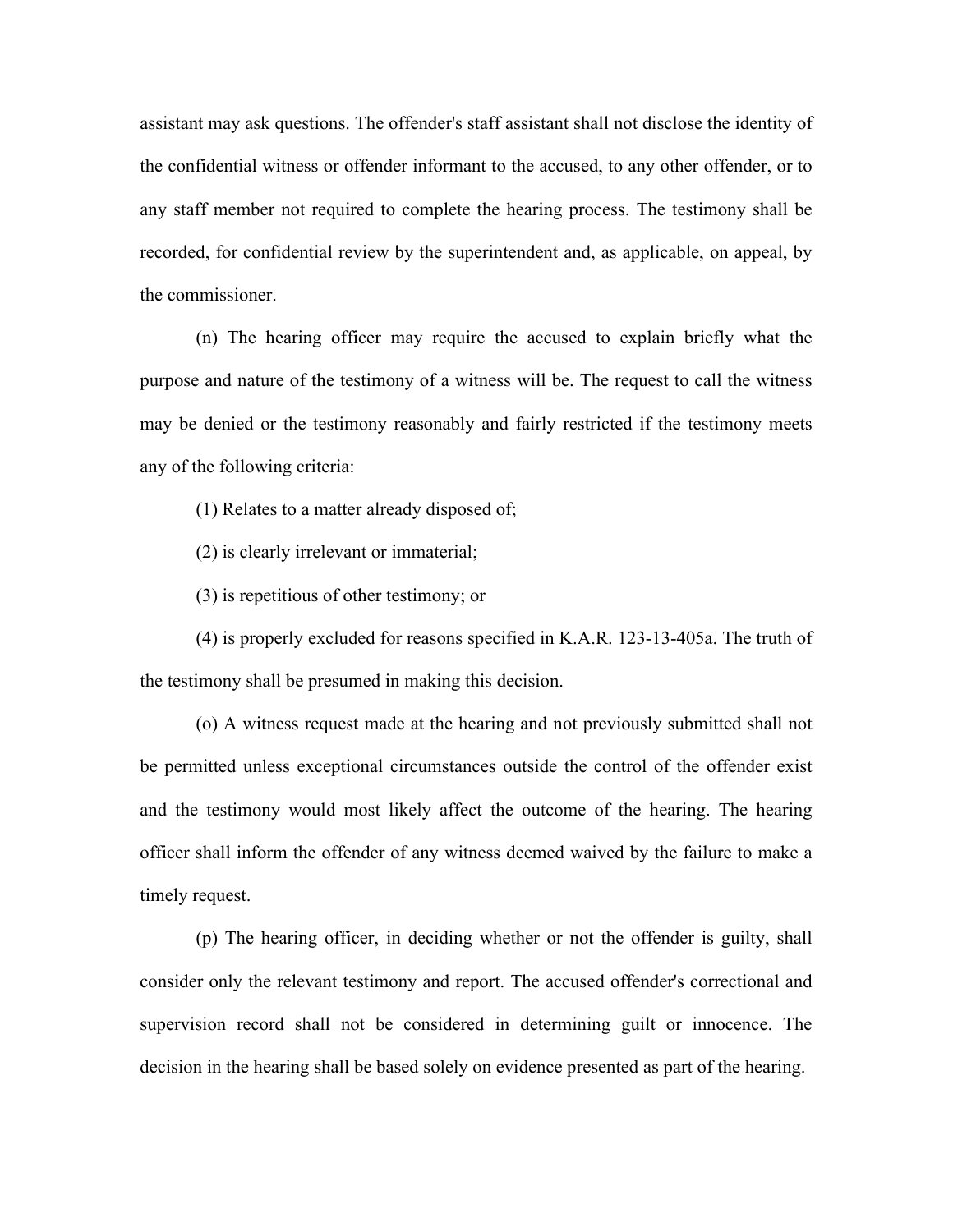assistant may ask questions. The offender's staff assistant shall not disclose the identity of the confidential witness or offender informant to the accused, to any other offender, or to any staff member not required to complete the hearing process. The testimony shall be recorded, for confidential review by the superintendent and, as applicable, on appeal, by the commissioner.

(n) The hearing officer may require the accused to explain briefly what the purpose and nature of the testimony of a witness will be. The request to call the witness may be denied or the testimony reasonably and fairly restricted if the testimony meets any of the following criteria:

(1) Relates to a matter already disposed of;

(2) is clearly irrelevant or immaterial;

(3) is repetitious of other testimony; or

(4) is properly excluded for reasons specified in K.A.R. 123-13-405a. The truth of the testimony shall be presumed in making this decision.

(o) A witness request made at the hearing and not previously submitted shall not be permitted unless exceptional circumstances outside the control of the offender exist and the testimony would most likely affect the outcome of the hearing. The hearing officer shall inform the offender of any witness deemed waived by the failure to make a timely request.

(p) The hearing officer, in deciding whether or not the offender is guilty, shall consider only the relevant testimony and report. The accused offender's correctional and supervision record shall not be considered in determining guilt or innocence. The decision in the hearing shall be based solely on evidence presented as part of the hearing.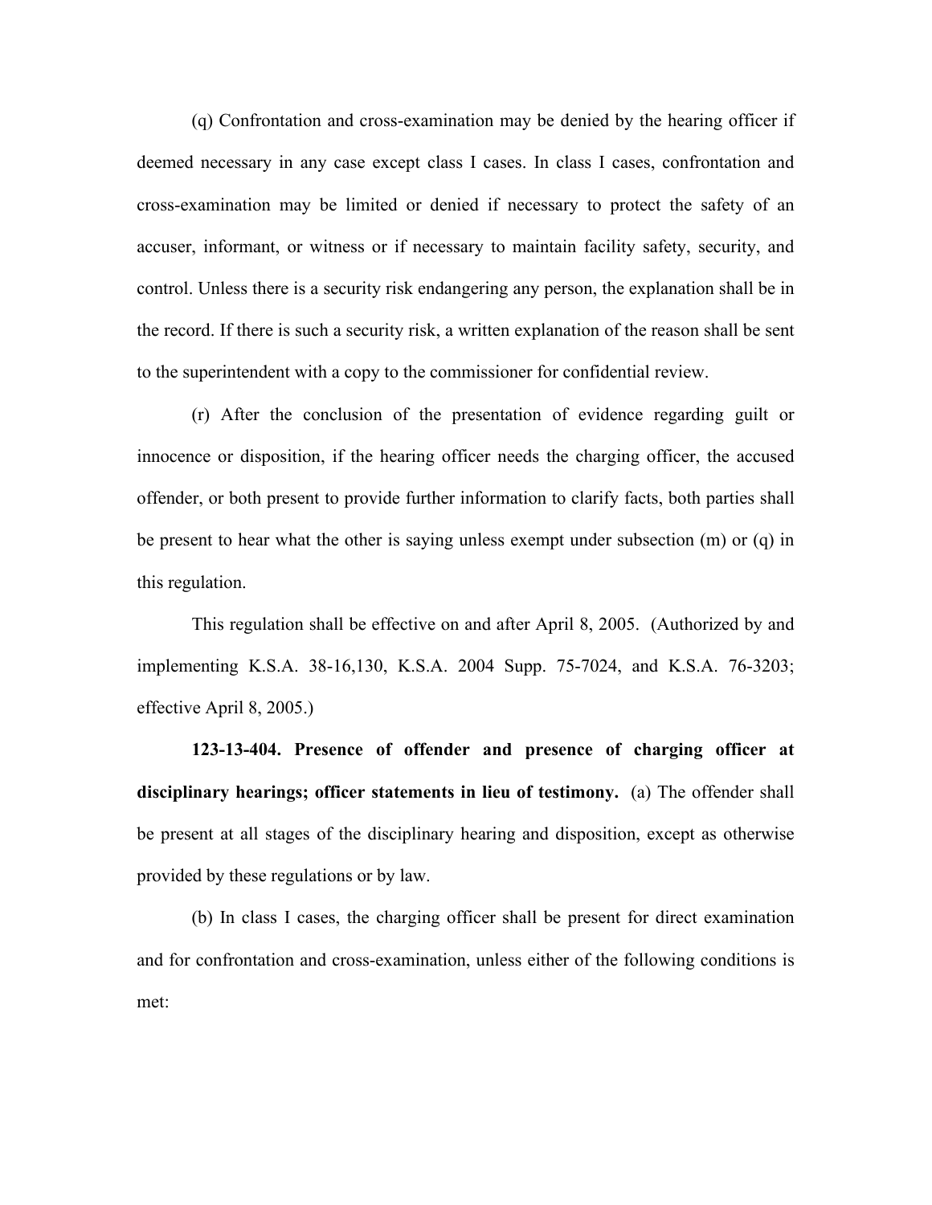(q) Confrontation and cross-examination may be denied by the hearing officer if deemed necessary in any case except class I cases. In class I cases, confrontation and cross-examination may be limited or denied if necessary to protect the safety of an accuser, informant, or witness or if necessary to maintain facility safety, security, and control. Unless there is a security risk endangering any person, the explanation shall be in the record. If there is such a security risk, a written explanation of the reason shall be sent to the superintendent with a copy to the commissioner for confidential review.

(r) After the conclusion of the presentation of evidence regarding guilt or innocence or disposition, if the hearing officer needs the charging officer, the accused offender, or both present to provide further information to clarify facts, both parties shall be present to hear what the other is saying unless exempt under subsection (m) or (q) in this regulation.

This regulation shall be effective on and after April 8, 2005. (Authorized by and implementing K.S.A. 38-16,130, K.S.A. 2004 Supp. 75-7024, and K.S.A. 76-3203; effective April 8, 2005.)

**123-13-404. Presence of offender and presence of charging officer at disciplinary hearings; officer statements in lieu of testimony.** (a) The offender shall be present at all stages of the disciplinary hearing and disposition, except as otherwise provided by these regulations or by law.

(b) In class I cases, the charging officer shall be present for direct examination and for confrontation and cross-examination, unless either of the following conditions is met: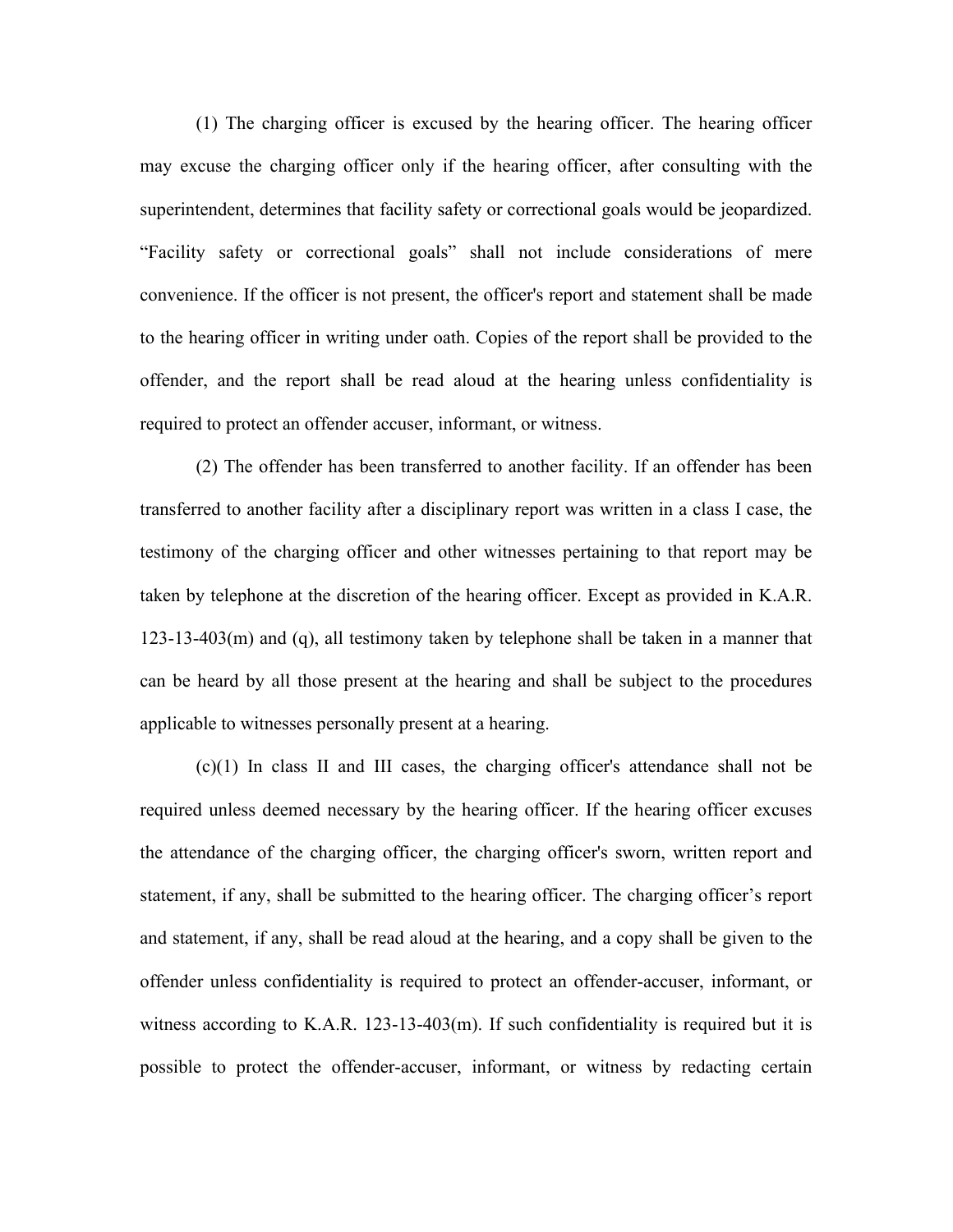(1) The charging officer is excused by the hearing officer. The hearing officer may excuse the charging officer only if the hearing officer, after consulting with the superintendent, determines that facility safety or correctional goals would be jeopardized. "Facility safety or correctional goals" shall not include considerations of mere convenience. If the officer is not present, the officer's report and statement shall be made to the hearing officer in writing under oath. Copies of the report shall be provided to the offender, and the report shall be read aloud at the hearing unless confidentiality is required to protect an offender accuser, informant, or witness.

(2) The offender has been transferred to another facility. If an offender has been transferred to another facility after a disciplinary report was written in a class I case, the testimony of the charging officer and other witnesses pertaining to that report may be taken by telephone at the discretion of the hearing officer. Except as provided in K.A.R. 123-13-403(m) and (q), all testimony taken by telephone shall be taken in a manner that can be heard by all those present at the hearing and shall be subject to the procedures applicable to witnesses personally present at a hearing.

(c)(1) In class II and III cases, the charging officer's attendance shall not be required unless deemed necessary by the hearing officer. If the hearing officer excuses the attendance of the charging officer, the charging officer's sworn, written report and statement, if any, shall be submitted to the hearing officer. The charging officer's report and statement, if any, shall be read aloud at the hearing, and a copy shall be given to the offender unless confidentiality is required to protect an offender-accuser, informant, or witness according to K.A.R. 123-13-403(m). If such confidentiality is required but it is possible to protect the offender-accuser, informant, or witness by redacting certain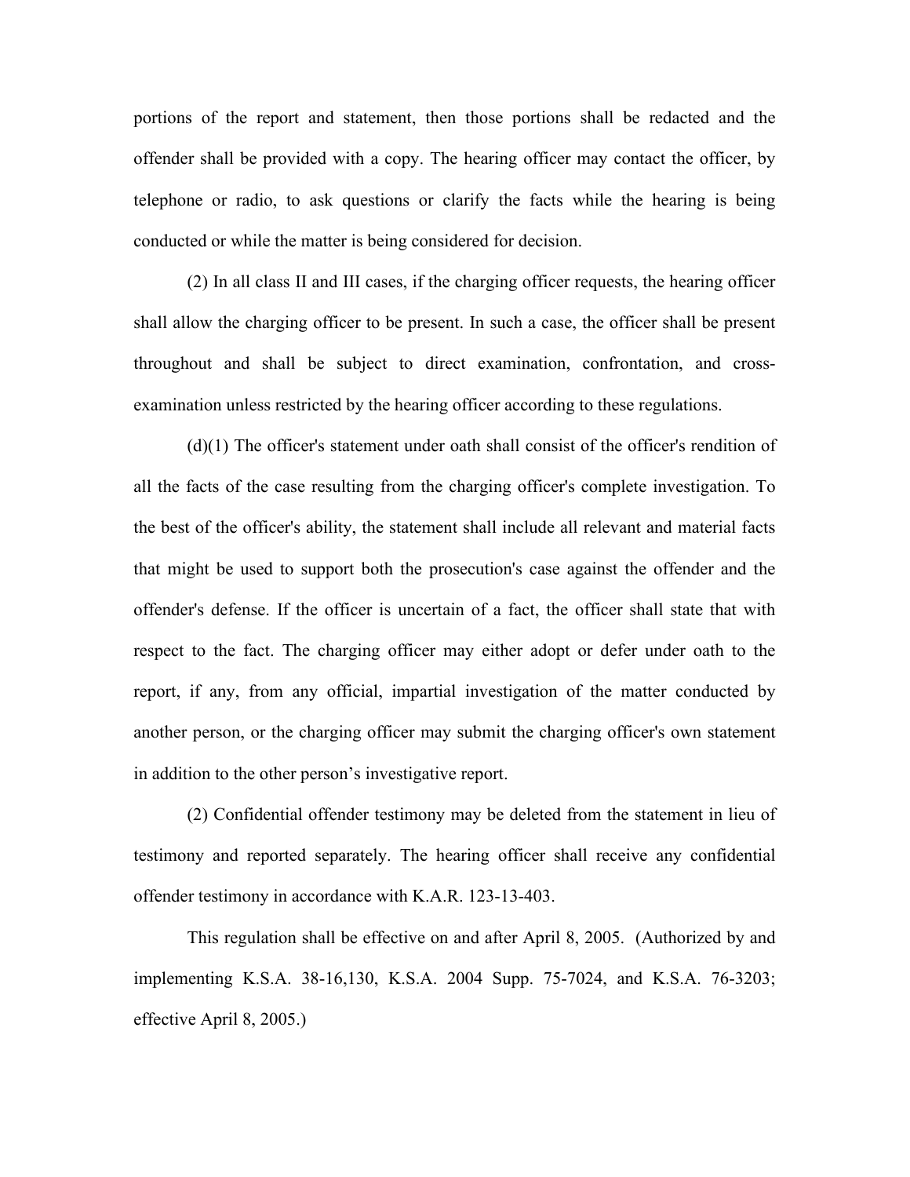portions of the report and statement, then those portions shall be redacted and the offender shall be provided with a copy. The hearing officer may contact the officer, by telephone or radio, to ask questions or clarify the facts while the hearing is being conducted or while the matter is being considered for decision.

(2) In all class II and III cases, if the charging officer requests, the hearing officer shall allow the charging officer to be present. In such a case, the officer shall be present throughout and shall be subject to direct examination, confrontation, and cross-examination unless restricted by the hearing officer according to these regulations.

(d)(1) The officer's statement under oath shall consist of the officer's rendition of all the facts of the case resulting from the charging officer's complete investigation. To the best of the officer's ability, the statement shall include all relevant and material facts that might be used to support both the prosecution's case against the offender and the offender's defense. If the officer is uncertain of a fact, the officer shall state that with respect to the fact. The charging officer may either adopt or defer under oath to the report, if any, from any official, impartial investigation of the matter conducted by another person, or the charging officer may submit the charging officer's own statement in addition to the other person's investigative report.

(2) Confidential offender testimony may be deleted from the statement in lieu of testimony and reported separately. The hearing officer shall receive any confidential offender testimony in accordance with K.A.R. 123-13-403.

This regulation shall be effective on and after April 8, 2005. (Authorized by and implementing K.S.A. 38-16,130, K.S.A. 2004 Supp. 75-7024, and K.S.A. 76-3203; effective April 8, 2005.)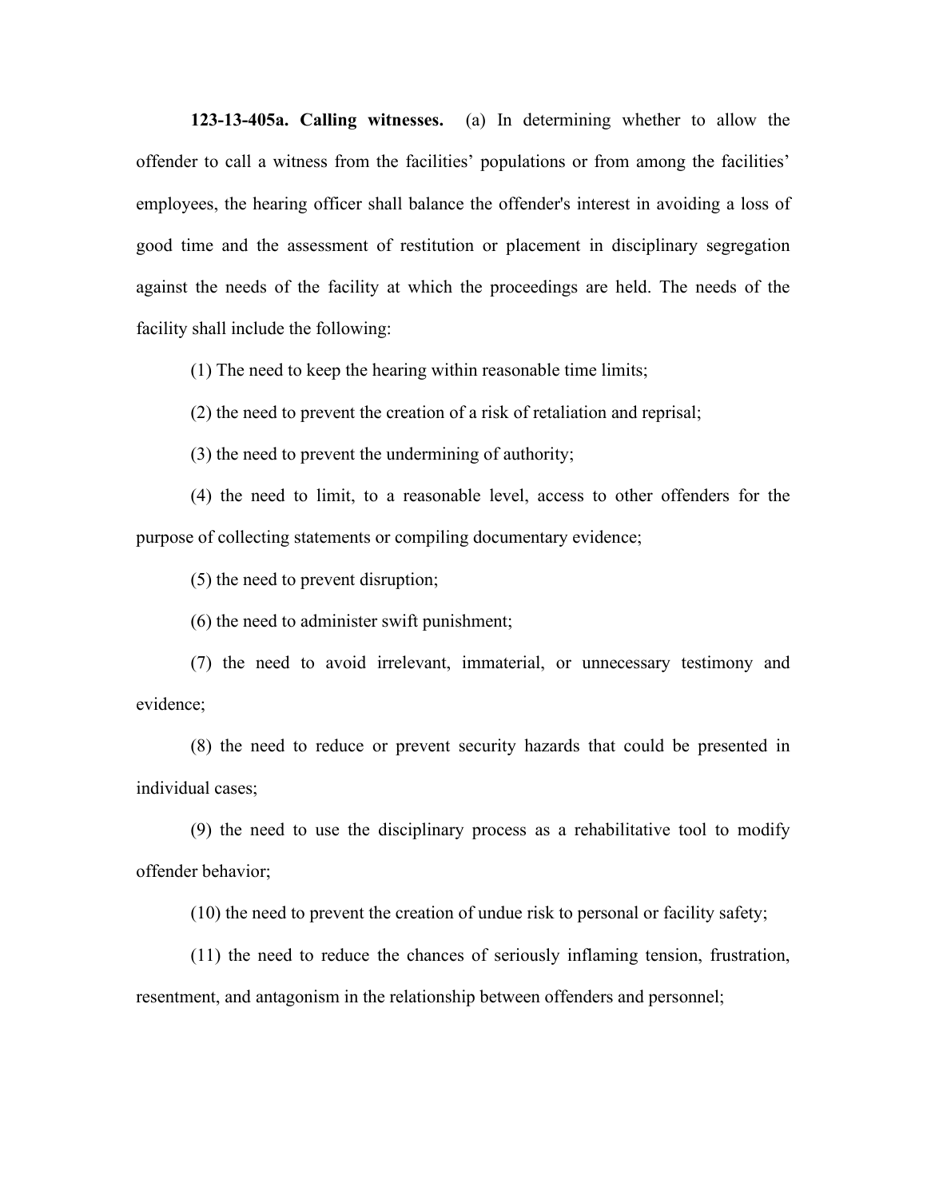**123-13-405a. Calling witnesses.** (a) In determining whether to allow the offender to call a witness from the facilities' populations or from among the facilities' employees, the hearing officer shall balance the offender's interest in avoiding a loss of good time and the assessment of restitution or placement in disciplinary segregation against the needs of the facility at which the proceedings are held. The needs of the facility shall include the following:

(1) The need to keep the hearing within reasonable time limits;

(2) the need to prevent the creation of a risk of retaliation and reprisal;

(3) the need to prevent the undermining of authority;

(4) the need to limit, to a reasonable level, access to other offenders for the purpose of collecting statements or compiling documentary evidence;

(5) the need to prevent disruption;

(6) the need to administer swift punishment;

(7) the need to avoid irrelevant, immaterial, or unnecessary testimony and evidence;

(8) the need to reduce or prevent security hazards that could be presented in individual cases;

(9) the need to use the disciplinary process as a rehabilitative tool to modify offender behavior;

(10) the need to prevent the creation of undue risk to personal or facility safety;

(11) the need to reduce the chances of seriously inflaming tension, frustration, resentment, and antagonism in the relationship between offenders and personnel;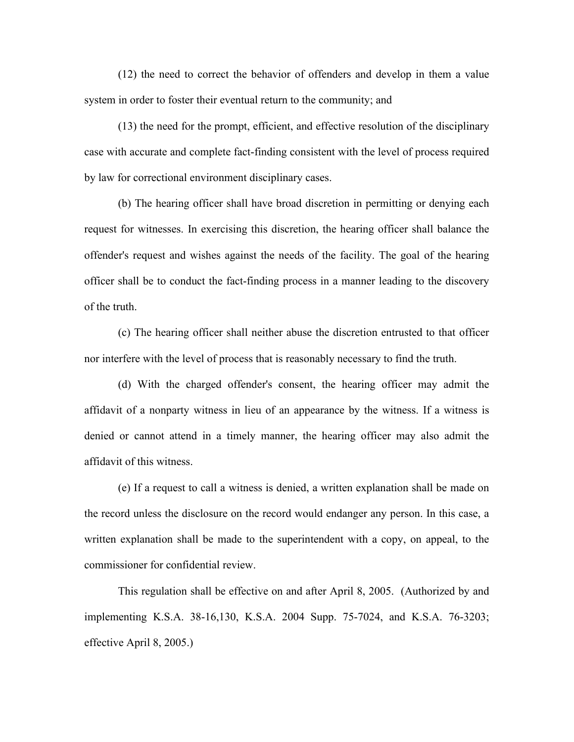(12) the need to correct the behavior of offenders and develop in them a value system in order to foster their eventual return to the community; and

(13) the need for the prompt, efficient, and effective resolution of the disciplinary case with accurate and complete fact-finding consistent with the level of process required by law for correctional environment disciplinary cases.

(b) The hearing officer shall have broad discretion in permitting or denying each request for witnesses. In exercising this discretion, the hearing officer shall balance the offender's request and wishes against the needs of the facility. The goal of the hearing officer shall be to conduct the fact-finding process in a manner leading to the discovery of the truth.

(c) The hearing officer shall neither abuse the discretion entrusted to that officer nor interfere with the level of process that is reasonably necessary to find the truth.

(d) With the charged offender's consent, the hearing officer may admit the affidavit of a nonparty witness in lieu of an appearance by the witness. If a witness is denied or cannot attend in a timely manner, the hearing officer may also admit the affidavit of this witness.

(e) If a request to call a witness is denied, a written explanation shall be made on the record unless the disclosure on the record would endanger any person. In this case, a written explanation shall be made to the superintendent with a copy, on appeal, to the commissioner for confidential review.

This regulation shall be effective on and after April 8, 2005. (Authorized by and implementing K.S.A. 38-16,130, K.S.A. 2004 Supp. 75-7024, and K.S.A. 76-3203; effective April 8, 2005.)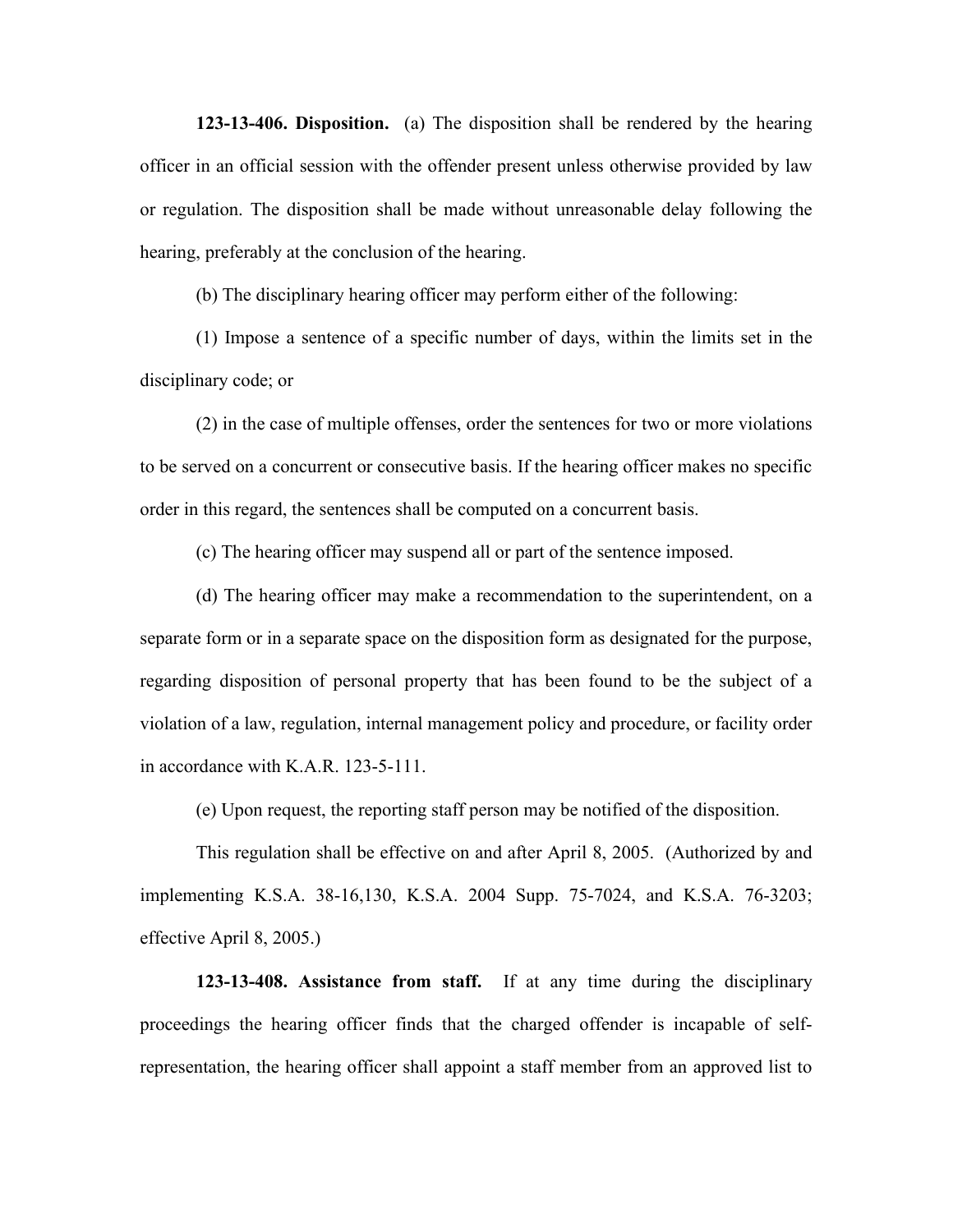**123-13-406. Disposition.** (a) The disposition shall be rendered by the hearing officer in an official session with the offender present unless otherwise provided by law or regulation. The disposition shall be made without unreasonable delay following the hearing, preferably at the conclusion of the hearing.

(b) The disciplinary hearing officer may perform either of the following:

(1) Impose a sentence of a specific number of days, within the limits set in the disciplinary code; or

(2) in the case of multiple offenses, order the sentences for two or more violations to be served on a concurrent or consecutive basis. If the hearing officer makes no specific order in this regard, the sentences shall be computed on a concurrent basis.

(c) The hearing officer may suspend all or part of the sentence imposed.

(d) The hearing officer may make a recommendation to the superintendent, on a separate form or in a separate space on the disposition form as designated for the purpose, regarding disposition of personal property that has been found to be the subject of a violation of a law, regulation, internal management policy and procedure, or facility order in accordance with K.A.R. 123-5-111.

(e) Upon request, the reporting staff person may be notified of the disposition.

This regulation shall be effective on and after April 8, 2005. (Authorized by and implementing K.S.A. 38-16,130, K.S.A. 2004 Supp. 75-7024, and K.S.A. 76-3203; effective April 8, 2005.)

**123-13-408. Assistance from staff.** If at any time during the disciplinary proceedings the hearing officer finds that the charged offender is incapable of self-representation, the hearing officer shall appoint a staff member from an approved list to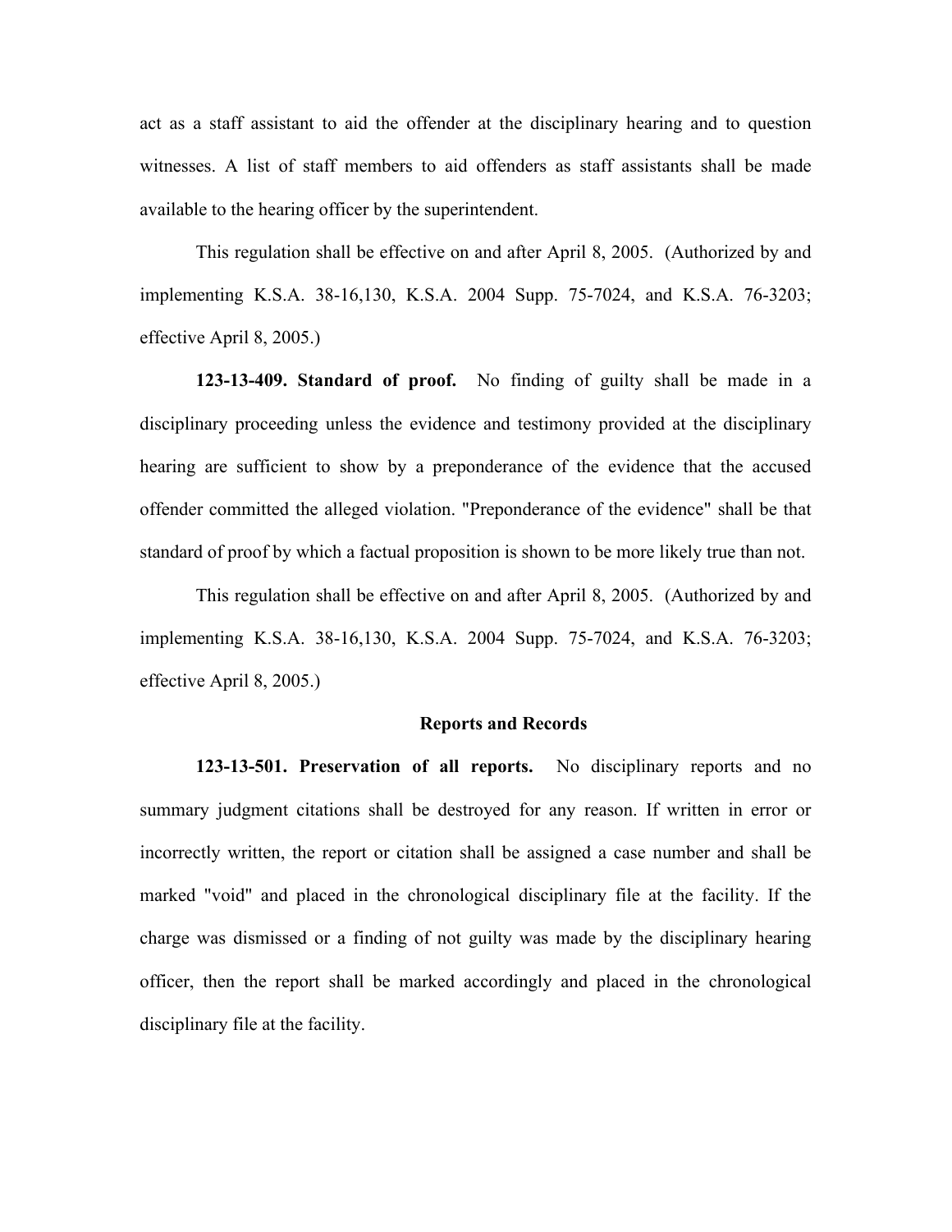act as a staff assistant to aid the offender at the disciplinary hearing and to question witnesses. A list of staff members to aid offenders as staff assistants shall be made available to the hearing officer by the superintendent.

This regulation shall be effective on and after April 8, 2005. (Authorized by and implementing K.S.A. 38-16,130, K.S.A. 2004 Supp. 75-7024, and K.S.A. 76-3203; effective April 8, 2005.)

**123-13-409. Standard of proof.** No finding of guilty shall be made in a disciplinary proceeding unless the evidence and testimony provided at the disciplinary hearing are sufficient to show by a preponderance of the evidence that the accused offender committed the alleged violation. "Preponderance of the evidence" shall be that standard of proof by which a factual proposition is shown to be more likely true than not.

This regulation shall be effective on and after April 8, 2005. (Authorized by and implementing K.S.A. 38-16,130, K.S.A. 2004 Supp. 75-7024, and K.S.A. 76-3203; effective April 8, 2005.)

## Reports and Records

**123-13-501. Preservation of all reports.** No disciplinary reports and no summary judgment citations shall be destroyed for any reason. If written in error or incorrectly written, the report or citation shall be assigned a case number and shall be marked "void" and placed in the chronological disciplinary file at the facility. If the charge was dismissed or a finding of not guilty was made by the disciplinary hearing officer, then the report shall be marked accordingly and placed in the chronological disciplinary file at the facility.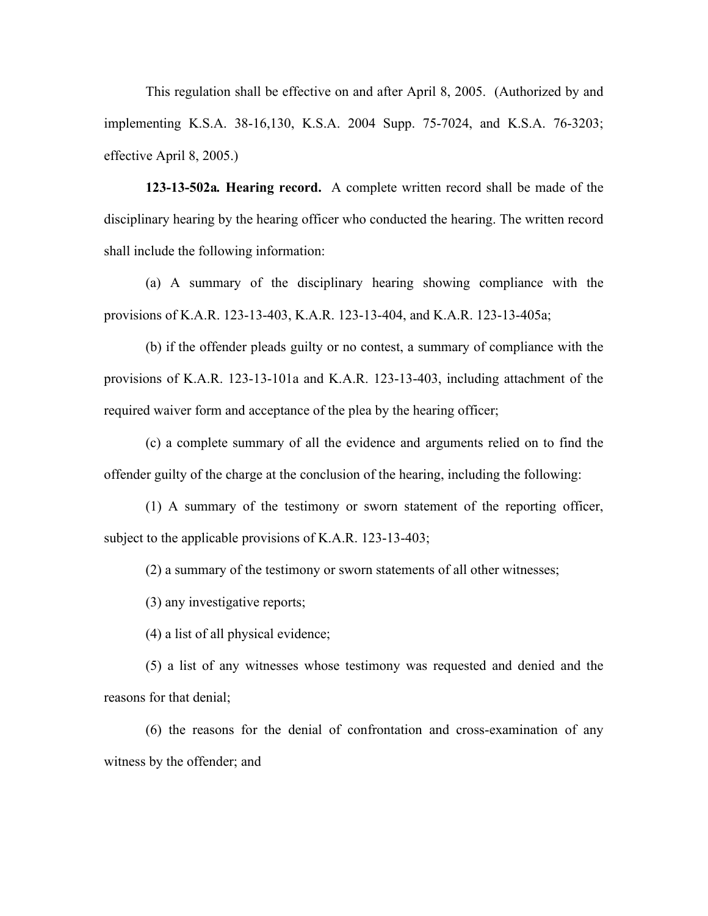This regulation shall be effective on and after April 8, 2005. (Authorized by and implementing K.S.A. 38-16,130, K.S.A. 2004 Supp. 75-7024, and K.S.A. 76-3203; effective April 8, 2005.)

**123-13-502a. Hearing record.** A complete written record shall be made of the disciplinary hearing by the hearing officer who conducted the hearing. The written record shall include the following information:

(a) A summary of the disciplinary hearing showing compliance with the provisions of K.A.R. 123-13-403, K.A.R. 123-13-404, and K.A.R. 123-13-405a;

(b) if the offender pleads guilty or no contest, a summary of compliance with the provisions of K.A.R. 123-13-101a and K.A.R. 123-13-403, including attachment of the required waiver form and acceptance of the plea by the hearing officer;

(c) a complete summary of all the evidence and arguments relied on to find the offender guilty of the charge at the conclusion of the hearing, including the following:

(1) A summary of the testimony or sworn statement of the reporting officer, subject to the applicable provisions of K.A.R. 123-13-403;

(2) a summary of the testimony or sworn statements of all other witnesses;

(3) any investigative reports;

(4) a list of all physical evidence;

(5) a list of any witnesses whose testimony was requested and denied and the reasons for that denial;

(6) the reasons for the denial of confrontation and cross-examination of any witness by the offender; and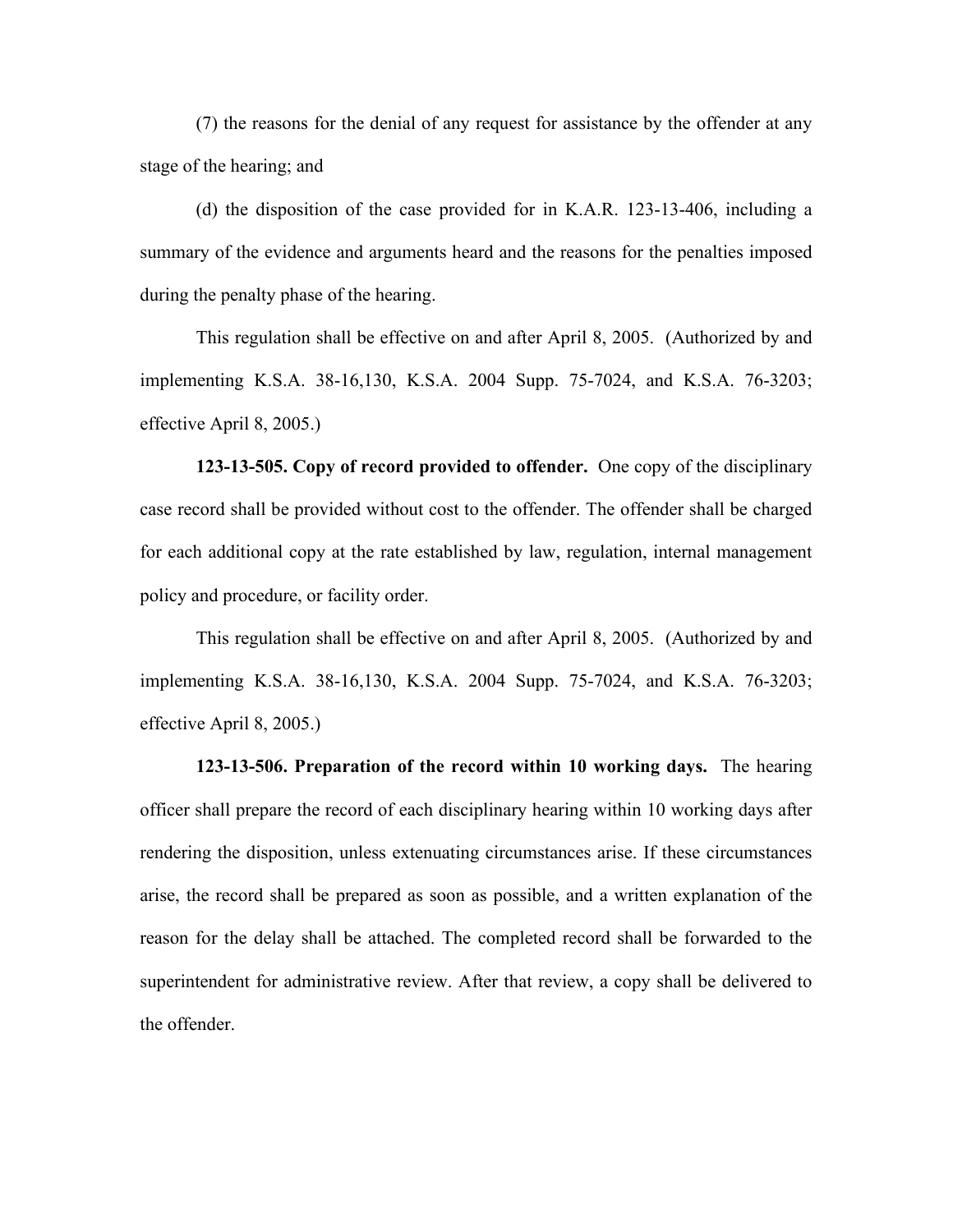(7) the reasons for the denial of any request for assistance by the offender at any stage of the hearing; and

(d) the disposition of the case provided for in K.A.R. 123-13-406, including a summary of the evidence and arguments heard and the reasons for the penalties imposed during the penalty phase of the hearing.

This regulation shall be effective on and after April 8, 2005. (Authorized by and implementing K.S.A. 38-16,130, K.S.A. 2004 Supp. 75-7024, and K.S.A. 76-3203; effective April 8, 2005.)

**123-13-505. Copy of record provided to offender.** One copy of the disciplinary case record shall be provided without cost to the offender. The offender shall be charged for each additional copy at the rate established by law, regulation, internal management policy and procedure, or facility order.

This regulation shall be effective on and after April 8, 2005. (Authorized by and implementing K.S.A. 38-16,130, K.S.A. 2004 Supp. 75-7024, and K.S.A. 76-3203; effective April 8, 2005.)

**123-13-506. Preparation of the record within 10 working days.** The hearing officer shall prepare the record of each disciplinary hearing within 10 working days after rendering the disposition, unless extenuating circumstances arise. If these circumstances arise, the record shall be prepared as soon as possible, and a written explanation of the reason for the delay shall be attached. The completed record shall be forwarded to the superintendent for administrative review. After that review, a copy shall be delivered to the offender.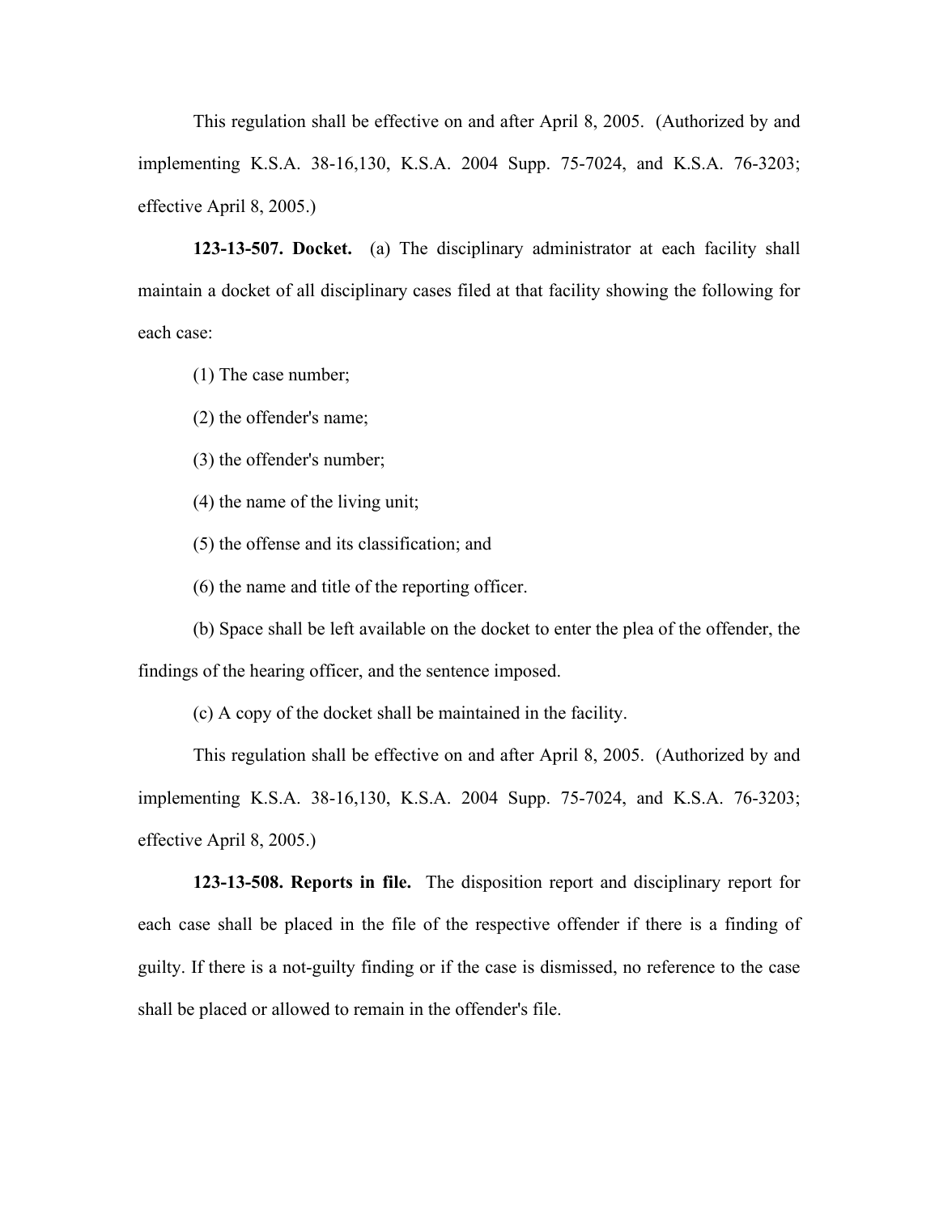This regulation shall be effective on and after April 8, 2005. (Authorized by and implementing K.S.A. 38-16,130, K.S.A. 2004 Supp. 75-7024, and K.S.A. 76-3203; effective April 8, 2005.)

**123-13-507. Docket.** (a) The disciplinary administrator at each facility shall maintain a docket of all disciplinary cases filed at that facility showing the following for each case:

(1) The case number;

(2) the offender's name;

(3) the offender's number;

(4) the name of the living unit;

(5) the offense and its classification; and

(6) the name and title of the reporting officer.

(b) Space shall be left available on the docket to enter the plea of the offender, the findings of the hearing officer, and the sentence imposed.

(c) A copy of the docket shall be maintained in the facility.

This regulation shall be effective on and after April 8, 2005. (Authorized by and implementing K.S.A. 38-16,130, K.S.A. 2004 Supp. 75-7024, and K.S.A. 76-3203; effective April 8, 2005.)

**123-13-508. Reports in file.** The disposition report and disciplinary report for each case shall be placed in the file of the respective offender if there is a finding of guilty. If there is a not-guilty finding or if the case is dismissed, no reference to the case shall be placed or allowed to remain in the offender's file.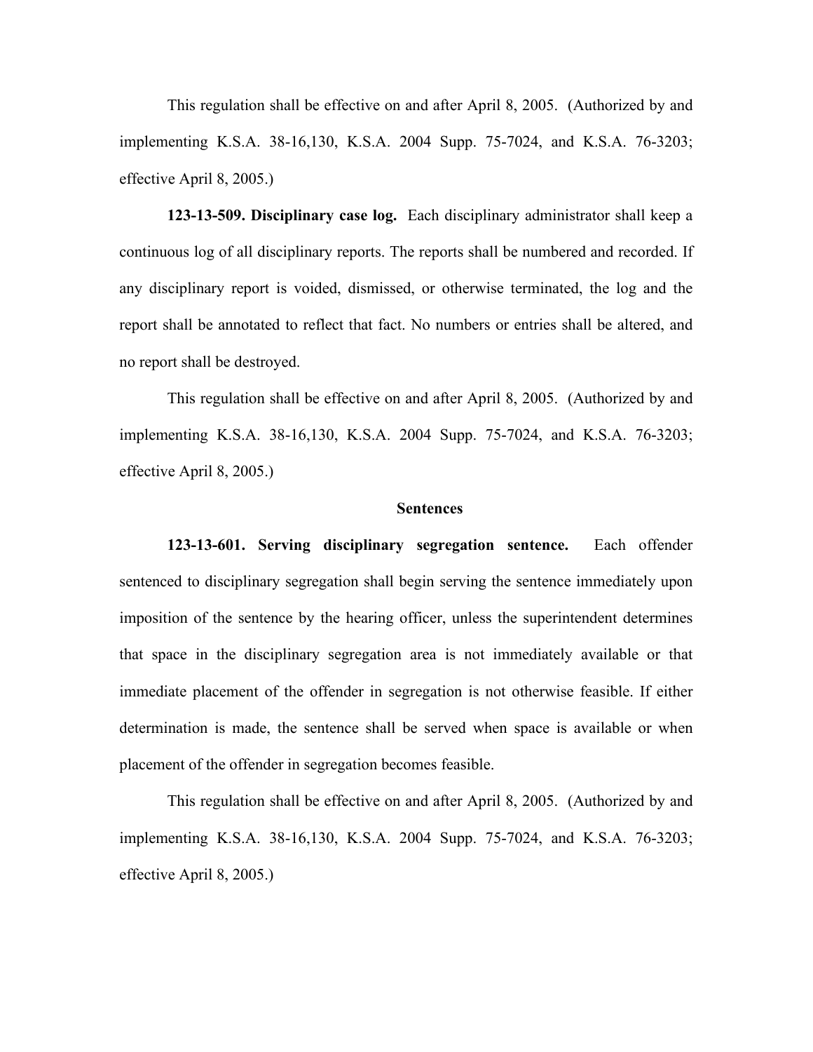This regulation shall be effective on and after April 8, 2005. (Authorized by and implementing K.S.A. 38-16,130, K.S.A. 2004 Supp. 75-7024, and K.S.A. 76-3203; effective April 8, 2005.)

**123-13-509. Disciplinary case log.** Each disciplinary administrator shall keep a continuous log of all disciplinary reports. The reports shall be numbered and recorded. If any disciplinary report is voided, dismissed, or otherwise terminated, the log and the report shall be annotated to reflect that fact. No numbers or entries shall be altered, and no report shall be destroyed.

This regulation shall be effective on and after April 8, 2005. (Authorized by and implementing K.S.A. 38-16,130, K.S.A. 2004 Supp. 75-7024, and K.S.A. 76-3203; effective April 8, 2005.)

## Sentences

**123-13-601. Serving disciplinary segregation sentence.** Each offender sentenced to disciplinary segregation shall begin serving the sentence immediately upon imposition of the sentence by the hearing officer, unless the superintendent determines that space in the disciplinary segregation area is not immediately available or that immediate placement of the offender in segregation is not otherwise feasible. If either determination is made, the sentence shall be served when space is available or when placement of the offender in segregation becomes feasible.

This regulation shall be effective on and after April 8, 2005. (Authorized by and implementing K.S.A. 38-16,130, K.S.A. 2004 Supp. 75-7024, and K.S.A. 76-3203; effective April 8, 2005.)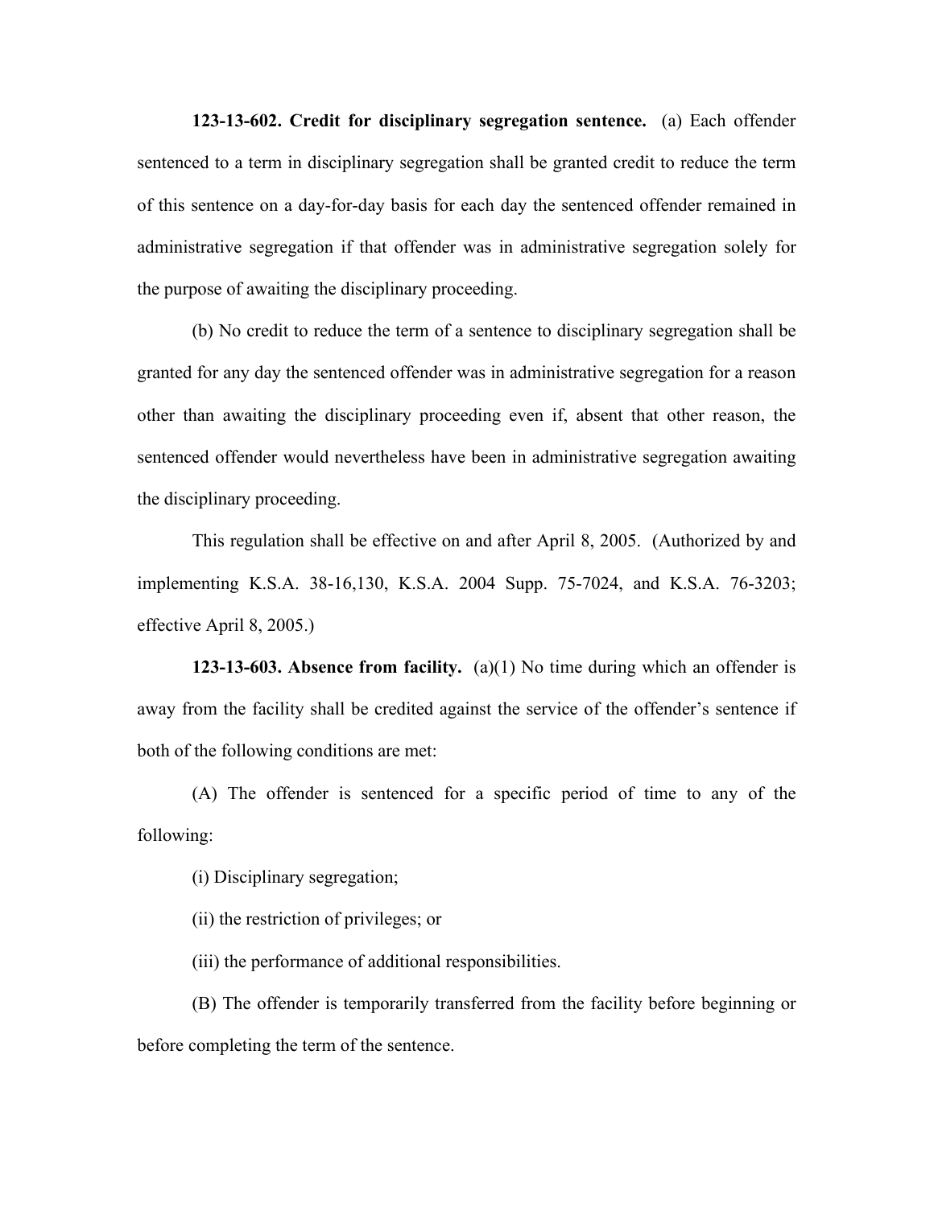**123-13-602. Credit for disciplinary segregation sentence.** (a) Each offender sentenced to a term in disciplinary segregation shall be granted credit to reduce the term of this sentence on a day-for-day basis for each day the sentenced offender remained in administrative segregation if that offender was in administrative segregation solely for the purpose of awaiting the disciplinary proceeding.

(b) No credit to reduce the term of a sentence to disciplinary segregation shall be granted for any day the sentenced offender was in administrative segregation for a reason other than awaiting the disciplinary proceeding even if, absent that other reason, the sentenced offender would nevertheless have been in administrative segregation awaiting the disciplinary proceeding.

This regulation shall be effective on and after April 8, 2005. (Authorized by and implementing K.S.A. 38-16,130, K.S.A. 2004 Supp. 75-7024, and K.S.A. 76-3203; effective April 8, 2005.)

**123-13-603. Absence from facility.** (a)(1) No time during which an offender is away from the facility shall be credited against the service of the offender's sentence if both of the following conditions are met:

(A) The offender is sentenced for a specific period of time to any of the following:

(i) Disciplinary segregation;

(ii) the restriction of privileges; or

(iii) the performance of additional responsibilities.

(B) The offender is temporarily transferred from the facility before beginning or before completing the term of the sentence.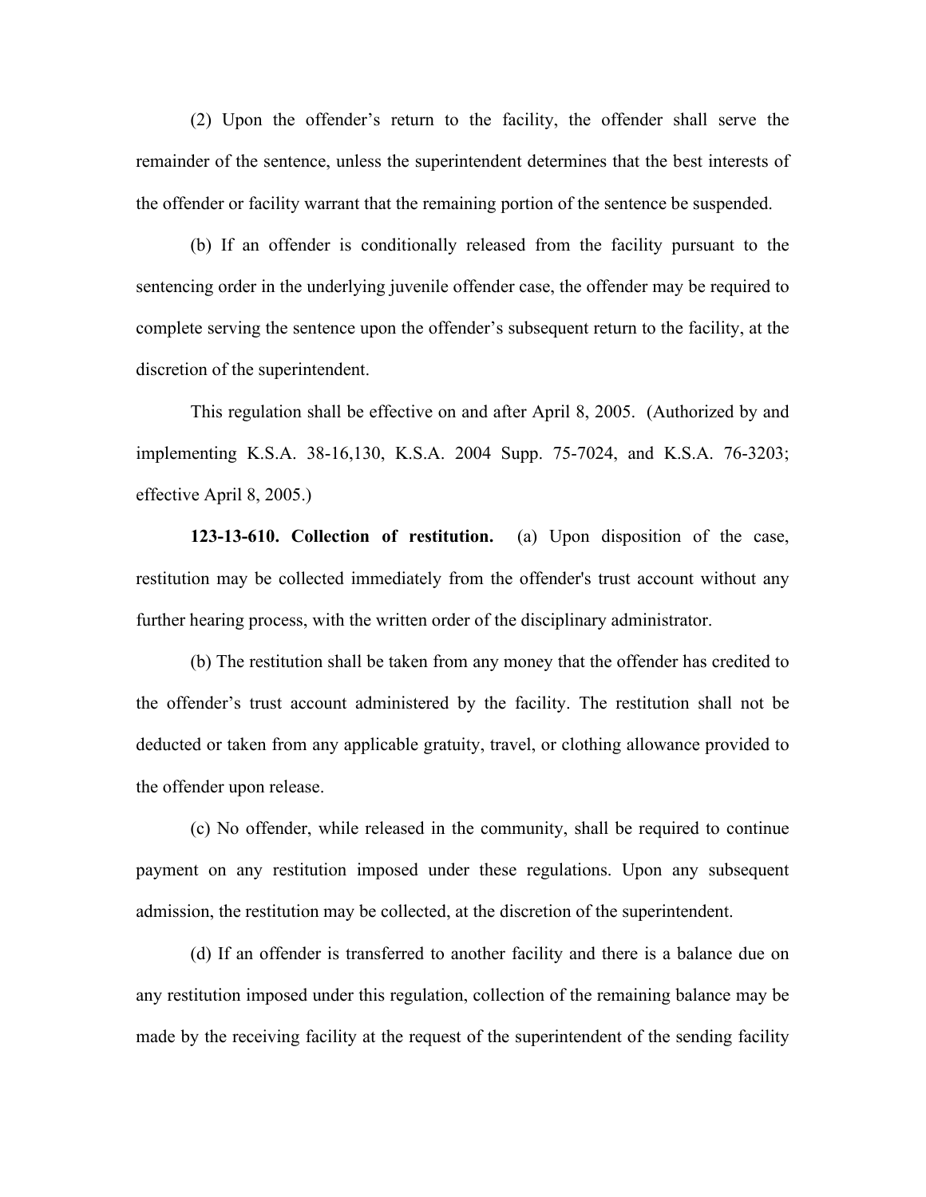(2) Upon the offender's return to the facility, the offender shall serve the remainder of the sentence, unless the superintendent determines that the best interests of the offender or facility warrant that the remaining portion of the sentence be suspended.

(b) If an offender is conditionally released from the facility pursuant to the sentencing order in the underlying juvenile offender case, the offender may be required to complete serving the sentence upon the offender's subsequent return to the facility, at the discretion of the superintendent.

This regulation shall be effective on and after April 8, 2005. (Authorized by and implementing K.S.A. 38-16,130, K.S.A. 2004 Supp. 75-7024, and K.S.A. 76-3203; effective April 8, 2005.)

**123-13-610. Collection of restitution.** (a) Upon disposition of the case, restitution may be collected immediately from the offender's trust account without any further hearing process, with the written order of the disciplinary administrator.

(b) The restitution shall be taken from any money that the offender has credited to the offender's trust account administered by the facility. The restitution shall not be deducted or taken from any applicable gratuity, travel, or clothing allowance provided to the offender upon release.

(c) No offender, while released in the community, shall be required to continue payment on any restitution imposed under these regulations. Upon any subsequent admission, the restitution may be collected, at the discretion of the superintendent.

(d) If an offender is transferred to another facility and there is a balance due on any restitution imposed under this regulation, collection of the remaining balance may be made by the receiving facility at the request of the superintendent of the sending facility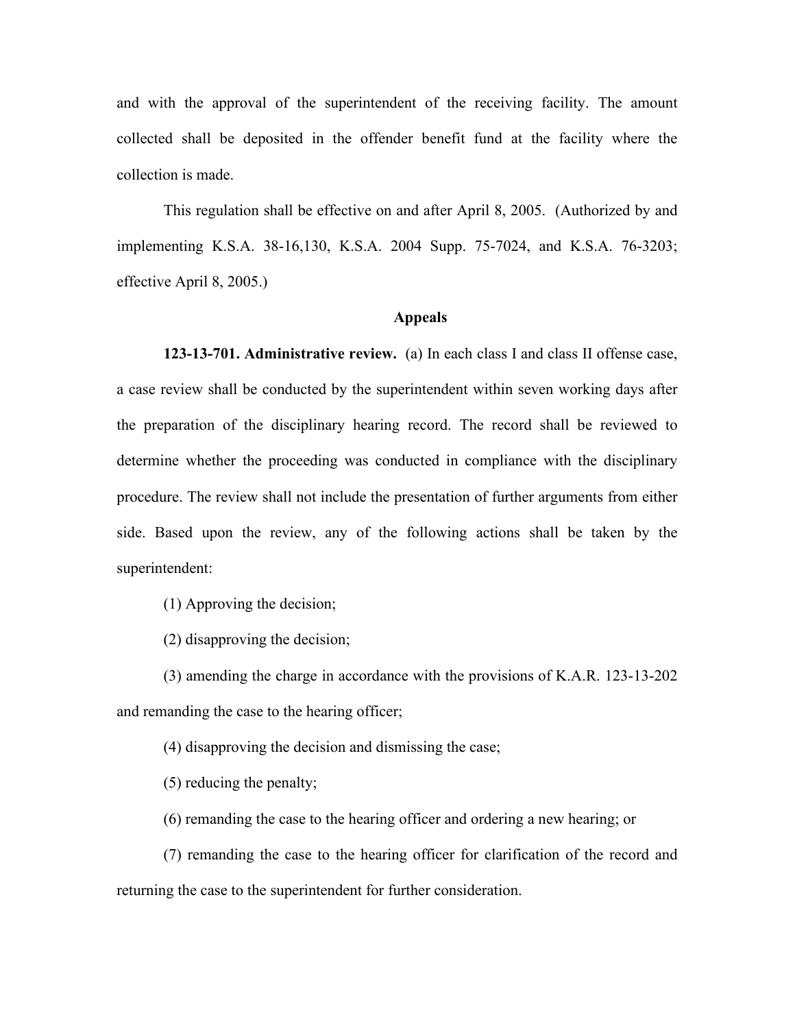and with the approval of the superintendent of the receiving facility. The amount collected shall be deposited in the offender benefit fund at the facility where the collection is made.

This regulation shall be effective on and after April 8, 2005. (Authorized by and implementing K.S.A. 38-16,130, K.S.A. 2004 Supp. 75-7024, and K.S.A. 76-3203; effective April 8, 2005.)

## Appeals

**123-13-701. Administrative review.** (a) In each class I and class II offense case, a case review shall be conducted by the superintendent within seven working days after the preparation of the disciplinary hearing record. The record shall be reviewed to determine whether the proceeding was conducted in compliance with the disciplinary procedure. The review shall not include the presentation of further arguments from either side. Based upon the review, any of the following actions shall be taken by the superintendent:

(1) Approving the decision;

(2) disapproving the decision;

(3) amending the charge in accordance with the provisions of K.A.R. 123-13-202 and remanding the case to the hearing officer;

(4) disapproving the decision and dismissing the case;

(5) reducing the penalty;

(6) remanding the case to the hearing officer and ordering a new hearing; or

(7) remanding the case to the hearing officer for clarification of the record and returning the case to the superintendent for further consideration.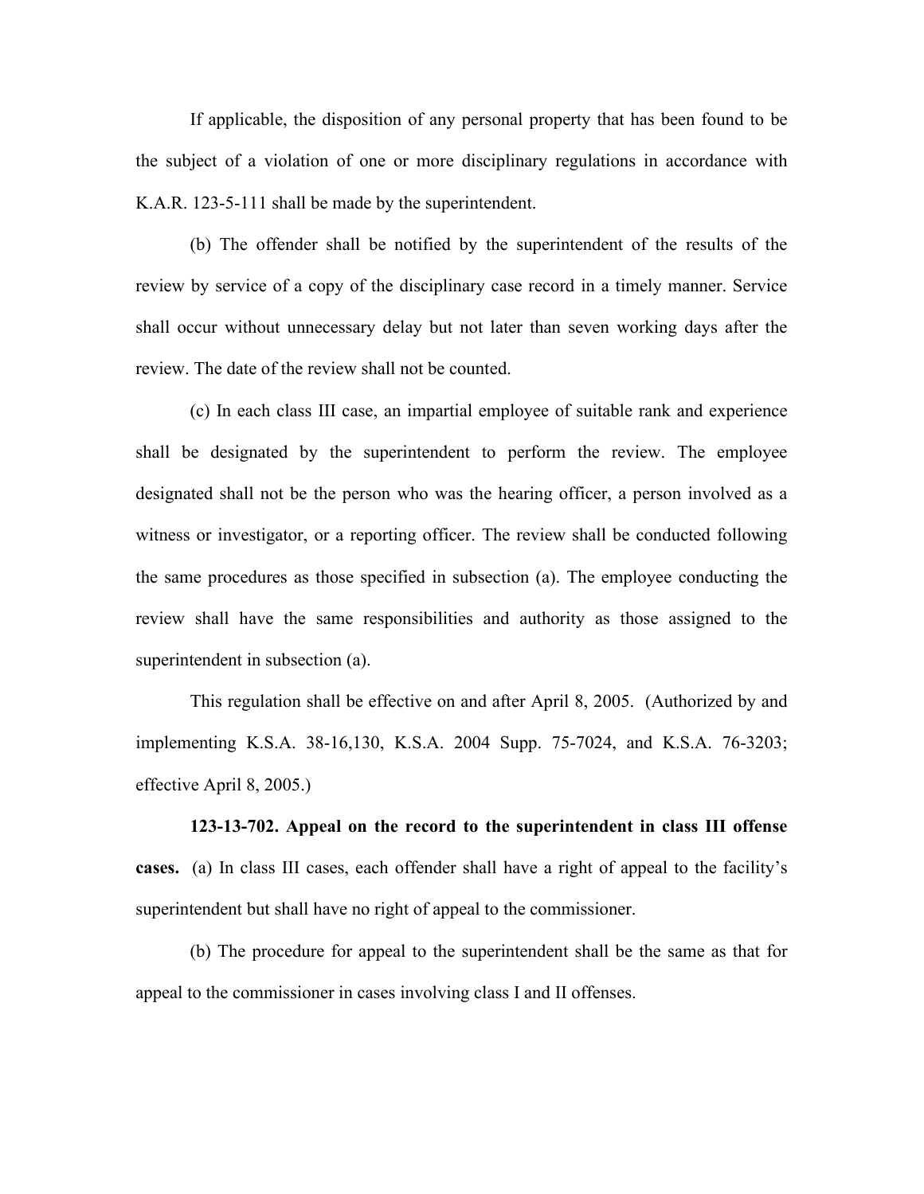If applicable, the disposition of any personal property that has been found to be the subject of a violation of one or more disciplinary regulations in accordance with K.A.R. 123-5-111 shall be made by the superintendent.

(b) The offender shall be notified by the superintendent of the results of the review by service of a copy of the disciplinary case record in a timely manner. Service shall occur without unnecessary delay but not later than seven working days after the review. The date of the review shall not be counted.

(c) In each class III case, an impartial employee of suitable rank and experience shall be designated by the superintendent to perform the review. The employee designated shall not be the person who was the hearing officer, a person involved as a witness or investigator, or a reporting officer. The review shall be conducted following the same procedures as those specified in subsection (a). The employee conducting the review shall have the same responsibilities and authority as those assigned to the superintendent in subsection (a).

This regulation shall be effective on and after April 8, 2005. (Authorized by and implementing K.S.A. 38-16,130, K.S.A. 2004 Supp. 75-7024, and K.S.A. 76-3203; effective April 8, 2005.)

**123-13-702. Appeal on the record to the superintendent in class III offense cases.** (a) In class III cases, each offender shall have a right of appeal to the facility's superintendent but shall have no right of appeal to the commissioner.

(b) The procedure for appeal to the superintendent shall be the same as that for appeal to the commissioner in cases involving class I and II offenses.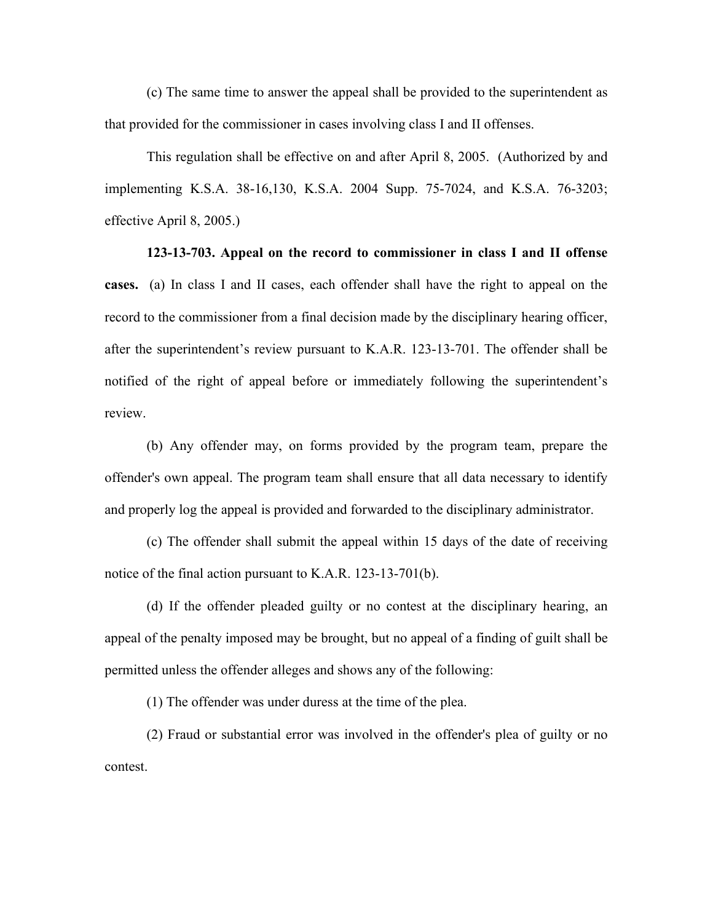(c) The same time to answer the appeal shall be provided to the superintendent as that provided for the commissioner in cases involving class I and II offenses.

This regulation shall be effective on and after April 8, 2005. (Authorized by and implementing K.S.A. 38-16,130, K.S.A. 2004 Supp. 75-7024, and K.S.A. 76-3203; effective April 8, 2005.)

**123-13-703. Appeal on the record to commissioner in class I and II offense cases.** (a) In class I and II cases, each offender shall have the right to appeal on the record to the commissioner from a final decision made by the disciplinary hearing officer, after the superintendent's review pursuant to K.A.R. 123-13-701. The offender shall be notified of the right of appeal before or immediately following the superintendent's review.

(b) Any offender may, on forms provided by the program team, prepare the offender's own appeal. The program team shall ensure that all data necessary to identify and properly log the appeal is provided and forwarded to the disciplinary administrator.

(c) The offender shall submit the appeal within 15 days of the date of receiving notice of the final action pursuant to K.A.R. 123-13-701(b).

(d) If the offender pleaded guilty or no contest at the disciplinary hearing, an appeal of the penalty imposed may be brought, but no appeal of a finding of guilt shall be permitted unless the offender alleges and shows any of the following:

(1) The offender was under duress at the time of the plea.

(2) Fraud or substantial error was involved in the offender's plea of guilty or no contest.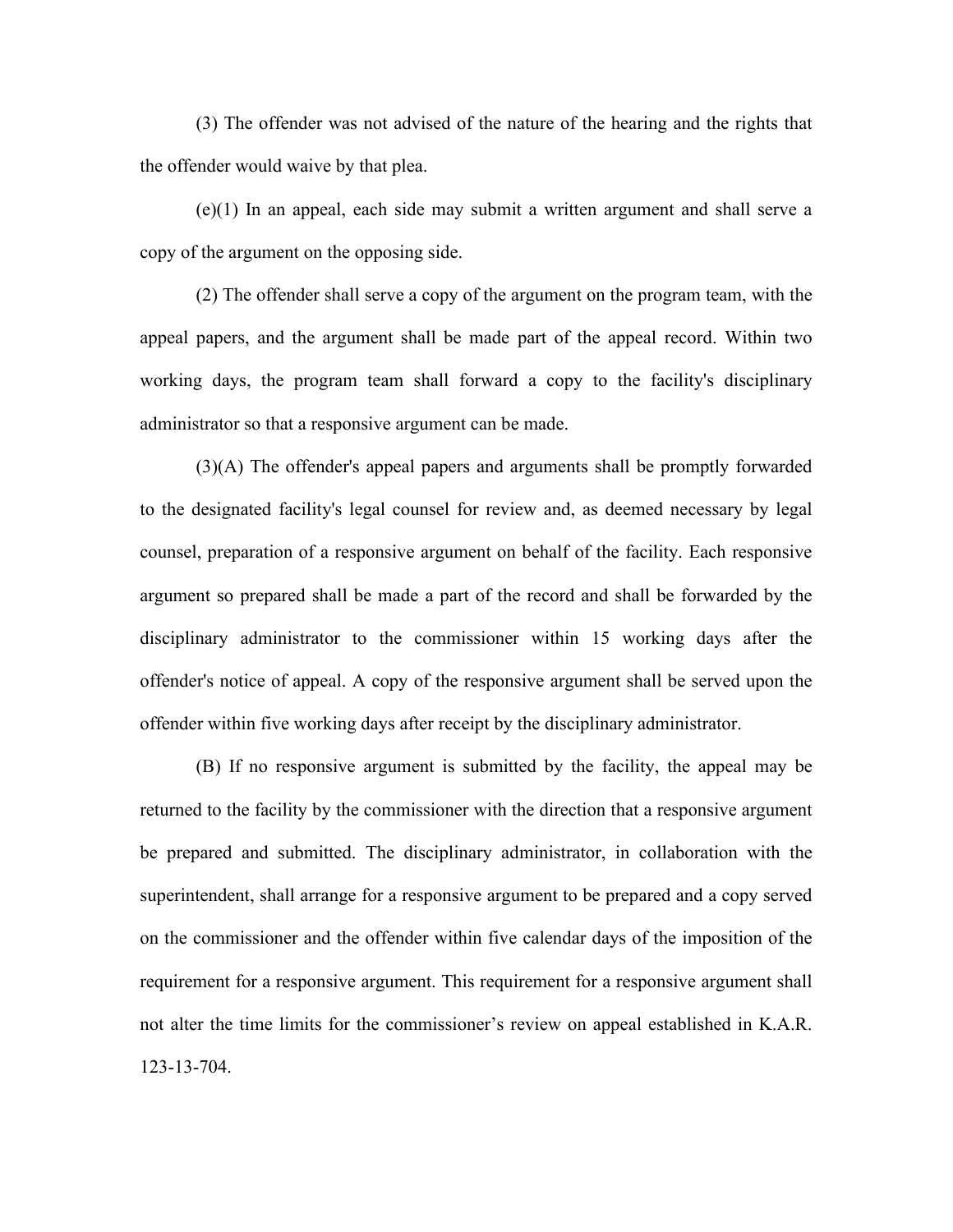(3) The offender was not advised of the nature of the hearing and the rights that the offender would waive by that plea.

(e)(1) In an appeal, each side may submit a written argument and shall serve a copy of the argument on the opposing side.

(2) The offender shall serve a copy of the argument on the program team, with the appeal papers, and the argument shall be made part of the appeal record. Within two working days, the program team shall forward a copy to the facility's disciplinary administrator so that a responsive argument can be made.

(3)(A) The offender's appeal papers and arguments shall be promptly forwarded to the designated facility's legal counsel for review and, as deemed necessary by legal counsel, preparation of a responsive argument on behalf of the facility. Each responsive argument so prepared shall be made a part of the record and shall be forwarded by the disciplinary administrator to the commissioner within 15 working days after the offender's notice of appeal. A copy of the responsive argument shall be served upon the offender within five working days after receipt by the disciplinary administrator.

(B) If no responsive argument is submitted by the facility, the appeal may be returned to the facility by the commissioner with the direction that a responsive argument be prepared and submitted. The disciplinary administrator, in collaboration with the superintendent, shall arrange for a responsive argument to be prepared and a copy served on the commissioner and the offender within five calendar days of the imposition of the requirement for a responsive argument. This requirement for a responsive argument shall not alter the time limits for the commissioner's review on appeal established in K.A.R. 123-13-704.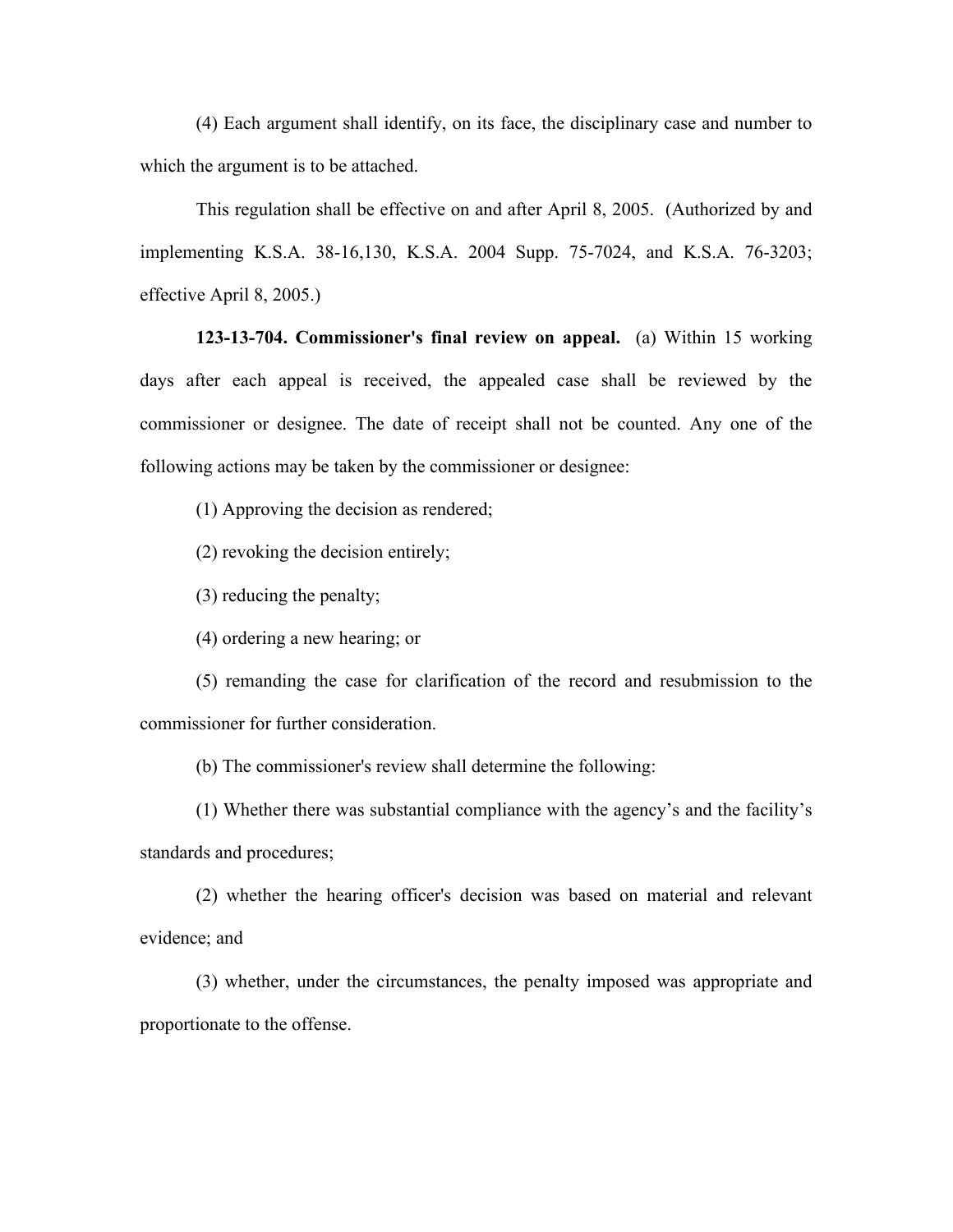(4) Each argument shall identify, on its face, the disciplinary case and number to which the argument is to be attached.

This regulation shall be effective on and after April 8, 2005. (Authorized by and implementing K.S.A. 38-16,130, K.S.A. 2004 Supp. 75-7024, and K.S.A. 76-3203; effective April 8, 2005.)

**123-13-704. Commissioner's final review on appeal.** (a) Within 15 working days after each appeal is received, the appealed case shall be reviewed by the commissioner or designee. The date of receipt shall not be counted. Any one of the following actions may be taken by the commissioner or designee:

(1) Approving the decision as rendered;

(2) revoking the decision entirely;

(3) reducing the penalty;

(4) ordering a new hearing; or

(5) remanding the case for clarification of the record and resubmission to the commissioner for further consideration.

(b) The commissioner's review shall determine the following:

(1) Whether there was substantial compliance with the agency's and the facility's standards and procedures;

(2) whether the hearing officer's decision was based on material and relevant evidence; and

(3) whether, under the circumstances, the penalty imposed was appropriate and proportionate to the offense.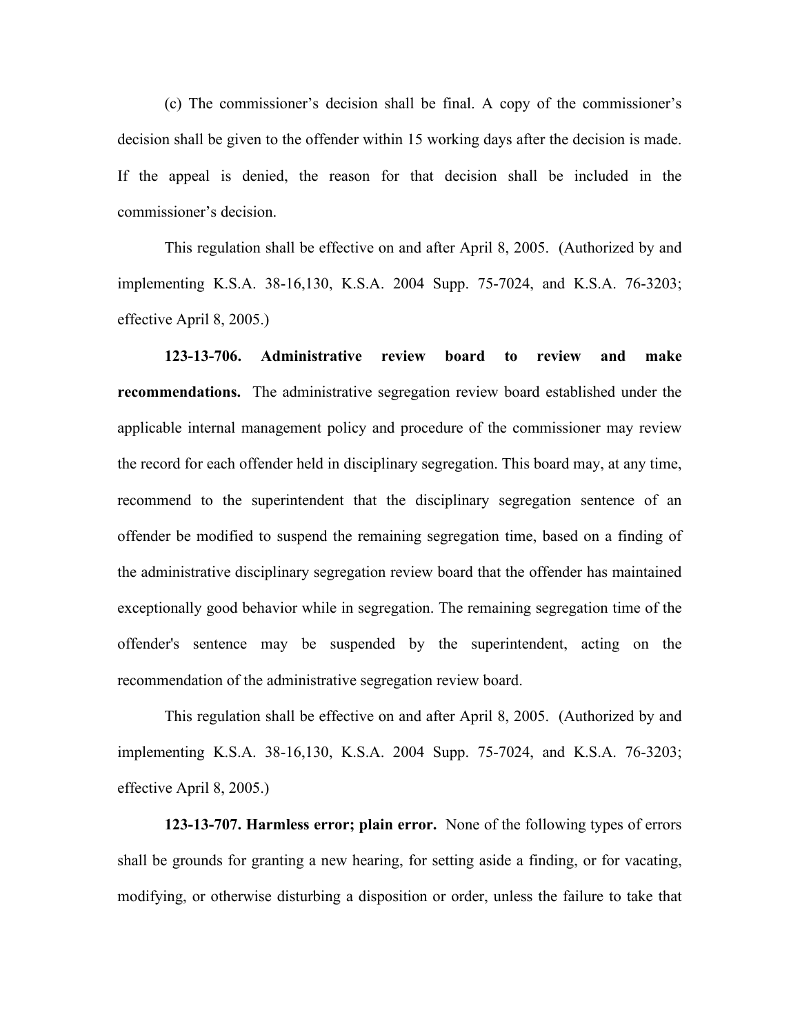(c) The commissioner's decision shall be final. A copy of the commissioner's decision shall be given to the offender within 15 working days after the decision is made. If the appeal is denied, the reason for that decision shall be included in the commissioner's decision.

This regulation shall be effective on and after April 8, 2005. (Authorized by and implementing K.S.A. 38-16,130, K.S.A. 2004 Supp. 75-7024, and K.S.A. 76-3203; effective April 8, 2005.)

**123-13-706. Administrative review board to review and make recommendations.** The administrative segregation review board established under the applicable internal management policy and procedure of the commissioner may review the record for each offender held in disciplinary segregation. This board may, at any time, recommend to the superintendent that the disciplinary segregation sentence of an offender be modified to suspend the remaining segregation time, based on a finding of the administrative disciplinary segregation review board that the offender has maintained exceptionally good behavior while in segregation. The remaining segregation time of the offender's sentence may be suspended by the superintendent, acting on the recommendation of the administrative segregation review board.

This regulation shall be effective on and after April 8, 2005. (Authorized by and implementing K.S.A. 38-16,130, K.S.A. 2004 Supp. 75-7024, and K.S.A. 76-3203; effective April 8, 2005.)

**123-13-707. Harmless error; plain error.** None of the following types of errors shall be grounds for granting a new hearing, for setting aside a finding, or for vacating, modifying, or otherwise disturbing a disposition or order, unless the failure to take that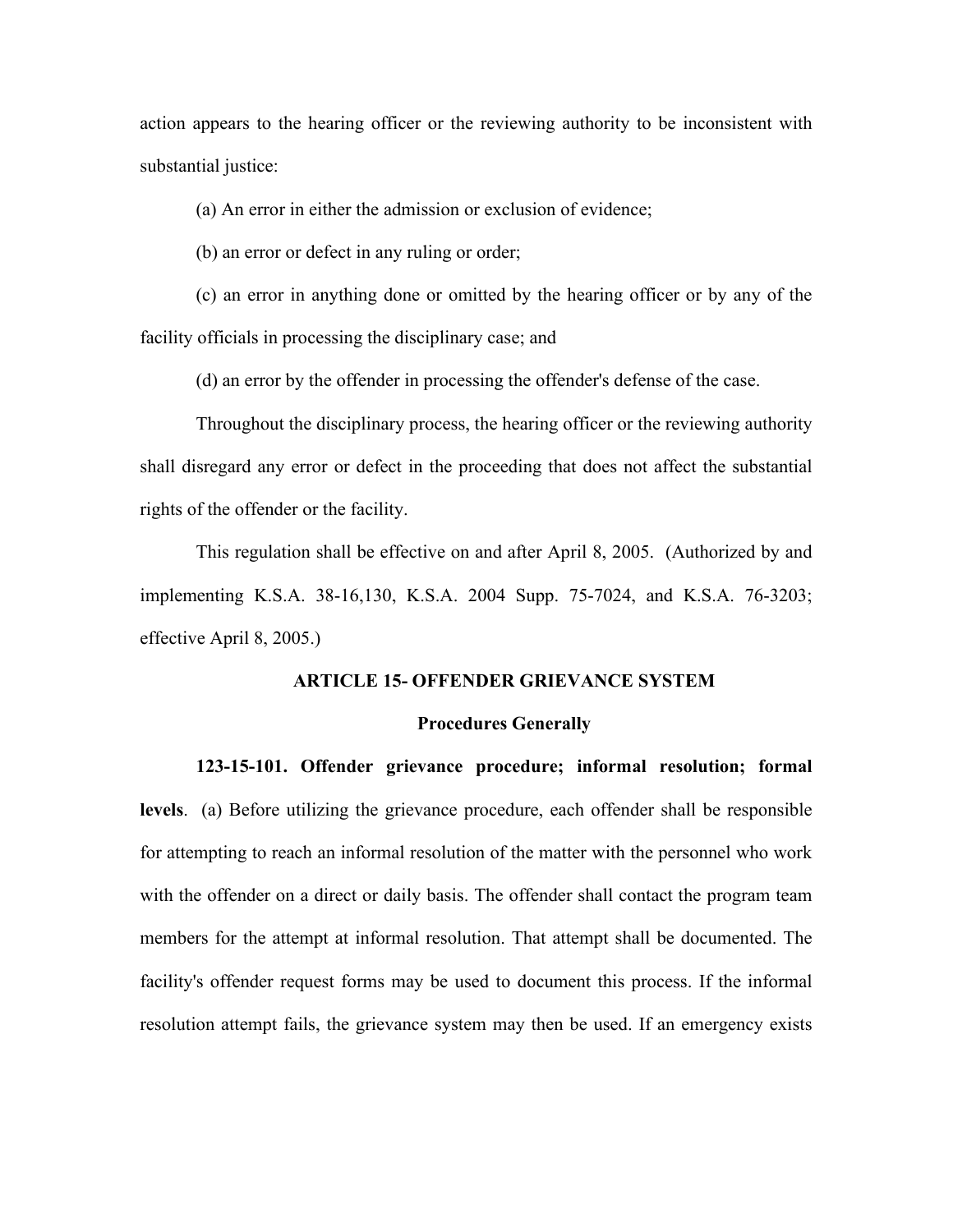action appears to the hearing officer or the reviewing authority to be inconsistent with substantial justice:

(a) An error in either the admission or exclusion of evidence;

(b) an error or defect in any ruling or order;

(c) an error in anything done or omitted by the hearing officer or by any of the facility officials in processing the disciplinary case; and

(d) an error by the offender in processing the offender's defense of the case.

Throughout the disciplinary process, the hearing officer or the reviewing authority shall disregard any error or defect in the proceeding that does not affect the substantial rights of the offender or the facility.

This regulation shall be effective on and after April 8, 2005. (Authorized by and implementing K.S.A. 38-16,130, K.S.A. 2004 Supp. 75-7024, and K.S.A. 76-3203; effective April 8, 2005.)

## ARTICLE 15- OFFENDER GRIEVANCE SYSTEM

### Procedures Generally

**123-15-101. Offender grievance procedure; informal resolution; formal levels**. (a) Before utilizing the grievance procedure, each offender shall be responsible for attempting to reach an informal resolution of the matter with the personnel who work with the offender on a direct or daily basis. The offender shall contact the program team members for the attempt at informal resolution. That attempt shall be documented. The facility's offender request forms may be used to document this process. If the informal resolution attempt fails, the grievance system may then be used. If an emergency exists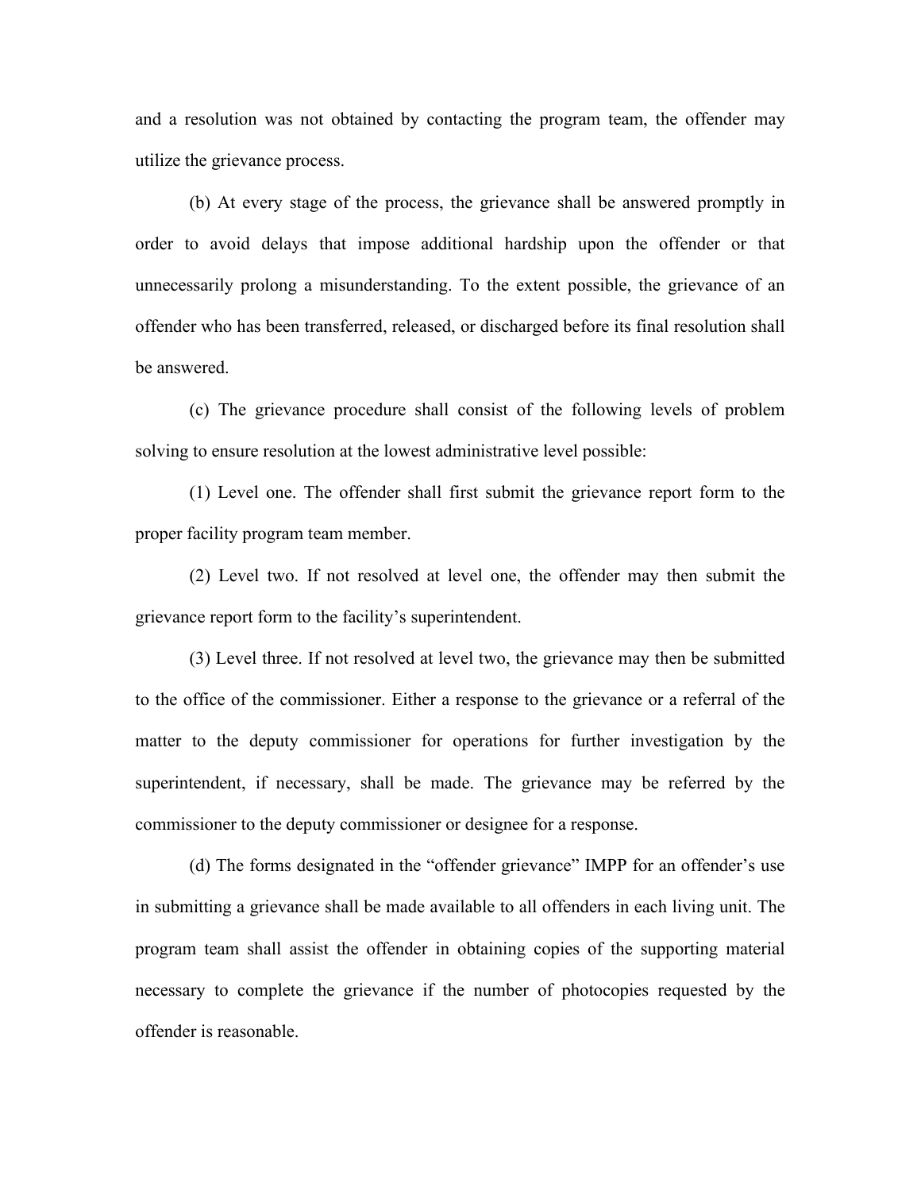and a resolution was not obtained by contacting the program team, the offender may utilize the grievance process.

(b) At every stage of the process, the grievance shall be answered promptly in order to avoid delays that impose additional hardship upon the offender or that unnecessarily prolong a misunderstanding. To the extent possible, the grievance of an offender who has been transferred, released, or discharged before its final resolution shall be answered.

(c) The grievance procedure shall consist of the following levels of problem solving to ensure resolution at the lowest administrative level possible:

(1) Level one. The offender shall first submit the grievance report form to the proper facility program team member.

(2) Level two. If not resolved at level one, the offender may then submit the grievance report form to the facility's superintendent.

(3) Level three. If not resolved at level two, the grievance may then be submitted to the office of the commissioner. Either a response to the grievance or a referral of the matter to the deputy commissioner for operations for further investigation by the superintendent, if necessary, shall be made. The grievance may be referred by the commissioner to the deputy commissioner or designee for a response.

(d) The forms designated in the "offender grievance" IMPP for an offender's use in submitting a grievance shall be made available to all offenders in each living unit. The program team shall assist the offender in obtaining copies of the supporting material necessary to complete the grievance if the number of photocopies requested by the offender is reasonable.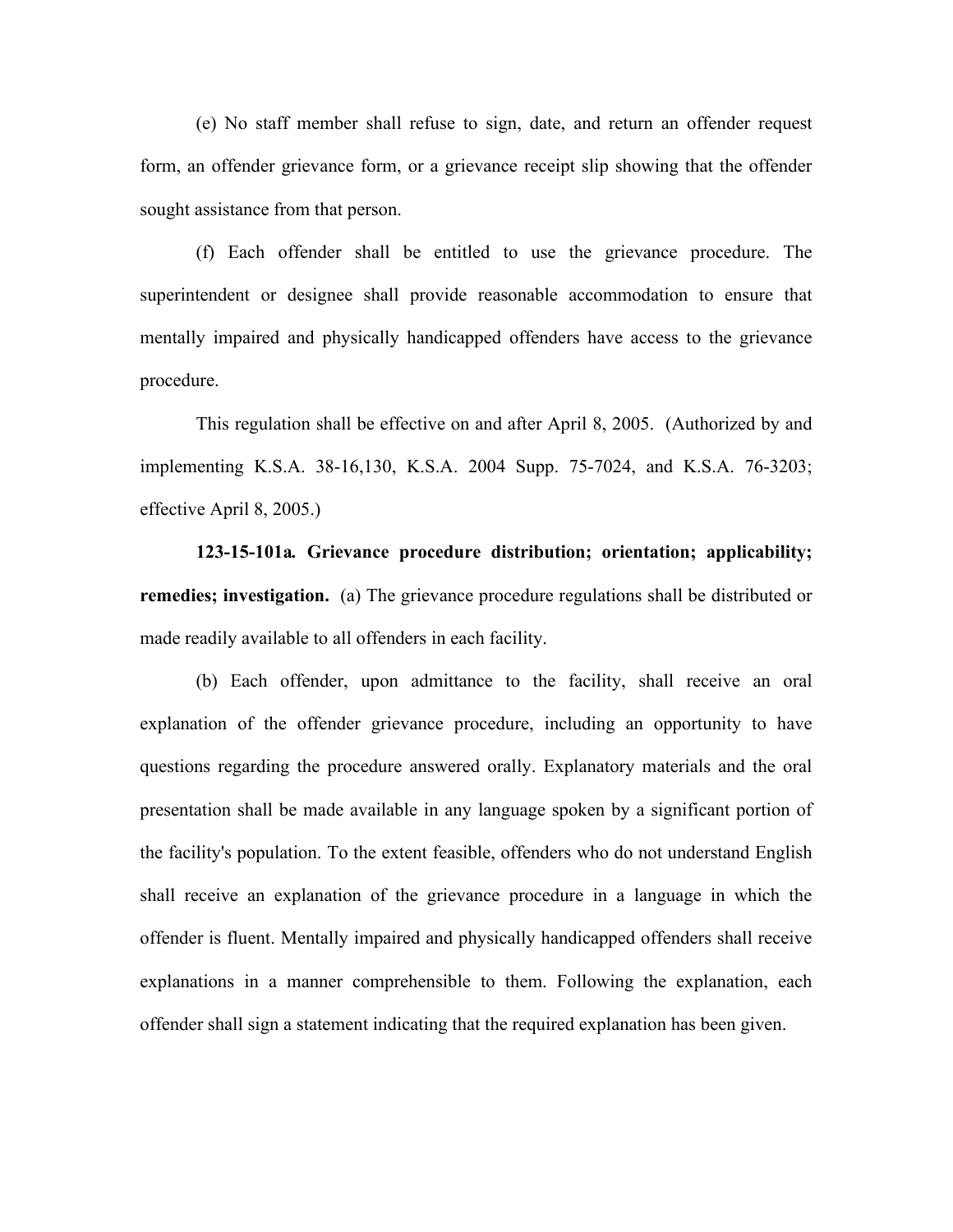(e) No staff member shall refuse to sign, date, and return an offender request form, an offender grievance form, or a grievance receipt slip showing that the offender sought assistance from that person.

(f) Each offender shall be entitled to use the grievance procedure. The superintendent or designee shall provide reasonable accommodation to ensure that mentally impaired and physically handicapped offenders have access to the grievance procedure.

This regulation shall be effective on and after April 8, 2005. (Authorized by and implementing K.S.A. 38-16,130, K.S.A. 2004 Supp. 75-7024, and K.S.A. 76-3203; effective April 8, 2005.)

**123-15-101a. Grievance procedure distribution; orientation; applicability; remedies; investigation.** (a) The grievance procedure regulations shall be distributed or made readily available to all offenders in each facility.

(b) Each offender, upon admittance to the facility, shall receive an oral explanation of the offender grievance procedure, including an opportunity to have questions regarding the procedure answered orally. Explanatory materials and the oral presentation shall be made available in any language spoken by a significant portion of the facility's population. To the extent feasible, offenders who do not understand English shall receive an explanation of the grievance procedure in a language in which the offender is fluent. Mentally impaired and physically handicapped offenders shall receive explanations in a manner comprehensible to them. Following the explanation, each offender shall sign a statement indicating that the required explanation has been given.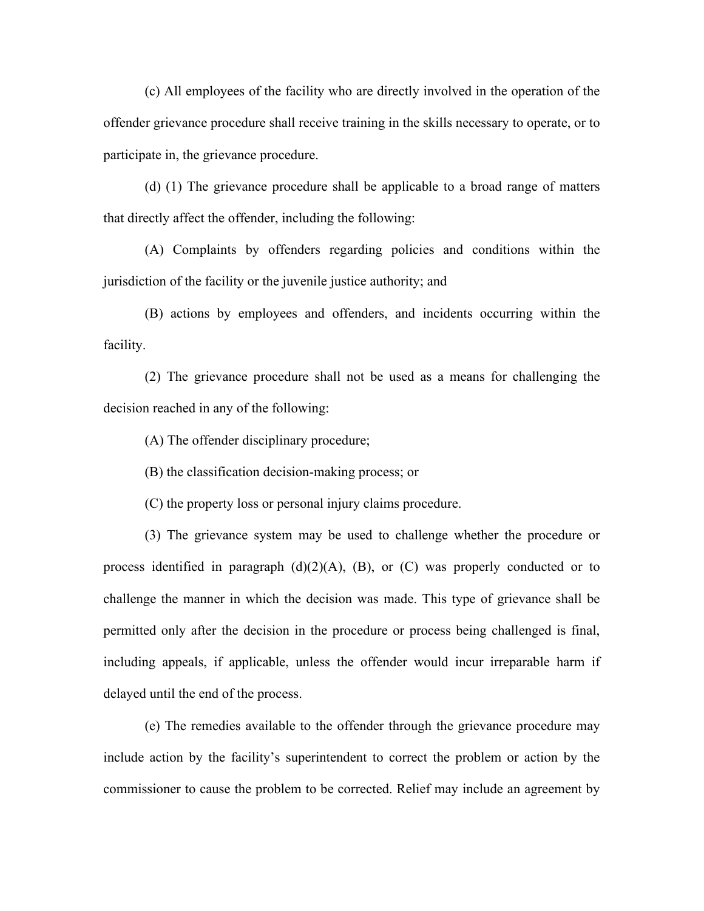(c) All employees of the facility who are directly involved in the operation of the offender grievance procedure shall receive training in the skills necessary to operate, or to participate in, the grievance procedure.

(d) (1) The grievance procedure shall be applicable to a broad range of matters that directly affect the offender, including the following:

(A) Complaints by offenders regarding policies and conditions within the jurisdiction of the facility or the juvenile justice authority; and

(B) actions by employees and offenders, and incidents occurring within the facility.

(2) The grievance procedure shall not be used as a means for challenging the decision reached in any of the following:

(A) The offender disciplinary procedure;

(B) the classification decision-making process; or

(C) the property loss or personal injury claims procedure.

(3) The grievance system may be used to challenge whether the procedure or process identified in paragraph (d)(2)(A), (B), or (C) was properly conducted or to challenge the manner in which the decision was made. This type of grievance shall be permitted only after the decision in the procedure or process being challenged is final, including appeals, if applicable, unless the offender would incur irreparable harm if delayed until the end of the process.

(e) The remedies available to the offender through the grievance procedure may include action by the facility's superintendent to correct the problem or action by the commissioner to cause the problem to be corrected. Relief may include an agreement by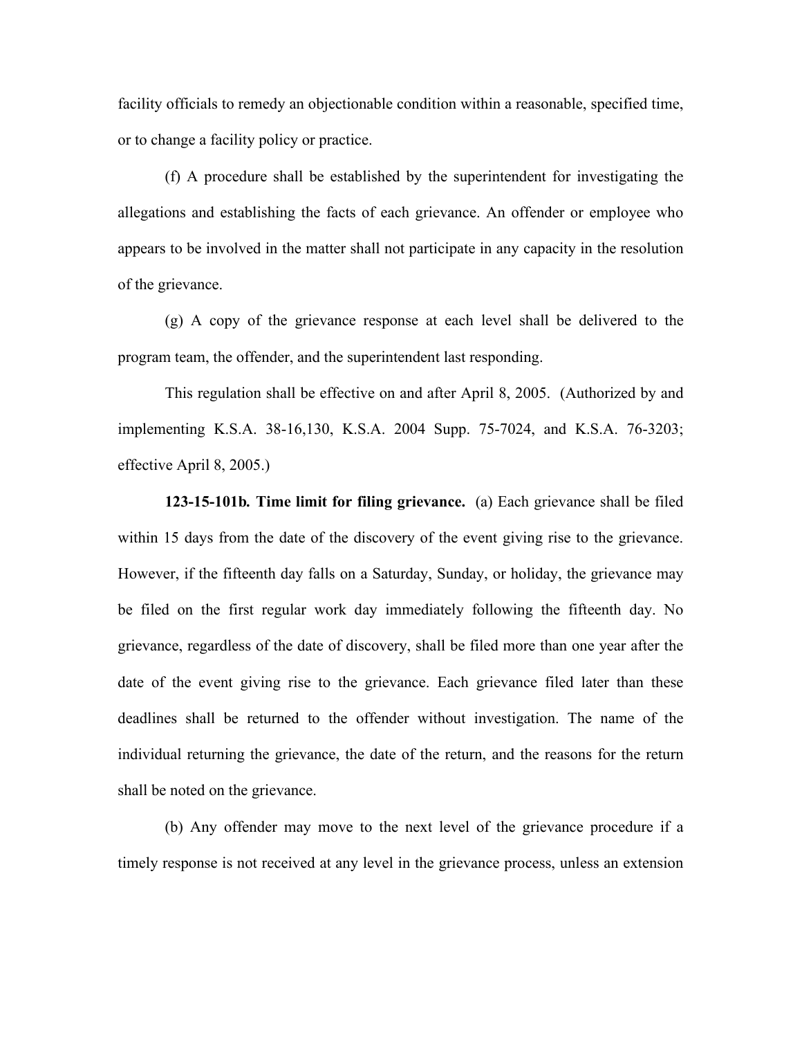facility officials to remedy an objectionable condition within a reasonable, specified time, or to change a facility policy or practice.

(f) A procedure shall be established by the superintendent for investigating the allegations and establishing the facts of each grievance. An offender or employee who appears to be involved in the matter shall not participate in any capacity in the resolution of the grievance.

(g) A copy of the grievance response at each level shall be delivered to the program team, the offender, and the superintendent last responding.

This regulation shall be effective on and after April 8, 2005. (Authorized by and implementing K.S.A. 38-16,130, K.S.A. 2004 Supp. 75-7024, and K.S.A. 76-3203; effective April 8, 2005.)

**123-15-101b. Time limit for filing grievance.** (a) Each grievance shall be filed within 15 days from the date of the discovery of the event giving rise to the grievance. However, if the fifteenth day falls on a Saturday, Sunday, or holiday, the grievance may be filed on the first regular work day immediately following the fifteenth day. No grievance, regardless of the date of discovery, shall be filed more than one year after the date of the event giving rise to the grievance. Each grievance filed later than these deadlines shall be returned to the offender without investigation. The name of the individual returning the grievance, the date of the return, and the reasons for the return shall be noted on the grievance.

(b) Any offender may move to the next level of the grievance procedure if a timely response is not received at any level in the grievance process, unless an extension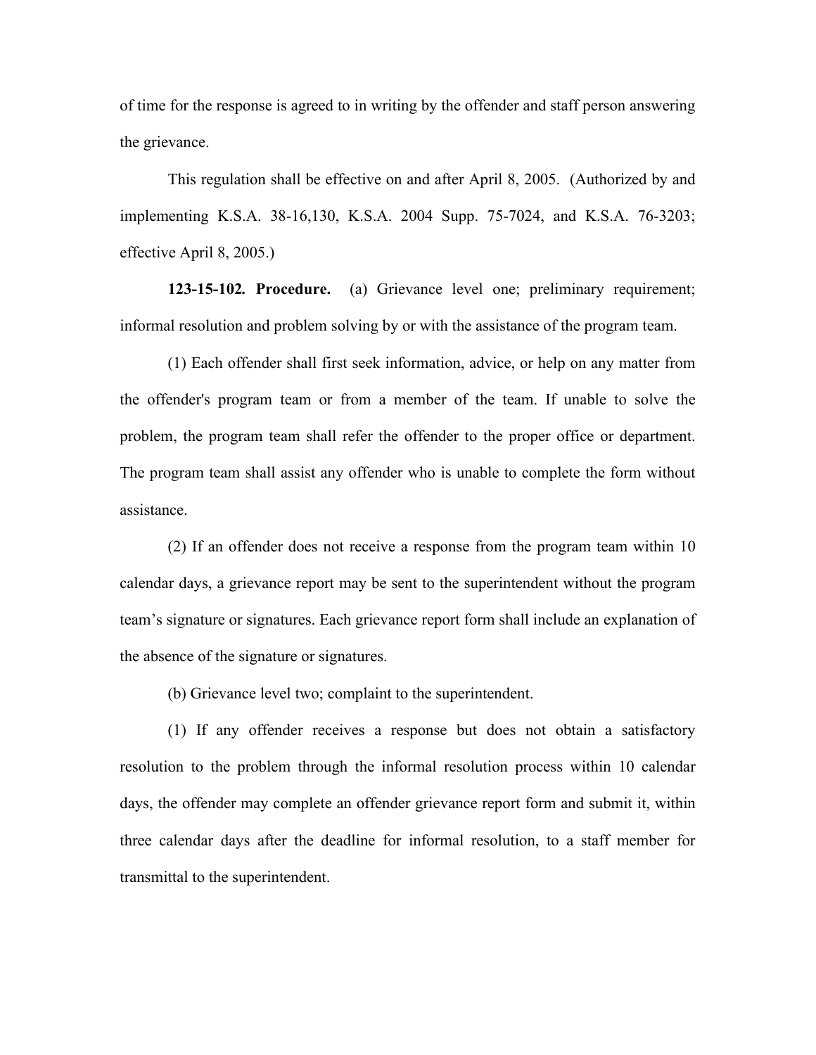of time for the response is agreed to in writing by the offender and staff person answering the grievance.

This regulation shall be effective on and after April 8, 2005. (Authorized by and implementing K.S.A. 38-16,130, K.S.A. 2004 Supp. 75-7024, and K.S.A. 76-3203; effective April 8, 2005.)

**123-15-102. Procedure.** (a) Grievance level one; preliminary requirement; informal resolution and problem solving by or with the assistance of the program team.

(1) Each offender shall first seek information, advice, or help on any matter from the offender's program team or from a member of the team. If unable to solve the problem, the program team shall refer the offender to the proper office or department. The program team shall assist any offender who is unable to complete the form without assistance.

(2) If an offender does not receive a response from the program team within 10 calendar days, a grievance report may be sent to the superintendent without the program team's signature or signatures. Each grievance report form shall include an explanation of the absence of the signature or signatures.

(b) Grievance level two; complaint to the superintendent.

(1) If any offender receives a response but does not obtain a satisfactory resolution to the problem through the informal resolution process within 10 calendar days, the offender may complete an offender grievance report form and submit it, within three calendar days after the deadline for informal resolution, to a staff member for transmittal to the superintendent.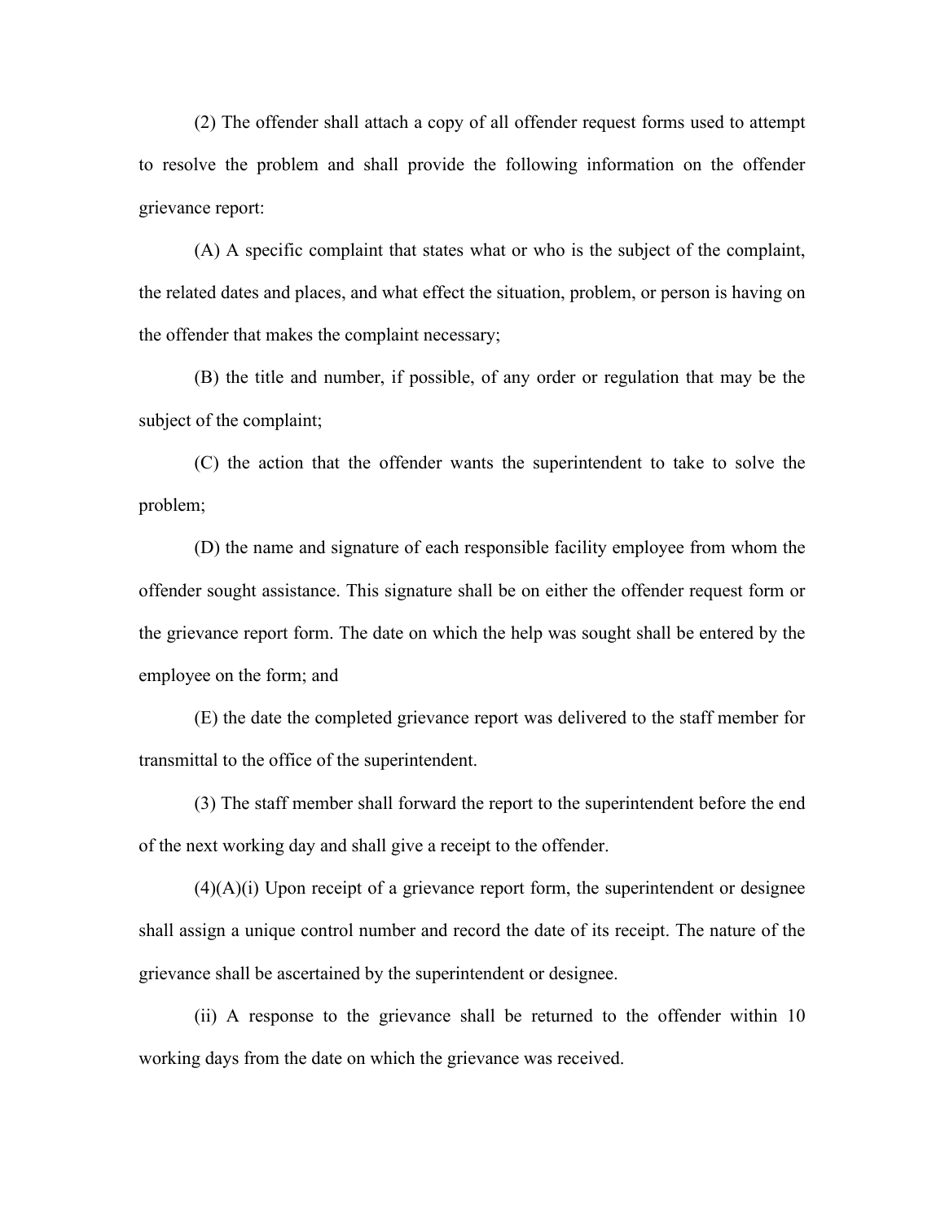(2) The offender shall attach a copy of all offender request forms used to attempt to resolve the problem and shall provide the following information on the offender grievance report:

(A) A specific complaint that states what or who is the subject of the complaint, the related dates and places, and what effect the situation, problem, or person is having on the offender that makes the complaint necessary;

(B) the title and number, if possible, of any order or regulation that may be the subject of the complaint;

(C) the action that the offender wants the superintendent to take to solve the problem;

(D) the name and signature of each responsible facility employee from whom the offender sought assistance. This signature shall be on either the offender request form or the grievance report form. The date on which the help was sought shall be entered by the employee on the form; and

(E) the date the completed grievance report was delivered to the staff member for transmittal to the office of the superintendent.

(3) The staff member shall forward the report to the superintendent before the end of the next working day and shall give a receipt to the offender.

(4)(A)(i) Upon receipt of a grievance report form, the superintendent or designee shall assign a unique control number and record the date of its receipt. The nature of the grievance shall be ascertained by the superintendent or designee.

(ii) A response to the grievance shall be returned to the offender within 10 working days from the date on which the grievance was received.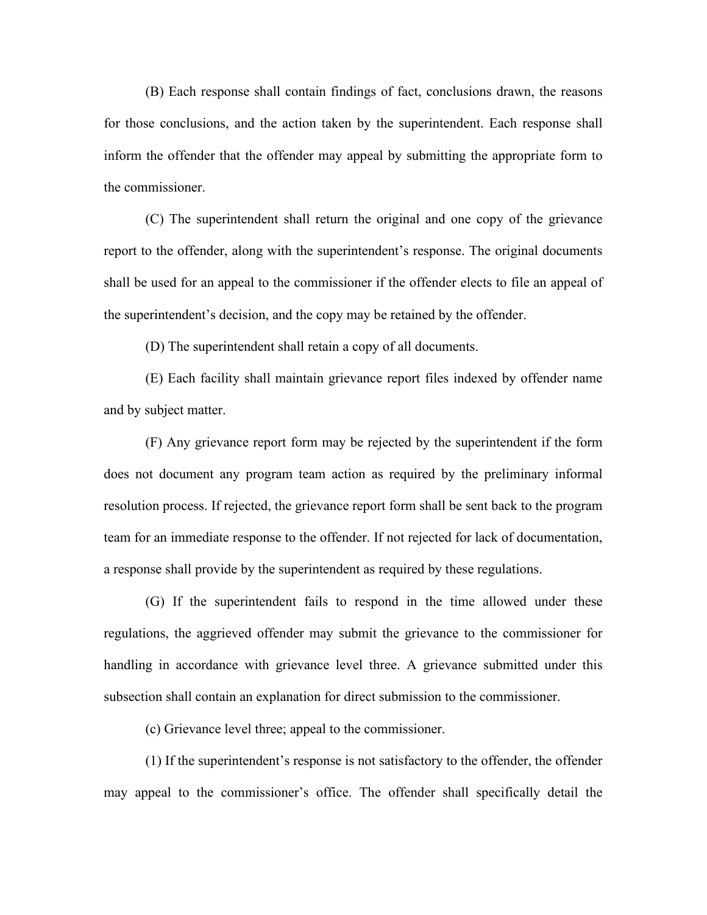(B) Each response shall contain findings of fact, conclusions drawn, the reasons for those conclusions, and the action taken by the superintendent. Each response shall inform the offender that the offender may appeal by submitting the appropriate form to the commissioner.

(C) The superintendent shall return the original and one copy of the grievance report to the offender, along with the superintendent's response. The original documents shall be used for an appeal to the commissioner if the offender elects to file an appeal of the superintendent's decision, and the copy may be retained by the offender.

(D) The superintendent shall retain a copy of all documents.

(E) Each facility shall maintain grievance report files indexed by offender name and by subject matter.

(F) Any grievance report form may be rejected by the superintendent if the form does not document any program team action as required by the preliminary informal resolution process. If rejected, the grievance report form shall be sent back to the program team for an immediate response to the offender. If not rejected for lack of documentation, a response shall provide by the superintendent as required by these regulations.

(G) If the superintendent fails to respond in the time allowed under these regulations, the aggrieved offender may submit the grievance to the commissioner for handling in accordance with grievance level three. A grievance submitted under this subsection shall contain an explanation for direct submission to the commissioner.

(c) Grievance level three; appeal to the commissioner.

(1) If the superintendent's response is not satisfactory to the offender, the offender may appeal to the commissioner's office. The offender shall specifically detail the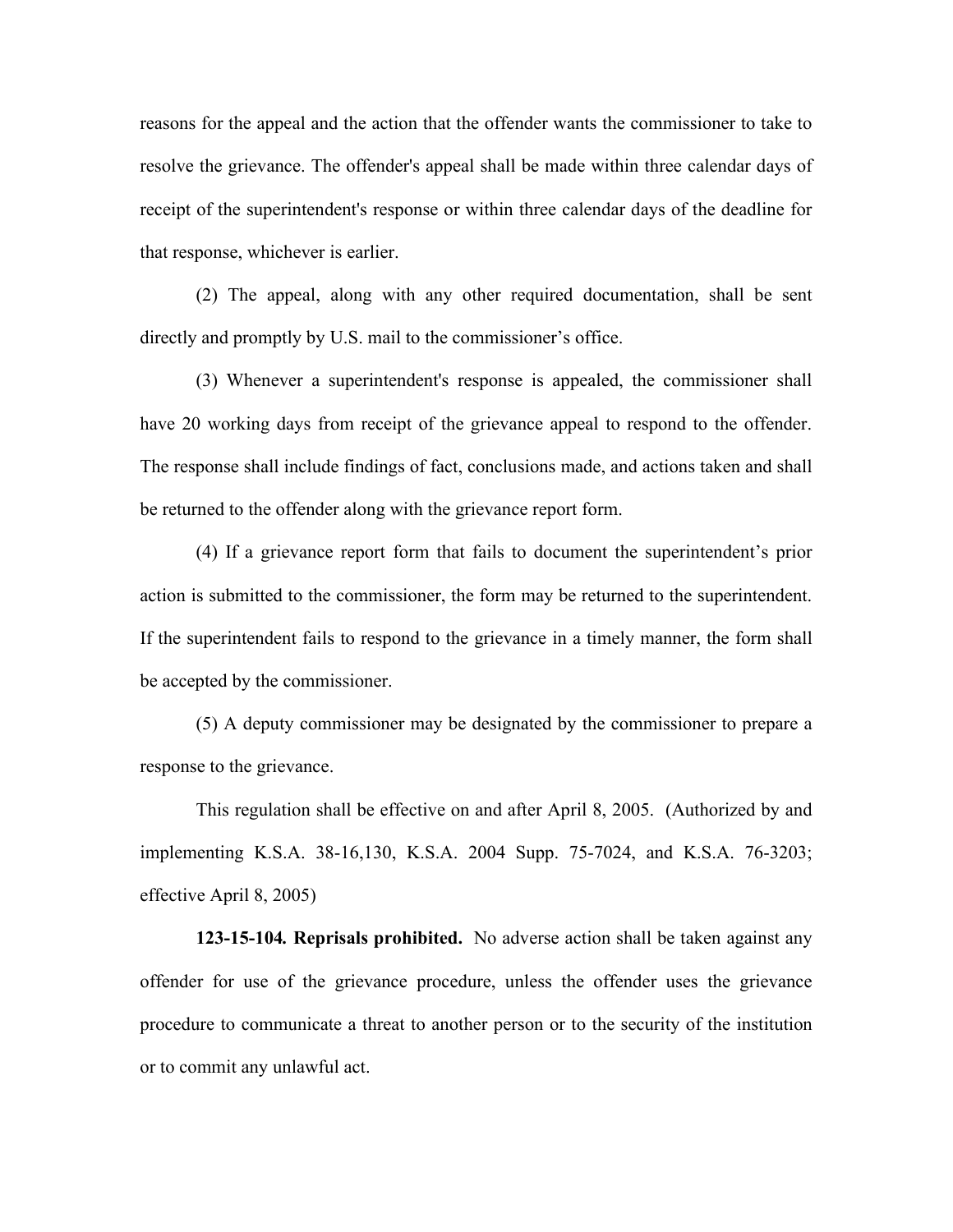reasons for the appeal and the action that the offender wants the commissioner to take to resolve the grievance. The offender's appeal shall be made within three calendar days of receipt of the superintendent's response or within three calendar days of the deadline for that response, whichever is earlier.

(2) The appeal, along with any other required documentation, shall be sent directly and promptly by U.S. mail to the commissioner's office.

(3) Whenever a superintendent's response is appealed, the commissioner shall have 20 working days from receipt of the grievance appeal to respond to the offender. The response shall include findings of fact, conclusions made, and actions taken and shall be returned to the offender along with the grievance report form.

(4) If a grievance report form that fails to document the superintendent's prior action is submitted to the commissioner, the form may be returned to the superintendent. If the superintendent fails to respond to the grievance in a timely manner, the form shall be accepted by the commissioner.

(5) A deputy commissioner may be designated by the commissioner to prepare a response to the grievance.

This regulation shall be effective on and after April 8, 2005. (Authorized by and implementing K.S.A. 38-16,130, K.S.A. 2004 Supp. 75-7024, and K.S.A. 76-3203; effective April 8, 2005)

**123-15-104. Reprisals prohibited.** No adverse action shall be taken against any offender for use of the grievance procedure, unless the offender uses the grievance procedure to communicate a threat to another person or to the security of the institution or to commit any unlawful act.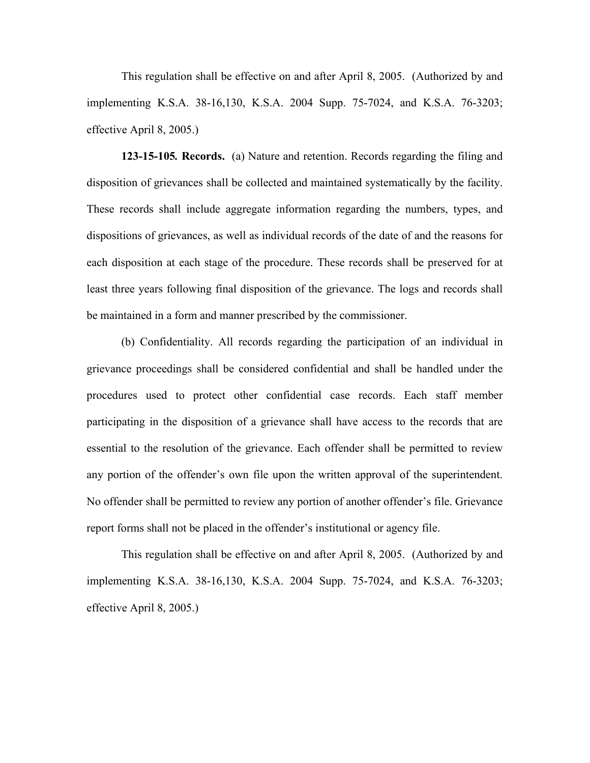This regulation shall be effective on and after April 8, 2005. (Authorized by and implementing K.S.A. 38-16,130, K.S.A. 2004 Supp. 75-7024, and K.S.A. 76-3203; effective April 8, 2005.)

**123-15-105. Records.** (a) Nature and retention. Records regarding the filing and disposition of grievances shall be collected and maintained systematically by the facility. These records shall include aggregate information regarding the numbers, types, and dispositions of grievances, as well as individual records of the date of and the reasons for each disposition at each stage of the procedure. These records shall be preserved for at least three years following final disposition of the grievance. The logs and records shall be maintained in a form and manner prescribed by the commissioner.

(b) Confidentiality. All records regarding the participation of an individual in grievance proceedings shall be considered confidential and shall be handled under the procedures used to protect other confidential case records. Each staff member participating in the disposition of a grievance shall have access to the records that are essential to the resolution of the grievance. Each offender shall be permitted to review any portion of the offender's own file upon the written approval of the superintendent. No offender shall be permitted to review any portion of another offender's file. Grievance report forms shall not be placed in the offender's institutional or agency file.

This regulation shall be effective on and after April 8, 2005. (Authorized by and implementing K.S.A. 38-16,130, K.S.A. 2004 Supp. 75-7024, and K.S.A. 76-3203; effective April 8, 2005.)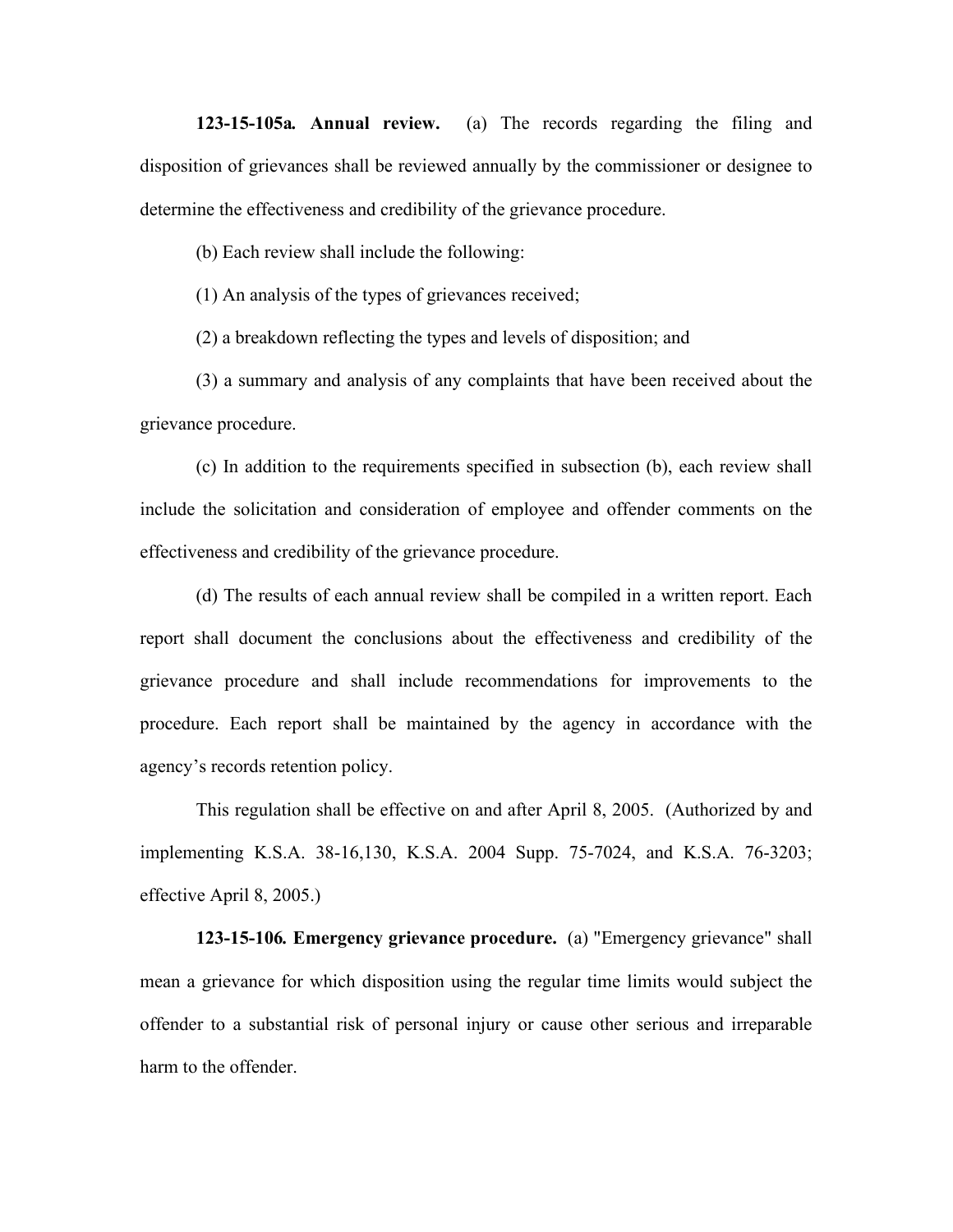**123-15-105a. Annual review.** (a) The records regarding the filing and disposition of grievances shall be reviewed annually by the commissioner or designee to determine the effectiveness and credibility of the grievance procedure.

(b) Each review shall include the following:

(1) An analysis of the types of grievances received;

(2) a breakdown reflecting the types and levels of disposition; and

(3) a summary and analysis of any complaints that have been received about the grievance procedure.

(c) In addition to the requirements specified in subsection (b), each review shall include the solicitation and consideration of employee and offender comments on the effectiveness and credibility of the grievance procedure.

(d) The results of each annual review shall be compiled in a written report. Each report shall document the conclusions about the effectiveness and credibility of the grievance procedure and shall include recommendations for improvements to the procedure. Each report shall be maintained by the agency in accordance with the agency's records retention policy.

This regulation shall be effective on and after April 8, 2005. (Authorized by and implementing K.S.A. 38-16,130, K.S.A. 2004 Supp. 75-7024, and K.S.A. 76-3203; effective April 8, 2005.)

**123-15-106. Emergency grievance procedure.** (a) "Emergency grievance" shall mean a grievance for which disposition using the regular time limits would subject the offender to a substantial risk of personal injury or cause other serious and irreparable harm to the offender.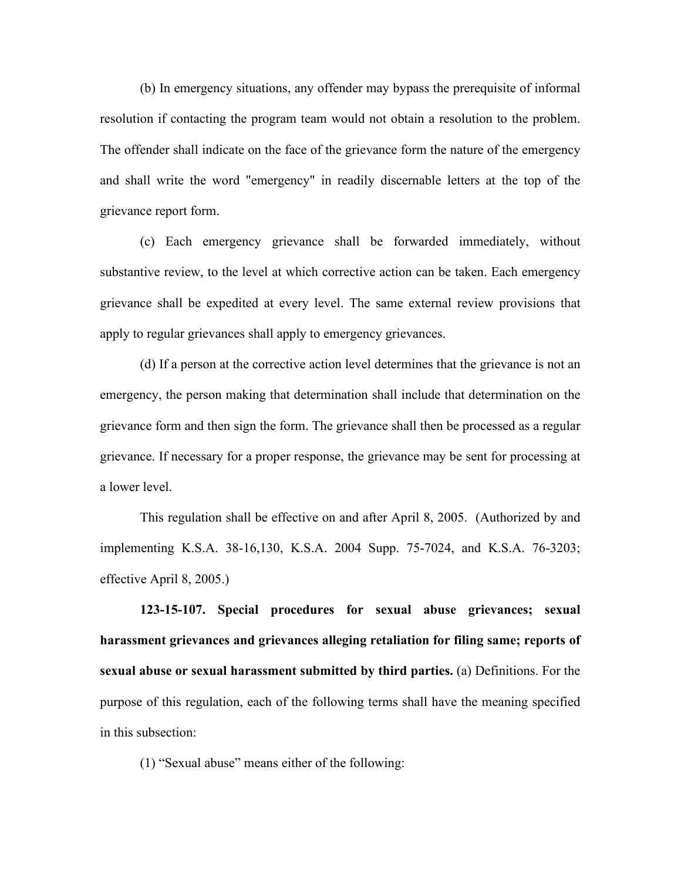(b) In emergency situations, any offender may bypass the prerequisite of informal resolution if contacting the program team would not obtain a resolution to the problem. The offender shall indicate on the face of the grievance form the nature of the emergency and shall write the word "emergency" in readily discernable letters at the top of the grievance report form.

(c) Each emergency grievance shall be forwarded immediately, without substantive review, to the level at which corrective action can be taken. Each emergency grievance shall be expedited at every level. The same external review provisions that apply to regular grievances shall apply to emergency grievances.

(d) If a person at the corrective action level determines that the grievance is not an emergency, the person making that determination shall include that determination on the grievance form and then sign the form. The grievance shall then be processed as a regular grievance. If necessary for a proper response, the grievance may be sent for processing at a lower level.

This regulation shall be effective on and after April 8, 2005. (Authorized by and implementing K.S.A. 38-16,130, K.S.A. 2004 Supp. 75-7024, and K.S.A. 76-3203; effective April 8, 2005.)

**123-15-107. Special procedures for sexual abuse grievances; sexual harassment grievances and grievances alleging retaliation for filing same; reports of sexual abuse or sexual harassment submitted by third parties.** (a) Definitions. For the purpose of this regulation, each of the following terms shall have the meaning specified in this subsection:

(1) “Sexual abuse” means either of the following: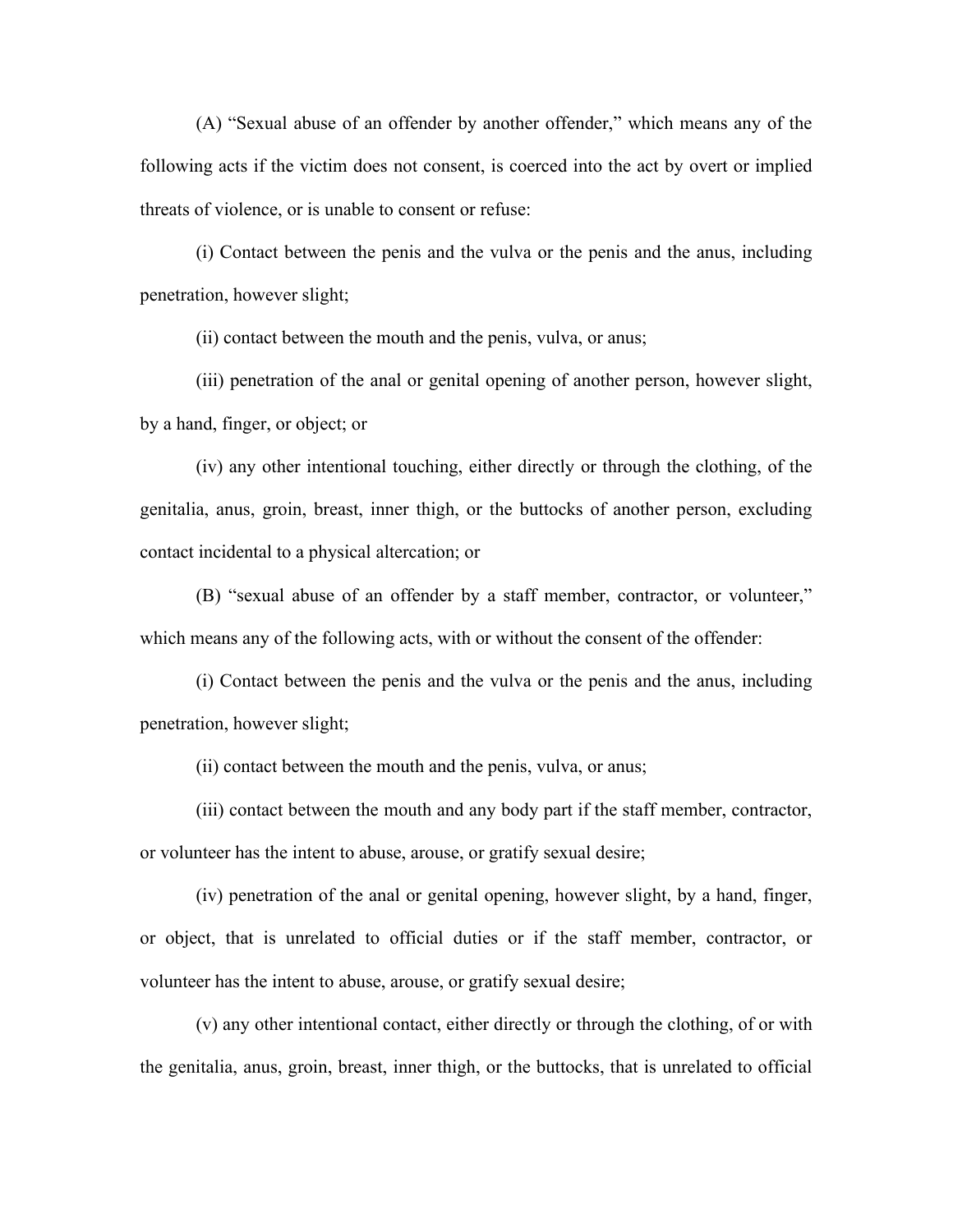(A) "Sexual abuse of an offender by another offender," which means any of the following acts if the victim does not consent, is coerced into the act by overt or implied threats of violence, or is unable to consent or refuse:

(i) Contact between the penis and the vulva or the penis and the anus, including penetration, however slight;

(ii) contact between the mouth and the penis, vulva, or anus;

(iii) penetration of the anal or genital opening of another person, however slight, by a hand, finger, or object; or

(iv) any other intentional touching, either directly or through the clothing, of the genitalia, anus, groin, breast, inner thigh, or the buttocks of another person, excluding contact incidental to a physical altercation; or

(B) "sexual abuse of an offender by a staff member, contractor, or volunteer," which means any of the following acts, with or without the consent of the offender:

(i) Contact between the penis and the vulva or the penis and the anus, including penetration, however slight;

(ii) contact between the mouth and the penis, vulva, or anus;

(iii) contact between the mouth and any body part if the staff member, contractor, or volunteer has the intent to abuse, arouse, or gratify sexual desire;

(iv) penetration of the anal or genital opening, however slight, by a hand, finger, or object, that is unrelated to official duties or if the staff member, contractor, or volunteer has the intent to abuse, arouse, or gratify sexual desire;

(v) any other intentional contact, either directly or through the clothing, of or with the genitalia, anus, groin, breast, inner thigh, or the buttocks, that is unrelated to official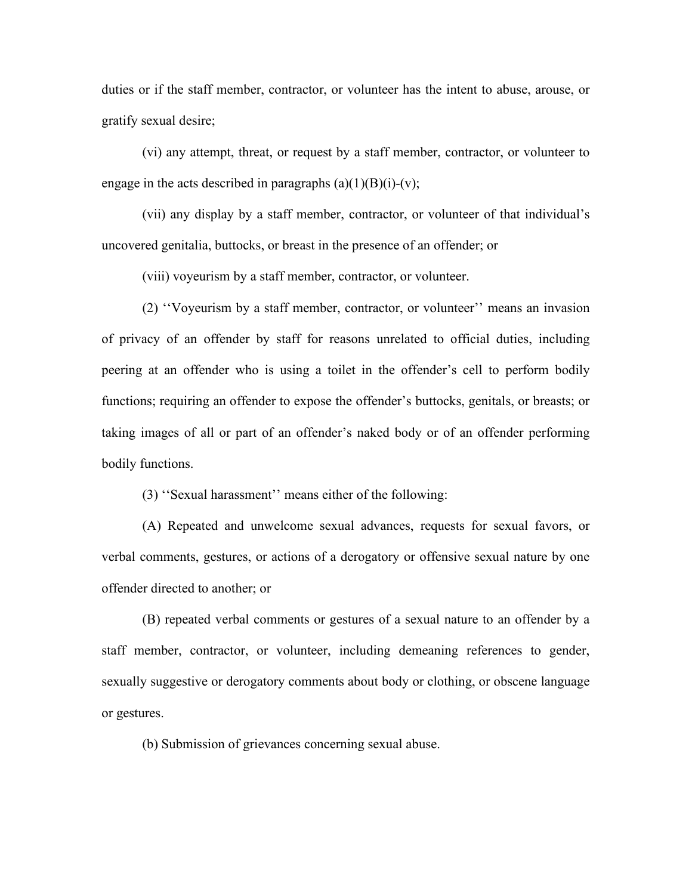duties or if the staff member, contractor, or volunteer has the intent to abuse, arouse, or gratify sexual desire;

(vi) any attempt, threat, or request by a staff member, contractor, or volunteer to engage in the acts described in paragraphs (a)(1)(B)(i)-(v);

(vii) any display by a staff member, contractor, or volunteer of that individual's uncovered genitalia, buttocks, or breast in the presence of an offender; or

(viii) voyeurism by a staff member, contractor, or volunteer.

(2) ''Voyeurism by a staff member, contractor, or volunteer'' means an invasion of privacy of an offender by staff for reasons unrelated to official duties, including peering at an offender who is using a toilet in the offender's cell to perform bodily functions; requiring an offender to expose the offender's buttocks, genitals, or breasts; or taking images of all or part of an offender's naked body or of an offender performing bodily functions.

(3) ''Sexual harassment'' means either of the following:

(A) Repeated and unwelcome sexual advances, requests for sexual favors, or verbal comments, gestures, or actions of a derogatory or offensive sexual nature by one offender directed to another; or

(B) repeated verbal comments or gestures of a sexual nature to an offender by a staff member, contractor, or volunteer, including demeaning references to gender, sexually suggestive or derogatory comments about body or clothing, or obscene language or gestures.

(b) Submission of grievances concerning sexual abuse.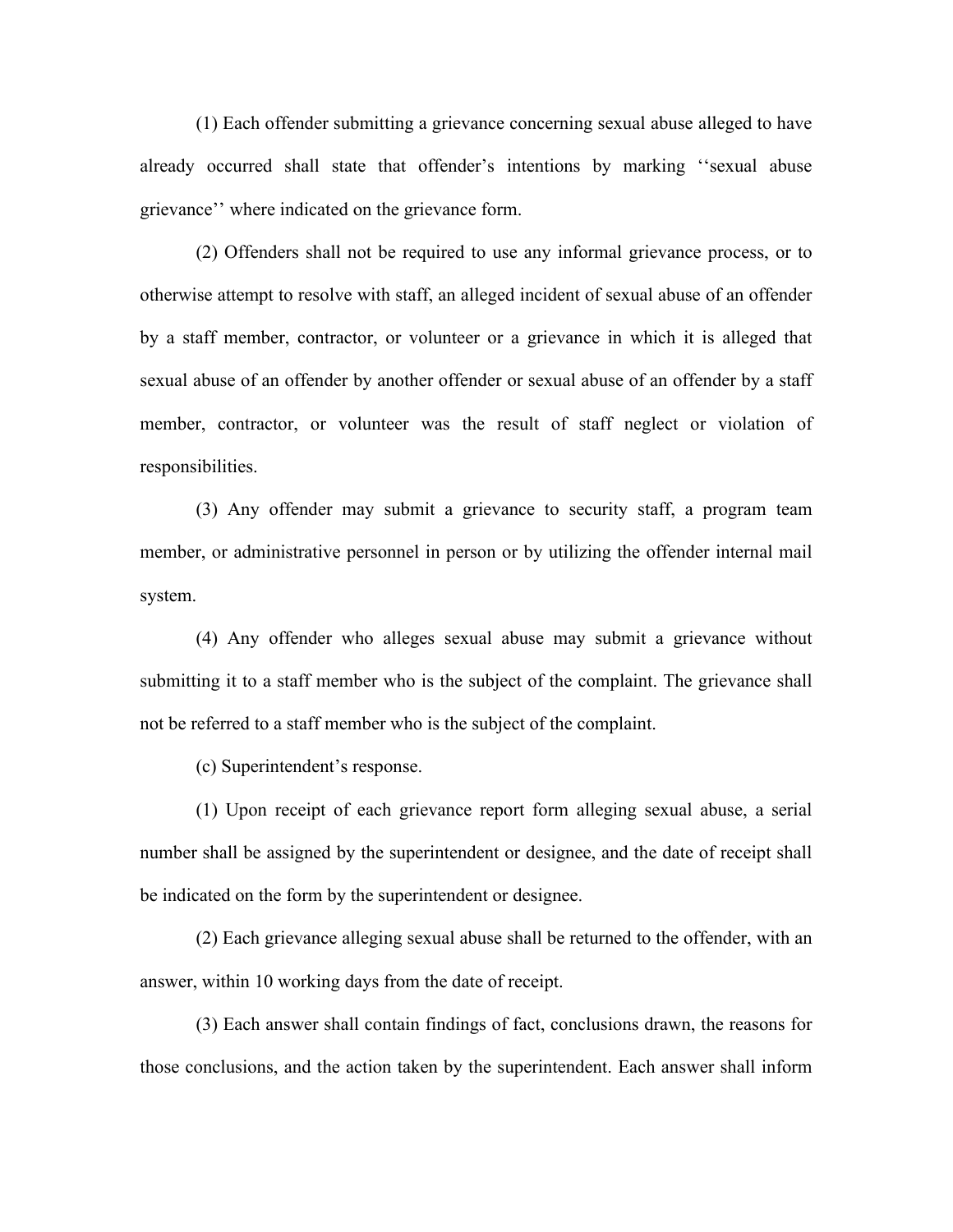(1) Each offender submitting a grievance concerning sexual abuse alleged to have already occurred shall state that offender's intentions by marking ''sexual abuse grievance'' where indicated on the grievance form.

(2) Offenders shall not be required to use any informal grievance process, or to otherwise attempt to resolve with staff, an alleged incident of sexual abuse of an offender by a staff member, contractor, or volunteer or a grievance in which it is alleged that sexual abuse of an offender by another offender or sexual abuse of an offender by a staff member, contractor, or volunteer was the result of staff neglect or violation of responsibilities.

(3) Any offender may submit a grievance to security staff, a program team member, or administrative personnel in person or by utilizing the offender internal mail system.

(4) Any offender who alleges sexual abuse may submit a grievance without submitting it to a staff member who is the subject of the complaint. The grievance shall not be referred to a staff member who is the subject of the complaint.

(c) Superintendent's response.

(1) Upon receipt of each grievance report form alleging sexual abuse, a serial number shall be assigned by the superintendent or designee, and the date of receipt shall be indicated on the form by the superintendent or designee.

(2) Each grievance alleging sexual abuse shall be returned to the offender, with an answer, within 10 working days from the date of receipt.

(3) Each answer shall contain findings of fact, conclusions drawn, the reasons for those conclusions, and the action taken by the superintendent. Each answer shall inform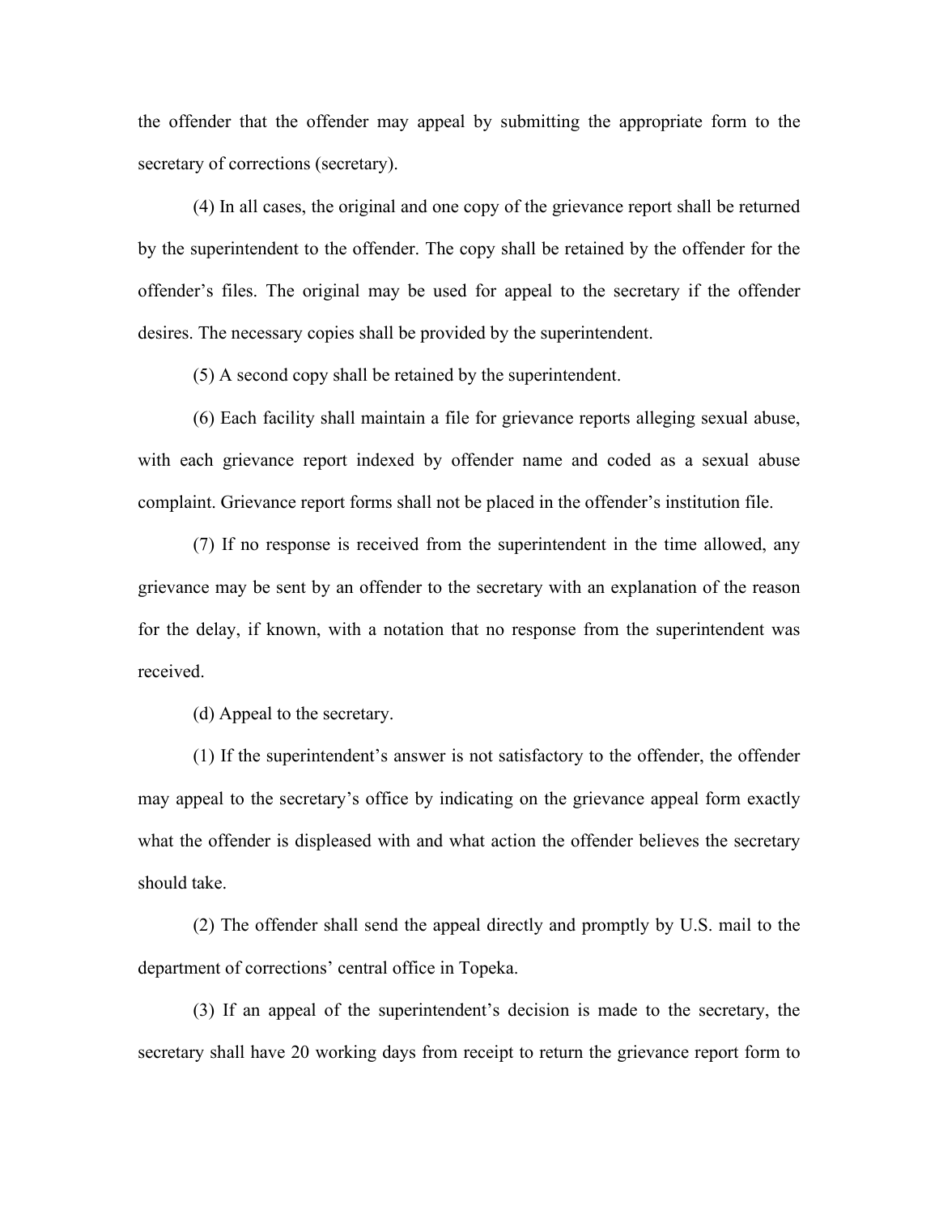the offender that the offender may appeal by submitting the appropriate form to the secretary of corrections (secretary).

(4) In all cases, the original and one copy of the grievance report shall be returned by the superintendent to the offender. The copy shall be retained by the offender for the offender's files. The original may be used for appeal to the secretary if the offender desires. The necessary copies shall be provided by the superintendent.

(5) A second copy shall be retained by the superintendent.

(6) Each facility shall maintain a file for grievance reports alleging sexual abuse, with each grievance report indexed by offender name and coded as a sexual abuse complaint. Grievance report forms shall not be placed in the offender's institution file.

(7) If no response is received from the superintendent in the time allowed, any grievance may be sent by an offender to the secretary with an explanation of the reason for the delay, if known, with a notation that no response from the superintendent was received.

(d) Appeal to the secretary.

(1) If the superintendent's answer is not satisfactory to the offender, the offender may appeal to the secretary's office by indicating on the grievance appeal form exactly what the offender is displeased with and what action the offender believes the secretary should take.

(2) The offender shall send the appeal directly and promptly by U.S. mail to the department of corrections' central office in Topeka.

(3) If an appeal of the superintendent's decision is made to the secretary, the secretary shall have 20 working days from receipt to return the grievance report form to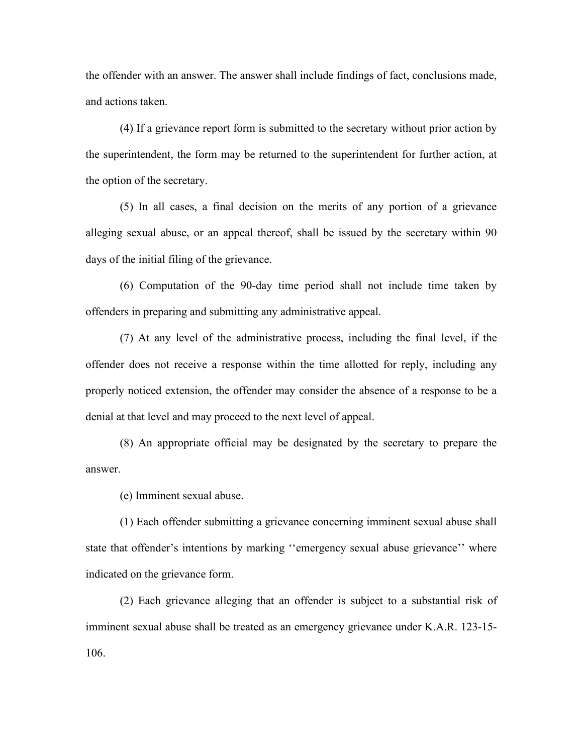the offender with an answer. The answer shall include findings of fact, conclusions made, and actions taken.

(4) If a grievance report form is submitted to the secretary without prior action by the superintendent, the form may be returned to the superintendent for further action, at the option of the secretary.

(5) In all cases, a final decision on the merits of any portion of a grievance alleging sexual abuse, or an appeal thereof, shall be issued by the secretary within 90 days of the initial filing of the grievance.

(6) Computation of the 90-day time period shall not include time taken by offenders in preparing and submitting any administrative appeal.

(7) At any level of the administrative process, including the final level, if the offender does not receive a response within the time allotted for reply, including any properly noticed extension, the offender may consider the absence of a response to be a denial at that level and may proceed to the next level of appeal.

(8) An appropriate official may be designated by the secretary to prepare the answer.

(e) Imminent sexual abuse.

(1) Each offender submitting a grievance concerning imminent sexual abuse shall state that offender's intentions by marking ''emergency sexual abuse grievance'' where indicated on the grievance form.

(2) Each grievance alleging that an offender is subject to a substantial risk of imminent sexual abuse shall be treated as an emergency grievance under K.A.R. 123-15-106.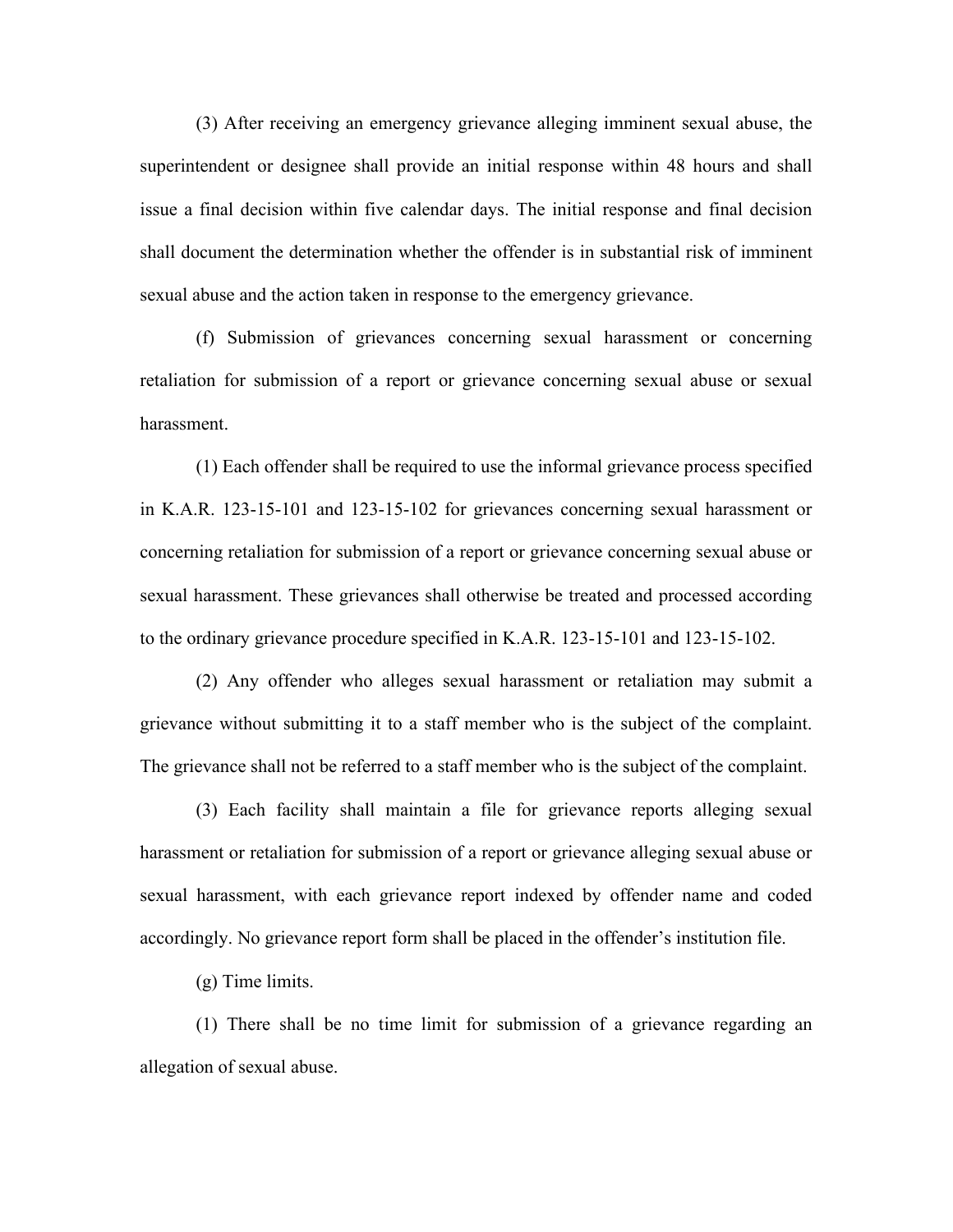(3) After receiving an emergency grievance alleging imminent sexual abuse, the superintendent or designee shall provide an initial response within 48 hours and shall issue a final decision within five calendar days. The initial response and final decision shall document the determination whether the offender is in substantial risk of imminent sexual abuse and the action taken in response to the emergency grievance.

(f) Submission of grievances concerning sexual harassment or concerning retaliation for submission of a report or grievance concerning sexual abuse or sexual harassment.

(1) Each offender shall be required to use the informal grievance process specified in K.A.R. 123-15-101 and 123-15-102 for grievances concerning sexual harassment or concerning retaliation for submission of a report or grievance concerning sexual abuse or sexual harassment. These grievances shall otherwise be treated and processed according to the ordinary grievance procedure specified in K.A.R. 123-15-101 and 123-15-102.

(2) Any offender who alleges sexual harassment or retaliation may submit a grievance without submitting it to a staff member who is the subject of the complaint. The grievance shall not be referred to a staff member who is the subject of the complaint.

(3) Each facility shall maintain a file for grievance reports alleging sexual harassment or retaliation for submission of a report or grievance alleging sexual abuse or sexual harassment, with each grievance report indexed by offender name and coded accordingly. No grievance report form shall be placed in the offender's institution file.

(g) Time limits.

(1) There shall be no time limit for submission of a grievance regarding an allegation of sexual abuse.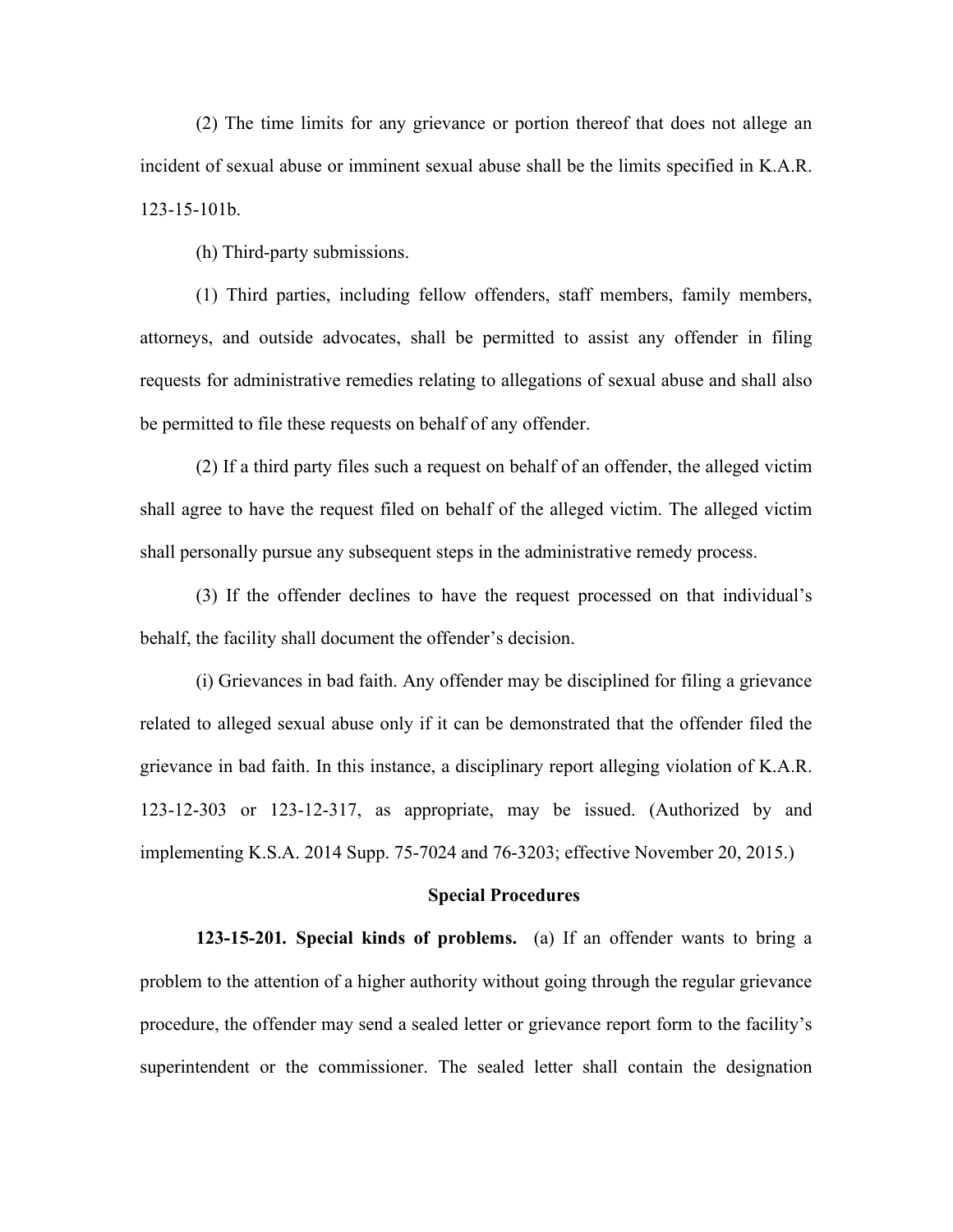(2) The time limits for any grievance or portion thereof that does not allege an incident of sexual abuse or imminent sexual abuse shall be the limits specified in K.A.R. 123-15-101b.

(h) Third-party submissions.

(1) Third parties, including fellow offenders, staff members, family members, attorneys, and outside advocates, shall be permitted to assist any offender in filing requests for administrative remedies relating to allegations of sexual abuse and shall also be permitted to file these requests on behalf of any offender.

(2) If a third party files such a request on behalf of an offender, the alleged victim shall agree to have the request filed on behalf of the alleged victim. The alleged victim shall personally pursue any subsequent steps in the administrative remedy process.

(3) If the offender declines to have the request processed on that individual's behalf, the facility shall document the offender's decision.

(i) Grievances in bad faith. Any offender may be disciplined for filing a grievance related to alleged sexual abuse only if it can be demonstrated that the offender filed the grievance in bad faith. In this instance, a disciplinary report alleging violation of K.A.R. 123-12-303 or 123-12-317, as appropriate, may be issued. (Authorized by and implementing K.S.A. 2014 Supp. 75-7024 and 76-3203; effective November 20, 2015.)

## Special Procedures

**123-15-201. Special kinds of problems.** (a) If an offender wants to bring a problem to the attention of a higher authority without going through the regular grievance procedure, the offender may send a sealed letter or grievance report form to the facility's superintendent or the commissioner. The sealed letter shall contain the designation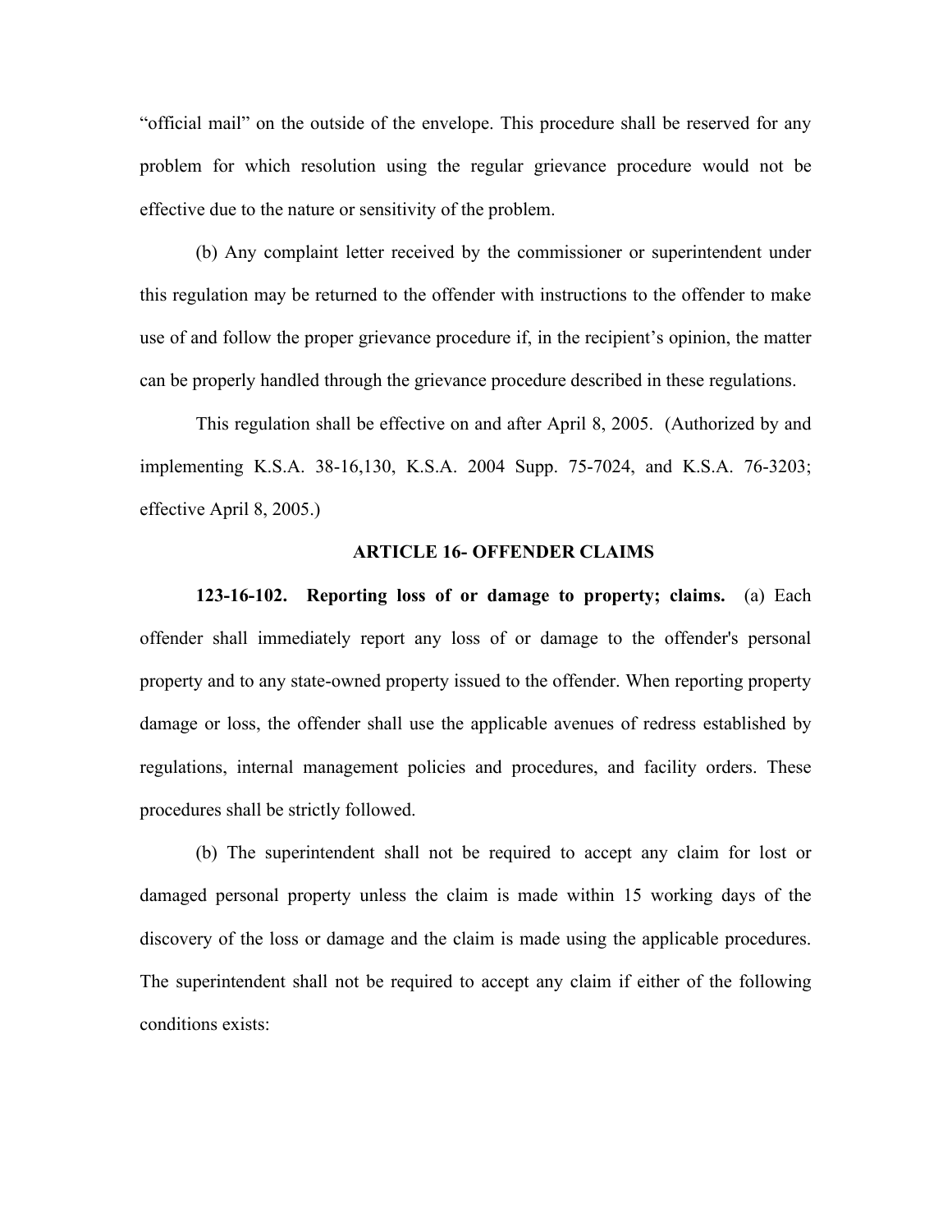"official mail" on the outside of the envelope. This procedure shall be reserved for any problem for which resolution using the regular grievance procedure would not be effective due to the nature or sensitivity of the problem.

(b) Any complaint letter received by the commissioner or superintendent under this regulation may be returned to the offender with instructions to the offender to make use of and follow the proper grievance procedure if, in the recipient's opinion, the matter can be properly handled through the grievance procedure described in these regulations.

This regulation shall be effective on and after April 8, 2005. (Authorized by and implementing K.S.A. 38-16,130, K.S.A. 2004 Supp. 75-7024, and K.S.A. 76-3203; effective April 8, 2005.)

## ARTICLE 16- OFFENDER CLAIMS

**123-16-102. Reporting loss of or damage to property; claims.** (a) Each offender shall immediately report any loss of or damage to the offender's personal property and to any state-owned property issued to the offender. When reporting property damage or loss, the offender shall use the applicable avenues of redress established by regulations, internal management policies and procedures, and facility orders. These procedures shall be strictly followed.

(b) The superintendent shall not be required to accept any claim for lost or damaged personal property unless the claim is made within 15 working days of the discovery of the loss or damage and the claim is made using the applicable procedures. The superintendent shall not be required to accept any claim if either of the following conditions exists: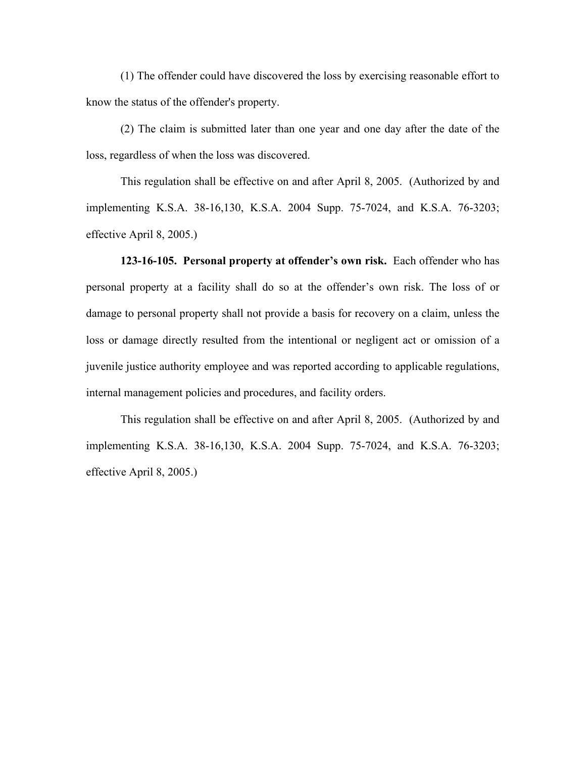(1) The offender could have discovered the loss by exercising reasonable effort to know the status of the offender's property.

(2) The claim is submitted later than one year and one day after the date of the loss, regardless of when the loss was discovered.

This regulation shall be effective on and after April 8, 2005. (Authorized by and implementing K.S.A. 38-16,130, K.S.A. 2004 Supp. 75-7024, and K.S.A. 76-3203; effective April 8, 2005.)

**123-16-105. Personal property at offender’s own risk.** Each offender who has personal property at a facility shall do so at the offender’s own risk. The loss of or damage to personal property shall not provide a basis for recovery on a claim, unless the loss or damage directly resulted from the intentional or negligent act or omission of a juvenile justice authority employee and was reported according to applicable regulations, internal management policies and procedures, and facility orders.

This regulation shall be effective on and after April 8, 2005. (Authorized by and implementing K.S.A. 38-16,130, K.S.A. 2004 Supp. 75-7024, and K.S.A. 76-3203; effective April 8, 2005.)